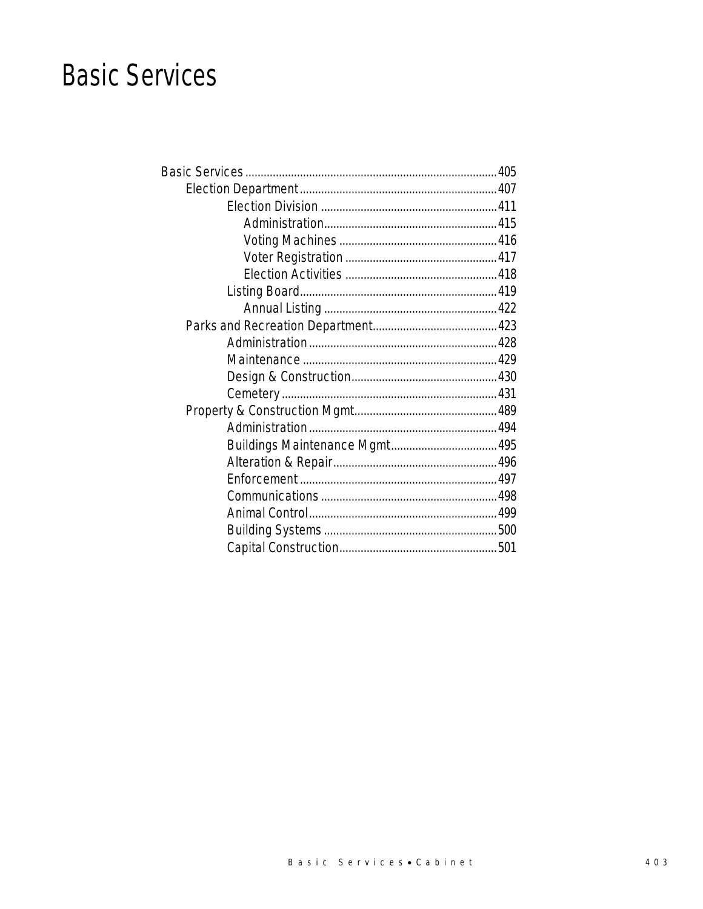# Basic Services

- Basic Services .......... 405
  - Election Department .......... 407
    - Election Division .......... 411
      - Administration .......... 415
      - Voting Machines .......... 416
      - Voter Registration .......... 417
      - Election Activities .......... 418
    - Listing Board .......... 419
      - Annual Listing .......... 422
  - Parks and Recreation Department .......... 423
    - Administration .......... 428
    - Maintenance .......... 429
    - Design & Construction .......... 430
    - Cemetery .......... 431
  - Property & Construction Mgmt .......... 489
    - Administration .......... 494
    - Buildings Maintenance Mgmt .......... 495
    - Alteration & Repair .......... 496
    - Enforcement .......... 497
    - Communications .......... 498
    - Animal Control .......... 499
    - Building Systems .......... 500
    - Capital Construction .......... 501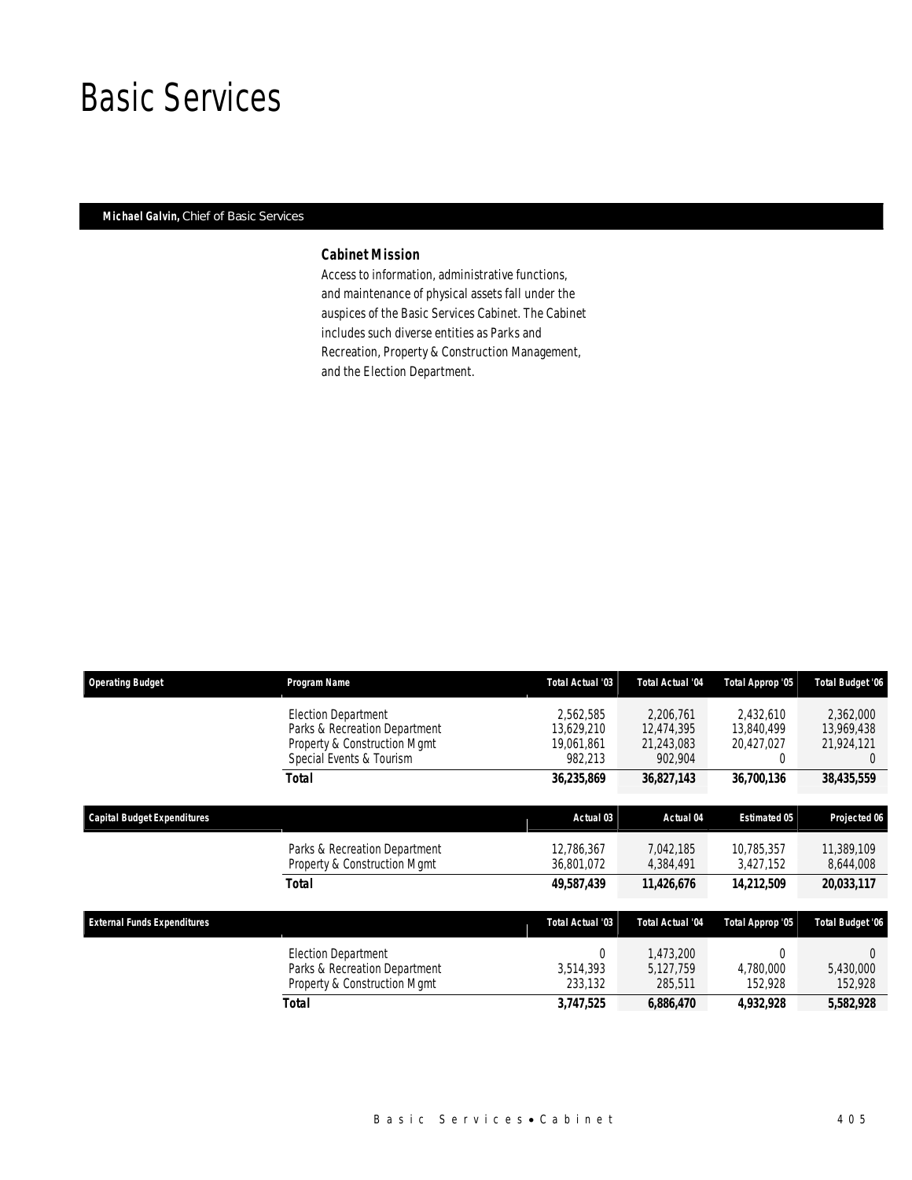# Basic Services

**Michael Galvin,** Chief of Basic Services

### Cabinet Mission

Access to information, administrative functions, and maintenance of physical assets fall under the auspices of the Basic Services Cabinet. The Cabinet includes such diverse entities as Parks and Recreation, Property & Construction Management, and the Election Department.

| Operating Budget | Program Name | Total Actual '03 | Total Actual '04 | Total Approp '05 | Total Budget '06 |
|---|---|---|---|---|---|
| | Election Department | 2,562,585 | 2,206,761 | 2,432,610 | 2,362,000 |
| | Parks & Recreation Department | 13,629,210 | 12,474,395 | 13,840,499 | 13,969,438 |
| | Property & Construction Mgmt | 19,061,861 | 21,243,083 | 20,427,027 | 21,924,121 |
| | Special Events & Tourism | 982,213 | 902,904 | 0 | 0 |
| | **Total** | **36,235,869** | **36,827,143** | **36,700,136** | **38,435,559** |

| Capital Budget Expenditures | | Actual 03 | Actual 04 | Estimated 05 | Projected 06 |
|---|---|---|---|---|---|
| | Parks & Recreation Department | 12,786,367 | 7,042,185 | 10,785,357 | 11,389,109 |
| | Property & Construction Mgmt | 36,801,072 | 4,384,491 | 3,427,152 | 8,644,008 |
| | **Total** | **49,587,439** | **11,426,676** | **14,212,509** | **20,033,117** |

| External Funds Expenditures | | Total Actual '03 | Total Actual '04 | Total Approp '05 | Total Budget '06 |
|---|---|---|---|---|---|
| | Election Department | 0 | 1,473,200 | 0 | 0 |
| | Parks & Recreation Department | 3,514,393 | 5,127,759 | 4,780,000 | 5,430,000 |
| | Property & Construction Mgmt | 233,132 | 285,511 | 152,928 | 152,928 |
| | **Total** | **3,747,525** | **6,886,470** | **4,932,928** | **5,582,928** |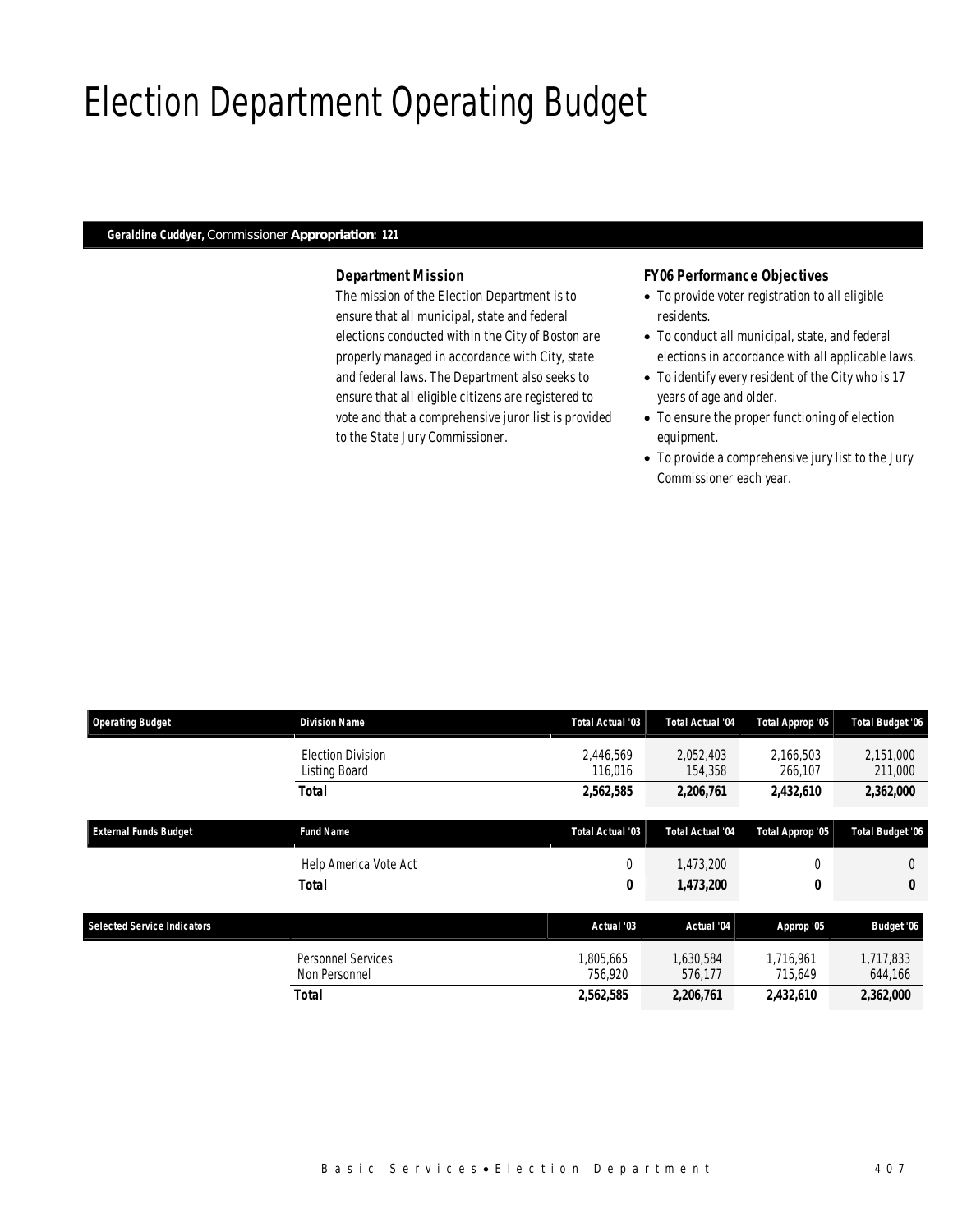# Election Department Operating Budget

**Geraldine Cuddyer,** Commissioner **Appropriation: 121**

### *Department Mission*

*The mission of the Election Department is to ensure that all municipal, state and federal elections conducted within the City of Boston are properly managed in accordance with City, state and federal laws. The Department also seeks to ensure that all eligible citizens are registered to vote and that a comprehensive juror list is provided to the State Jury Commissioner.*

### *FY06 Performance Objectives*

- *To provide voter registration to all eligible residents.*
- *To conduct all municipal, state, and federal elections in accordance with all applicable laws.*
- *To identify every resident of the City who is 17 years of age and older.*
- *To ensure the proper functioning of election equipment.*
- *To provide a comprehensive jury list to the Jury Commissioner each year.*

| Operating Budget | Division Name | Total Actual '03 | Total Actual '04 | Total Approp '05 | Total Budget '06 |
|---|---|---|---|---|---|
| | Election Division | 2,446,569 | 2,052,403 | 2,166,503 | 2,151,000 |
| | Listing Board | 116,016 | 154,358 | 266,107 | 211,000 |
| | **Total** | **2,562,585** | **2,206,761** | **2,432,610** | **2,362,000** |

| External Funds Budget | Fund Name | Total Actual '03 | Total Actual '04 | Total Approp '05 | Total Budget '06 |
|---|---|---|---|---|---|
| | Help America Vote Act | 0 | 1,473,200 | 0 | 0 |
| | **Total** | **0** | **1,473,200** | **0** | **0** |

| Selected Service Indicators | | Actual '03 | Actual '04 | Approp '05 | Budget '06 |
|---|---|---|---|---|---|
| | Personnel Services | 1,805,665 | 1,630,584 | 1,716,961 | 1,717,833 |
| | Non Personnel | 756,920 | 576,177 | 715,649 | 644,166 |
| | **Total** | **2,562,585** | **2,206,761** | **2,432,610** | **2,362,000** |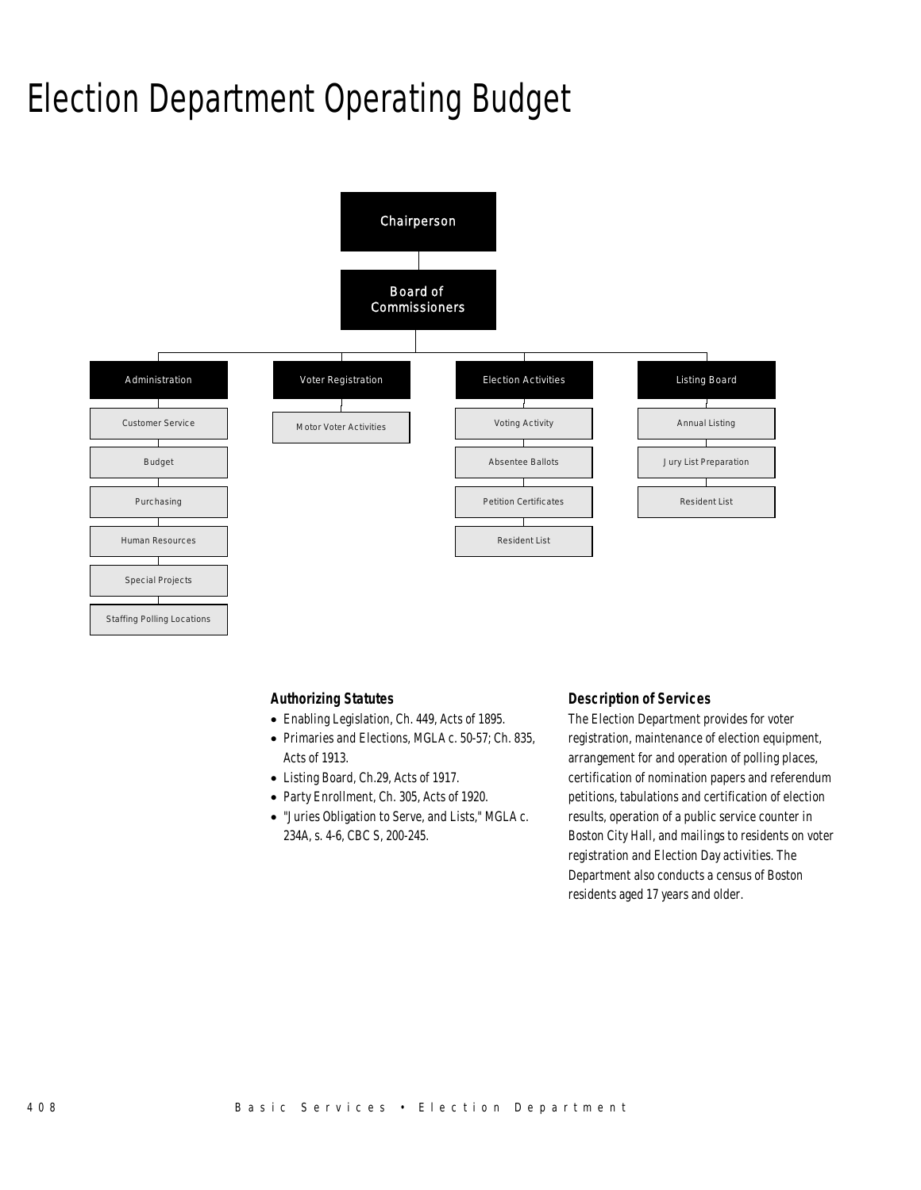# Election Department Operating Budget

- Chairperson
  - Board of Commissioners
    - Administration
      - Customer Service
      - Budget
      - Purchasing
      - Human Resources
      - Special Projects
      - Staffing Polling Locations
    - Voter Registration
      - Motor Voter Activities
    - Election Activities
      - Voting Activity
      - Absentee Ballots
      - Petition Certificates
      - Resident List
    - Listing Board
      - Annual Listing
      - Jury List Preparation
      - Resident List

### Authorizing Statutes

- Enabling Legislation, Ch. 449, Acts of 1895.
- Primaries and Elections, MGLA c. 50-57; Ch. 835, Acts of 1913.
- Listing Board, Ch.29, Acts of 1917.
- Party Enrollment, Ch. 305, Acts of 1920.
- "Juries Obligation to Serve, and Lists," MGLA c. 234A, s. 4-6, CBC S, 200-245.

### Description of Services

The Election Department provides for voter registration, maintenance of election equipment, arrangement for and operation of polling places, certification of nomination papers and referendum petitions, tabulations and certification of election results, operation of a public service counter in Boston City Hall, and mailings to residents on voter registration and Election Day activities. The Department also conducts a census of Boston residents aged 17 years and older.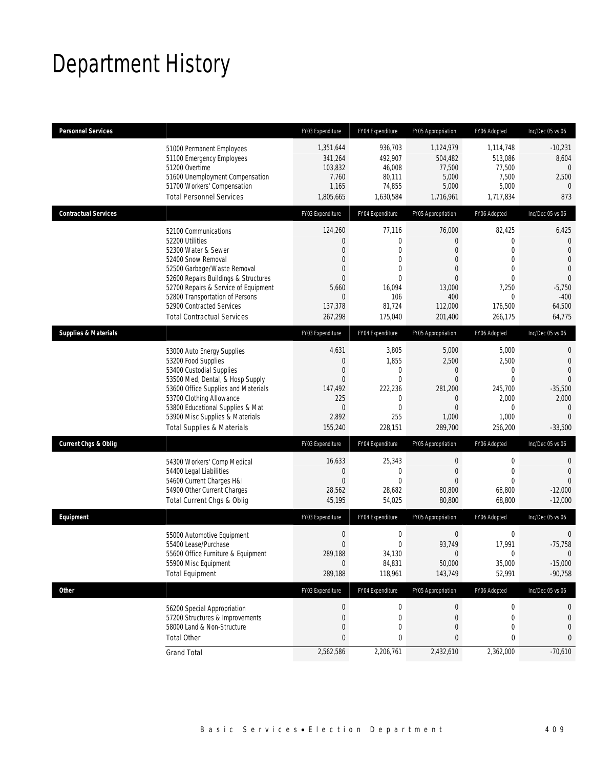# Department History

| Personnel Services | | FY03 Expenditure | FY04 Expenditure | FY05 Appropriation | FY06 Adopted | Inc/Dec 05 vs 06 |
|---|---|---|---|---|---|---|
| | 51000 Permanent Employees | 1,351,644 | 936,703 | 1,124,979 | 1,114,748 | -10,231 |
| | 51100 Emergency Employees | 341,264 | 492,907 | 504,482 | 513,086 | 8,604 |
| | 51200 Overtime | 103,832 | 46,008 | 77,500 | 77,500 | 0 |
| | 51600 Unemployment Compensation | 7,760 | 80,111 | 5,000 | 7,500 | 2,500 |
| | 51700 Workers' Compensation | 1,165 | 74,855 | 5,000 | 5,000 | 0 |
| | Total Personnel Services | 1,805,665 | 1,630,584 | 1,716,961 | 1,717,834 | 873 |
| **Contractual Services** | | FY03 Expenditure | FY04 Expenditure | FY05 Appropriation | FY06 Adopted | Inc/Dec 05 vs 06 |
| | 52100 Communications | 124,260 | 77,116 | 76,000 | 82,425 | 6,425 |
| | 52200 Utilities | 0 | 0 | 0 | 0 | 0 |
| | 52300 Water & Sewer | 0 | 0 | 0 | 0 | 0 |
| | 52400 Snow Removal | 0 | 0 | 0 | 0 | 0 |
| | 52500 Garbage/Waste Removal | 0 | 0 | 0 | 0 | 0 |
| | 52600 Repairs Buildings & Structures | 0 | 0 | 0 | 0 | 0 |
| | 52700 Repairs & Service of Equipment | 5,660 | 16,094 | 13,000 | 7,250 | -5,750 |
| | 52800 Transportation of Persons | 0 | 106 | 400 | 0 | -400 |
| | 52900 Contracted Services | 137,378 | 81,724 | 112,000 | 176,500 | 64,500 |
| | Total Contractual Services | 267,298 | 175,040 | 201,400 | 266,175 | 64,775 |
| **Supplies & Materials** | | FY03 Expenditure | FY04 Expenditure | FY05 Appropriation | FY06 Adopted | Inc/Dec 05 vs 06 |
| | 53000 Auto Energy Supplies | 4,631 | 3,805 | 5,000 | 5,000 | 0 |
| | 53200 Food Supplies | 0 | 1,855 | 2,500 | 2,500 | 0 |
| | 53400 Custodial Supplies | 0 | 0 | 0 | 0 | 0 |
| | 53500 Med, Dental, & Hosp Supply | 0 | 0 | 0 | 0 | 0 |
| | 53600 Office Supplies and Materials | 147,492 | 222,236 | 281,200 | 245,700 | -35,500 |
| | 53700 Clothing Allowance | 225 | 0 | 0 | 2,000 | 2,000 |
| | 53800 Educational Supplies & Mat | 0 | 0 | 0 | 0 | 0 |
| | 53900 Misc Supplies & Materials | 2,892 | 255 | 1,000 | 1,000 | 0 |
| | Total Supplies & Materials | 155,240 | 228,151 | 289,700 | 256,200 | -33,500 |
| **Current Chgs & Oblig** | | FY03 Expenditure | FY04 Expenditure | FY05 Appropriation | FY06 Adopted | Inc/Dec 05 vs 06 |
| | 54300 Workers' Comp Medical | 16,633 | 25,343 | 0 | 0 | 0 |
| | 54400 Legal Liabilities | 0 | 0 | 0 | 0 | 0 |
| | 54600 Current Charges H&I | 0 | 0 | 0 | 0 | 0 |
| | 54900 Other Current Charges | 28,562 | 28,682 | 80,800 | 68,800 | -12,000 |
| | Total Current Chgs & Oblig | 45,195 | 54,025 | 80,800 | 68,800 | -12,000 |
| **Equipment** | | FY03 Expenditure | FY04 Expenditure | FY05 Appropriation | FY06 Adopted | Inc/Dec 05 vs 06 |
| | 55000 Automotive Equipment | 0 | 0 | 0 | 0 | 0 |
| | 55400 Lease/Purchase | 0 | 0 | 93,749 | 17,991 | -75,758 |
| | 55600 Office Furniture & Equipment | 289,188 | 34,130 | 0 | 0 | 0 |
| | 55900 Misc Equipment | 0 | 84,831 | 50,000 | 35,000 | -15,000 |
| | Total Equipment | 289,188 | 118,961 | 143,749 | 52,991 | -90,758 |
| **Other** | | FY03 Expenditure | FY04 Expenditure | FY05 Appropriation | FY06 Adopted | Inc/Dec 05 vs 06 |
| | 56200 Special Appropriation | 0 | 0 | 0 | 0 | 0 |
| | 57200 Structures & Improvements | 0 | 0 | 0 | 0 | 0 |
| | 58000 Land & Non-Structure | 0 | 0 | 0 | 0 | 0 |
| | Total Other | 0 | 0 | 0 | 0 | 0 |
| | Grand Total | 2,562,586 | 2,206,761 | 2,432,610 | 2,362,000 | -70,610 |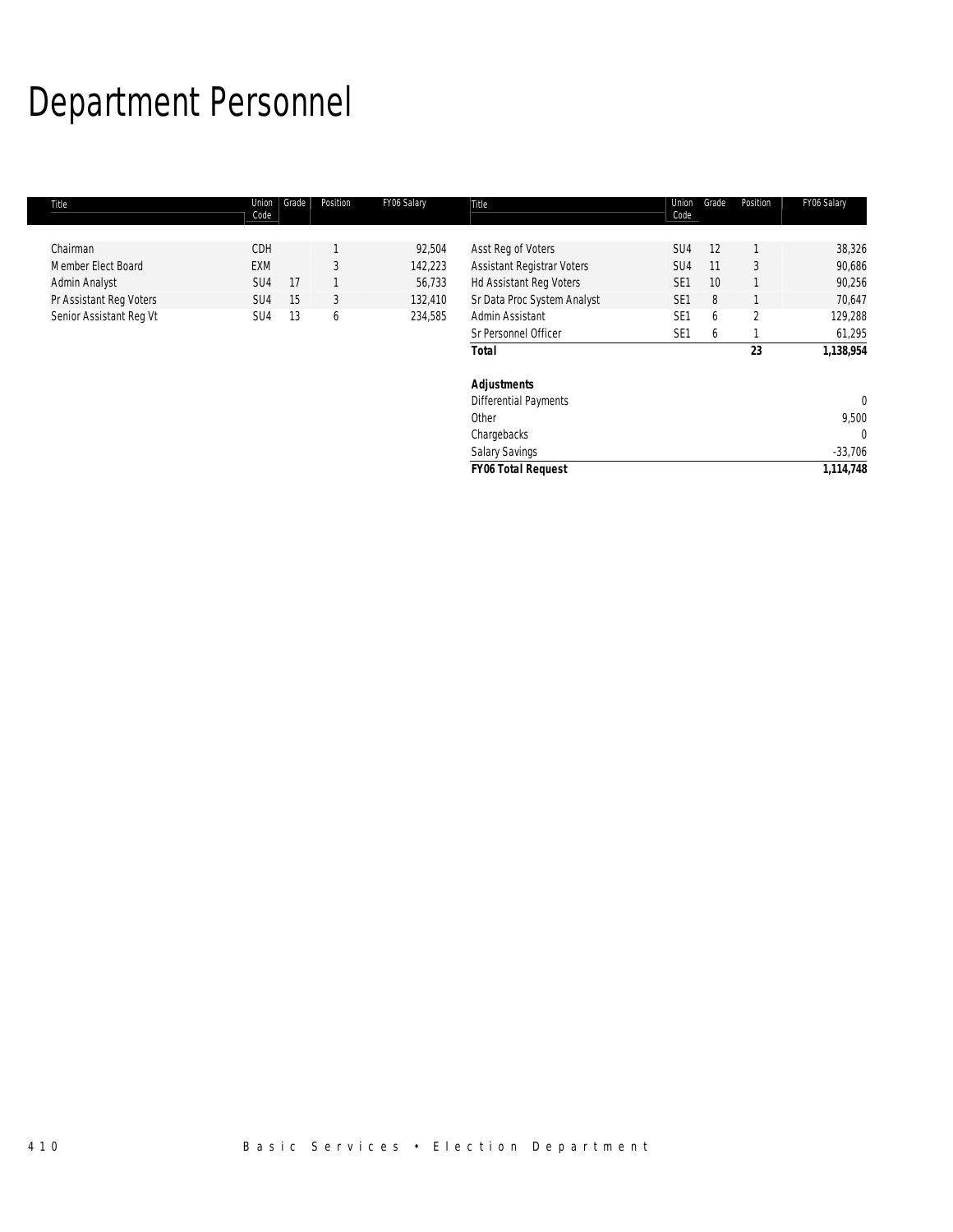# Department Personnel

| Title | Union Code | Grade | Position | FY06 Salary |
|---|---|---|---|---|
| Chairman | CDH | | 1 | 92,504 |
| Member Elect Board | EXM | | 3 | 142,223 |
| Admin Analyst | SU4 | 17 | 1 | 56,733 |
| Pr Assistant Reg Voters | SU4 | 15 | 3 | 132,410 |
| Senior Assistant Reg Vt | SU4 | 13 | 6 | 234,585 |
| Asst Reg of Voters | SU4 | 12 | 1 | 38,326 |
| Assistant Registrar Voters | SU4 | 11 | 3 | 90,686 |
| Hd Assistant Reg Voters | SE1 | 10 | 1 | 90,256 |
| Sr Data Proc System Analyst | SE1 | 8 | 1 | 70,647 |
| Admin Assistant | SE1 | 6 | 2 | 129,288 |
| Sr Personnel Officer | SE1 | 6 | 1 | 61,295 |
| ***Total*** | | | **23** | **1,138,954** |
| | | | | |
| ***Adjustments*** | | | | |
| Differential Payments | | | | 0 |
| Other | | | | 9,500 |
| Chargebacks | | | | 0 |
| Salary Savings | | | | -33,706 |
| ***FY06 Total Request*** | | | | **1,114,748** |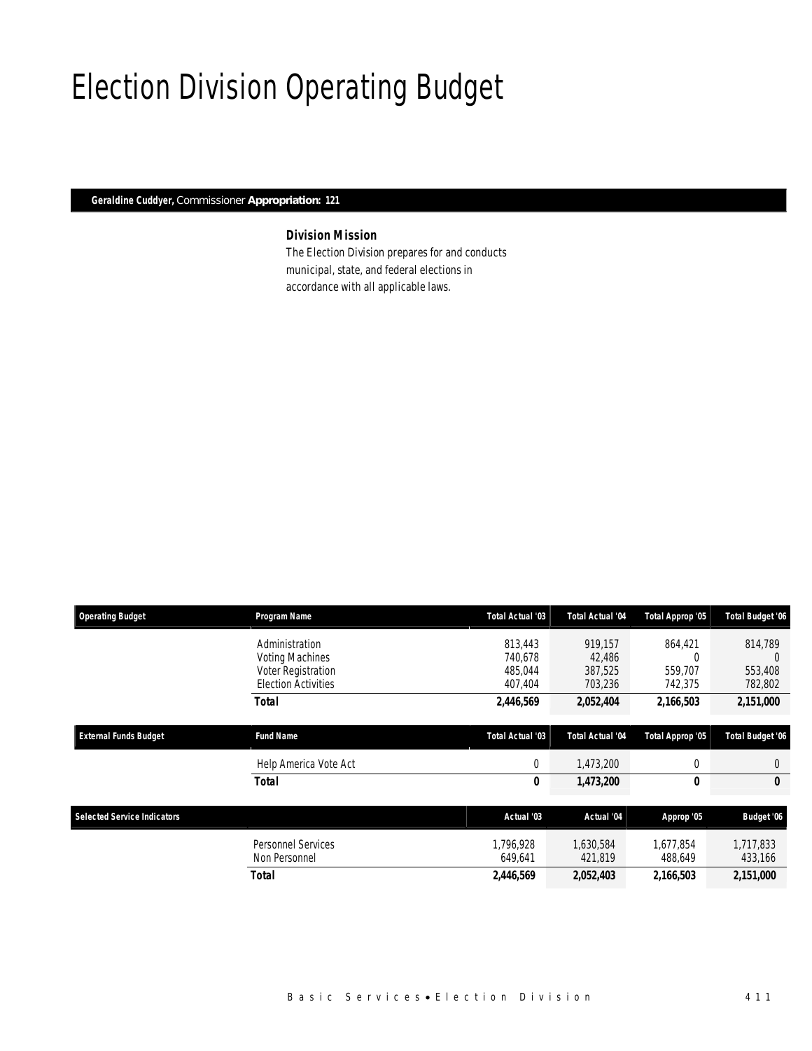# Election Division Operating Budget

**Geraldine Cuddyer,** Commissioner **Appropriation: 121**

### Division Mission

The Election Division prepares for and conducts municipal, state, and federal elections in accordance with all applicable laws.

| Operating Budget | Program Name | Total Actual '03 | Total Actual '04 | Total Approp '05 | Total Budget '06 |
|---|---|---|---|---|---|
| | Administration | 813,443 | 919,157 | 864,421 | 814,789 |
| | Voting Machines | 740,678 | 42,486 | 0 | 0 |
| | Voter Registration | 485,044 | 387,525 | 559,707 | 553,408 |
| | Election Activities | 407,404 | 703,236 | 742,375 | 782,802 |
| | **Total** | **2,446,569** | **2,052,404** | **2,166,503** | **2,151,000** |

| External Funds Budget | Fund Name | Total Actual '03 | Total Actual '04 | Total Approp '05 | Total Budget '06 |
|---|---|---|---|---|---|
| | Help America Vote Act | 0 | 1,473,200 | 0 | 0 |
| | **Total** | **0** | **1,473,200** | **0** | **0** |

| Selected Service Indicators | | Actual '03 | Actual '04 | Approp '05 | Budget '06 |
|---|---|---|---|---|---|
| | Personnel Services | 1,796,928 | 1,630,584 | 1,677,854 | 1,717,833 |
| | Non Personnel | 649,641 | 421,819 | 488,649 | 433,166 |
| | **Total** | **2,446,569** | **2,052,403** | **2,166,503** | **2,151,000** |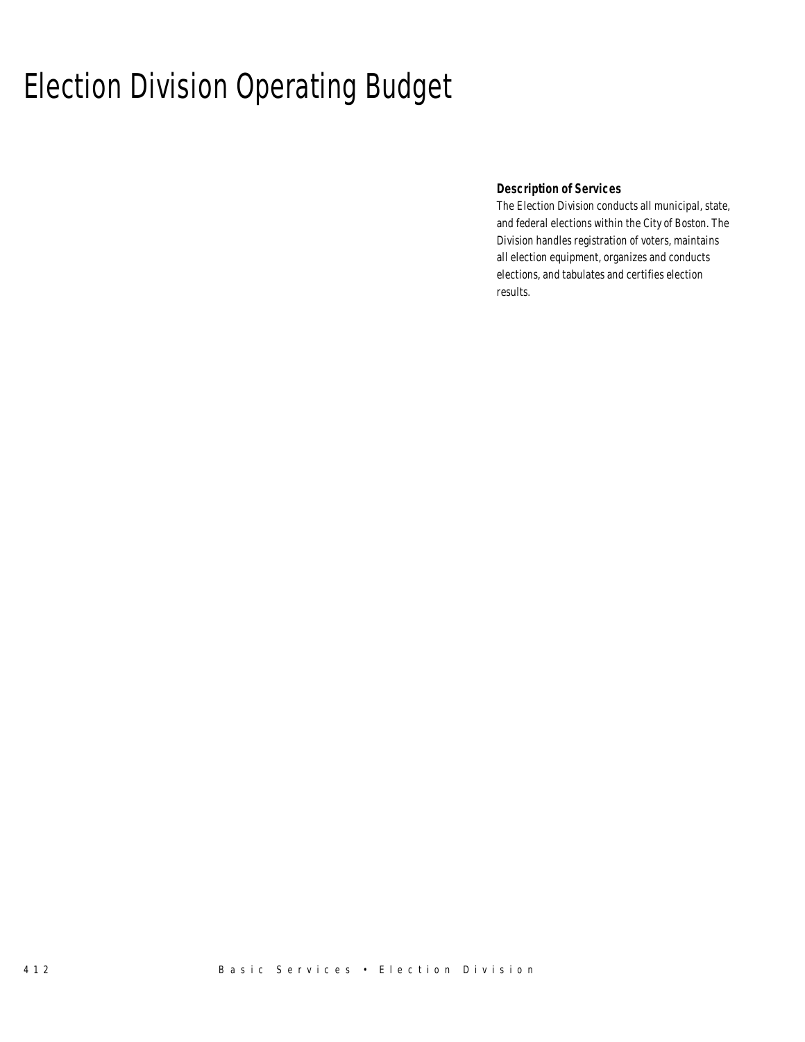# Election Division Operating Budget

**Description of Services**

*The Election Division conducts all municipal, state, and federal elections within the City of Boston. The Division handles registration of voters, maintains all election equipment, organizes and conducts elections, and tabulates and certifies election results.*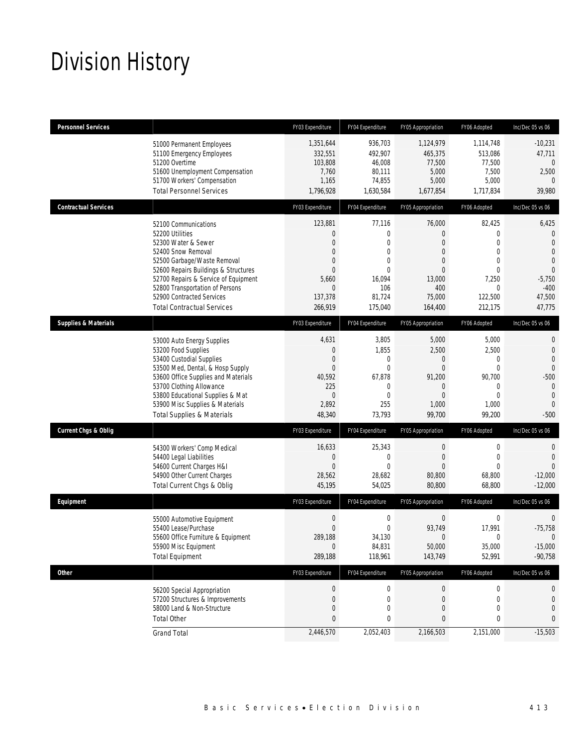# Division History

| Personnel Services | | FY03 Expenditure | FY04 Expenditure | FY05 Appropriation | FY06 Adopted | Inc/Dec 05 vs 06 |
|---|---|---|---|---|---|---|
| | 51000 Permanent Employees | 1,351,644 | 936,703 | 1,124,979 | 1,114,748 | -10,231 |
| | 51100 Emergency Employees | 332,551 | 492,907 | 465,375 | 513,086 | 47,711 |
| | 51200 Overtime | 103,808 | 46,008 | 77,500 | 77,500 | 0 |
| | 51600 Unemployment Compensation | 7,760 | 80,111 | 5,000 | 7,500 | 2,500 |
| | 51700 Workers' Compensation | 1,165 | 74,855 | 5,000 | 5,000 | 0 |
| | Total Personnel Services | 1,796,928 | 1,630,584 | 1,677,854 | 1,717,834 | 39,980 |
| **Contractual Services** | | FY03 Expenditure | FY04 Expenditure | FY05 Appropriation | FY06 Adopted | Inc/Dec 05 vs 06 |
| | 52100 Communications | 123,881 | 77,116 | 76,000 | 82,425 | 6,425 |
| | 52200 Utilities | 0 | 0 | 0 | 0 | 0 |
| | 52300 Water & Sewer | 0 | 0 | 0 | 0 | 0 |
| | 52400 Snow Removal | 0 | 0 | 0 | 0 | 0 |
| | 52500 Garbage/Waste Removal | 0 | 0 | 0 | 0 | 0 |
| | 52600 Repairs Buildings & Structures | 0 | 0 | 0 | 0 | 0 |
| | 52700 Repairs & Service of Equipment | 5,660 | 16,094 | 13,000 | 7,250 | -5,750 |
| | 52800 Transportation of Persons | 0 | 106 | 400 | 0 | -400 |
| | 52900 Contracted Services | 137,378 | 81,724 | 75,000 | 122,500 | 47,500 |
| | Total Contractual Services | 266,919 | 175,040 | 164,400 | 212,175 | 47,775 |
| **Supplies & Materials** | | FY03 Expenditure | FY04 Expenditure | FY05 Appropriation | FY06 Adopted | Inc/Dec 05 vs 06 |
| | 53000 Auto Energy Supplies | 4,631 | 3,805 | 5,000 | 5,000 | 0 |
| | 53200 Food Supplies | 0 | 1,855 | 2,500 | 2,500 | 0 |
| | 53400 Custodial Supplies | 0 | 0 | 0 | 0 | 0 |
| | 53500 Med, Dental, & Hosp Supply | 0 | 0 | 0 | 0 | 0 |
| | 53600 Office Supplies and Materials | 40,592 | 67,878 | 91,200 | 90,700 | -500 |
| | 53700 Clothing Allowance | 225 | 0 | 0 | 0 | 0 |
| | 53800 Educational Supplies & Mat | 0 | 0 | 0 | 0 | 0 |
| | 53900 Misc Supplies & Materials | 2,892 | 255 | 1,000 | 1,000 | 0 |
| | Total Supplies & Materials | 48,340 | 73,793 | 99,700 | 99,200 | -500 |
| **Current Chgs & Oblig** | | FY03 Expenditure | FY04 Expenditure | FY05 Appropriation | FY06 Adopted | Inc/Dec 05 vs 06 |
| | 54300 Workers' Comp Medical | 16,633 | 25,343 | 0 | 0 | 0 |
| | 54400 Legal Liabilities | 0 | 0 | 0 | 0 | 0 |
| | 54600 Current Charges H&I | 0 | 0 | 0 | 0 | 0 |
| | 54900 Other Current Charges | 28,562 | 28,682 | 80,800 | 68,800 | -12,000 |
| | Total Current Chgs & Oblig | 45,195 | 54,025 | 80,800 | 68,800 | -12,000 |
| **Equipment** | | FY03 Expenditure | FY04 Expenditure | FY05 Appropriation | FY06 Adopted | Inc/Dec 05 vs 06 |
| | 55000 Automotive Equipment | 0 | 0 | 0 | 0 | 0 |
| | 55400 Lease/Purchase | 0 | 0 | 93,749 | 17,991 | -75,758 |
| | 55600 Office Furniture & Equipment | 289,188 | 34,130 | 0 | 0 | 0 |
| | 55900 Misc Equipment | 0 | 84,831 | 50,000 | 35,000 | -15,000 |
| | Total Equipment | 289,188 | 118,961 | 143,749 | 52,991 | -90,758 |
| **Other** | | FY03 Expenditure | FY04 Expenditure | FY05 Appropriation | FY06 Adopted | Inc/Dec 05 vs 06 |
| | 56200 Special Appropriation | 0 | 0 | 0 | 0 | 0 |
| | 57200 Structures & Improvements | 0 | 0 | 0 | 0 | 0 |
| | 58000 Land & Non-Structure | 0 | 0 | 0 | 0 | 0 |
| | Total Other | 0 | 0 | 0 | 0 | 0 |
| | Grand Total | 2,446,570 | 2,052,403 | 2,166,503 | 2,151,000 | -15,503 |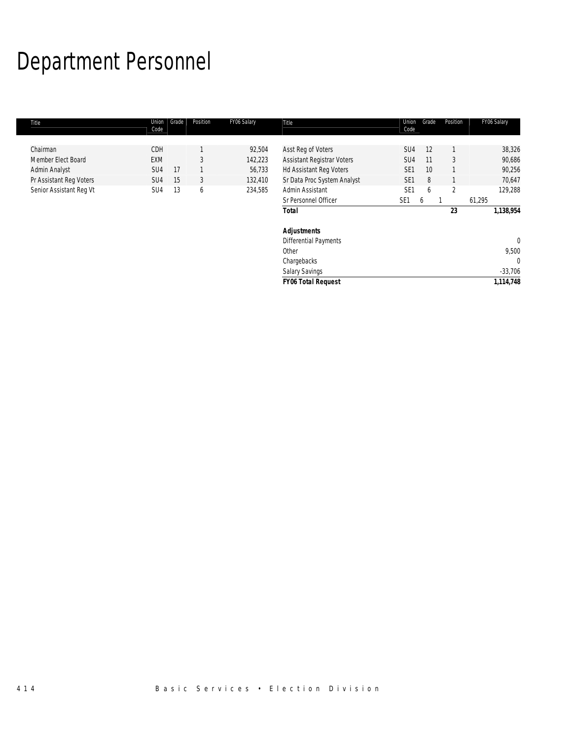# Department Personnel

| Title | Union Code | Grade | Position | FY06 Salary |
|---|---|---|---|---|
| Chairman | CDH | | 1 | 92,504 |
| Member Elect Board | EXM | | 3 | 142,223 |
| Admin Analyst | SU4 | 17 | 1 | 56,733 |
| Pr Assistant Reg Voters | SU4 | 15 | 3 | 132,410 |
| Senior Assistant Reg Vt | SU4 | 13 | 6 | 234,585 |
| Asst Reg of Voters | SU4 | 12 | 1 | 38,326 |
| Assistant Registrar Voters | SU4 | 11 | 3 | 90,686 |
| Hd Assistant Reg Voters | SE1 | 10 | 1 | 90,256 |
| Sr Data Proc System Analyst | SE1 | 8 | 1 | 70,647 |
| Admin Assistant | SE1 | 6 | 2 | 129,288 |
| Sr Personnel Officer | SE1 | 6 | 1 | 61,295 |
| ***Total*** | | | ***23*** | ***1,138,954*** |
| | | | | |
| ***Adjustments*** | | | | |
| Differential Payments | | | | 0 |
| Other | | | | 9,500 |
| Chargebacks | | | | 0 |
| Salary Savings | | | | -33,706 |
| ***FY06 Total Request*** | | | | ***1,114,748*** |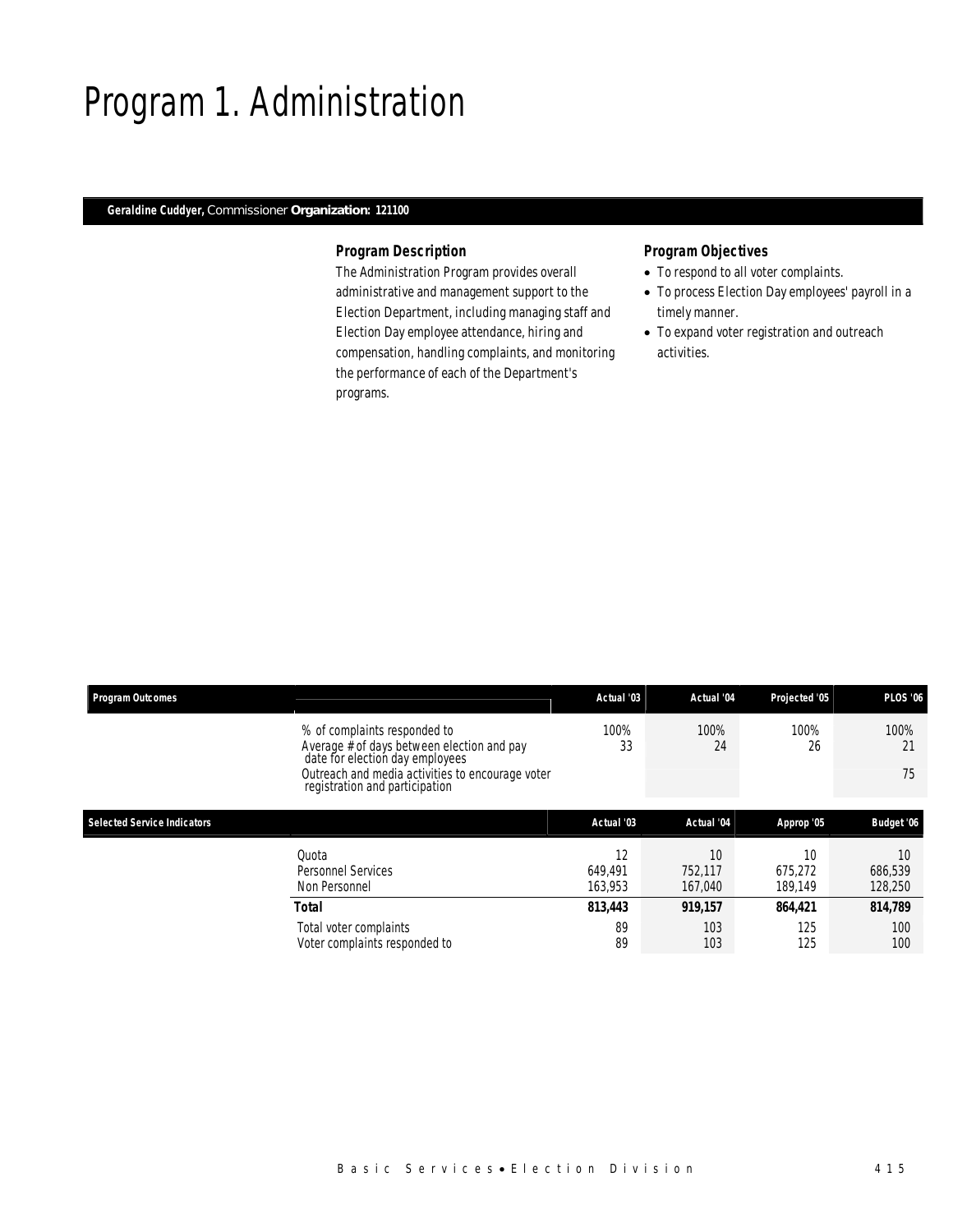# Program 1. Administration

**Geraldine Cuddyer,** Commissioner **Organization: 121100**

### Program Description

The Administration Program provides overall administrative and management support to the Election Department, including managing staff and Election Day employee attendance, hiring and compensation, handling complaints, and monitoring the performance of each of the Department's programs.

### Program Objectives

- To respond to all voter complaints.
- To process Election Day employees' payroll in a timely manner.
- To expand voter registration and outreach activities.

| Program Outcomes | | Actual '03 | Actual '04 | Projected '05 | PLOS '06 |
|---|---|---|---|---|---|
| | % of complaints responded to | 100% | 100% | 100% | 100% |
| | Average # of days between election and pay date for election day employees | 33 | 24 | 26 | 21 |
| | Outreach and media activities to encourage voter registration and participation | | | | 75 |

| Selected Service Indicators | | Actual '03 | Actual '04 | Approp '05 | Budget '06 |
|---|---|---|---|---|---|
| | Quota | 12 | 10 | 10 | 10 |
| | Personnel Services | 649,491 | 752,117 | 675,272 | 686,539 |
| | Non Personnel | 163,953 | 167,040 | 189,149 | 128,250 |
| | **Total** | **813,443** | **919,157** | **864,421** | **814,789** |
| | Total voter complaints | 89 | 103 | 125 | 100 |
| | Voter complaints responded to | 89 | 103 | 125 | 100 |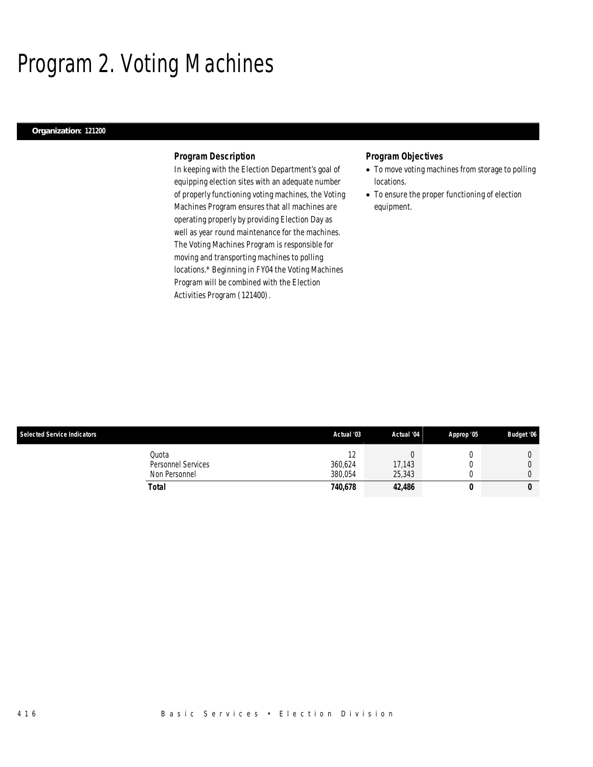# Program 2. Voting Machines

**Organization: 121200**

### Program Description

In keeping with the Election Department's goal of equipping election sites with an adequate number of properly functioning voting machines, the Voting Machines Program ensures that all machines are operating properly by providing Election Day as well as year round maintenance for the machines. The Voting Machines Program is responsible for moving and transporting machines to polling locations.* Beginning in FY04 the Voting Machines Program will be combined with the Election Activities Program (121400).

### Program Objectives

- To move voting machines from storage to polling locations.
- To ensure the proper functioning of election equipment.

| Selected Service Indicators | Actual '03 | Actual '04 | Approp '05 | Budget '06 |
|---|---|---|---|---|
| Quota | 12 | 0 | 0 | 0 |
| Personnel Services | 360,624 | 17,143 | 0 | 0 |
| Non Personnel | 380,054 | 25,343 | 0 | 0 |
| **Total** | **740,678** | **42,486** | **0** | **0** |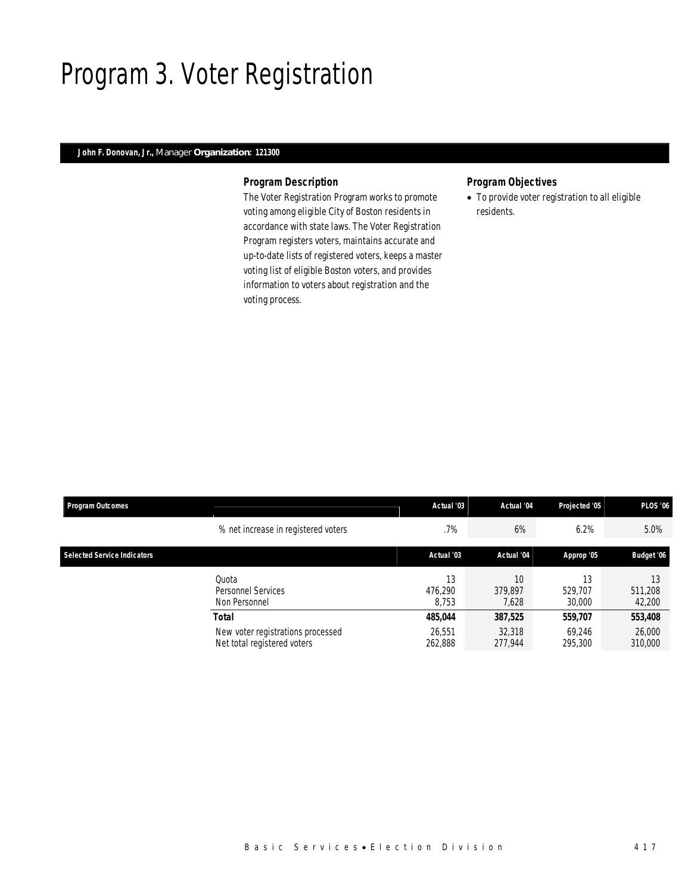# Program 3. Voter Registration

**John F. Donovan, Jr.,** Manager **Organization: 121300**

### Program Description

The Voter Registration Program works to promote voting among eligible City of Boston residents in accordance with state laws. The Voter Registration Program registers voters, maintains accurate and up-to-date lists of registered voters, keeps a master voting list of eligible Boston voters, and provides information to voters about registration and the voting process.

### Program Objectives

- To provide voter registration to all eligible residents.

| Program Outcomes | | Actual '03 | Actual '04 | Projected '05 | PLOS '06 |
|---|---|---|---|---|---|
| | % net increase in registered voters | .7% | 6% | 6.2% | 5.0% |

| Selected Service Indicators | | Actual '03 | Actual '04 | Approp '05 | Budget '06 |
|---|---|---|---|---|---|
| | Quota | 13 | 10 | 13 | 13 |
| | Personnel Services | 476,290 | 379,897 | 529,707 | 511,208 |
| | Non Personnel | 8,753 | 7,628 | 30,000 | 42,200 |
| | **Total** | **485,044** | **387,525** | **559,707** | **553,408** |
| | New voter registrations processed | 26,551 | 32,318 | 69,246 | 26,000 |
| | Net total registered voters | 262,888 | 277,944 | 295,300 | 310,000 |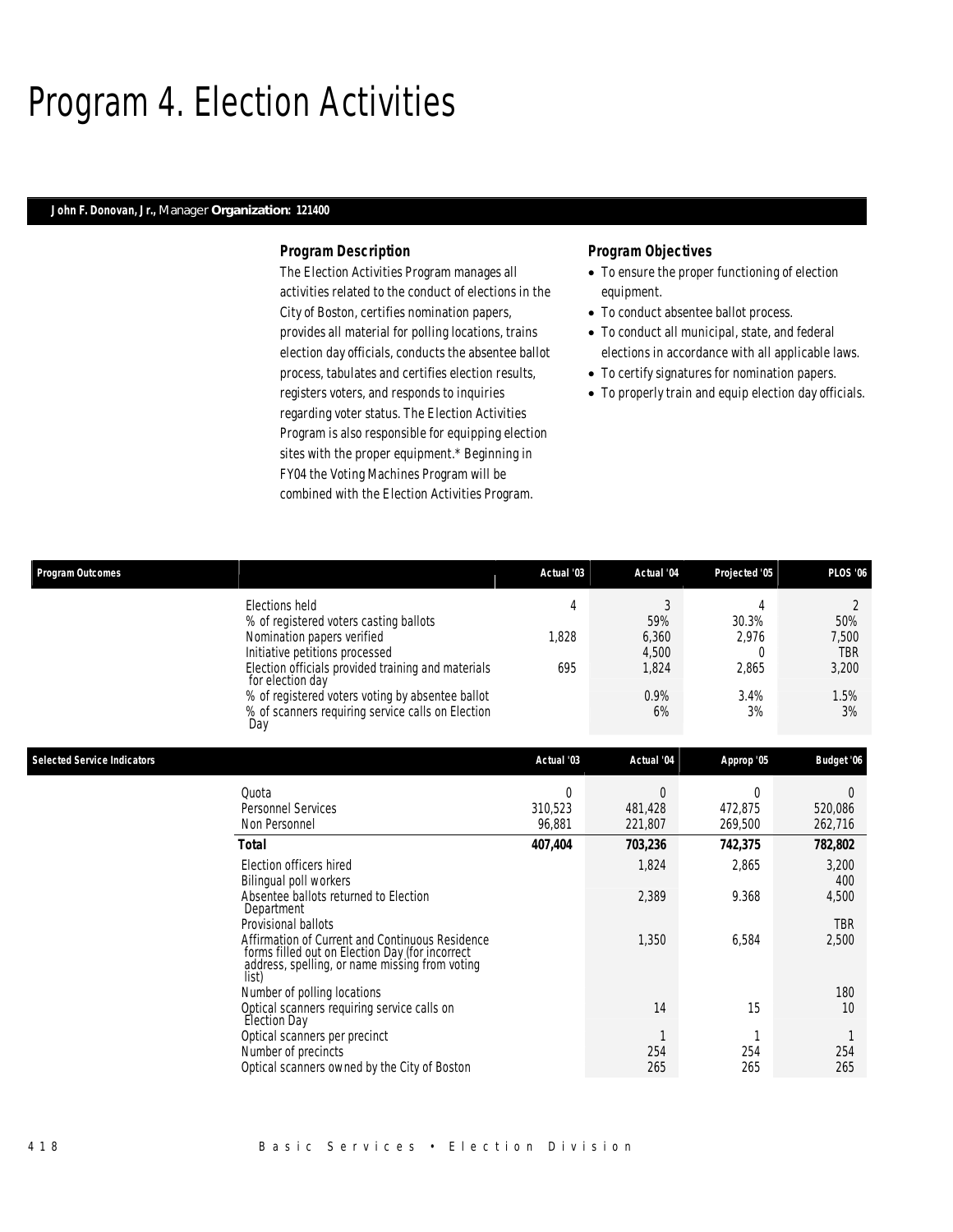# Program 4. Election Activities

**John F. Donovan, Jr.,** Manager **Organization: 121400**

### Program Description

The Election Activities Program manages all activities related to the conduct of elections in the City of Boston, certifies nomination papers, provides all material for polling locations, trains election day officials, conducts the absentee ballot process, tabulates and certifies election results, registers voters, and responds to inquiries regarding voter status. The Election Activities Program is also responsible for equipping election sites with the proper equipment.* Beginning in FY04 the Voting Machines Program will be combined with the Election Activities Program.

### Program Objectives

- To ensure the proper functioning of election equipment.
- To conduct absentee ballot process.
- To conduct all municipal, state, and federal elections in accordance with all applicable laws.
- To certify signatures for nomination papers.
- To properly train and equip election day officials.

| Program Outcomes | Actual '03 | Actual '04 | Projected '05 | PLOS '06 |
|---|---|---|---|---|
| Elections held | 4 | 3 | 4 | 2 |
| % of registered voters casting ballots | | 59% | 30.3% | 50% |
| Nomination papers verified | 1,828 | 6,360 | 2,976 | 7,500 |
| Initiative petitions processed | | 4,500 | 0 | TBR |
| Election officials provided training and materials for election day | 695 | 1,824 | 2,865 | 3,200 |
| % of registered voters voting by absentee ballot | | 0.9% | 3.4% | 1.5% |
| % of scanners requiring service calls on Election Day | | 6% | 3% | 3% |

| Selected Service Indicators | Actual '03 | Actual '04 | Approp '05 | Budget '06 |
|---|---|---|---|---|
| Quota | 0 | 0 | 0 | 0 |
| Personnel Services | 310,523 | 481,428 | 472,875 | 520,086 |
| Non Personnel | 96,881 | 221,807 | 269,500 | 262,716 |
| **Total** | **407,404** | **703,236** | **742,375** | **782,802** |
| Election officers hired | | 1,824 | 2,865 | 3,200 |
| Bilingual poll workers | | | | 400 |
| Absentee ballots returned to Election Department | | 2,389 | 9.368 | 4,500 |
| Provisional ballots | | | | TBR |
| Affirmation of Current and Continuous Residence forms filled out on Election Day (for incorrect address, spelling, or name missing from voting list) | | 1,350 | 6,584 | 2,500 |
| Number of polling locations | | | | 180 |
| Optical scanners requiring service calls on Election Day | | 14 | 15 | 10 |
| Optical scanners per precinct | | 1 | 1 | 1 |
| Number of precincts | | 254 | 254 | 254 |
| Optical scanners owned by the City of Boston | | 265 | 265 | 265 |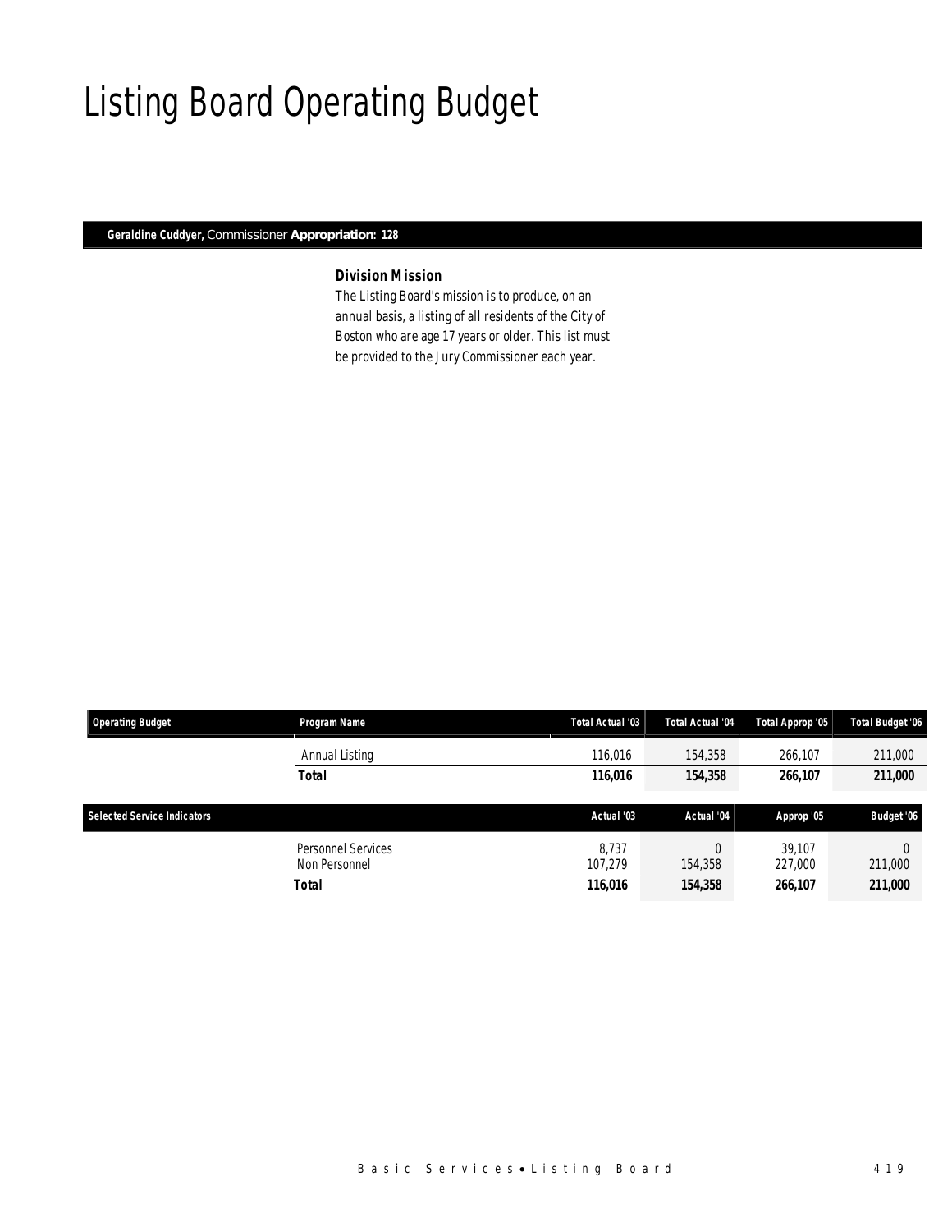# Listing Board Operating Budget

**Geraldine Cuddyer,** Commissioner **Appropriation: 128**

### *Division Mission*

The Listing Board's mission is to produce, on an annual basis, a listing of all residents of the City of Boston who are age 17 years or older. This list must be provided to the Jury Commissioner each year.

| Operating Budget | Program Name | Total Actual '03 | Total Actual '04 | Total Approp '05 | Total Budget '06 |
|---|---|---|---|---|---|
| | Annual Listing | 116,016 | 154,358 | 266,107 | 211,000 |
| | ***Total*** | ***116,016*** | ***154,358*** | ***266,107*** | ***211,000*** |

| Selected Service Indicators | | Actual '03 | Actual '04 | Approp '05 | Budget '06 |
|---|---|---|---|---|---|
| | Personnel Services | 8,737 | 0 | 39,107 | 0 |
| | Non Personnel | 107,279 | 154,358 | 227,000 | 211,000 |
| | ***Total*** | ***116,016*** | ***154,358*** | ***266,107*** | ***211,000*** |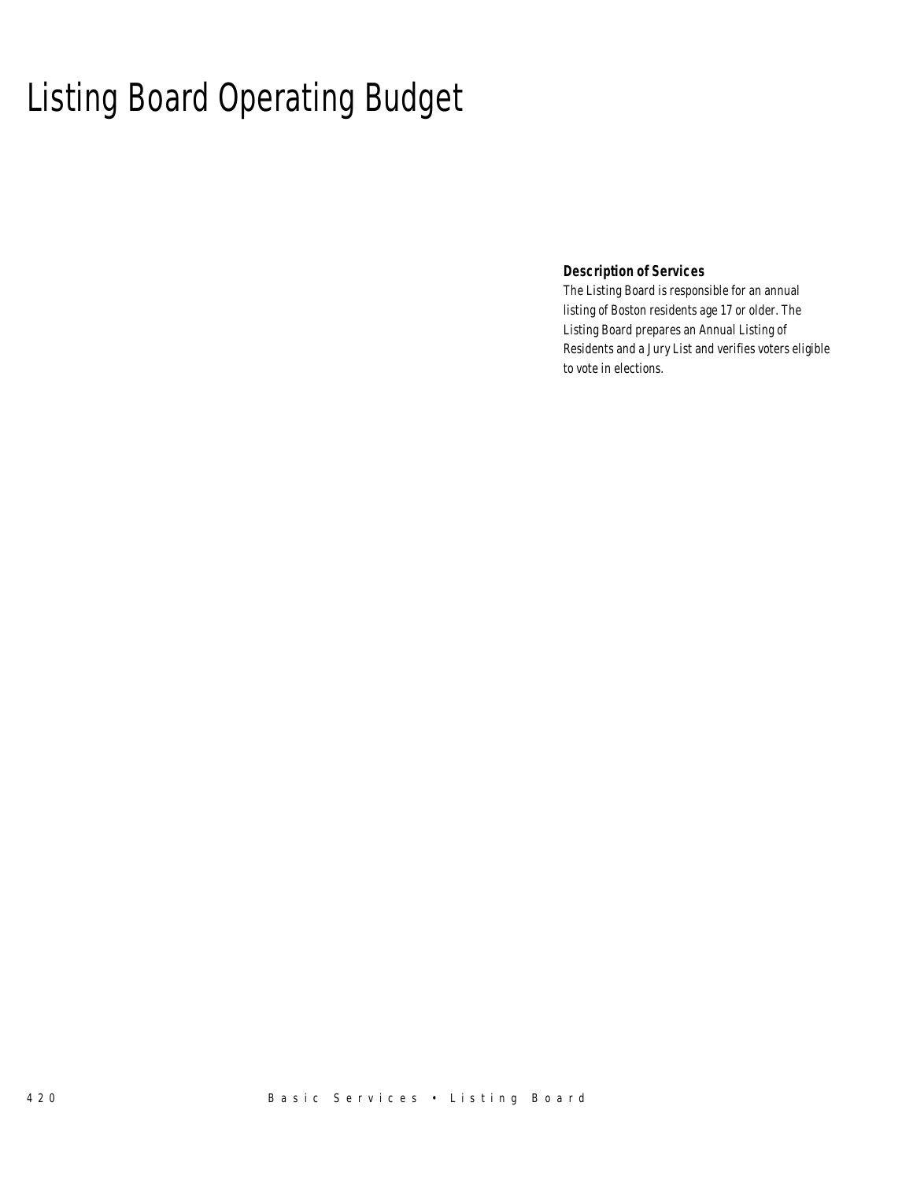# Listing Board Operating Budget

**Description of Services**

The Listing Board is responsible for an annual listing of Boston residents age 17 or older. The Listing Board prepares an Annual Listing of Residents and a Jury List and verifies voters eligible to vote in elections.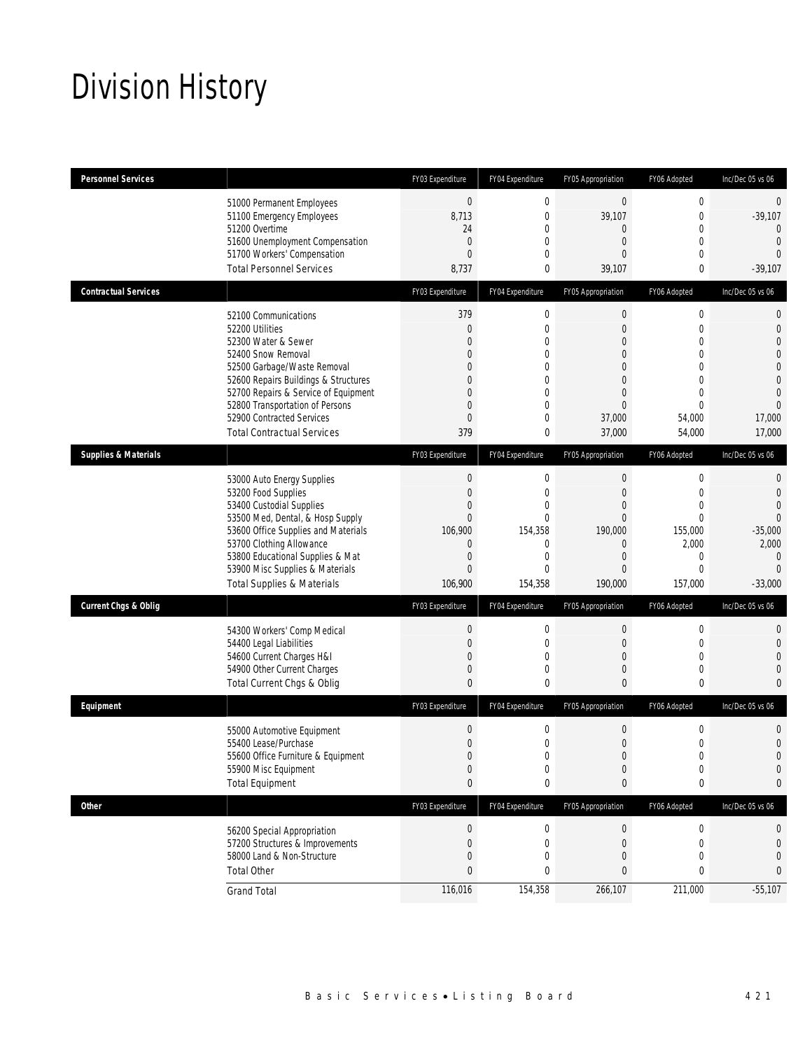# Division History

| Personnel Services | | FY03 Expenditure | FY04 Expenditure | FY05 Appropriation | FY06 Adopted | Inc/Dec 05 vs 06 |
|---|---|---|---|---|---|---|
| | 51000 Permanent Employees | 0 | 0 | 0 | 0 | 0 |
| | 51100 Emergency Employees | 8,713 | 0 | 39,107 | 0 | -39,107 |
| | 51200 Overtime | 24 | 0 | 0 | 0 | 0 |
| | 51600 Unemployment Compensation | 0 | 0 | 0 | 0 | 0 |
| | 51700 Workers' Compensation | 0 | 0 | 0 | 0 | 0 |
| | Total Personnel Services | 8,737 | 0 | 39,107 | 0 | -39,107 |

| Contractual Services | | FY03 Expenditure | FY04 Expenditure | FY05 Appropriation | FY06 Adopted | Inc/Dec 05 vs 06 |
|---|---|---|---|---|---|---|
| | 52100 Communications | 379 | 0 | 0 | 0 | 0 |
| | 52200 Utilities | 0 | 0 | 0 | 0 | 0 |
| | 52300 Water & Sewer | 0 | 0 | 0 | 0 | 0 |
| | 52400 Snow Removal | 0 | 0 | 0 | 0 | 0 |
| | 52500 Garbage/Waste Removal | 0 | 0 | 0 | 0 | 0 |
| | 52600 Repairs Buildings & Structures | 0 | 0 | 0 | 0 | 0 |
| | 52700 Repairs & Service of Equipment | 0 | 0 | 0 | 0 | 0 |
| | 52800 Transportation of Persons | 0 | 0 | 0 | 0 | 0 |
| | 52900 Contracted Services | 0 | 0 | 37,000 | 54,000 | 17,000 |
| | Total Contractual Services | 379 | 0 | 37,000 | 54,000 | 17,000 |

| Supplies & Materials | | FY03 Expenditure | FY04 Expenditure | FY05 Appropriation | FY06 Adopted | Inc/Dec 05 vs 06 |
|---|---|---|---|---|---|---|
| | 53000 Auto Energy Supplies | 0 | 0 | 0 | 0 | 0 |
| | 53200 Food Supplies | 0 | 0 | 0 | 0 | 0 |
| | 53400 Custodial Supplies | 0 | 0 | 0 | 0 | 0 |
| | 53500 Med, Dental, & Hosp Supply | 0 | 0 | 0 | 0 | 0 |
| | 53600 Office Supplies and Materials | 106,900 | 154,358 | 190,000 | 155,000 | -35,000 |
| | 53700 Clothing Allowance | 0 | 0 | 0 | 2,000 | 2,000 |
| | 53800 Educational Supplies & Mat | 0 | 0 | 0 | 0 | 0 |
| | 53900 Misc Supplies & Materials | 0 | 0 | 0 | 0 | 0 |
| | Total Supplies & Materials | 106,900 | 154,358 | 190,000 | 157,000 | -33,000 |

| Current Chgs & Oblig | | FY03 Expenditure | FY04 Expenditure | FY05 Appropriation | FY06 Adopted | Inc/Dec 05 vs 06 |
|---|---|---|---|---|---|---|
| | 54300 Workers' Comp Medical | 0 | 0 | 0 | 0 | 0 |
| | 54400 Legal Liabilities | 0 | 0 | 0 | 0 | 0 |
| | 54600 Current Charges H&I | 0 | 0 | 0 | 0 | 0 |
| | 54900 Other Current Charges | 0 | 0 | 0 | 0 | 0 |
| | Total Current Chgs & Oblig | 0 | 0 | 0 | 0 | 0 |

| Equipment | | FY03 Expenditure | FY04 Expenditure | FY05 Appropriation | FY06 Adopted | Inc/Dec 05 vs 06 |
|---|---|---|---|---|---|---|
| | 55000 Automotive Equipment | 0 | 0 | 0 | 0 | 0 |
| | 55400 Lease/Purchase | 0 | 0 | 0 | 0 | 0 |
| | 55600 Office Furniture & Equipment | 0 | 0 | 0 | 0 | 0 |
| | 55900 Misc Equipment | 0 | 0 | 0 | 0 | 0 |
| | Total Equipment | 0 | 0 | 0 | 0 | 0 |

| Other | | FY03 Expenditure | FY04 Expenditure | FY05 Appropriation | FY06 Adopted | Inc/Dec 05 vs 06 |
|---|---|---|---|---|---|---|
| | 56200 Special Appropriation | 0 | 0 | 0 | 0 | 0 |
| | 57200 Structures & Improvements | 0 | 0 | 0 | 0 | 0 |
| | 58000 Land & Non-Structure | 0 | 0 | 0 | 0 | 0 |
| | Total Other | 0 | 0 | 0 | 0 | 0 |
| | Grand Total | 116,016 | 154,358 | 266,107 | 211,000 | -55,107 |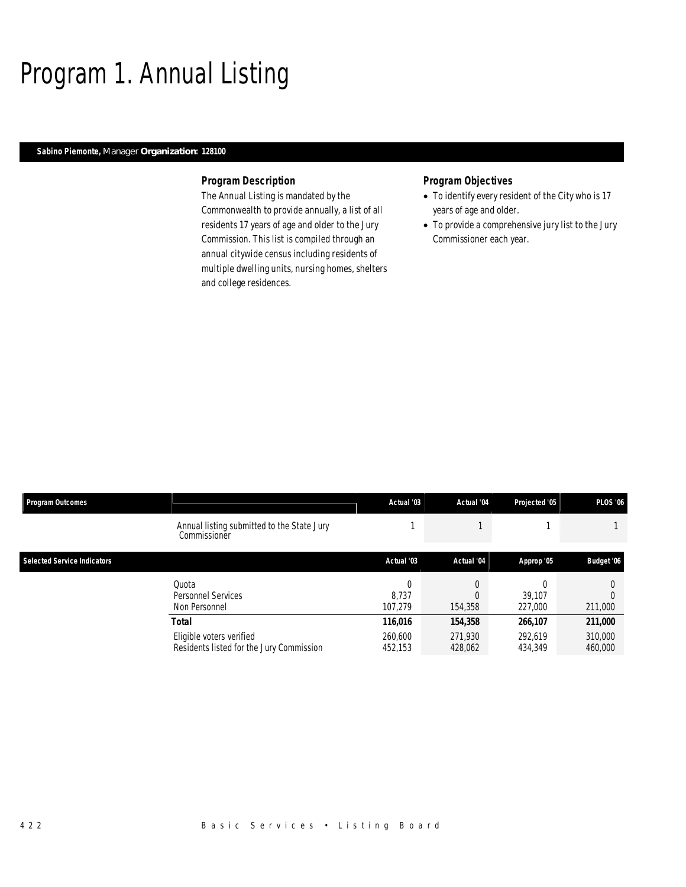# Program 1. Annual Listing

**Sabino Piemonte,** Manager **Organization: 128100**

### Program Description

The Annual Listing is mandated by the Commonwealth to provide annually, a list of all residents 17 years of age and older to the Jury Commission. This list is compiled through an annual citywide census including residents of multiple dwelling units, nursing homes, shelters and college residences.

### Program Objectives

- To identify every resident of the City who is 17 years of age and older.
- To provide a comprehensive jury list to the Jury Commissioner each year.

| Program Outcomes | | Actual '03 | Actual '04 | Projected '05 | PLOS '06 |
|---|---|---|---|---|---|
| | Annual listing submitted to the State Jury Commissioner | 1 | 1 | 1 | 1 |

| Selected Service Indicators | | Actual '03 | Actual '04 | Approp '05 | Budget '06 |
|---|---|---|---|---|---|
| | Quota | 0 | 0 | 0 | 0 |
| | Personnel Services | 8,737 | 0 | 39,107 | 0 |
| | Non Personnel | 107,279 | 154,358 | 227,000 | 211,000 |
| | **Total** | **116,016** | **154,358** | **266,107** | **211,000** |
| | Eligible voters verified | 260,600 | 271,930 | 292,619 | 310,000 |
| | Residents listed for the Jury Commission | 452,153 | 428,062 | 434,349 | 460,000 |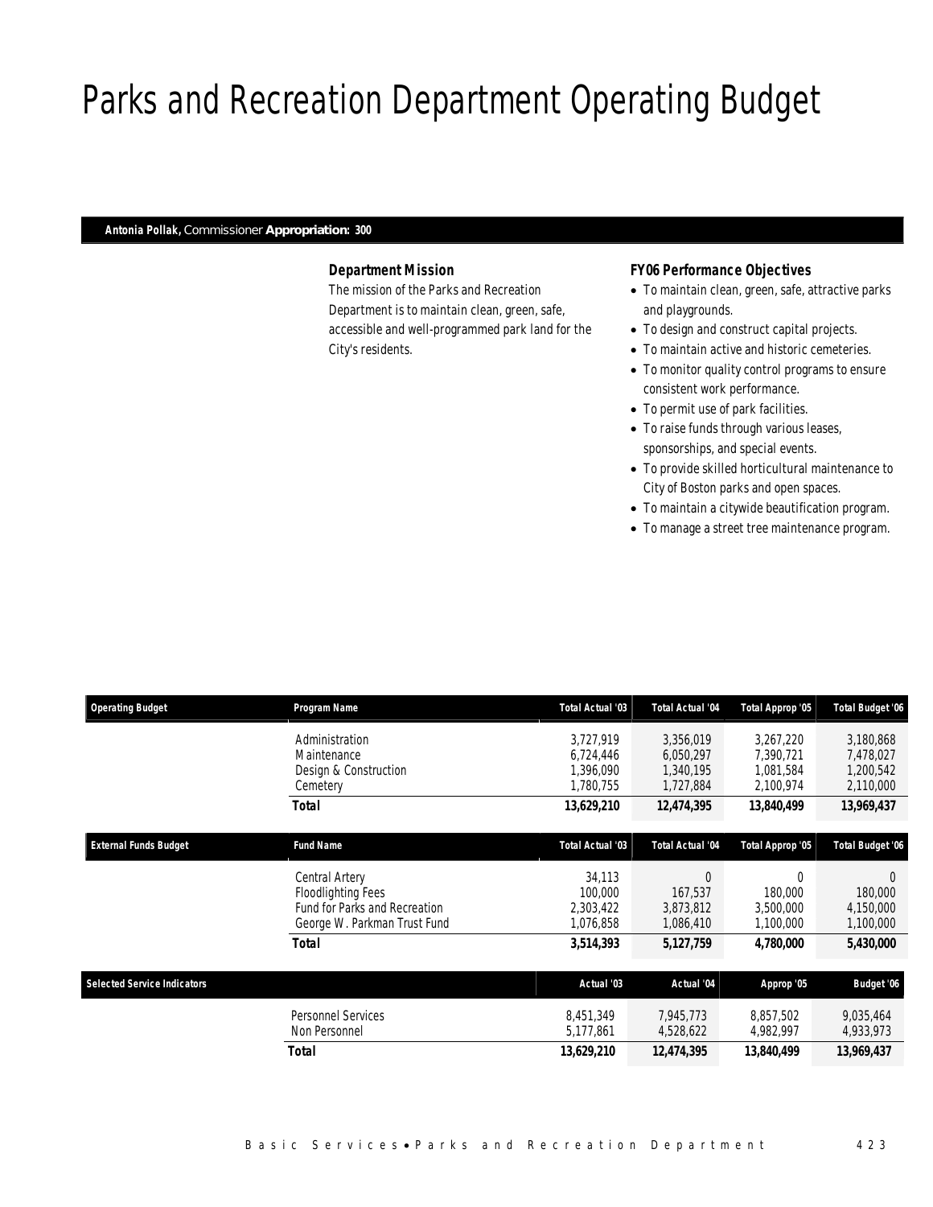# Parks and Recreation Department Operating Budget

**Antonia Pollak,** Commissioner **Appropriation: 300**

### Department Mission

The mission of the Parks and Recreation Department is to maintain clean, green, safe, accessible and well-programmed park land for the City's residents.

### FY06 Performance Objectives

- To maintain clean, green, safe, attractive parks and playgrounds.
- To design and construct capital projects.
- To maintain active and historic cemeteries.
- To monitor quality control programs to ensure consistent work performance.
- To permit use of park facilities.
- To raise funds through various leases, sponsorships, and special events.
- To provide skilled horticultural maintenance to City of Boston parks and open spaces.
- To maintain a citywide beautification program.
- To manage a street tree maintenance program.

| Operating Budget | Program Name | Total Actual '03 | Total Actual '04 | Total Approp '05 | Total Budget '06 |
|---|---|---|---|---|---|
| | Administration | 3,727,919 | 3,356,019 | 3,267,220 | 3,180,868 |
| | Maintenance | 6,724,446 | 6,050,297 | 7,390,721 | 7,478,027 |
| | Design & Construction | 1,396,090 | 1,340,195 | 1,081,584 | 1,200,542 |
| | Cemetery | 1,780,755 | 1,727,884 | 2,100,974 | 2,110,000 |
| | **Total** | **13,629,210** | **12,474,395** | **13,840,499** | **13,969,437** |

| External Funds Budget | Fund Name | Total Actual '03 | Total Actual '04 | Total Approp '05 | Total Budget '06 |
|---|---|---|---|---|---|
| | Central Artery | 34,113 | 0 | 0 | 0 |
| | Floodlighting Fees | 100,000 | 167,537 | 180,000 | 180,000 |
| | Fund for Parks and Recreation | 2,303,422 | 3,873,812 | 3,500,000 | 4,150,000 |
| | George W. Parkman Trust Fund | 1,076,858 | 1,086,410 | 1,100,000 | 1,100,000 |
| | **Total** | **3,514,393** | **5,127,759** | **4,780,000** | **5,430,000** |

| Selected Service Indicators | | Actual '03 | Actual '04 | Approp '05 | Budget '06 |
|---|---|---|---|---|---|
| | Personnel Services | 8,451,349 | 7,945,773 | 8,857,502 | 9,035,464 |
| | Non Personnel | 5,177,861 | 4,528,622 | 4,982,997 | 4,933,973 |
| | **Total** | **13,629,210** | **12,474,395** | **13,840,499** | **13,969,437** |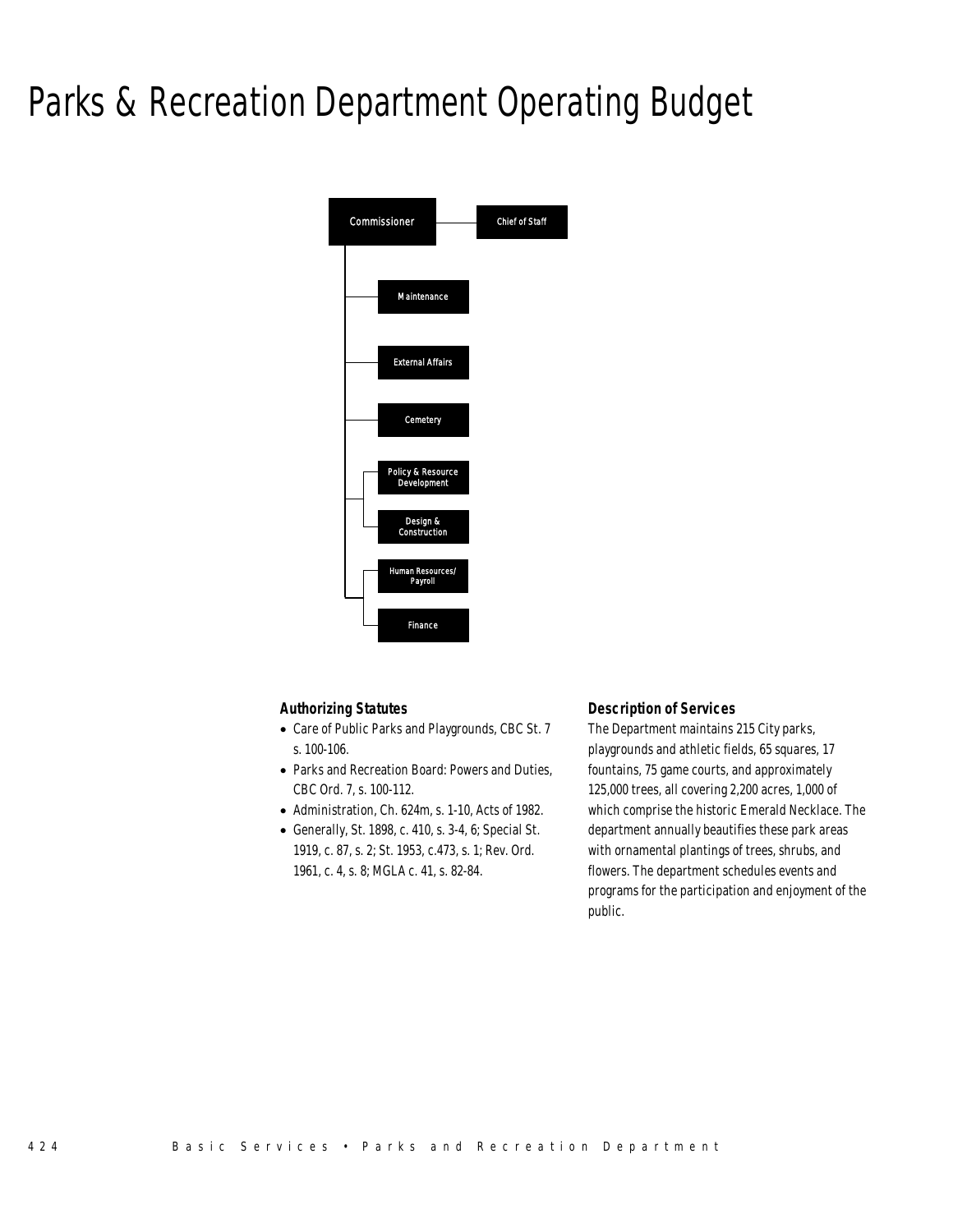# Parks & Recreation Department Operating Budget

Commissioner

Chief of Staff

Maintenance

External Affairs

Cemetery

Policy & Resource Development

Design & Construction

Human Resources/ Payroll

Finance

### Authorizing Statutes

- Care of Public Parks and Playgrounds, CBC St. 7 s. 100-106.
- Parks and Recreation Board: Powers and Duties, CBC Ord. 7, s. 100-112.
- Administration, Ch. 624m, s. 1-10, Acts of 1982.
- Generally, St. 1898, c. 410, s. 3-4, 6; Special St. 1919, c. 87, s. 2; St. 1953, c.473, s. 1; Rev. Ord. 1961, c. 4, s. 8; MGLA c. 41, s. 82-84.

### Description of Services

The Department maintains 215 City parks, playgrounds and athletic fields, 65 squares, 17 fountains, 75 game courts, and approximately 125,000 trees, all covering 2,200 acres, 1,000 of which comprise the historic Emerald Necklace. The department annually beautifies these park areas with ornamental plantings of trees, shrubs, and flowers. The department schedules events and programs for the participation and enjoyment of the public.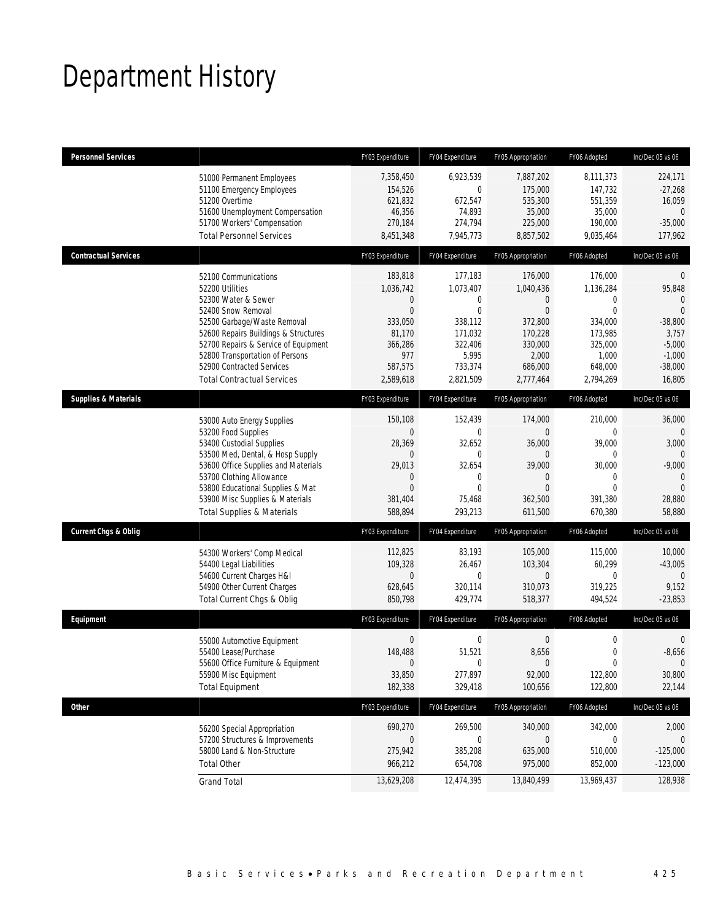# Department History

| Personnel Services | | FY03 Expenditure | FY04 Expenditure | FY05 Appropriation | FY06 Adopted | Inc/Dec 05 vs 06 |
|---|---|---|---|---|---|---|
| | 51000 Permanent Employees | 7,358,450 | 6,923,539 | 7,887,202 | 8,111,373 | 224,171 |
| | 51100 Emergency Employees | 154,526 | 0 | 175,000 | 147,732 | -27,268 |
| | 51200 Overtime | 621,832 | 672,547 | 535,300 | 551,359 | 16,059 |
| | 51600 Unemployment Compensation | 46,356 | 74,893 | 35,000 | 35,000 | 0 |
| | 51700 Workers' Compensation | 270,184 | 274,794 | 225,000 | 190,000 | -35,000 |
| | Total Personnel Services | 8,451,348 | 7,945,773 | 8,857,502 | 9,035,464 | 177,962 |
| **Contractual Services** | | FY03 Expenditure | FY04 Expenditure | FY05 Appropriation | FY06 Adopted | Inc/Dec 05 vs 06 |
| | 52100 Communications | 183,818 | 177,183 | 176,000 | 176,000 | 0 |
| | 52200 Utilities | 1,036,742 | 1,073,407 | 1,040,436 | 1,136,284 | 95,848 |
| | 52300 Water & Sewer | 0 | 0 | 0 | 0 | 0 |
| | 52400 Snow Removal | 0 | 0 | 0 | 0 | 0 |
| | 52500 Garbage/Waste Removal | 333,050 | 338,112 | 372,800 | 334,000 | -38,800 |
| | 52600 Repairs Buildings & Structures | 81,170 | 171,032 | 170,228 | 173,985 | 3,757 |
| | 52700 Repairs & Service of Equipment | 366,286 | 322,406 | 330,000 | 325,000 | -5,000 |
| | 52800 Transportation of Persons | 977 | 5,995 | 2,000 | 1,000 | -1,000 |
| | 52900 Contracted Services | 587,575 | 733,374 | 686,000 | 648,000 | -38,000 |
| | Total Contractual Services | 2,589,618 | 2,821,509 | 2,777,464 | 2,794,269 | 16,805 |
| **Supplies & Materials** | | FY03 Expenditure | FY04 Expenditure | FY05 Appropriation | FY06 Adopted | Inc/Dec 05 vs 06 |
| | 53000 Auto Energy Supplies | 150,108 | 152,439 | 174,000 | 210,000 | 36,000 |
| | 53200 Food Supplies | 0 | 0 | 0 | 0 | 0 |
| | 53400 Custodial Supplies | 28,369 | 32,652 | 36,000 | 39,000 | 3,000 |
| | 53500 Med, Dental, & Hosp Supply | 0 | 0 | 0 | 0 | 0 |
| | 53600 Office Supplies and Materials | 29,013 | 32,654 | 39,000 | 30,000 | -9,000 |
| | 53700 Clothing Allowance | 0 | 0 | 0 | 0 | 0 |
| | 53800 Educational Supplies & Mat | 0 | 0 | 0 | 0 | 0 |
| | 53900 Misc Supplies & Materials | 381,404 | 75,468 | 362,500 | 391,380 | 28,880 |
| | Total Supplies & Materials | 588,894 | 293,213 | 611,500 | 670,380 | 58,880 |
| **Current Chgs & Oblig** | | FY03 Expenditure | FY04 Expenditure | FY05 Appropriation | FY06 Adopted | Inc/Dec 05 vs 06 |
| | 54300 Workers' Comp Medical | 112,825 | 83,193 | 105,000 | 115,000 | 10,000 |
| | 54400 Legal Liabilities | 109,328 | 26,467 | 103,304 | 60,299 | -43,005 |
| | 54600 Current Charges H&I | 0 | 0 | 0 | 0 | 0 |
| | 54900 Other Current Charges | 628,645 | 320,114 | 310,073 | 319,225 | 9,152 |
| | Total Current Chgs & Oblig | 850,798 | 429,774 | 518,377 | 494,524 | -23,853 |
| **Equipment** | | FY03 Expenditure | FY04 Expenditure | FY05 Appropriation | FY06 Adopted | Inc/Dec 05 vs 06 |
| | 55000 Automotive Equipment | 0 | 0 | 0 | 0 | 0 |
| | 55400 Lease/Purchase | 148,488 | 51,521 | 8,656 | 0 | -8,656 |
| | 55600 Office Furniture & Equipment | 0 | 0 | 0 | 0 | 0 |
| | 55900 Misc Equipment | 33,850 | 277,897 | 92,000 | 122,800 | 30,800 |
| | Total Equipment | 182,338 | 329,418 | 100,656 | 122,800 | 22,144 |
| **Other** | | FY03 Expenditure | FY04 Expenditure | FY05 Appropriation | FY06 Adopted | Inc/Dec 05 vs 06 |
| | 56200 Special Appropriation | 690,270 | 269,500 | 340,000 | 342,000 | 2,000 |
| | 57200 Structures & Improvements | 0 | 0 | 0 | 0 | 0 |
| | 58000 Land & Non-Structure | 275,942 | 385,208 | 635,000 | 510,000 | -125,000 |
| | Total Other | 966,212 | 654,708 | 975,000 | 852,000 | -123,000 |
| | Grand Total | 13,629,208 | 12,474,395 | 13,840,499 | 13,969,437 | 128,938 |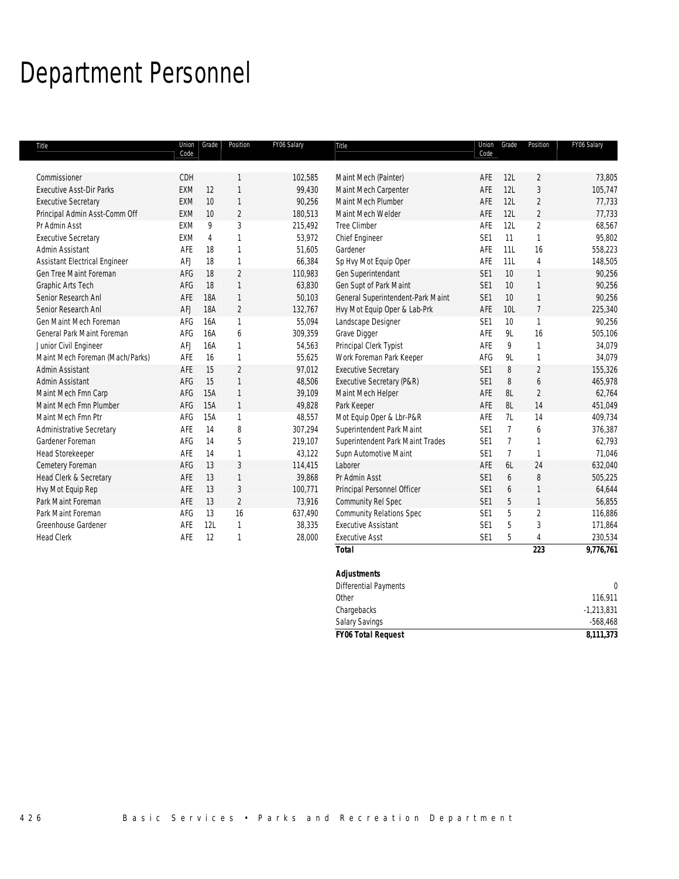# Department Personnel

| Title | Union Code | Grade | Position | FY06 Salary |
|---|---|---|---|---|
| Commissioner | CDH | | 1 | 102,585 |
| Executive Asst-Dir Parks | EXM | 12 | 1 | 99,430 |
| Executive Secretary | EXM | 10 | 1 | 90,256 |
| Principal Admin Asst-Comm Off | EXM | 10 | 2 | 180,513 |
| Pr Admin Asst | EXM | 9 | 3 | 215,492 |
| Executive Secretary | EXM | 4 | 1 | 53,972 |
| Admin Assistant | AFE | 18 | 1 | 51,605 |
| Assistant Electrical Engineer | AFJ | 18 | 1 | 66,384 |
| Gen Tree Maint Foreman | AFG | 18 | 2 | 110,983 |
| Graphic Arts Tech | AFG | 18 | 1 | 63,830 |
| Senior Research Anl | AFE | 18A | 1 | 50,103 |
| Senior Research Anl | AFJ | 18A | 2 | 132,767 |
| Gen Maint Mech Foreman | AFG | 16A | 1 | 55,094 |
| General Park Maint Foreman | AFG | 16A | 6 | 309,359 |
| Junior Civil Engineer | AFJ | 16A | 1 | 54,563 |
| Maint Mech Foreman (Mach/Parks) | AFE | 16 | 1 | 55,625 |
| Admin Assistant | AFE | 15 | 2 | 97,012 |
| Admin Assistant | AFG | 15 | 1 | 48,506 |
| Maint Mech Fmn Carp | AFG | 15A | 1 | 39,109 |
| Maint Mech Fmn Plumber | AFG | 15A | 1 | 49,828 |
| Maint Mech Fmn Ptr | AFG | 15A | 1 | 48,557 |
| Administrative Secretary | AFE | 14 | 8 | 307,294 |
| Gardener Foreman | AFG | 14 | 5 | 219,107 |
| Head Storekeeper | AFE | 14 | 1 | 43,122 |
| Cemetery Foreman | AFG | 13 | 3 | 114,415 |
| Head Clerk & Secretary | AFE | 13 | 1 | 39,868 |
| Hvy Mot Equip Rep | AFE | 13 | 3 | 100,771 |
| Park Maint Foreman | AFE | 13 | 2 | 73,916 |
| Park Maint Foreman | AFG | 13 | 16 | 637,490 |
| Greenhouse Gardener | AFE | 12L | 1 | 38,335 |
| Head Clerk | AFE | 12 | 1 | 28,000 |
| Maint Mech (Painter) | AFE | 12L | 2 | 73,805 |
| Maint Mech Carpenter | AFE | 12L | 3 | 105,747 |
| Maint Mech Plumber | AFE | 12L | 2 | 77,733 |
| Maint Mech Welder | AFE | 12L | 2 | 77,733 |
| Tree Climber | AFE | 12L | 2 | 68,567 |
| Chief Engineer | SE1 | 11 | 1 | 95,802 |
| Gardener | AFE | 11L | 16 | 558,223 |
| Sp Hvy Mot Equip Oper | AFE | 11L | 4 | 148,505 |
| Gen Superintendant | SE1 | 10 | 1 | 90,256 |
| Gen Supt of Park Maint | SE1 | 10 | 1 | 90,256 |
| General Superintendent-Park Maint | SE1 | 10 | 1 | 90,256 |
| Hvy Mot Equip Oper & Lab-Prk | AFE | 10L | 7 | 225,340 |
| Landscape Designer | SE1 | 10 | 1 | 90,256 |
| Grave Digger | AFE | 9L | 16 | 505,106 |
| Principal Clerk Typist | AFE | 9 | 1 | 34,079 |
| Work Foreman Park Keeper | AFG | 9L | 1 | 34,079 |
| Executive Secretary | SE1 | 8 | 2 | 155,326 |
| Executive Secretary (P&R) | SE1 | 8 | 6 | 465,978 |
| Maint Mech Helper | AFE | 8L | 2 | 62,764 |
| Park Keeper | AFE | 8L | 14 | 451,049 |
| Mot Equip Oper & Lbr-P&R | AFE | 7L | 14 | 409,734 |
| Superintendent Park Maint | SE1 | 7 | 6 | 376,387 |
| Superintendent Park Maint Trades | SE1 | 7 | 1 | 62,793 |
| Supn Automotive Maint | SE1 | 7 | 1 | 71,046 |
| Laborer | AFE | 6L | 24 | 632,040 |
| Pr Admin Asst | SE1 | 6 | 8 | 505,225 |
| Principal Personnel Officer | SE1 | 6 | 1 | 64,644 |
| Community Rel Spec | SE1 | 5 | 1 | 56,855 |
| Community Relations Spec | SE1 | 5 | 2 | 116,886 |
| Executive Assistant | SE1 | 5 | 3 | 171,864 |
| Executive Asst | SE1 | 5 | 4 | 230,534 |
| ***Total*** | | | **223** | **9,776,761** |

| ***Adjustments*** | |
|---|---|
| Differential Payments | 0 |
| Other | 116,911 |
| Chargebacks | -1,213,831 |
| Salary Savings | -568,468 |
| ***FY06 Total Request*** | **8,111,373** |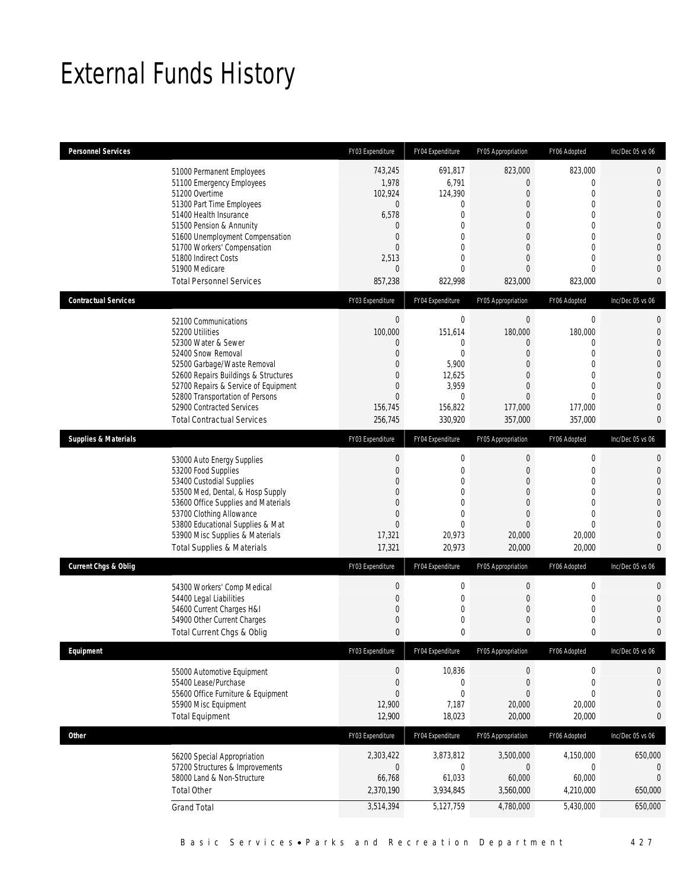# External Funds History

| Personnel Services | | FY03 Expenditure | FY04 Expenditure | FY05 Appropriation | FY06 Adopted | Inc/Dec 05 vs 06 |
|---|---|---|---|---|---|---|
| | 51000 Permanent Employees | 743,245 | 691,817 | 823,000 | 823,000 | 0 |
| | 51100 Emergency Employees | 1,978 | 6,791 | 0 | 0 | 0 |
| | 51200 Overtime | 102,924 | 124,390 | 0 | 0 | 0 |
| | 51300 Part Time Employees | 0 | 0 | 0 | 0 | 0 |
| | 51400 Health Insurance | 6,578 | 0 | 0 | 0 | 0 |
| | 51500 Pension & Annunity | 0 | 0 | 0 | 0 | 0 |
| | 51600 Unemployment Compensation | 0 | 0 | 0 | 0 | 0 |
| | 51700 Workers' Compensation | 0 | 0 | 0 | 0 | 0 |
| | 51800 Indirect Costs | 2,513 | 0 | 0 | 0 | 0 |
| | 51900 Medicare | 0 | 0 | 0 | 0 | 0 |
| | Total Personnel Services | 857,238 | 822,998 | 823,000 | 823,000 | 0 |

| Contractual Services | | FY03 Expenditure | FY04 Expenditure | FY05 Appropriation | FY06 Adopted | Inc/Dec 05 vs 06 |
|---|---|---|---|---|---|---|
| | 52100 Communications | 0 | 0 | 0 | 0 | 0 |
| | 52200 Utilities | 100,000 | 151,614 | 180,000 | 180,000 | 0 |
| | 52300 Water & Sewer | 0 | 0 | 0 | 0 | 0 |
| | 52400 Snow Removal | 0 | 0 | 0 | 0 | 0 |
| | 52500 Garbage/Waste Removal | 0 | 5,900 | 0 | 0 | 0 |
| | 52600 Repairs Buildings & Structures | 0 | 12,625 | 0 | 0 | 0 |
| | 52700 Repairs & Service of Equipment | 0 | 3,959 | 0 | 0 | 0 |
| | 52800 Transportation of Persons | 0 | 0 | 0 | 0 | 0 |
| | 52900 Contracted Services | 156,745 | 156,822 | 177,000 | 177,000 | 0 |
| | Total Contractual Services | 256,745 | 330,920 | 357,000 | 357,000 | 0 |

| Supplies & Materials | | FY03 Expenditure | FY04 Expenditure | FY05 Appropriation | FY06 Adopted | Inc/Dec 05 vs 06 |
|---|---|---|---|---|---|---|
| | 53000 Auto Energy Supplies | 0 | 0 | 0 | 0 | 0 |
| | 53200 Food Supplies | 0 | 0 | 0 | 0 | 0 |
| | 53400 Custodial Supplies | 0 | 0 | 0 | 0 | 0 |
| | 53500 Med, Dental, & Hosp Supply | 0 | 0 | 0 | 0 | 0 |
| | 53600 Office Supplies and Materials | 0 | 0 | 0 | 0 | 0 |
| | 53700 Clothing Allowance | 0 | 0 | 0 | 0 | 0 |
| | 53800 Educational Supplies & Mat | 0 | 0 | 0 | 0 | 0 |
| | 53900 Misc Supplies & Materials | 17,321 | 20,973 | 20,000 | 20,000 | 0 |
| | Total Supplies & Materials | 17,321 | 20,973 | 20,000 | 20,000 | 0 |

| Current Chgs & Oblig | | FY03 Expenditure | FY04 Expenditure | FY05 Appropriation | FY06 Adopted | Inc/Dec 05 vs 06 |
|---|---|---|---|---|---|---|
| | 54300 Workers' Comp Medical | 0 | 0 | 0 | 0 | 0 |
| | 54400 Legal Liabilities | 0 | 0 | 0 | 0 | 0 |
| | 54600 Current Charges H&I | 0 | 0 | 0 | 0 | 0 |
| | 54900 Other Current Charges | 0 | 0 | 0 | 0 | 0 |
| | Total Current Chgs & Oblig | 0 | 0 | 0 | 0 | 0 |

| Equipment | | FY03 Expenditure | FY04 Expenditure | FY05 Appropriation | FY06 Adopted | Inc/Dec 05 vs 06 |
|---|---|---|---|---|---|---|
| | 55000 Automotive Equipment | 0 | 10,836 | 0 | 0 | 0 |
| | 55400 Lease/Purchase | 0 | 0 | 0 | 0 | 0 |
| | 55600 Office Furniture & Equipment | 0 | 0 | 0 | 0 | 0 |
| | 55900 Misc Equipment | 12,900 | 7,187 | 20,000 | 20,000 | 0 |
| | Total Equipment | 12,900 | 18,023 | 20,000 | 20,000 | 0 |

| Other | | FY03 Expenditure | FY04 Expenditure | FY05 Appropriation | FY06 Adopted | Inc/Dec 05 vs 06 |
|---|---|---|---|---|---|---|
| | 56200 Special Appropriation | 2,303,422 | 3,873,812 | 3,500,000 | 4,150,000 | 650,000 |
| | 57200 Structures & Improvements | 0 | 0 | 0 | 0 | 0 |
| | 58000 Land & Non-Structure | 66,768 | 61,033 | 60,000 | 60,000 | 0 |
| | Total Other | 2,370,190 | 3,934,845 | 3,560,000 | 4,210,000 | 650,000 |
| | Grand Total | 3,514,394 | 5,127,759 | 4,780,000 | 5,430,000 | 650,000 |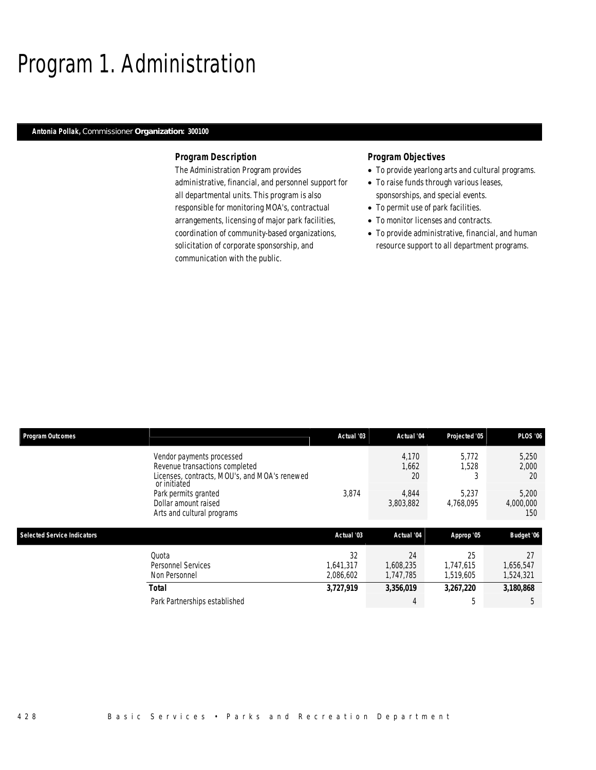# Program 1. Administration

**Antonia Pollak,** Commissioner **Organization: 300100**

### Program Description

The Administration Program provides administrative, financial, and personnel support for all departmental units. This program is also responsible for monitoring MOA's, contractual arrangements, licensing of major park facilities, coordination of community-based organizations, solicitation of corporate sponsorship, and communication with the public.

### Program Objectives

- To provide yearlong arts and cultural programs.
- To raise funds through various leases, sponsorships, and special events.
- To permit use of park facilities.
- To monitor licenses and contracts.
- To provide administrative, financial, and human resource support to all department programs.

| Program Outcomes | | Actual '03 | Actual '04 | Projected '05 | PLOS '06 |
|---|---|---|---|---|---|
| | Vendor payments processed | | 4,170 | 5,772 | 5,250 |
| | Revenue transactions completed | | 1,662 | 1,528 | 2,000 |
| | Licenses, contracts, MOU's, and MOA's renewed or initiated | | 20 | 3 | 20 |
| | Park permits granted | 3,874 | 4,844 | 5,237 | 5,200 |
| | Dollar amount raised | | 3,803,882 | 4,768,095 | 4,000,000 |
| | Arts and cultural programs | | | | 150 |

| Selected Service Indicators | | Actual '03 | Actual '04 | Approp '05 | Budget '06 |
|---|---|---|---|---|---|
| | Quota | 32 | 24 | 25 | 27 |
| | Personnel Services | 1,641,317 | 1,608,235 | 1,747,615 | 1,656,547 |
| | Non Personnel | 2,086,602 | 1,747,785 | 1,519,605 | 1,524,321 |
| | **Total** | **3,727,919** | **3,356,019** | **3,267,220** | **3,180,868** |
| | Park Partnerships established | | 4 | 5 | 5 |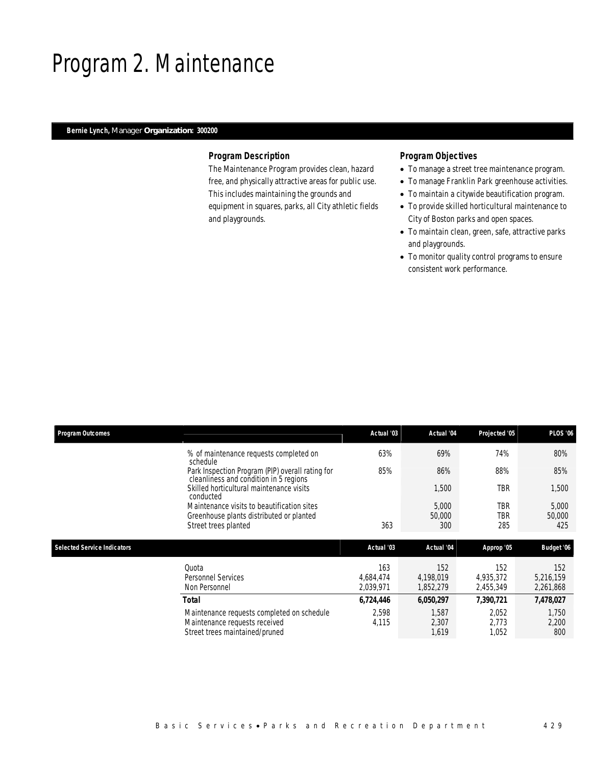# Program 2. Maintenance

**Bernie Lynch,** Manager **Organization: 300200**

### Program Description

The Maintenance Program provides clean, hazard free, and physically attractive areas for public use. This includes maintaining the grounds and equipment in squares, parks, all City athletic fields and playgrounds.

### Program Objectives

- To manage a street tree maintenance program.
- To manage Franklin Park greenhouse activities.
- To maintain a citywide beautification program.
- To provide skilled horticultural maintenance to City of Boston parks and open spaces.
- To maintain clean, green, safe, attractive parks and playgrounds.
- To monitor quality control programs to ensure consistent work performance.

| Program Outcomes | Actual '03 | Actual '04 | Projected '05 | PLOS '06 |
|---|---|---|---|---|
| % of maintenance requests completed on schedule | 63% | 69% | 74% | 80% |
| Park Inspection Program (PIP) overall rating for cleanliness and condition in 5 regions | 85% | 86% | 88% | 85% |
| Skilled horticultural maintenance visits conducted | | 1,500 | TBR | 1,500 |
| Maintenance visits to beautification sites | | 5,000 | TBR | 5,000 |
| Greenhouse plants distributed or planted | | 50,000 | TBR | 50,000 |
| Street trees planted | 363 | 300 | 285 | 425 |

| Selected Service Indicators | Actual '03 | Actual '04 | Approp '05 | Budget '06 |
|---|---|---|---|---|
| Quota | 163 | 152 | 152 | 152 |
| Personnel Services | 4,684,474 | 4,198,019 | 4,935,372 | 5,216,159 |
| Non Personnel | 2,039,971 | 1,852,279 | 2,455,349 | 2,261,868 |
| **Total** | **6,724,446** | **6,050,297** | **7,390,721** | **7,478,027** |
| Maintenance requests completed on schedule | 2,598 | 1,587 | 2,052 | 1,750 |
| Maintenance requests received | 4,115 | 2,307 | 2,773 | 2,200 |
| Street trees maintained/pruned | | 1,619 | 1,052 | 800 |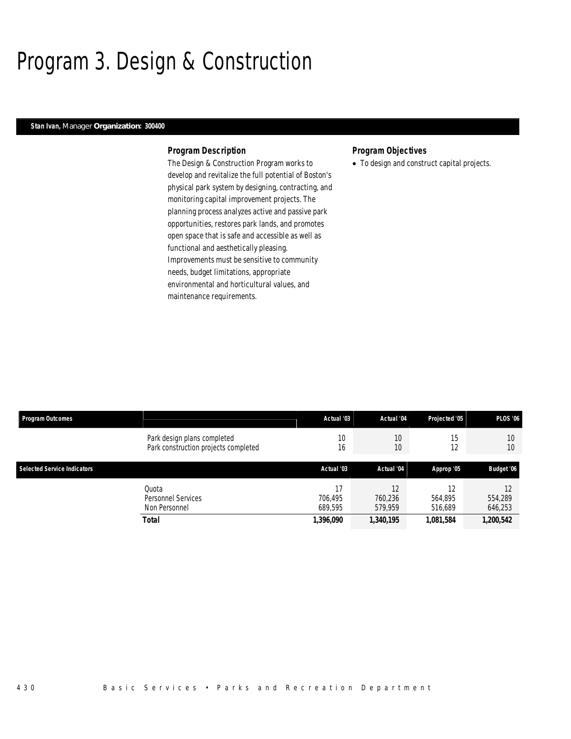# Program 3. Design & Construction

**Stan Ivan,** Manager **Organization: 300400**

### Program Description

The Design & Construction Program works to develop and revitalize the full potential of Boston's physical park system by designing, contracting, and monitoring capital improvement projects. The planning process analyzes active and passive park opportunities, restores park lands, and promotes open space that is safe and accessible as well as functional and aesthetically pleasing. Improvements must be sensitive to community needs, budget limitations, appropriate environmental and horticultural values, and maintenance requirements.

### Program Objectives

- To design and construct capital projects.

| Program Outcomes | | Actual '03 | Actual '04 | Projected '05 | PLOS '06 |
|---|---|---|---|---|---|
| | Park design plans completed | 10 | 10 | 15 | 10 |
| | Park construction projects completed | 16 | 10 | 12 | 10 |

| Selected Service Indicators | | Actual '03 | Actual '04 | Approp '05 | Budget '06 |
|---|---|---|---|---|---|
| | Quota | 17 | 12 | 12 | 12 |
| | Personnel Services | 706,495 | 760,236 | 564,895 | 554,289 |
| | Non Personnel | 689,595 | 579,959 | 516,689 | 646,253 |
| | **Total** | **1,396,090** | **1,340,195** | **1,081,584** | **1,200,542** |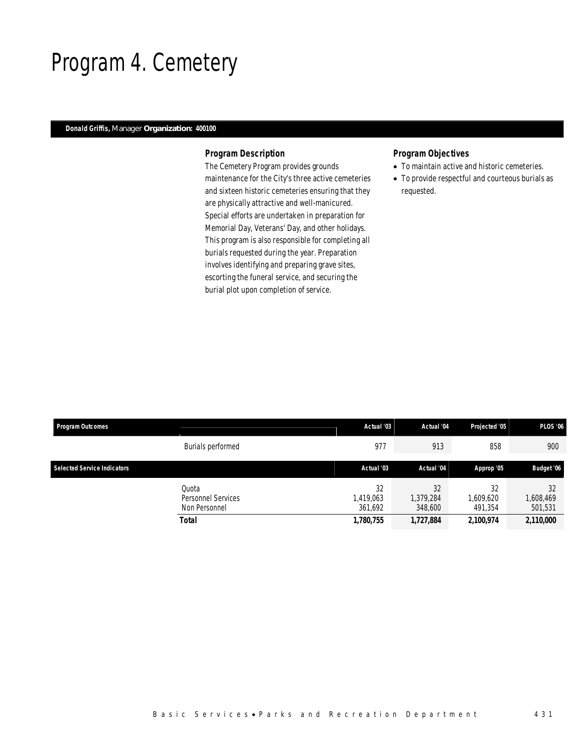# Program 4. Cemetery

**Donald Griffis,** Manager **Organization: 400100**

### Program Description

The Cemetery Program provides grounds maintenance for the City's three active cemeteries and sixteen historic cemeteries ensuring that they are physically attractive and well-manicured. Special efforts are undertaken in preparation for Memorial Day, Veterans' Day, and other holidays. This program is also responsible for completing all burials requested during the year. Preparation involves identifying and preparing grave sites, escorting the funeral service, and securing the burial plot upon completion of service.

### Program Objectives

- To maintain active and historic cemeteries.
- To provide respectful and courteous burials as requested.

| Program Outcomes | | Actual '03 | Actual '04 | Projected '05 | PLOS '06 |
|---|---|---|---|---|---|
| | Burials performed | 977 | 913 | 858 | 900 |

| Selected Service Indicators | | Actual '03 | Actual '04 | Approp '05 | Budget '06 |
|---|---|---|---|---|---|
| | Quota | 32 | 32 | 32 | 32 |
| | Personnel Services | 1,419,063 | 1,379,284 | 1,609,620 | 1,608,469 |
| | Non Personnel | 361,692 | 348,600 | 491,354 | 501,531 |
| | **Total** | **1,780,755** | **1,727,884** | **2,100,974** | **2,110,000** |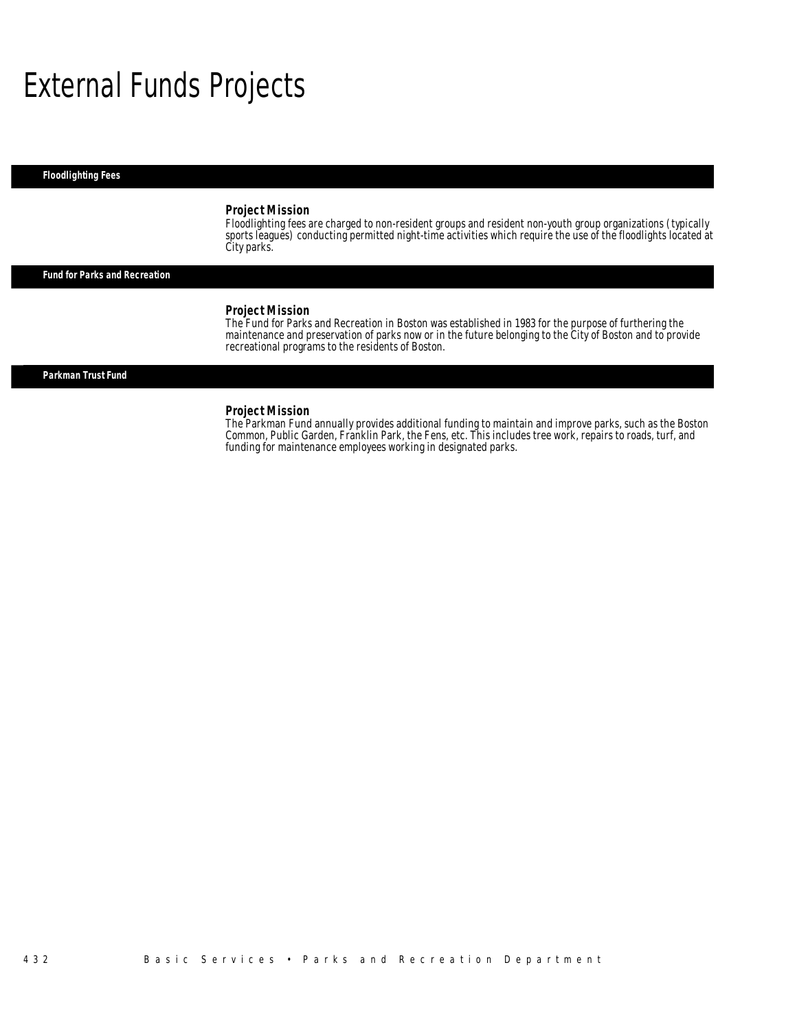# External Funds Projects

## Floodlighting Fees

### Project Mission

Floodlighting fees are charged to non-resident groups and resident non-youth group organizations (typically sports leagues) conducting permitted night-time activities which require the use of the floodlights located at City parks.

## Fund for Parks and Recreation

### Project Mission

The Fund for Parks and Recreation in Boston was established in 1983 for the purpose of furthering the maintenance and preservation of parks now or in the future belonging to the City of Boston and to provide recreational programs to the residents of Boston.

## Parkman Trust Fund

### Project Mission

The Parkman Fund annually provides additional funding to maintain and improve parks, such as the Boston Common, Public Garden, Franklin Park, the Fens, etc. This includes tree work, repairs to roads, turf, and funding for maintenance employees working in designated parks.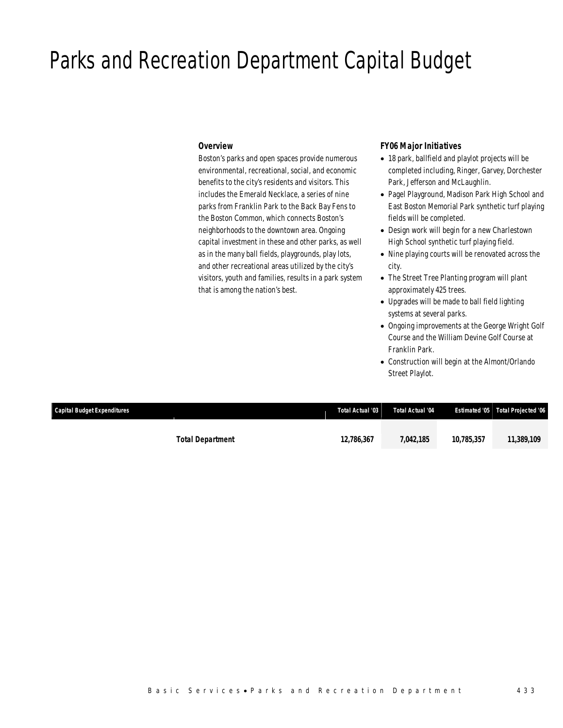# Parks and Recreation Department Capital Budget

### Overview

Boston's parks and open spaces provide numerous environmental, recreational, social, and economic benefits to the city's residents and visitors. This includes the Emerald Necklace, a series of nine parks from Franklin Park to the Back Bay Fens to the Boston Common, which connects Boston's neighborhoods to the downtown area. Ongoing capital investment in these and other parks, as well as in the many ball fields, playgrounds, play lots, and other recreational areas utilized by the city's visitors, youth and families, results in a park system that is among the nation's best.

### FY06 Major Initiatives

- 18 park, ballfield and playlot projects will be completed including, Ringer, Garvey, Dorchester Park, Jefferson and McLaughlin.
- Pagel Playground, Madison Park High School and East Boston Memorial Park synthetic turf playing fields will be completed.
- Design work will begin for a new Charlestown High School synthetic turf playing field.
- Nine playing courts will be renovated across the city.
- The Street Tree Planting program will plant approximately 425 trees.
- Upgrades will be made to ball field lighting systems at several parks.
- Ongoing improvements at the George Wright Golf Course and the William Devine Golf Course at Franklin Park.
- Construction will begin at the Almont/Orlando Street Playlot.

| Capital Budget Expenditures | Total Actual '03 | Total Actual '04 | Estimated '05 | Total Projected '06 |
|---|---|---|---|---|
| **Total Department** | **12,786,367** | **7,042,185** | **10,785,357** | **11,389,109** |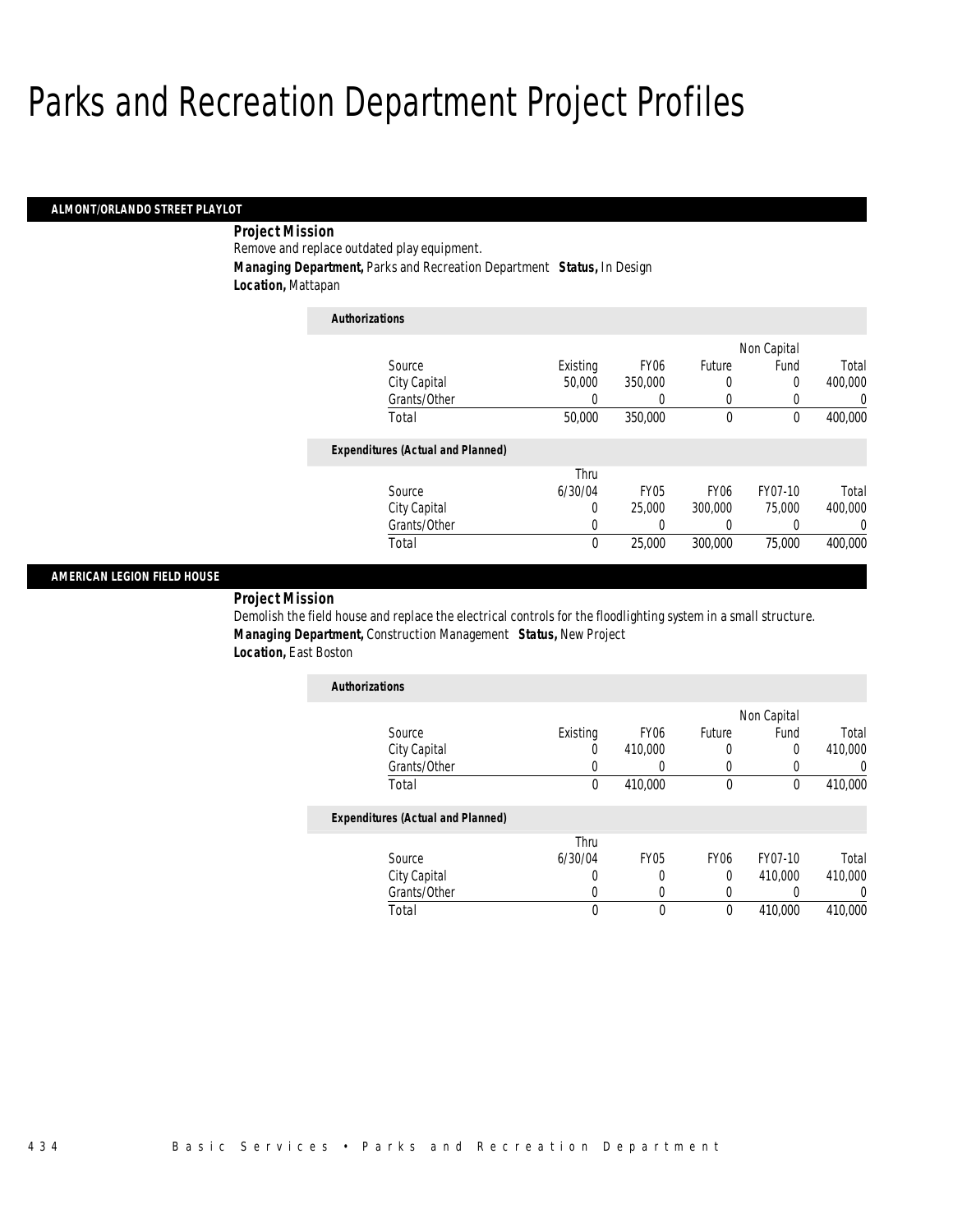# Parks and Recreation Department Project Profiles

## ALMONT/ORLANDO STREET PLAYLOT

***Project Mission***

Remove and replace outdated play equipment.

***Managing Department,*** Parks and Recreation Department ***Status,*** In Design

***Location,*** Mattapan

***Authorizations***

| Source | Existing | FY06 | Future | Non Capital Fund | Total |
|---|---|---|---|---|---|
| City Capital | 50,000 | 350,000 | 0 | 0 | 400,000 |
| Grants/Other | 0 | 0 | 0 | 0 | 0 |
| Total | 50,000 | 350,000 | 0 | 0 | 400,000 |

***Expenditures (Actual and Planned)***

| Source | Thru 6/30/04 | FY05 | FY06 | FY07-10 | Total |
|---|---|---|---|---|---|
| City Capital | 0 | 25,000 | 300,000 | 75,000 | 400,000 |
| Grants/Other | 0 | 0 | 0 | 0 | 0 |
| Total | 0 | 25,000 | 300,000 | 75,000 | 400,000 |

## AMERICAN LEGION FIELD HOUSE

***Project Mission***

Demolish the field house and replace the electrical controls for the floodlighting system in a small structure.

***Managing Department,*** Construction Management ***Status,*** New Project

***Location,*** East Boston

***Authorizations***

| Source | Existing | FY06 | Future | Non Capital Fund | Total |
|---|---|---|---|---|---|
| City Capital | 0 | 410,000 | 0 | 0 | 410,000 |
| Grants/Other | 0 | 0 | 0 | 0 | 0 |
| Total | 0 | 410,000 | 0 | 0 | 410,000 |

***Expenditures (Actual and Planned)***

| Source | Thru 6/30/04 | FY05 | FY06 | FY07-10 | Total |
|---|---|---|---|---|---|
| City Capital | 0 | 0 | 0 | 410,000 | 410,000 |
| Grants/Other | 0 | 0 | 0 | 0 | 0 |
| Total | 0 | 0 | 0 | 410,000 | 410,000 |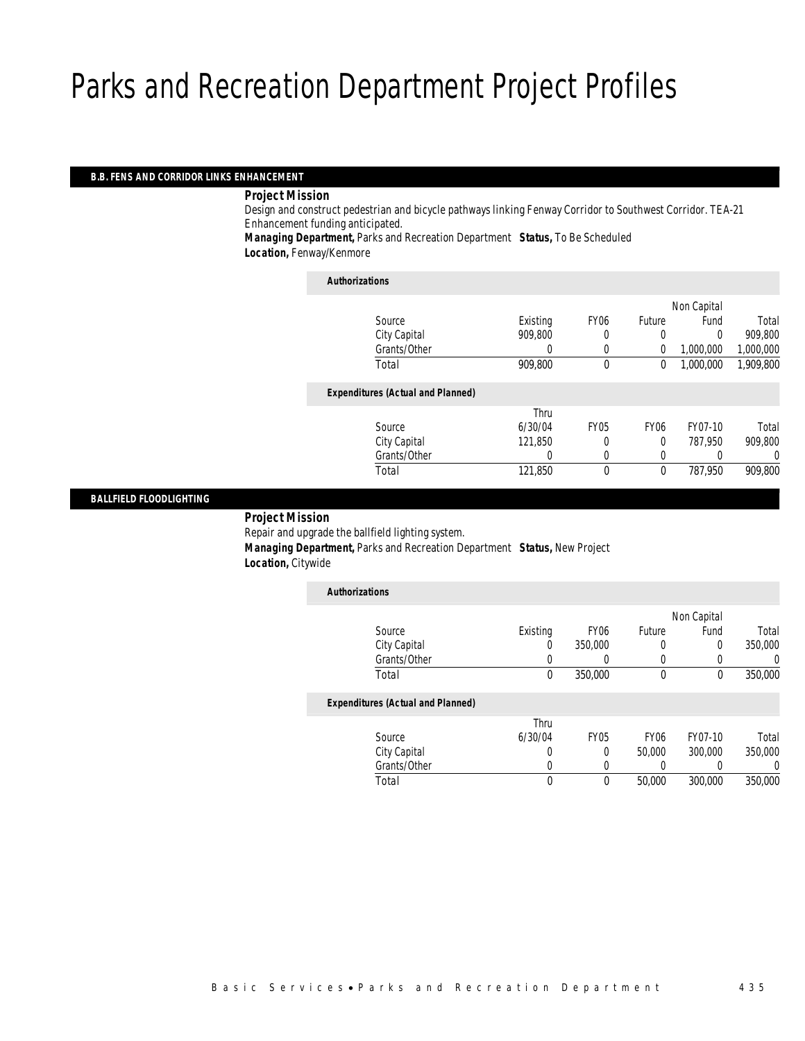# Parks and Recreation Department Project Profiles

## B.B. FENS AND CORRIDOR LINKS ENHANCEMENT

**Project Mission**

Design and construct pedestrian and bicycle pathways linking Fenway Corridor to Southwest Corridor. TEA-21 Enhancement funding anticipated.

**Managing Department,** Parks and Recreation Department **Status,** To Be Scheduled

**Location,** Fenway/Kenmore

***Authorizations***

| Source | Existing | FY06 | Future | Non Capital Fund | Total |
|---|---|---|---|---|---|
| City Capital | 909,800 | 0 | 0 | 0 | 909,800 |
| Grants/Other | 0 | 0 | 0 | 1,000,000 | 1,000,000 |
| Total | 909,800 | 0 | 0 | 1,000,000 | 1,909,800 |

***Expenditures (Actual and Planned)***

| Source | Thru 6/30/04 | FY05 | FY06 | FY07-10 | Total |
|---|---|---|---|---|---|
| City Capital | 121,850 | 0 | 0 | 787,950 | 909,800 |
| Grants/Other | 0 | 0 | 0 | 0 | 0 |
| Total | 121,850 | 0 | 0 | 787,950 | 909,800 |

## BALLFIELD FLOODLIGHTING

**Project Mission**

Repair and upgrade the ballfield lighting system.

**Managing Department,** Parks and Recreation Department **Status,** New Project

**Location,** Citywide

***Authorizations***

| Source | Existing | FY06 | Future | Non Capital Fund | Total |
|---|---|---|---|---|---|
| City Capital | 0 | 350,000 | 0 | 0 | 350,000 |
| Grants/Other | 0 | 0 | 0 | 0 | 0 |
| Total | 0 | 350,000 | 0 | 0 | 350,000 |

***Expenditures (Actual and Planned)***

| Source | Thru 6/30/04 | FY05 | FY06 | FY07-10 | Total |
|---|---|---|---|---|---|
| City Capital | 0 | 0 | 50,000 | 300,000 | 350,000 |
| Grants/Other | 0 | 0 | 0 | 0 | 0 |
| Total | 0 | 0 | 50,000 | 300,000 | 350,000 |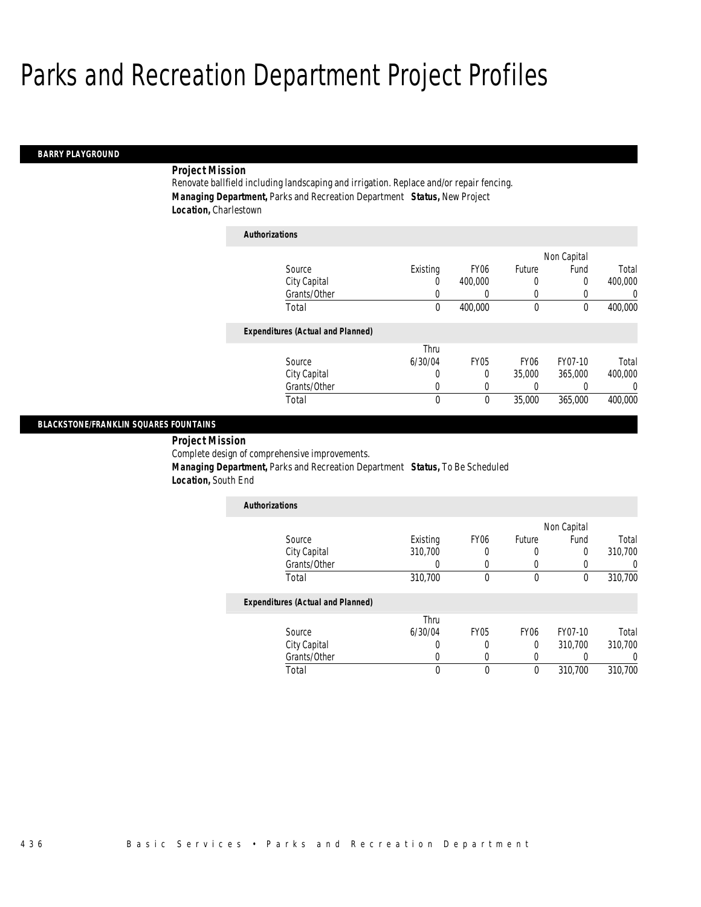# Parks and Recreation Department Project Profiles

## BARRY PLAYGROUND

***Project Mission***

Renovate ballfield including landscaping and irrigation. Replace and/or repair fencing.

***Managing Department,*** Parks and Recreation Department ***Status,*** New Project

***Location,*** Charlestown

***Authorizations***

| Source | Existing | FY06 | Future | Non Capital Fund | Total |
|---|---|---|---|---|---|
| City Capital | 0 | 400,000 | 0 | 0 | 400,000 |
| Grants/Other | 0 | 0 | 0 | 0 | 0 |
| Total | 0 | 400,000 | 0 | 0 | 400,000 |

***Expenditures (Actual and Planned)***

| Source | Thru 6/30/04 | FY05 | FY06 | FY07-10 | Total |
|---|---|---|---|---|---|
| City Capital | 0 | 0 | 35,000 | 365,000 | 400,000 |
| Grants/Other | 0 | 0 | 0 | 0 | 0 |
| Total | 0 | 0 | 35,000 | 365,000 | 400,000 |

## BLACKSTONE/FRANKLIN SQUARES FOUNTAINS

***Project Mission***

Complete design of comprehensive improvements.

***Managing Department,*** Parks and Recreation Department ***Status,*** To Be Scheduled

***Location,*** South End

***Authorizations***

| Source | Existing | FY06 | Future | Non Capital Fund | Total |
|---|---|---|---|---|---|
| City Capital | 310,700 | 0 | 0 | 0 | 310,700 |
| Grants/Other | 0 | 0 | 0 | 0 | 0 |
| Total | 310,700 | 0 | 0 | 0 | 310,700 |

***Expenditures (Actual and Planned)***

| Source | Thru 6/30/04 | FY05 | FY06 | FY07-10 | Total |
|---|---|---|---|---|---|
| City Capital | 0 | 0 | 0 | 310,700 | 310,700 |
| Grants/Other | 0 | 0 | 0 | 0 | 0 |
| Total | 0 | 0 | 0 | 310,700 | 310,700 |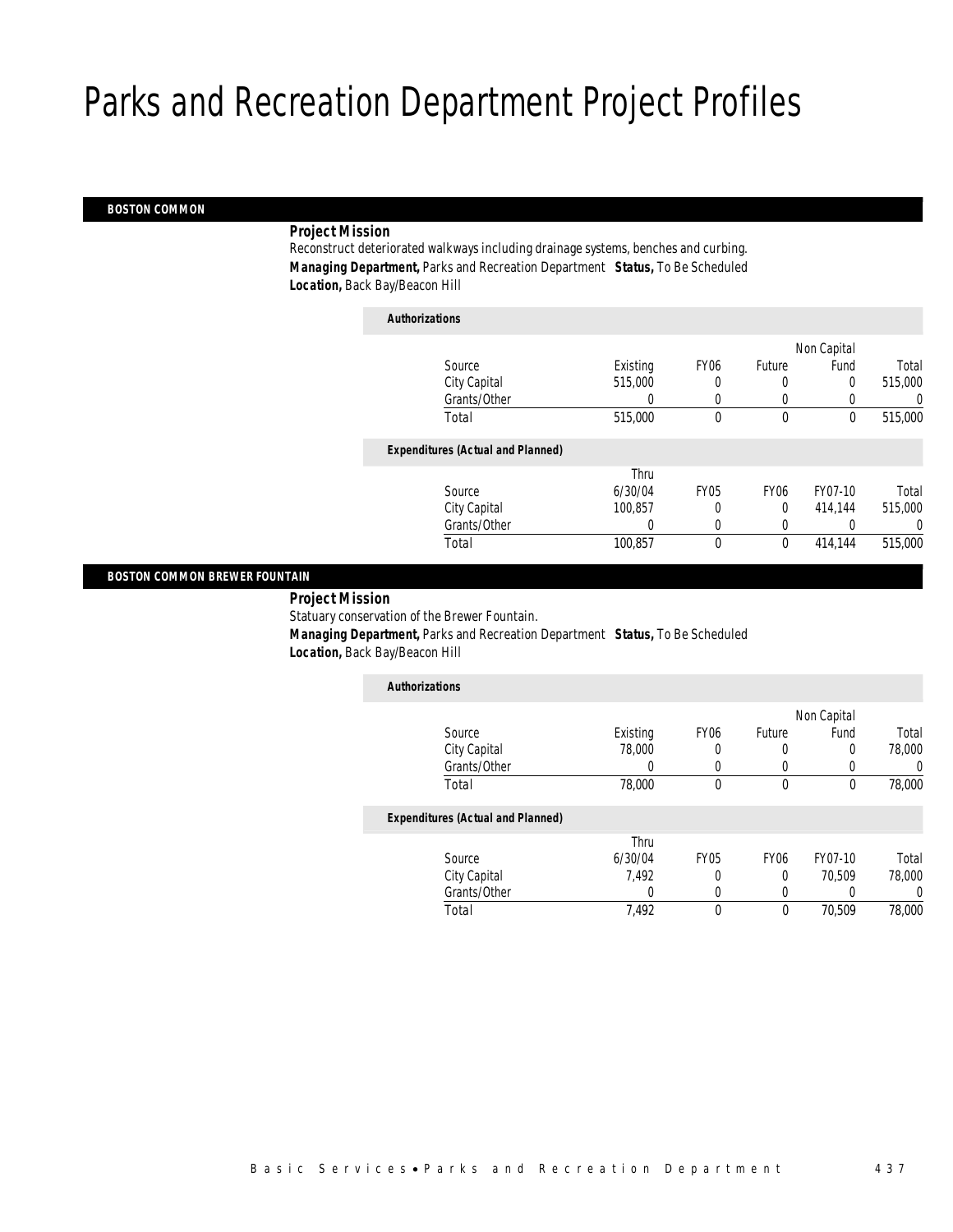# Parks and Recreation Department Project Profiles

## BOSTON COMMON

**Project Mission**

Reconstruct deteriorated walkways including drainage systems, benches and curbing.

**Managing Department,** Parks and Recreation Department **Status,** To Be Scheduled

**Location,** Back Bay/Beacon Hill

*Authorizations*

| Source | Existing | FY06 | Future | Non Capital Fund | Total |
|---|---|---|---|---|---|
| City Capital | 515,000 | 0 | 0 | 0 | 515,000 |
| Grants/Other | 0 | 0 | 0 | 0 | 0 |
| Total | 515,000 | 0 | 0 | 0 | 515,000 |

*Expenditures (Actual and Planned)*

| Source | Thru 6/30/04 | FY05 | FY06 | FY07-10 | Total |
|---|---|---|---|---|---|
| City Capital | 100,857 | 0 | 0 | 414,144 | 515,000 |
| Grants/Other | 0 | 0 | 0 | 0 | 0 |
| Total | 100,857 | 0 | 0 | 414,144 | 515,000 |

## BOSTON COMMON BREWER FOUNTAIN

**Project Mission**

Statuary conservation of the Brewer Fountain.

**Managing Department,** Parks and Recreation Department **Status,** To Be Scheduled

**Location,** Back Bay/Beacon Hill

*Authorizations*

| Source | Existing | FY06 | Future | Non Capital Fund | Total |
|---|---|---|---|---|---|
| City Capital | 78,000 | 0 | 0 | 0 | 78,000 |
| Grants/Other | 0 | 0 | 0 | 0 | 0 |
| Total | 78,000 | 0 | 0 | 0 | 78,000 |

*Expenditures (Actual and Planned)*

| Source | Thru 6/30/04 | FY05 | FY06 | FY07-10 | Total |
|---|---|---|---|---|---|
| City Capital | 7,492 | 0 | 0 | 70,509 | 78,000 |
| Grants/Other | 0 | 0 | 0 | 0 | 0 |
| Total | 7,492 | 0 | 0 | 70,509 | 78,000 |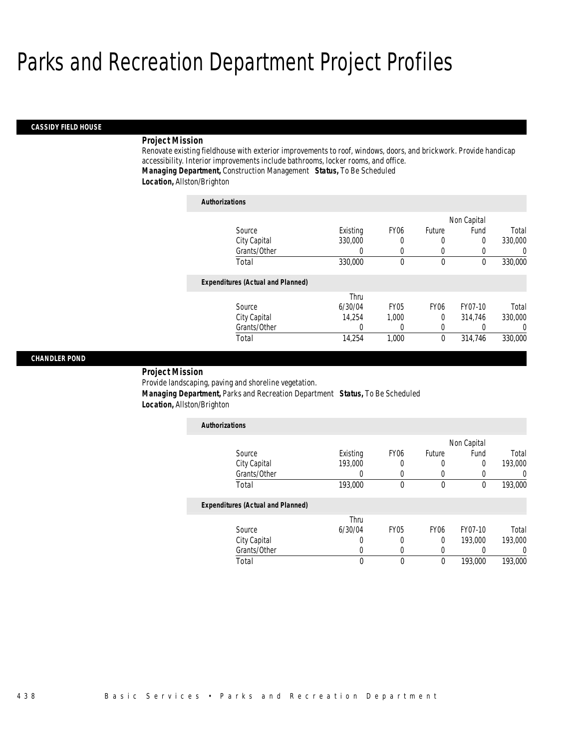# Parks and Recreation Department Project Profiles

## CASSIDY FIELD HOUSE

### Project Mission

Renovate existing fieldhouse with exterior improvements to roof, windows, doors, and brickwork. Provide handicap accessibility. Interior improvements include bathrooms, locker rooms, and office.

***Managing Department,*** Construction Management ***Status,*** To Be Scheduled

***Location,*** Allston/Brighton

**Authorizations**

| Source | Existing | FY06 | Future | Non Capital Fund | Total |
|---|---|---|---|---|---|
| City Capital | 330,000 | 0 | 0 | 0 | 330,000 |
| Grants/Other | 0 | 0 | 0 | 0 | 0 |
| Total | 330,000 | 0 | 0 | 0 | 330,000 |

**Expenditures (Actual and Planned)**

| Source | Thru 6/30/04 | FY05 | FY06 | FY07-10 | Total |
|---|---|---|---|---|---|
| City Capital | 14,254 | 1,000 | 0 | 314,746 | 330,000 |
| Grants/Other | 0 | 0 | 0 | 0 | 0 |
| Total | 14,254 | 1,000 | 0 | 314,746 | 330,000 |

## CHANDLER POND

### Project Mission

Provide landscaping, paving and shoreline vegetation.

***Managing Department,*** Parks and Recreation Department ***Status,*** To Be Scheduled

***Location,*** Allston/Brighton

**Authorizations**

| Source | Existing | FY06 | Future | Non Capital Fund | Total |
|---|---|---|---|---|---|
| City Capital | 193,000 | 0 | 0 | 0 | 193,000 |
| Grants/Other | 0 | 0 | 0 | 0 | 0 |
| Total | 193,000 | 0 | 0 | 0 | 193,000 |

**Expenditures (Actual and Planned)**

| Source | Thru 6/30/04 | FY05 | FY06 | FY07-10 | Total |
|---|---|---|---|---|---|
| City Capital | 0 | 0 | 0 | 193,000 | 193,000 |
| Grants/Other | 0 | 0 | 0 | 0 | 0 |
| Total | 0 | 0 | 0 | 193,000 | 193,000 |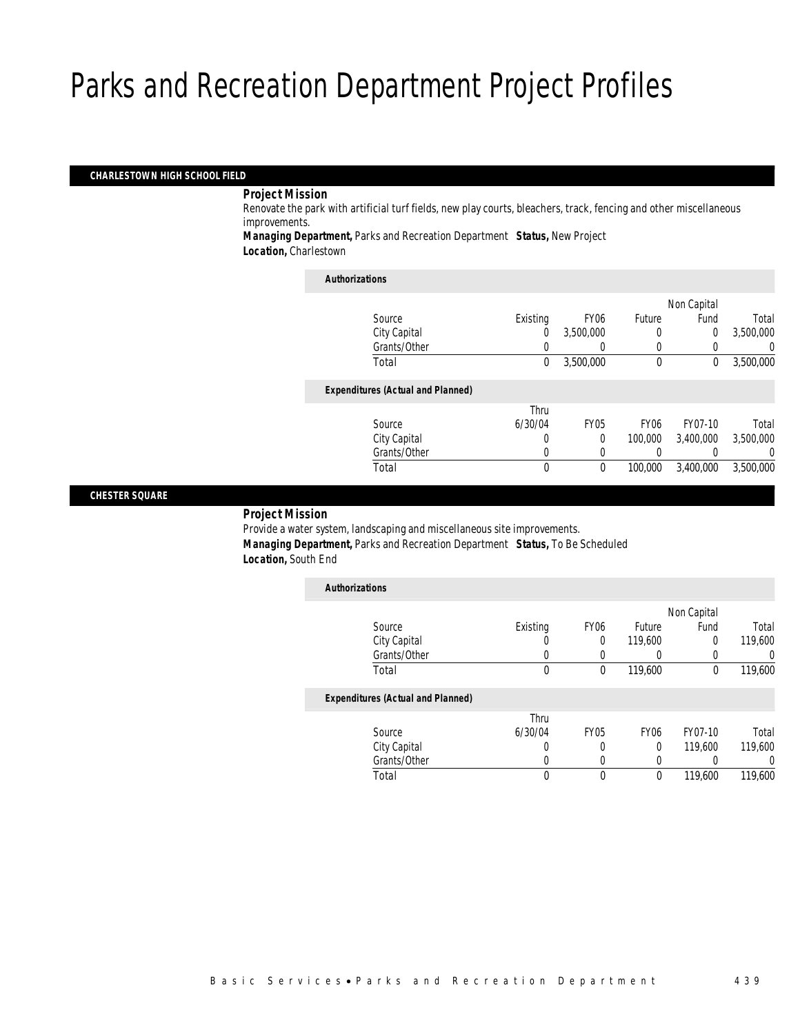# Parks and Recreation Department Project Profiles

## CHARLESTOWN HIGH SCHOOL FIELD

***Project Mission***

Renovate the park with artificial turf fields, new play courts, bleachers, track, fencing and other miscellaneous improvements.

***Managing Department,*** Parks and Recreation Department ***Status,*** New Project

***Location,*** Charlestown

***Authorizations***

| Source | Existing | FY06 | Future | Non Capital Fund | Total |
|---|---|---|---|---|---|
| City Capital | 0 | 3,500,000 | 0 | 0 | 3,500,000 |
| Grants/Other | 0 | 0 | 0 | 0 | 0 |
| Total | 0 | 3,500,000 | 0 | 0 | 3,500,000 |

***Expenditures (Actual and Planned)***

| Source | Thru 6/30/04 | FY05 | FY06 | FY07-10 | Total |
|---|---|---|---|---|---|
| City Capital | 0 | 0 | 100,000 | 3,400,000 | 3,500,000 |
| Grants/Other | 0 | 0 | 0 | 0 | 0 |
| Total | 0 | 0 | 100,000 | 3,400,000 | 3,500,000 |

## CHESTER SQUARE

***Project Mission***

Provide a water system, landscaping and miscellaneous site improvements.

***Managing Department,*** Parks and Recreation Department ***Status,*** To Be Scheduled

***Location,*** South End

***Authorizations***

| Source | Existing | FY06 | Future | Non Capital Fund | Total |
|---|---|---|---|---|---|
| City Capital | 0 | 0 | 119,600 | 0 | 119,600 |
| Grants/Other | 0 | 0 | 0 | 0 | 0 |
| Total | 0 | 0 | 119,600 | 0 | 119,600 |

***Expenditures (Actual and Planned)***

| Source | Thru 6/30/04 | FY05 | FY06 | FY07-10 | Total |
|---|---|---|---|---|---|
| City Capital | 0 | 0 | 0 | 119,600 | 119,600 |
| Grants/Other | 0 | 0 | 0 | 0 | 0 |
| Total | 0 | 0 | 0 | 119,600 | 119,600 |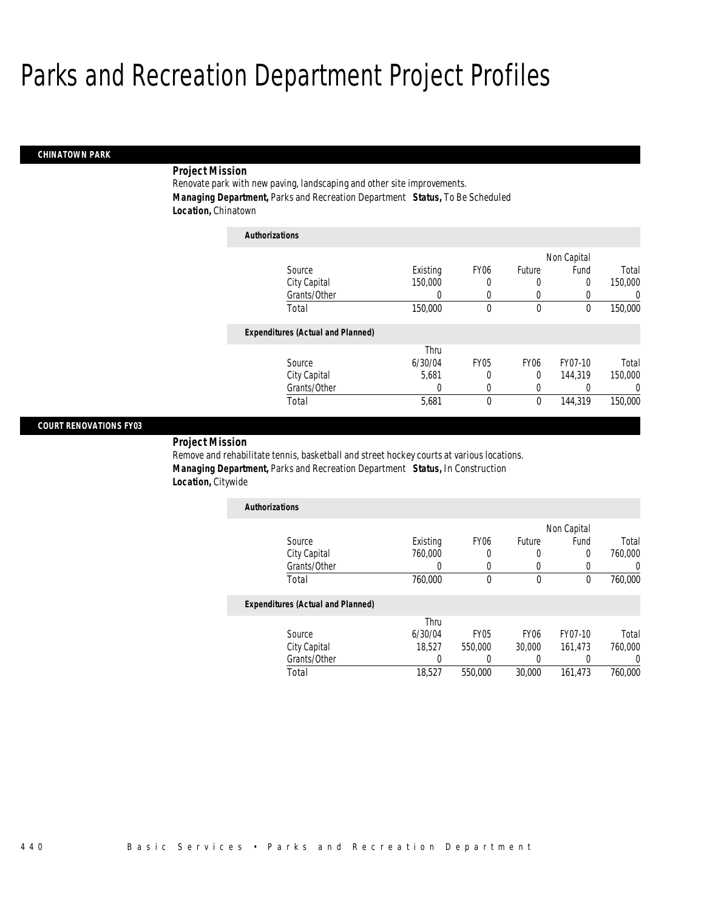# Parks and Recreation Department Project Profiles

## CHINATOWN PARK

***Project Mission***

Renovate park with new paving, landscaping and other site improvements.

***Managing Department,*** Parks and Recreation Department ***Status,*** To Be Scheduled

***Location,*** Chinatown

***Authorizations***

| Source | Existing | FY06 | Future | Non Capital Fund | Total |
|---|---|---|---|---|---|
| City Capital | 150,000 | 0 | 0 | 0 | 150,000 |
| Grants/Other | 0 | 0 | 0 | 0 | 0 |
| Total | 150,000 | 0 | 0 | 0 | 150,000 |

***Expenditures (Actual and Planned)***

| Source | Thru 6/30/04 | FY05 | FY06 | FY07-10 | Total |
|---|---|---|---|---|---|
| City Capital | 5,681 | 0 | 0 | 144,319 | 150,000 |
| Grants/Other | 0 | 0 | 0 | 0 | 0 |
| Total | 5,681 | 0 | 0 | 144,319 | 150,000 |

## COURT RENOVATIONS FY03

***Project Mission***

Remove and rehabilitate tennis, basketball and street hockey courts at various locations.

***Managing Department,*** Parks and Recreation Department ***Status,*** In Construction

***Location,*** Citywide

***Authorizations***

| Source | Existing | FY06 | Future | Non Capital Fund | Total |
|---|---|---|---|---|---|
| City Capital | 760,000 | 0 | 0 | 0 | 760,000 |
| Grants/Other | 0 | 0 | 0 | 0 | 0 |
| Total | 760,000 | 0 | 0 | 0 | 760,000 |

***Expenditures (Actual and Planned)***

| Source | Thru 6/30/04 | FY05 | FY06 | FY07-10 | Total |
|---|---|---|---|---|---|
| City Capital | 18,527 | 550,000 | 30,000 | 161,473 | 760,000 |
| Grants/Other | 0 | 0 | 0 | 0 | 0 |
| Total | 18,527 | 550,000 | 30,000 | 161,473 | 760,000 |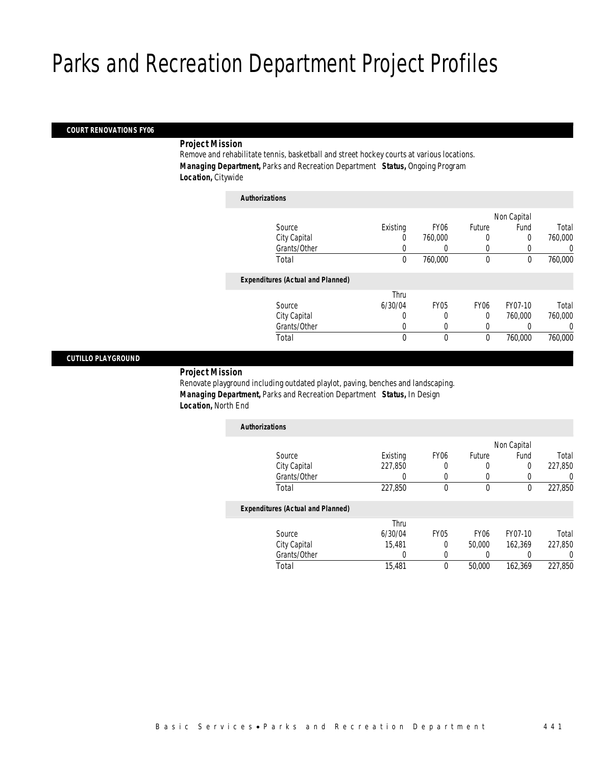# Parks and Recreation Department Project Profiles

## COURT RENOVATIONS FY06

**Project Mission**

Remove and rehabilitate tennis, basketball and street hockey courts at various locations.

***Managing Department,*** Parks and Recreation Department ***Status,*** Ongoing Program

***Location,*** Citywide

***Authorizations***

| Source | Existing | FY06 | Future | Non Capital Fund | Total |
|---|---|---|---|---|---|
| City Capital | 0 | 760,000 | 0 | 0 | 760,000 |
| Grants/Other | 0 | 0 | 0 | 0 | 0 |
| Total | 0 | 760,000 | 0 | 0 | 760,000 |

***Expenditures (Actual and Planned)***

| Source | Thru 6/30/04 | FY05 | FY06 | FY07-10 | Total |
|---|---|---|---|---|---|
| City Capital | 0 | 0 | 0 | 760,000 | 760,000 |
| Grants/Other | 0 | 0 | 0 | 0 | 0 |
| Total | 0 | 0 | 0 | 760,000 | 760,000 |

## CUTILLO PLAYGROUND

**Project Mission**

Renovate playground including outdated playlot, paving, benches and landscaping.

***Managing Department,*** Parks and Recreation Department ***Status,*** In Design

***Location,*** North End

***Authorizations***

| Source | Existing | FY06 | Future | Non Capital Fund | Total |
|---|---|---|---|---|---|
| City Capital | 227,850 | 0 | 0 | 0 | 227,850 |
| Grants/Other | 0 | 0 | 0 | 0 | 0 |
| Total | 227,850 | 0 | 0 | 0 | 227,850 |

***Expenditures (Actual and Planned)***

| Source | Thru 6/30/04 | FY05 | FY06 | FY07-10 | Total |
|---|---|---|---|---|---|
| City Capital | 15,481 | 0 | 50,000 | 162,369 | 227,850 |
| Grants/Other | 0 | 0 | 0 | 0 | 0 |
| Total | 15,481 | 0 | 50,000 | 162,369 | 227,850 |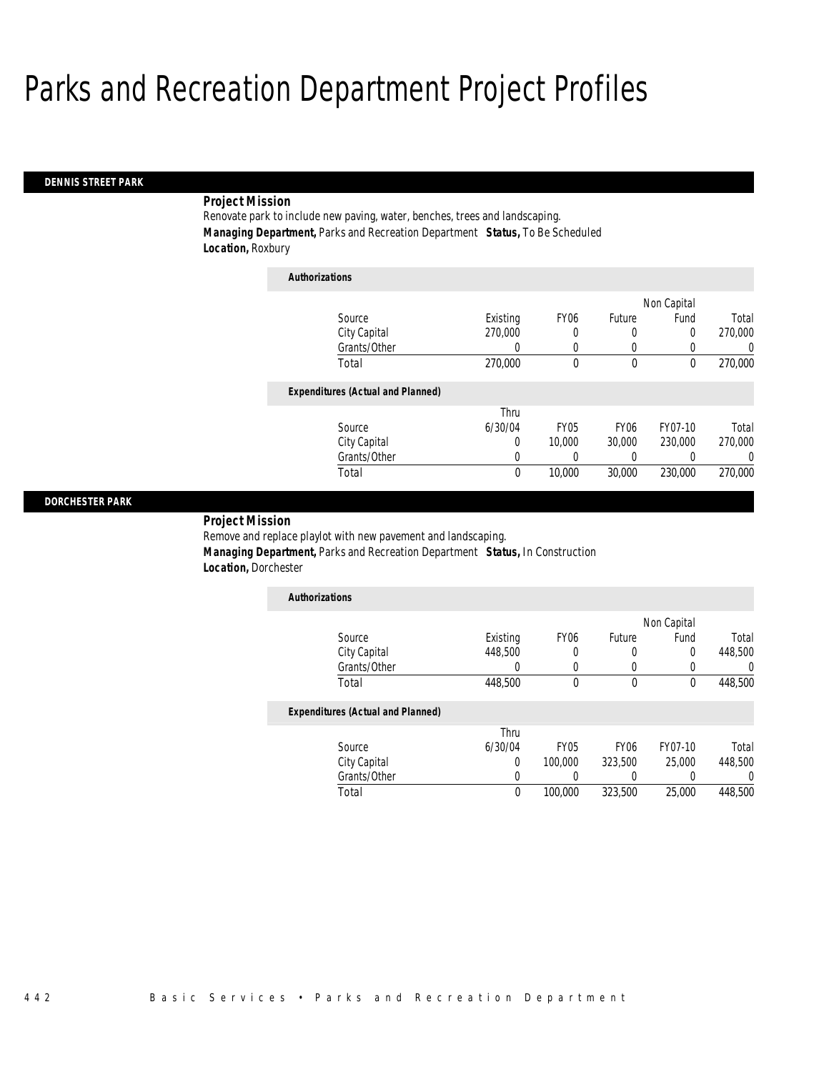# Parks and Recreation Department Project Profiles

## DENNIS STREET PARK

***Project Mission***

Renovate park to include new paving, water, benches, trees and landscaping.

***Managing Department,*** Parks and Recreation Department ***Status,*** To Be Scheduled

***Location,*** Roxbury

***Authorizations***

| Source | Existing | FY06 | Future | Non Capital Fund | Total |
|---|---|---|---|---|---|
| City Capital | 270,000 | 0 | 0 | 0 | 270,000 |
| Grants/Other | 0 | 0 | 0 | 0 | 0 |
| Total | 270,000 | 0 | 0 | 0 | 270,000 |

***Expenditures (Actual and Planned)***

| Source | Thru 6/30/04 | FY05 | FY06 | FY07-10 | Total |
|---|---|---|---|---|---|
| City Capital | 0 | 10,000 | 30,000 | 230,000 | 270,000 |
| Grants/Other | 0 | 0 | 0 | 0 | 0 |
| Total | 0 | 10,000 | 30,000 | 230,000 | 270,000 |

## DORCHESTER PARK

***Project Mission***

Remove and replace playlot with new pavement and landscaping.

***Managing Department,*** Parks and Recreation Department ***Status,*** In Construction

***Location,*** Dorchester

***Authorizations***

| Source | Existing | FY06 | Future | Non Capital Fund | Total |
|---|---|---|---|---|---|
| City Capital | 448,500 | 0 | 0 | 0 | 448,500 |
| Grants/Other | 0 | 0 | 0 | 0 | 0 |
| Total | 448,500 | 0 | 0 | 0 | 448,500 |

***Expenditures (Actual and Planned)***

| Source | Thru 6/30/04 | FY05 | FY06 | FY07-10 | Total |
|---|---|---|---|---|---|
| City Capital | 0 | 100,000 | 323,500 | 25,000 | 448,500 |
| Grants/Other | 0 | 0 | 0 | 0 | 0 |
| Total | 0 | 100,000 | 323,500 | 25,000 | 448,500 |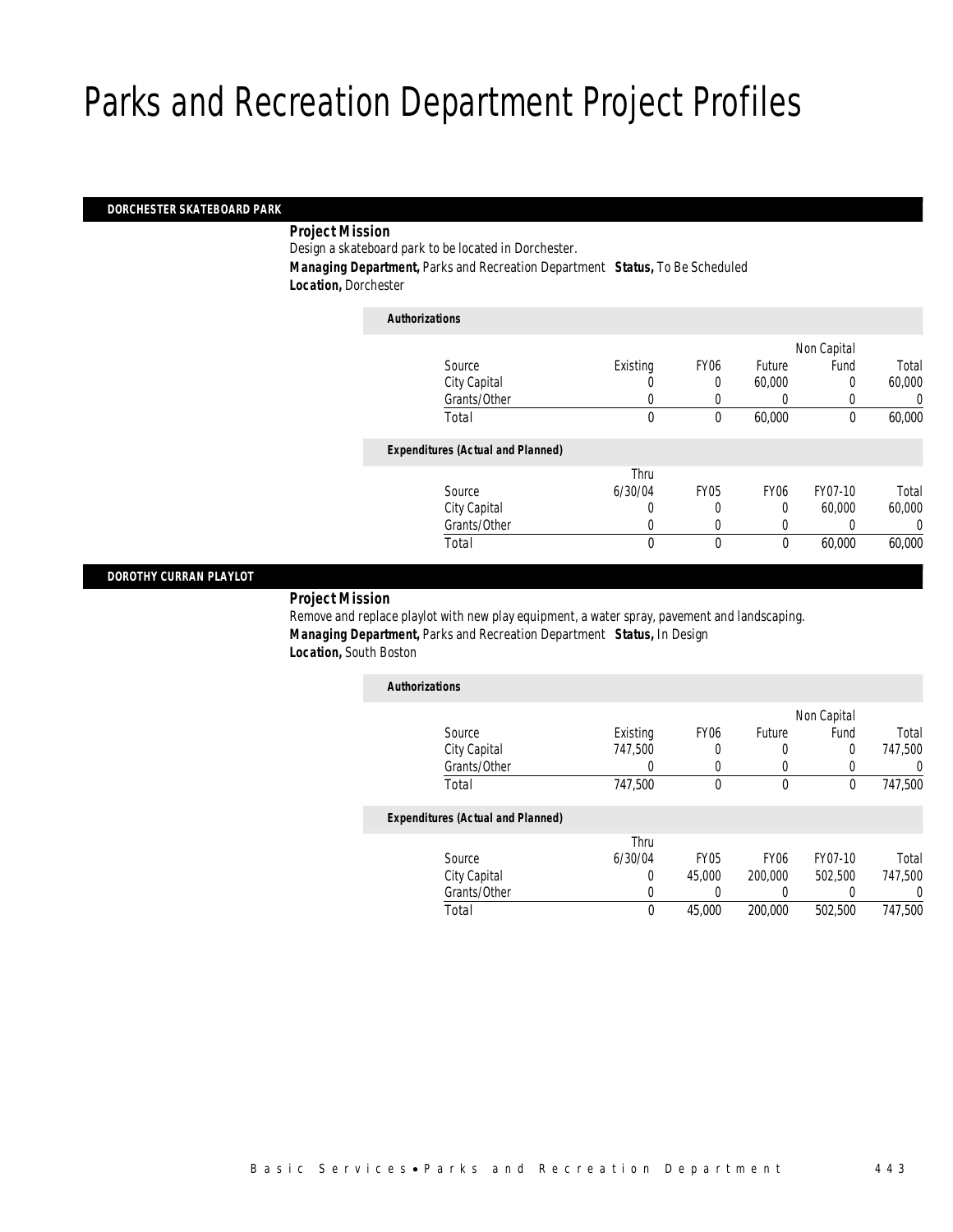# Parks and Recreation Department Project Profiles

## DORCHESTER SKATEBOARD PARK

***Project Mission***

Design a skateboard park to be located in Dorchester.

***Managing Department,*** Parks and Recreation Department ***Status,*** To Be Scheduled

***Location,*** Dorchester

***Authorizations***

| Source | Existing | FY06 | Future | Non Capital Fund | Total |
|---|---|---|---|---|---|
| City Capital | 0 | 0 | 60,000 | 0 | 60,000 |
| Grants/Other | 0 | 0 | 0 | 0 | 0 |
| Total | 0 | 0 | 60,000 | 0 | 60,000 |

***Expenditures (Actual and Planned)***

| Source | Thru 6/30/04 | FY05 | FY06 | FY07-10 | Total |
|---|---|---|---|---|---|
| City Capital | 0 | 0 | 0 | 60,000 | 60,000 |
| Grants/Other | 0 | 0 | 0 | 0 | 0 |
| Total | 0 | 0 | 0 | 60,000 | 60,000 |

## DOROTHY CURRAN PLAYLOT

***Project Mission***

Remove and replace playlot with new play equipment, a water spray, pavement and landscaping.

***Managing Department,*** Parks and Recreation Department ***Status,*** In Design

***Location,*** South Boston

***Authorizations***

| Source | Existing | FY06 | Future | Non Capital Fund | Total |
|---|---|---|---|---|---|
| City Capital | 747,500 | 0 | 0 | 0 | 747,500 |
| Grants/Other | 0 | 0 | 0 | 0 | 0 |
| Total | 747,500 | 0 | 0 | 0 | 747,500 |

***Expenditures (Actual and Planned)***

| Source | Thru 6/30/04 | FY05 | FY06 | FY07-10 | Total |
|---|---|---|---|---|---|
| City Capital | 0 | 45,000 | 200,000 | 502,500 | 747,500 |
| Grants/Other | 0 | 0 | 0 | 0 | 0 |
| Total | 0 | 45,000 | 200,000 | 502,500 | 747,500 |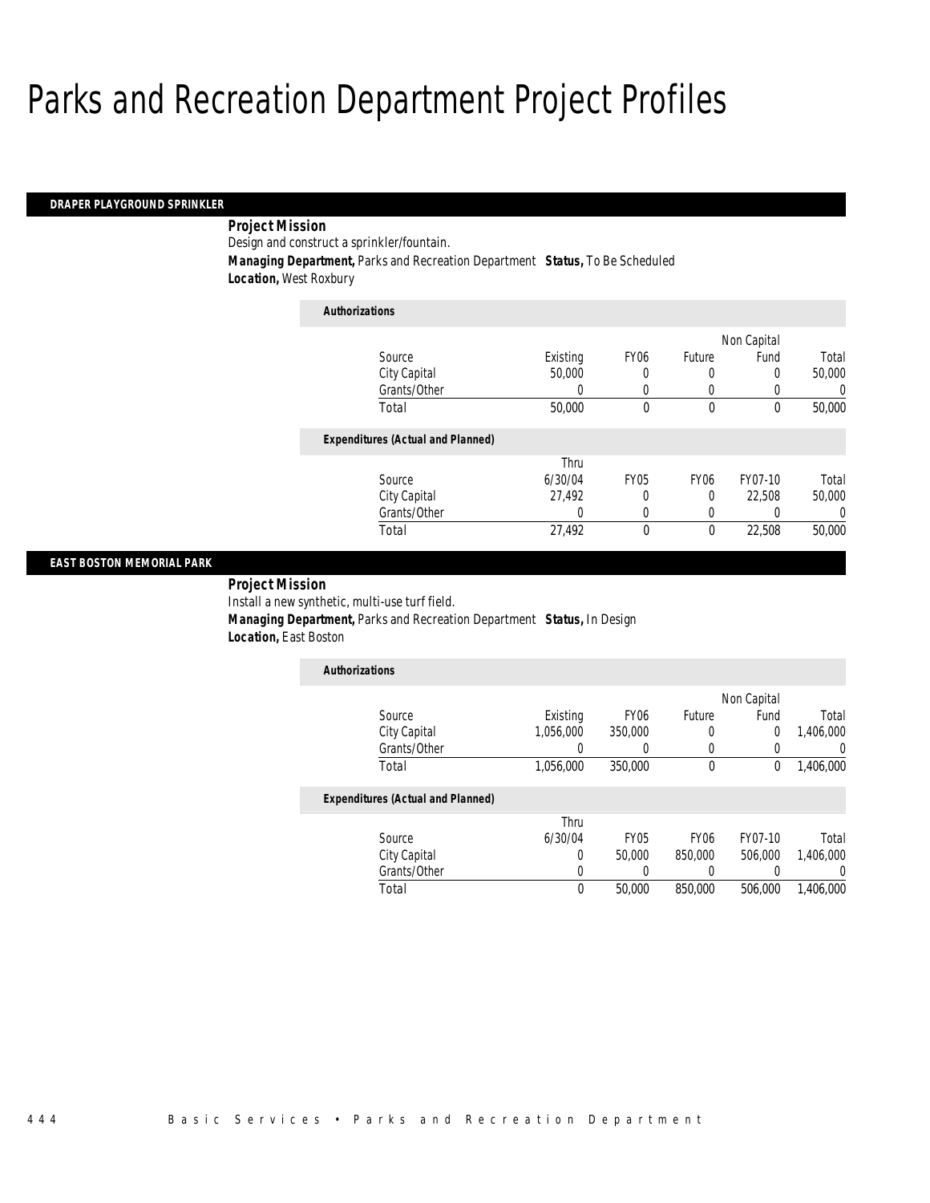# Parks and Recreation Department Project Profiles

## DRAPER PLAYGROUND SPRINKLER

**Project Mission**

Design and construct a sprinkler/fountain.

**Managing Department,** Parks and Recreation Department **Status,** To Be Scheduled

**Location,** West Roxbury

*Authorizations*

| Source | Existing | FY06 | Future | Non Capital Fund | Total |
|---|---|---|---|---|---|
| City Capital | 50,000 | 0 | 0 | 0 | 50,000 |
| Grants/Other | 0 | 0 | 0 | 0 | 0 |
| Total | 50,000 | 0 | 0 | 0 | 50,000 |

*Expenditures (Actual and Planned)*

| Source | Thru 6/30/04 | FY05 | FY06 | FY07-10 | Total |
|---|---|---|---|---|---|
| City Capital | 27,492 | 0 | 0 | 22,508 | 50,000 |
| Grants/Other | 0 | 0 | 0 | 0 | 0 |
| Total | 27,492 | 0 | 0 | 22,508 | 50,000 |

## EAST BOSTON MEMORIAL PARK

**Project Mission**

Install a new synthetic, multi-use turf field.

**Managing Department,** Parks and Recreation Department **Status,** In Design

**Location,** East Boston

*Authorizations*

| Source | Existing | FY06 | Future | Non Capital Fund | Total |
|---|---|---|---|---|---|
| City Capital | 1,056,000 | 350,000 | 0 | 0 | 1,406,000 |
| Grants/Other | 0 | 0 | 0 | 0 | 0 |
| Total | 1,056,000 | 350,000 | 0 | 0 | 1,406,000 |

*Expenditures (Actual and Planned)*

| Source | Thru 6/30/04 | FY05 | FY06 | FY07-10 | Total |
|---|---|---|---|---|---|
| City Capital | 0 | 50,000 | 850,000 | 506,000 | 1,406,000 |
| Grants/Other | 0 | 0 | 0 | 0 | 0 |
| Total | 0 | 50,000 | 850,000 | 506,000 | 1,406,000 |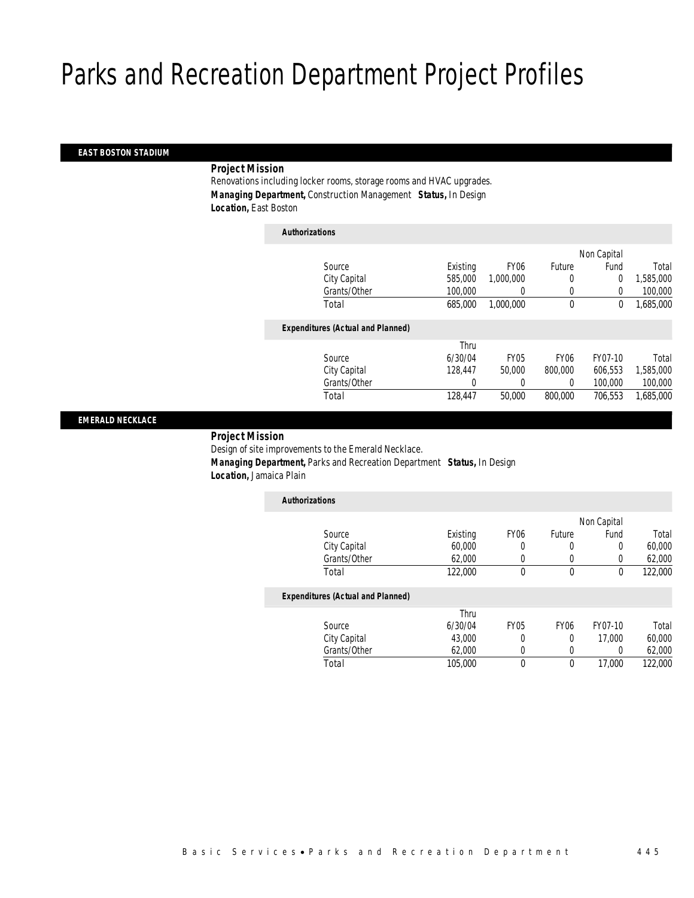# Parks and Recreation Department Project Profiles

## EAST BOSTON STADIUM

**Project Mission**

Renovations including locker rooms, storage rooms and HVAC upgrades.

***Managing Department,*** Construction Management ***Status,*** In Design

***Location,*** East Boston

***Authorizations***

| Source | Existing | FY06 | Future | Non Capital Fund | Total |
|---|---|---|---|---|---|
| City Capital | 585,000 | 1,000,000 | 0 | 0 | 1,585,000 |
| Grants/Other | 100,000 | 0 | 0 | 0 | 100,000 |
| Total | 685,000 | 1,000,000 | 0 | 0 | 1,685,000 |

***Expenditures (Actual and Planned)***

| Source | Thru 6/30/04 | FY05 | FY06 | FY07-10 | Total |
|---|---|---|---|---|---|
| City Capital | 128,447 | 50,000 | 800,000 | 606,553 | 1,585,000 |
| Grants/Other | 0 | 0 | 0 | 100,000 | 100,000 |
| Total | 128,447 | 50,000 | 800,000 | 706,553 | 1,685,000 |

## EMERALD NECKLACE

**Project Mission**

Design of site improvements to the Emerald Necklace.

***Managing Department,*** Parks and Recreation Department ***Status,*** In Design

***Location,*** Jamaica Plain

***Authorizations***

| Source | Existing | FY06 | Future | Non Capital Fund | Total |
|---|---|---|---|---|---|
| City Capital | 60,000 | 0 | 0 | 0 | 60,000 |
| Grants/Other | 62,000 | 0 | 0 | 0 | 62,000 |
| Total | 122,000 | 0 | 0 | 0 | 122,000 |

***Expenditures (Actual and Planned)***

| Source | Thru 6/30/04 | FY05 | FY06 | FY07-10 | Total |
|---|---|---|---|---|---|
| City Capital | 43,000 | 0 | 0 | 17,000 | 60,000 |
| Grants/Other | 62,000 | 0 | 0 | 0 | 62,000 |
| Total | 105,000 | 0 | 0 | 17,000 | 122,000 |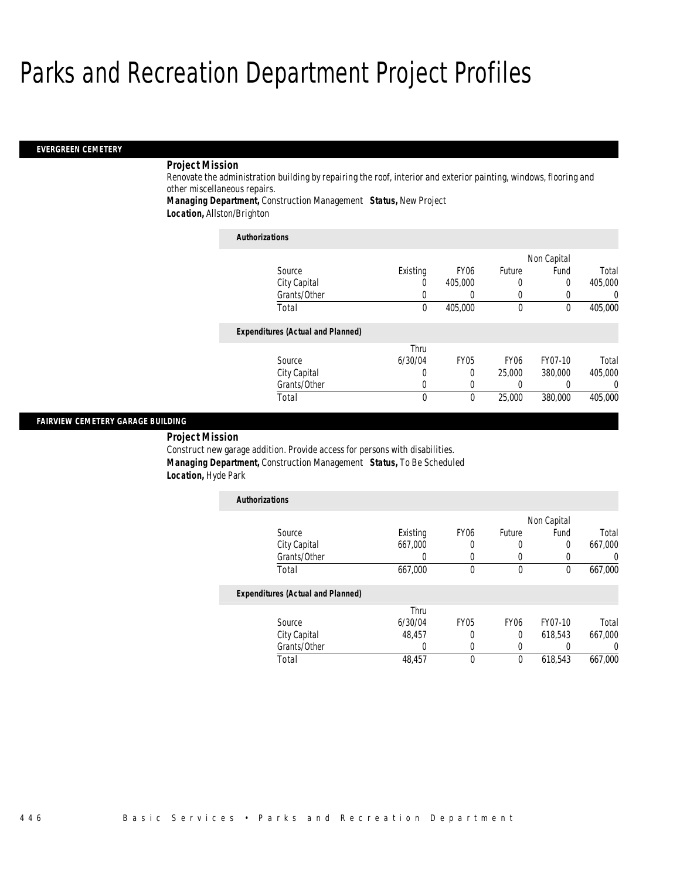# Parks and Recreation Department Project Profiles

## EVERGREEN CEMETERY

***Project Mission***

Renovate the administration building by repairing the roof, interior and exterior painting, windows, flooring and other miscellaneous repairs.

***Managing Department,*** Construction Management ***Status,*** New Project

***Location,*** Allston/Brighton

***Authorizations***

| Source | Existing | FY06 | Future | Non Capital Fund | Total |
|---|---|---|---|---|---|
| City Capital | 0 | 405,000 | 0 | 0 | 405,000 |
| Grants/Other | 0 | 0 | 0 | 0 | 0 |
| Total | 0 | 405,000 | 0 | 0 | 405,000 |

***Expenditures (Actual and Planned)***

| Source | Thru 6/30/04 | FY05 | FY06 | FY07-10 | Total |
|---|---|---|---|---|---|
| City Capital | 0 | 0 | 25,000 | 380,000 | 405,000 |
| Grants/Other | 0 | 0 | 0 | 0 | 0 |
| Total | 0 | 0 | 25,000 | 380,000 | 405,000 |

## FAIRVIEW CEMETERY GARAGE BUILDING

***Project Mission***

Construct new garage addition. Provide access for persons with disabilities.

***Managing Department,*** Construction Management ***Status,*** To Be Scheduled

***Location,*** Hyde Park

***Authorizations***

| Source | Existing | FY06 | Future | Non Capital Fund | Total |
|---|---|---|---|---|---|
| City Capital | 667,000 | 0 | 0 | 0 | 667,000 |
| Grants/Other | 0 | 0 | 0 | 0 | 0 |
| Total | 667,000 | 0 | 0 | 0 | 667,000 |

***Expenditures (Actual and Planned)***

| Source | Thru 6/30/04 | FY05 | FY06 | FY07-10 | Total |
|---|---|---|---|---|---|
| City Capital | 48,457 | 0 | 0 | 618,543 | 667,000 |
| Grants/Other | 0 | 0 | 0 | 0 | 0 |
| Total | 48,457 | 0 | 0 | 618,543 | 667,000 |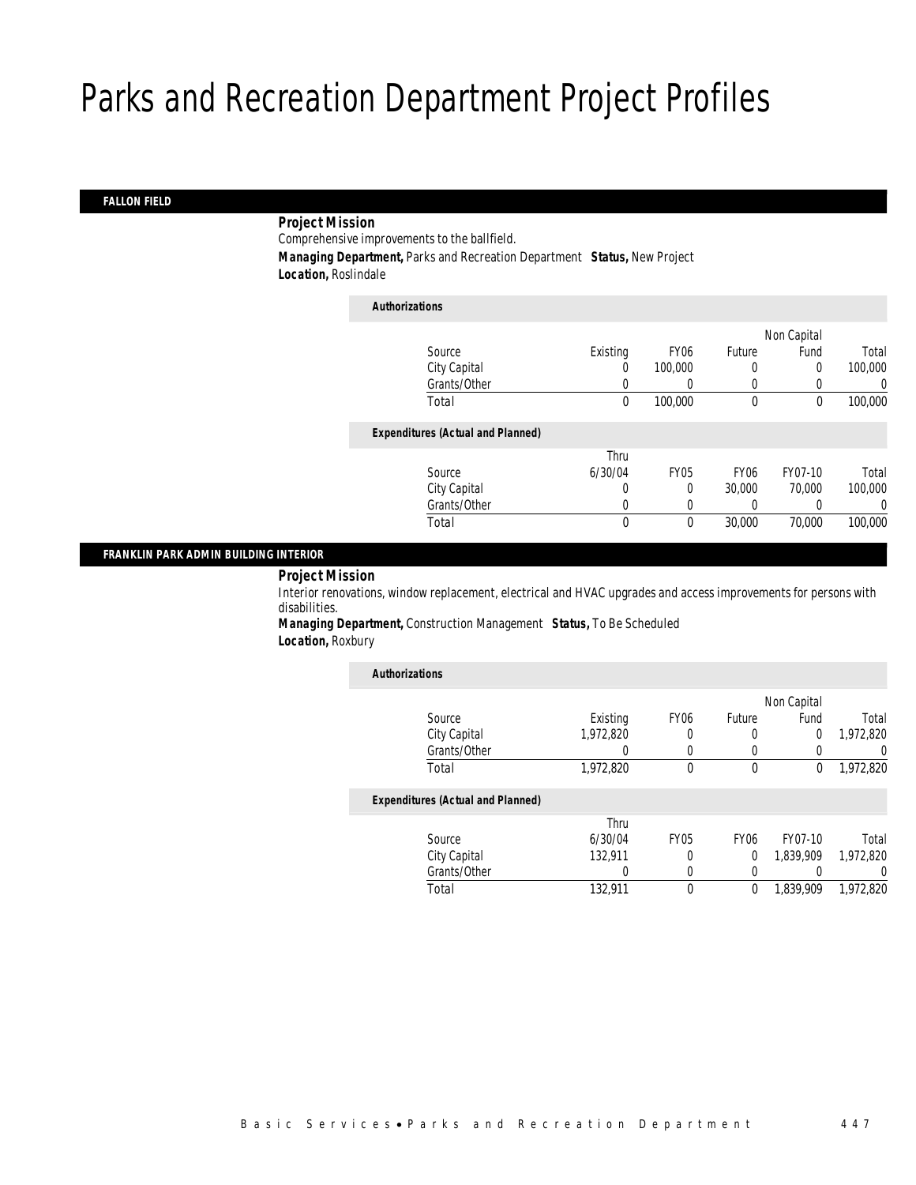# Parks and Recreation Department Project Profiles

## FALLON FIELD

***Project Mission***

Comprehensive improvements to the ballfield.

***Managing Department,*** Parks and Recreation Department ***Status,*** New Project

***Location,*** Roslindale

***Authorizations***

| Source | Existing | FY06 | Future | Non Capital Fund | Total |
|---|---|---|---|---|---|
| City Capital | 0 | 100,000 | 0 | 0 | 100,000 |
| Grants/Other | 0 | 0 | 0 | 0 | 0 |
| Total | 0 | 100,000 | 0 | 0 | 100,000 |

***Expenditures (Actual and Planned)***

| Source | Thru 6/30/04 | FY05 | FY06 | FY07-10 | Total |
|---|---|---|---|---|---|
| City Capital | 0 | 0 | 30,000 | 70,000 | 100,000 |
| Grants/Other | 0 | 0 | 0 | 0 | 0 |
| Total | 0 | 0 | 30,000 | 70,000 | 100,000 |

## FRANKLIN PARK ADMIN BUILDING INTERIOR

***Project Mission***

Interior renovations, window replacement, electrical and HVAC upgrades and access improvements for persons with disabilities.

***Managing Department,*** Construction Management ***Status,*** To Be Scheduled

***Location,*** Roxbury

***Authorizations***

| Source | Existing | FY06 | Future | Non Capital Fund | Total |
|---|---|---|---|---|---|
| City Capital | 1,972,820 | 0 | 0 | 0 | 1,972,820 |
| Grants/Other | 0 | 0 | 0 | 0 | 0 |
| Total | 1,972,820 | 0 | 0 | 0 | 1,972,820 |

***Expenditures (Actual and Planned)***

| Source | Thru 6/30/04 | FY05 | FY06 | FY07-10 | Total |
|---|---|---|---|---|---|
| City Capital | 132,911 | 0 | 0 | 1,839,909 | 1,972,820 |
| Grants/Other | 0 | 0 | 0 | 0 | 0 |
| Total | 132,911 | 0 | 0 | 1,839,909 | 1,972,820 |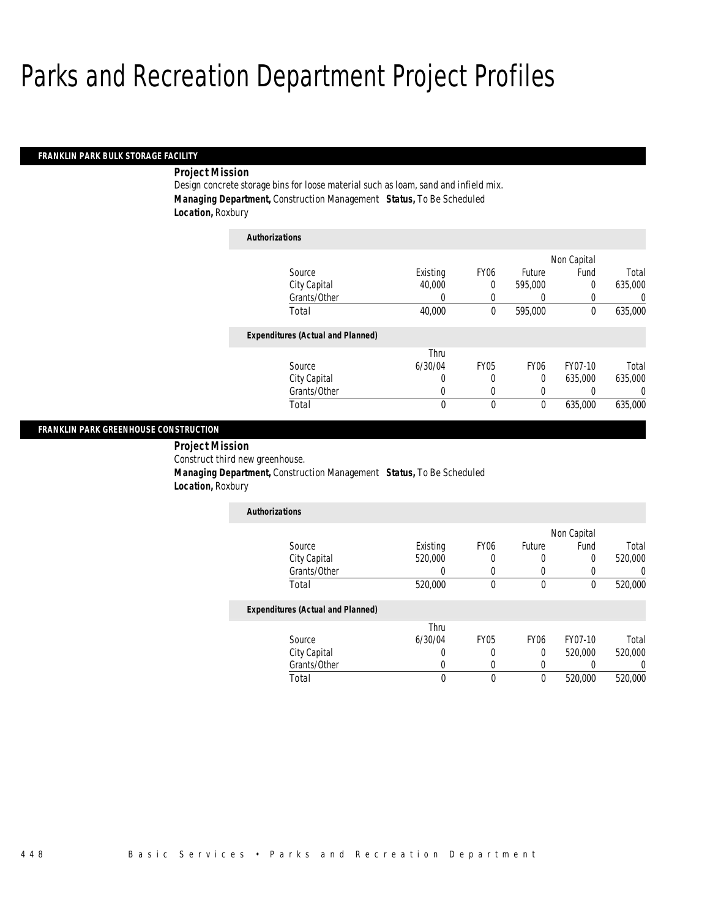# Parks and Recreation Department Project Profiles

## FRANKLIN PARK BULK STORAGE FACILITY

**Project Mission**

Design concrete storage bins for loose material such as loam, sand and infield mix.

**Managing Department,** Construction Management **Status,** To Be Scheduled

**Location,** Roxbury

**Authorizations**

| Source | Existing | FY06 | Future | Non Capital Fund | Total |
|---|---|---|---|---|---|
| City Capital | 40,000 | 0 | 595,000 | 0 | 635,000 |
| Grants/Other | 0 | 0 | 0 | 0 | 0 |
| Total | 40,000 | 0 | 595,000 | 0 | 635,000 |

**Expenditures (Actual and Planned)**

| Source | Thru 6/30/04 | FY05 | FY06 | FY07-10 | Total |
|---|---|---|---|---|---|
| City Capital | 0 | 0 | 0 | 635,000 | 635,000 |
| Grants/Other | 0 | 0 | 0 | 0 | 0 |
| Total | 0 | 0 | 0 | 635,000 | 635,000 |

## FRANKLIN PARK GREENHOUSE CONSTRUCTION

**Project Mission**

Construct third new greenhouse.

**Managing Department,** Construction Management **Status,** To Be Scheduled

**Location,** Roxbury

**Authorizations**

| Source | Existing | FY06 | Future | Non Capital Fund | Total |
|---|---|---|---|---|---|
| City Capital | 520,000 | 0 | 0 | 0 | 520,000 |
| Grants/Other | 0 | 0 | 0 | 0 | 0 |
| Total | 520,000 | 0 | 0 | 0 | 520,000 |

**Expenditures (Actual and Planned)**

| Source | Thru 6/30/04 | FY05 | FY06 | FY07-10 | Total |
|---|---|---|---|---|---|
| City Capital | 0 | 0 | 0 | 520,000 | 520,000 |
| Grants/Other | 0 | 0 | 0 | 0 | 0 |
| Total | 0 | 0 | 0 | 520,000 | 520,000 |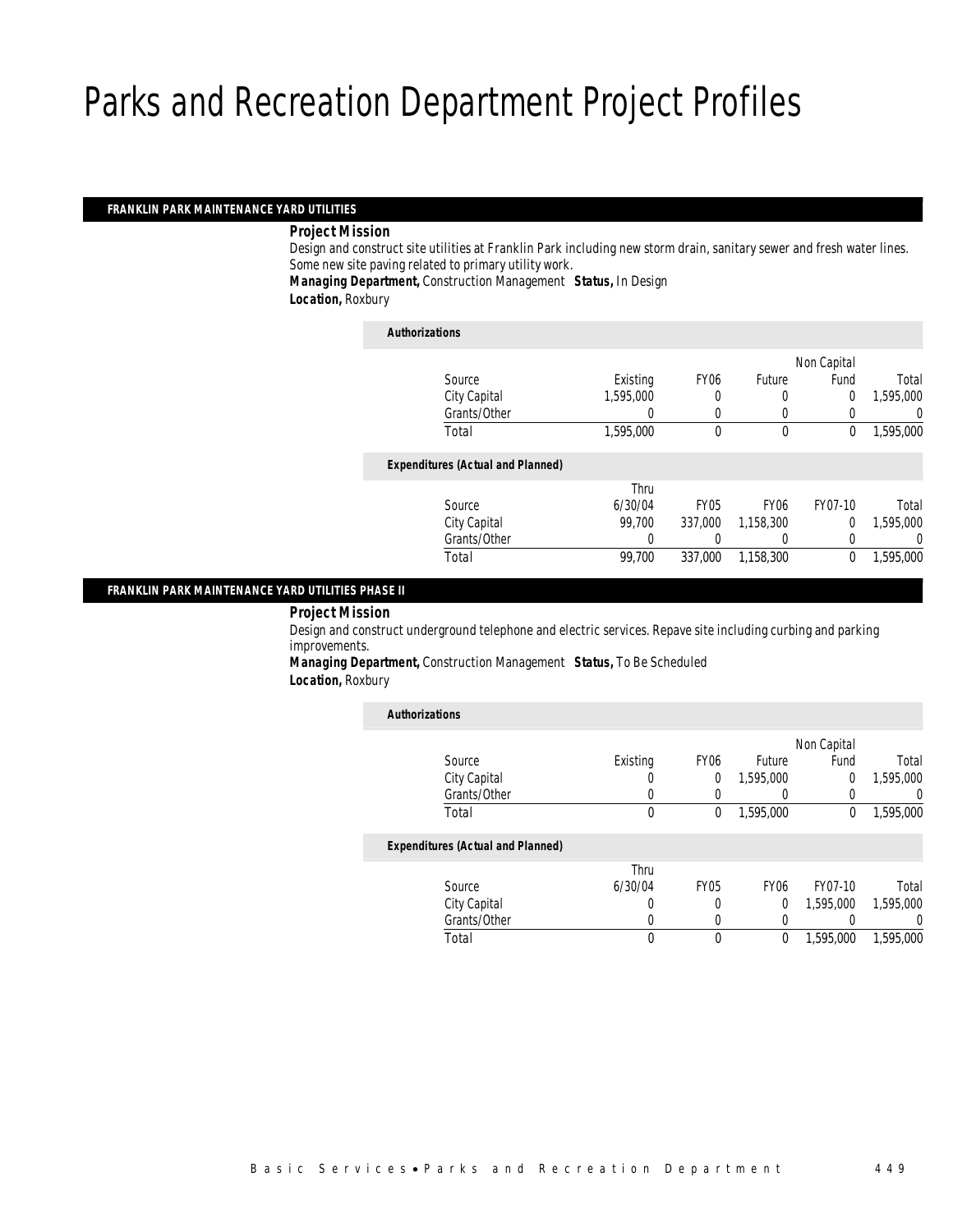# Parks and Recreation Department Project Profiles

## FRANKLIN PARK MAINTENANCE YARD UTILITIES

**Project Mission**

Design and construct site utilities at Franklin Park including new storm drain, sanitary sewer and fresh water lines. Some new site paving related to primary utility work.

**Managing Department,** Construction Management **Status,** In Design

**Location,** Roxbury

*Authorizations*

| Source | Existing | FY06 | Future | Non Capital Fund | Total |
|---|---|---|---|---|---|
| City Capital | 1,595,000 | 0 | 0 | 0 | 1,595,000 |
| Grants/Other | 0 | 0 | 0 | 0 | 0 |
| Total | 1,595,000 | 0 | 0 | 0 | 1,595,000 |

*Expenditures (Actual and Planned)*

| Source | Thru 6/30/04 | FY05 | FY06 | FY07-10 | Total |
|---|---|---|---|---|---|
| City Capital | 99,700 | 337,000 | 1,158,300 | 0 | 1,595,000 |
| Grants/Other | 0 | 0 | 0 | 0 | 0 |
| Total | 99,700 | 337,000 | 1,158,300 | 0 | 1,595,000 |

## FRANKLIN PARK MAINTENANCE YARD UTILITIES PHASE II

**Project Mission**

Design and construct underground telephone and electric services. Repave site including curbing and parking improvements.

**Managing Department,** Construction Management **Status,** To Be Scheduled

**Location,** Roxbury

*Authorizations*

| Source | Existing | FY06 | Future | Non Capital Fund | Total |
|---|---|---|---|---|---|
| City Capital | 0 | 0 | 1,595,000 | 0 | 1,595,000 |
| Grants/Other | 0 | 0 | 0 | 0 | 0 |
| Total | 0 | 0 | 1,595,000 | 0 | 1,595,000 |

*Expenditures (Actual and Planned)*

| Source | Thru 6/30/04 | FY05 | FY06 | FY07-10 | Total |
|---|---|---|---|---|---|
| City Capital | 0 | 0 | 0 | 1,595,000 | 1,595,000 |
| Grants/Other | 0 | 0 | 0 | 0 | 0 |
| Total | 0 | 0 | 0 | 1,595,000 | 1,595,000 |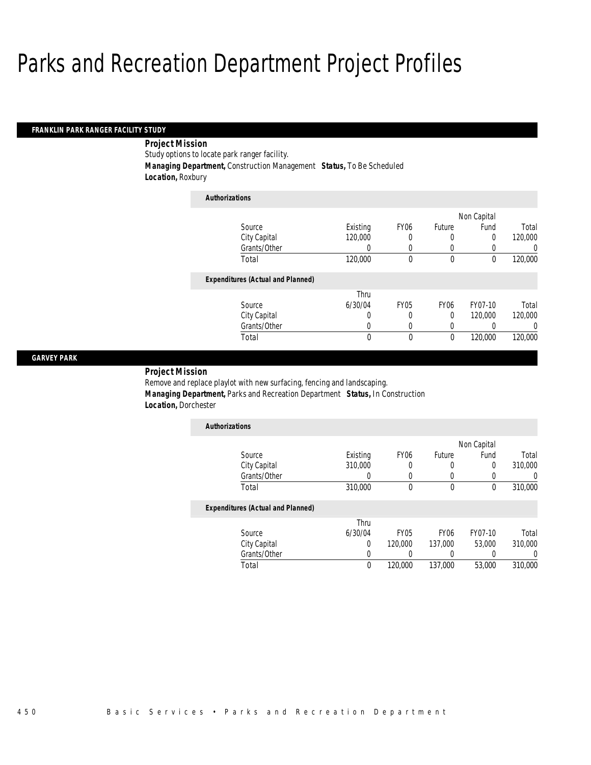# Parks and Recreation Department Project Profiles

## FRANKLIN PARK RANGER FACILITY STUDY

**Project Mission**

Study options to locate park ranger facility.

**Managing Department,** Construction Management **Status,** To Be Scheduled

**Location,** Roxbury

**Authorizations**

| Source | Existing | FY06 | Future | Non Capital Fund | Total |
|---|---|---|---|---|---|
| City Capital | 120,000 | 0 | 0 | 0 | 120,000 |
| Grants/Other | 0 | 0 | 0 | 0 | 0 |
| Total | 120,000 | 0 | 0 | 0 | 120,000 |

**Expenditures (Actual and Planned)**

| Source | Thru 6/30/04 | FY05 | FY06 | FY07-10 | Total |
|---|---|---|---|---|---|
| City Capital | 0 | 0 | 0 | 120,000 | 120,000 |
| Grants/Other | 0 | 0 | 0 | 0 | 0 |
| Total | 0 | 0 | 0 | 120,000 | 120,000 |

## GARVEY PARK

**Project Mission**

Remove and replace playlot with new surfacing, fencing and landscaping.

**Managing Department,** Parks and Recreation Department **Status,** In Construction

**Location,** Dorchester

**Authorizations**

| Source | Existing | FY06 | Future | Non Capital Fund | Total |
|---|---|---|---|---|---|
| City Capital | 310,000 | 0 | 0 | 0 | 310,000 |
| Grants/Other | 0 | 0 | 0 | 0 | 0 |
| Total | 310,000 | 0 | 0 | 0 | 310,000 |

**Expenditures (Actual and Planned)**

| Source | Thru 6/30/04 | FY05 | FY06 | FY07-10 | Total |
|---|---|---|---|---|---|
| City Capital | 0 | 120,000 | 137,000 | 53,000 | 310,000 |
| Grants/Other | 0 | 0 | 0 | 0 | 0 |
| Total | 0 | 120,000 | 137,000 | 53,000 | 310,000 |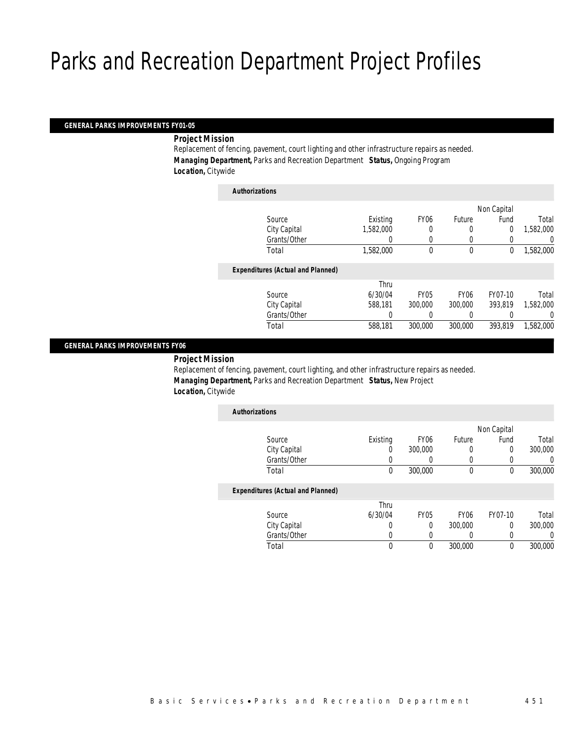# Parks and Recreation Department Project Profiles

## GENERAL PARKS IMPROVEMENTS FY01-05

***Project Mission***

Replacement of fencing, pavement, court lighting and other infrastructure repairs as needed.

***Managing Department,*** Parks and Recreation Department ***Status,*** Ongoing Program

***Location,*** Citywide

***Authorizations***

| Source | Existing | FY06 | Future | Non Capital Fund | Total |
|---|---|---|---|---|---|
| City Capital | 1,582,000 | 0 | 0 | 0 | 1,582,000 |
| Grants/Other | 0 | 0 | 0 | 0 | 0 |
| Total | 1,582,000 | 0 | 0 | 0 | 1,582,000 |

***Expenditures (Actual and Planned)***

| Source | Thru 6/30/04 | FY05 | FY06 | FY07-10 | Total |
|---|---|---|---|---|---|
| City Capital | 588,181 | 300,000 | 300,000 | 393,819 | 1,582,000 |
| Grants/Other | 0 | 0 | 0 | 0 | 0 |
| Total | 588,181 | 300,000 | 300,000 | 393,819 | 1,582,000 |

## GENERAL PARKS IMPROVEMENTS FY06

***Project Mission***

Replacement of fencing, pavement, court lighting, and other infrastructure repairs as needed.

***Managing Department,*** Parks and Recreation Department ***Status,*** New Project

***Location,*** Citywide

***Authorizations***

| Source | Existing | FY06 | Future | Non Capital Fund | Total |
|---|---|---|---|---|---|
| City Capital | 0 | 300,000 | 0 | 0 | 300,000 |
| Grants/Other | 0 | 0 | 0 | 0 | 0 |
| Total | 0 | 300,000 | 0 | 0 | 300,000 |

***Expenditures (Actual and Planned)***

| Source | Thru 6/30/04 | FY05 | FY06 | FY07-10 | Total |
|---|---|---|---|---|---|
| City Capital | 0 | 0 | 300,000 | 0 | 300,000 |
| Grants/Other | 0 | 0 | 0 | 0 | 0 |
| Total | 0 | 0 | 300,000 | 0 | 300,000 |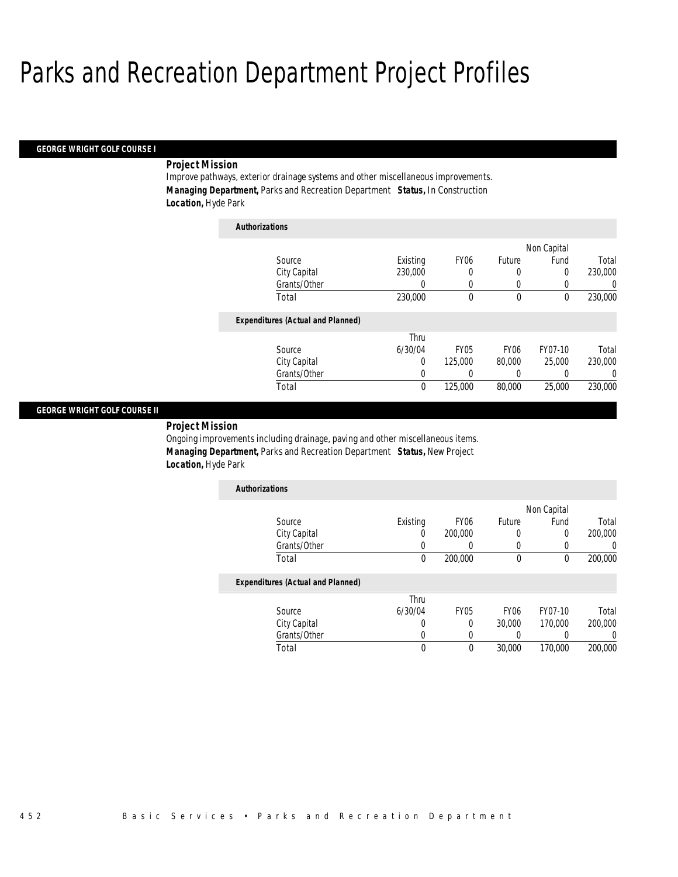# Parks and Recreation Department Project Profiles

## GEORGE WRIGHT GOLF COURSE I

**Project Mission**

Improve pathways, exterior drainage systems and other miscellaneous improvements.

***Managing Department,*** Parks and Recreation Department ***Status,*** In Construction

***Location,*** Hyde Park

**Authorizations**

| Source | Existing | FY06 | Future | Non Capital Fund | Total |
|---|---|---|---|---|---|
| City Capital | 230,000 | 0 | 0 | 0 | 230,000 |
| Grants/Other | 0 | 0 | 0 | 0 | 0 |
| Total | 230,000 | 0 | 0 | 0 | 230,000 |

**Expenditures (Actual and Planned)**

| Source | Thru 6/30/04 | FY05 | FY06 | FY07-10 | Total |
|---|---|---|---|---|---|
| City Capital | 0 | 125,000 | 80,000 | 25,000 | 230,000 |
| Grants/Other | 0 | 0 | 0 | 0 | 0 |
| Total | 0 | 125,000 | 80,000 | 25,000 | 230,000 |

## GEORGE WRIGHT GOLF COURSE II

**Project Mission**

Ongoing improvements including drainage, paving and other miscellaneous items.

***Managing Department,*** Parks and Recreation Department ***Status,*** New Project

***Location,*** Hyde Park

**Authorizations**

| Source | Existing | FY06 | Future | Non Capital Fund | Total |
|---|---|---|---|---|---|
| City Capital | 0 | 200,000 | 0 | 0 | 200,000 |
| Grants/Other | 0 | 0 | 0 | 0 | 0 |
| Total | 0 | 200,000 | 0 | 0 | 200,000 |

**Expenditures (Actual and Planned)**

| Source | Thru 6/30/04 | FY05 | FY06 | FY07-10 | Total |
|---|---|---|---|---|---|
| City Capital | 0 | 0 | 30,000 | 170,000 | 200,000 |
| Grants/Other | 0 | 0 | 0 | 0 | 0 |
| Total | 0 | 0 | 30,000 | 170,000 | 200,000 |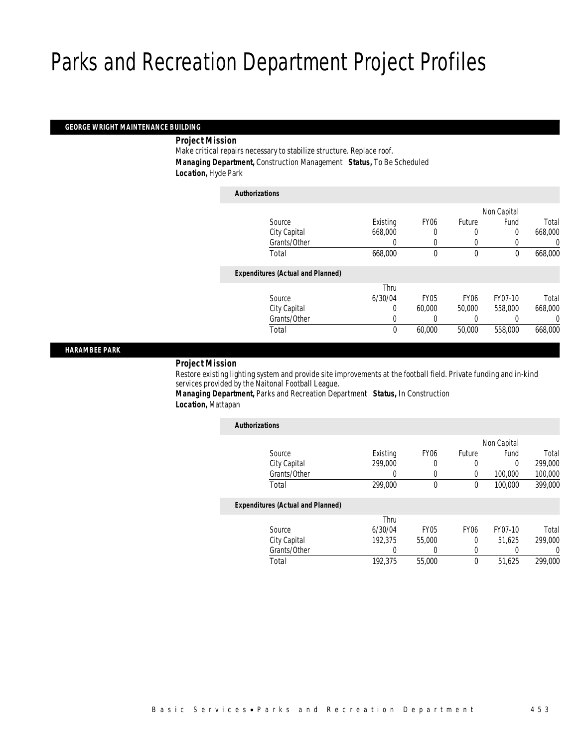# Parks and Recreation Department Project Profiles

## GEORGE WRIGHT MAINTENANCE BUILDING

***Project Mission***

Make critical repairs necessary to stabilize structure. Replace roof.

***Managing Department,*** Construction Management ***Status,*** To Be Scheduled

***Location,*** Hyde Park

***Authorizations***

| Source | Existing | FY06 | Future | Non Capital Fund | Total |
|---|---|---|---|---|---|
| City Capital | 668,000 | 0 | 0 | 0 | 668,000 |
| Grants/Other | 0 | 0 | 0 | 0 | 0 |
| Total | 668,000 | 0 | 0 | 0 | 668,000 |

***Expenditures (Actual and Planned)***

| Source | Thru 6/30/04 | FY05 | FY06 | FY07-10 | Total |
|---|---|---|---|---|---|
| City Capital | 0 | 60,000 | 50,000 | 558,000 | 668,000 |
| Grants/Other | 0 | 0 | 0 | 0 | 0 |
| Total | 0 | 60,000 | 50,000 | 558,000 | 668,000 |

## HARAMBEE PARK

***Project Mission***

Restore existing lighting system and provide site improvements at the football field. Private funding and in-kind services provided by the Naitonal Football League.

***Managing Department,*** Parks and Recreation Department ***Status,*** In Construction

***Location,*** Mattapan

***Authorizations***

| Source | Existing | FY06 | Future | Non Capital Fund | Total |
|---|---|---|---|---|---|
| City Capital | 299,000 | 0 | 0 | 0 | 299,000 |
| Grants/Other | 0 | 0 | 0 | 100,000 | 100,000 |
| Total | 299,000 | 0 | 0 | 100,000 | 399,000 |

***Expenditures (Actual and Planned)***

| Source | Thru 6/30/04 | FY05 | FY06 | FY07-10 | Total |
|---|---|---|---|---|---|
| City Capital | 192,375 | 55,000 | 0 | 51,625 | 299,000 |
| Grants/Other | 0 | 0 | 0 | 0 | 0 |
| Total | 192,375 | 55,000 | 0 | 51,625 | 299,000 |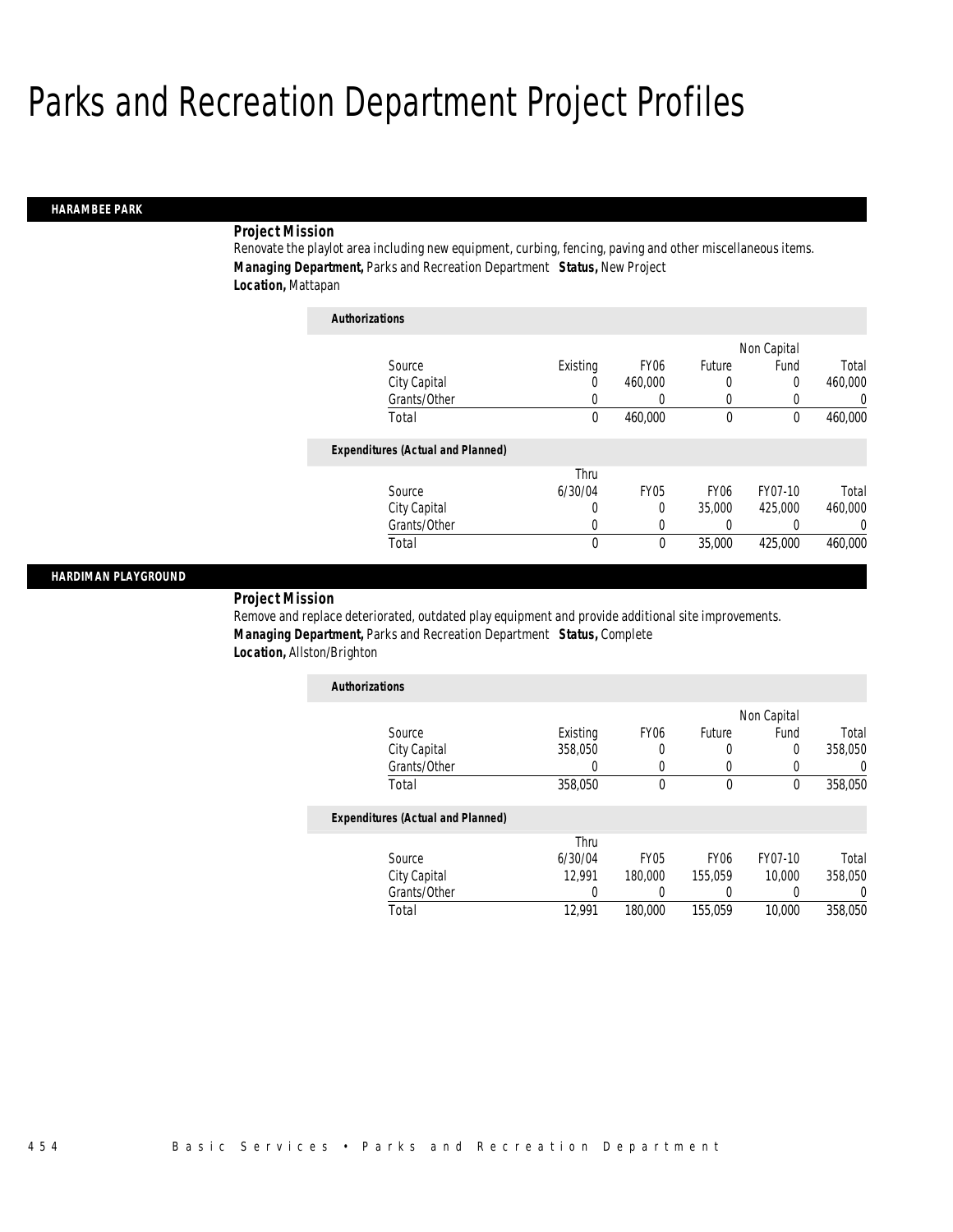# Parks and Recreation Department Project Profiles

## HARAMBEE PARK

***Project Mission***

Renovate the playlot area including new equipment, curbing, fencing, paving and other miscellaneous items.

***Managing Department,*** Parks and Recreation Department ***Status,*** New Project

***Location,*** Mattapan

***Authorizations***

| Source | Existing | FY06 | Future | Non Capital Fund | Total |
|---|---|---|---|---|---|
| City Capital | 0 | 460,000 | 0 | 0 | 460,000 |
| Grants/Other | 0 | 0 | 0 | 0 | 0 |
| Total | 0 | 460,000 | 0 | 0 | 460,000 |

***Expenditures (Actual and Planned)***

| Source | Thru 6/30/04 | FY05 | FY06 | FY07-10 | Total |
|---|---|---|---|---|---|
| City Capital | 0 | 0 | 35,000 | 425,000 | 460,000 |
| Grants/Other | 0 | 0 | 0 | 0 | 0 |
| Total | 0 | 0 | 35,000 | 425,000 | 460,000 |

## HARDIMAN PLAYGROUND

***Project Mission***

Remove and replace deteriorated, outdated play equipment and provide additional site improvements.

***Managing Department,*** Parks and Recreation Department ***Status,*** Complete

***Location,*** Allston/Brighton

***Authorizations***

| Source | Existing | FY06 | Future | Non Capital Fund | Total |
|---|---|---|---|---|---|
| City Capital | 358,050 | 0 | 0 | 0 | 358,050 |
| Grants/Other | 0 | 0 | 0 | 0 | 0 |
| Total | 358,050 | 0 | 0 | 0 | 358,050 |

***Expenditures (Actual and Planned)***

| Source | Thru 6/30/04 | FY05 | FY06 | FY07-10 | Total |
|---|---|---|---|---|---|
| City Capital | 12,991 | 180,000 | 155,059 | 10,000 | 358,050 |
| Grants/Other | 0 | 0 | 0 | 0 | 0 |
| Total | 12,991 | 180,000 | 155,059 | 10,000 | 358,050 |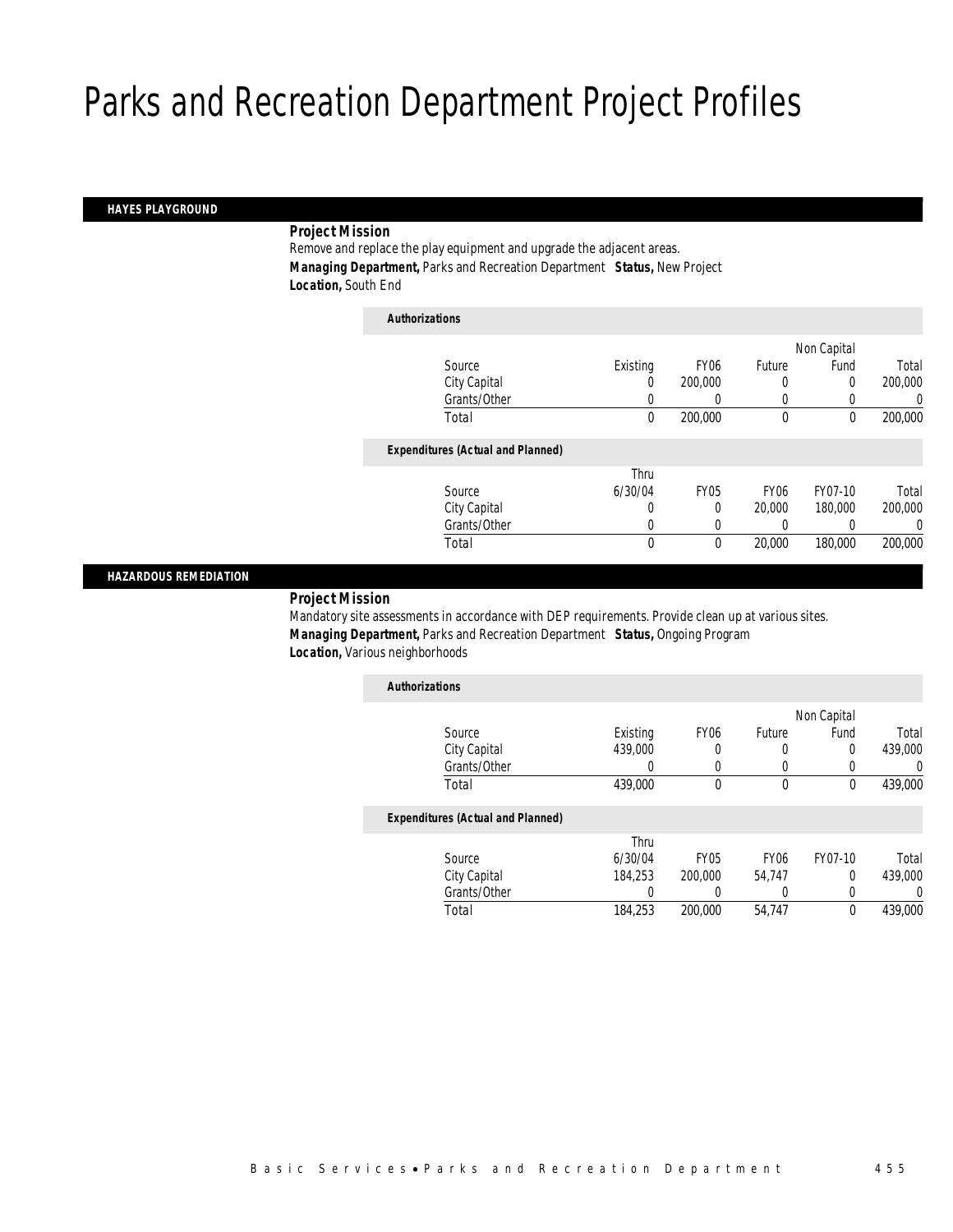# Parks and Recreation Department Project Profiles

## HAYES PLAYGROUND

***Project Mission***

Remove and replace the play equipment and upgrade the adjacent areas.

***Managing Department,*** Parks and Recreation Department ***Status,*** New Project

***Location,*** South End

***Authorizations***

| Source | Existing | FY06 | Future | Non Capital Fund | Total |
|---|---|---|---|---|---|
| City Capital | 0 | 200,000 | 0 | 0 | 200,000 |
| Grants/Other | 0 | 0 | 0 | 0 | 0 |
| Total | 0 | 200,000 | 0 | 0 | 200,000 |

***Expenditures (Actual and Planned)***

| Source | Thru 6/30/04 | FY05 | FY06 | FY07-10 | Total |
|---|---|---|---|---|---|
| City Capital | 0 | 0 | 20,000 | 180,000 | 200,000 |
| Grants/Other | 0 | 0 | 0 | 0 | 0 |
| Total | 0 | 0 | 20,000 | 180,000 | 200,000 |

## HAZARDOUS REMEDIATION

***Project Mission***

Mandatory site assessments in accordance with DEP requirements. Provide clean up at various sites.

***Managing Department,*** Parks and Recreation Department ***Status,*** Ongoing Program

***Location,*** Various neighborhoods

***Authorizations***

| Source | Existing | FY06 | Future | Non Capital Fund | Total |
|---|---|---|---|---|---|
| City Capital | 439,000 | 0 | 0 | 0 | 439,000 |
| Grants/Other | 0 | 0 | 0 | 0 | 0 |
| Total | 439,000 | 0 | 0 | 0 | 439,000 |

***Expenditures (Actual and Planned)***

| Source | Thru 6/30/04 | FY05 | FY06 | FY07-10 | Total |
|---|---|---|---|---|---|
| City Capital | 184,253 | 200,000 | 54,747 | 0 | 439,000 |
| Grants/Other | 0 | 0 | 0 | 0 | 0 |
| Total | 184,253 | 200,000 | 54,747 | 0 | 439,000 |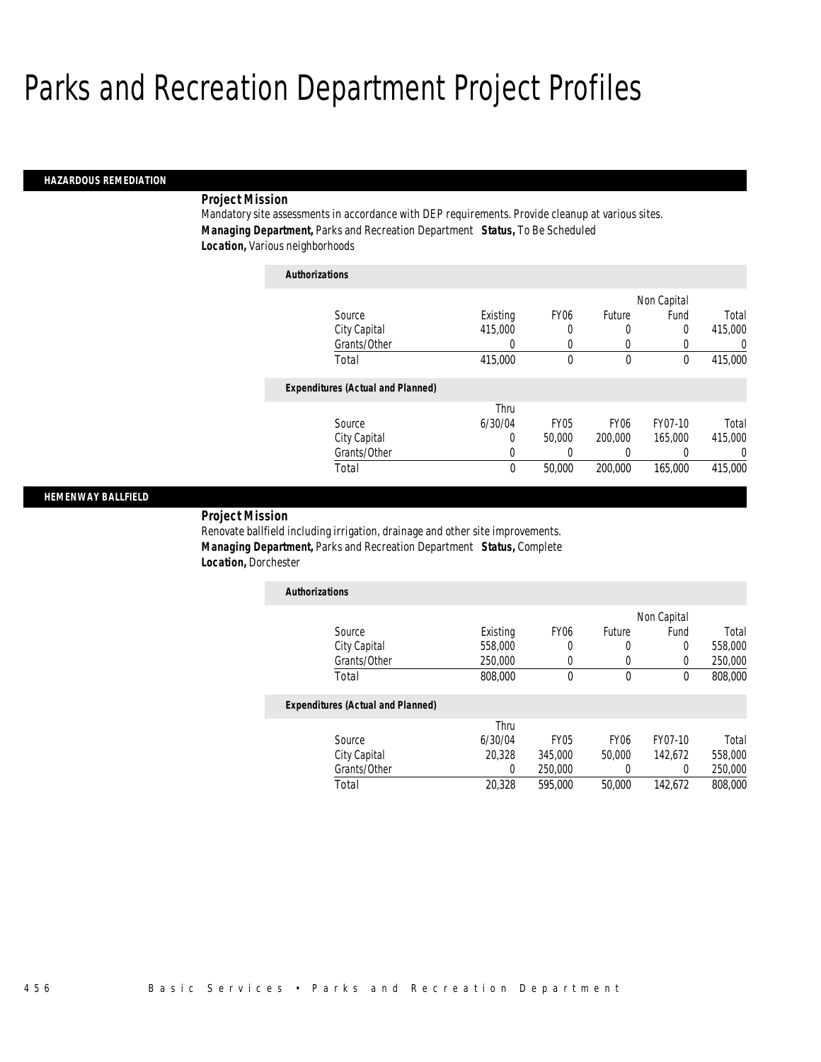# Parks and Recreation Department Project Profiles

## HAZARDOUS REMEDIATION

***Project Mission***

Mandatory site assessments in accordance with DEP requirements. Provide cleanup at various sites.

***Managing Department,*** Parks and Recreation Department ***Status,*** To Be Scheduled

***Location,*** Various neighborhoods

***Authorizations***

| Source | Existing | FY06 | Future | Non Capital Fund | Total |
|---|---|---|---|---|---|
| City Capital | 415,000 | 0 | 0 | 0 | 415,000 |
| Grants/Other | 0 | 0 | 0 | 0 | 0 |
| Total | 415,000 | 0 | 0 | 0 | 415,000 |

***Expenditures (Actual and Planned)***

| Source | Thru 6/30/04 | FY05 | FY06 | FY07-10 | Total |
|---|---|---|---|---|---|
| City Capital | 0 | 50,000 | 200,000 | 165,000 | 415,000 |
| Grants/Other | 0 | 0 | 0 | 0 | 0 |
| Total | 0 | 50,000 | 200,000 | 165,000 | 415,000 |

## HEMENWAY BALLFIELD

***Project Mission***

Renovate ballfield including irrigation, drainage and other site improvements.

***Managing Department,*** Parks and Recreation Department ***Status,*** Complete

***Location,*** Dorchester

***Authorizations***

| Source | Existing | FY06 | Future | Non Capital Fund | Total |
|---|---|---|---|---|---|
| City Capital | 558,000 | 0 | 0 | 0 | 558,000 |
| Grants/Other | 250,000 | 0 | 0 | 0 | 250,000 |
| Total | 808,000 | 0 | 0 | 0 | 808,000 |

***Expenditures (Actual and Planned)***

| Source | Thru 6/30/04 | FY05 | FY06 | FY07-10 | Total |
|---|---|---|---|---|---|
| City Capital | 20,328 | 345,000 | 50,000 | 142,672 | 558,000 |
| Grants/Other | 0 | 250,000 | 0 | 0 | 250,000 |
| Total | 20,328 | 595,000 | 50,000 | 142,672 | 808,000 |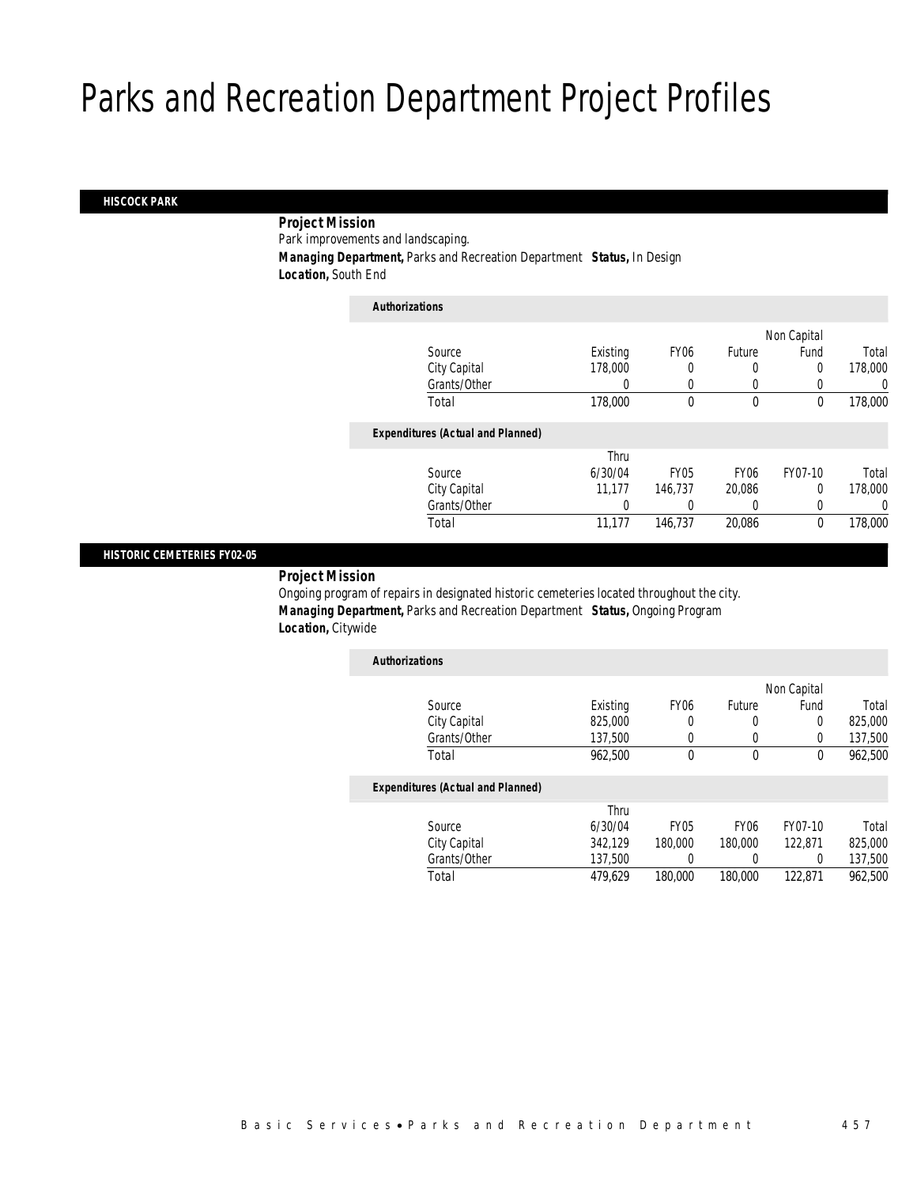# Parks and Recreation Department Project Profiles

## HISCOCK PARK

***Project Mission***

Park improvements and landscaping.

***Managing Department,*** Parks and Recreation Department ***Status,*** In Design

***Location,*** South End

***Authorizations***

| Source | Existing | FY06 | Future | Non Capital Fund | Total |
|---|---|---|---|---|---|
| City Capital | 178,000 | 0 | 0 | 0 | 178,000 |
| Grants/Other | 0 | 0 | 0 | 0 | 0 |
| Total | 178,000 | 0 | 0 | 0 | 178,000 |

***Expenditures (Actual and Planned)***

| Source | Thru 6/30/04 | FY05 | FY06 | FY07-10 | Total |
|---|---|---|---|---|---|
| City Capital | 11,177 | 146,737 | 20,086 | 0 | 178,000 |
| Grants/Other | 0 | 0 | 0 | 0 | 0 |
| Total | 11,177 | 146,737 | 20,086 | 0 | 178,000 |

## HISTORIC CEMETERIES FY02-05

***Project Mission***

Ongoing program of repairs in designated historic cemeteries located throughout the city.

***Managing Department,*** Parks and Recreation Department ***Status,*** Ongoing Program

***Location,*** Citywide

***Authorizations***

| Source | Existing | FY06 | Future | Non Capital Fund | Total |
|---|---|---|---|---|---|
| City Capital | 825,000 | 0 | 0 | 0 | 825,000 |
| Grants/Other | 137,500 | 0 | 0 | 0 | 137,500 |
| Total | 962,500 | 0 | 0 | 0 | 962,500 |

***Expenditures (Actual and Planned)***

| Source | Thru 6/30/04 | FY05 | FY06 | FY07-10 | Total |
|---|---|---|---|---|---|
| City Capital | 342,129 | 180,000 | 180,000 | 122,871 | 825,000 |
| Grants/Other | 137,500 | 0 | 0 | 0 | 137,500 |
| Total | 479,629 | 180,000 | 180,000 | 122,871 | 962,500 |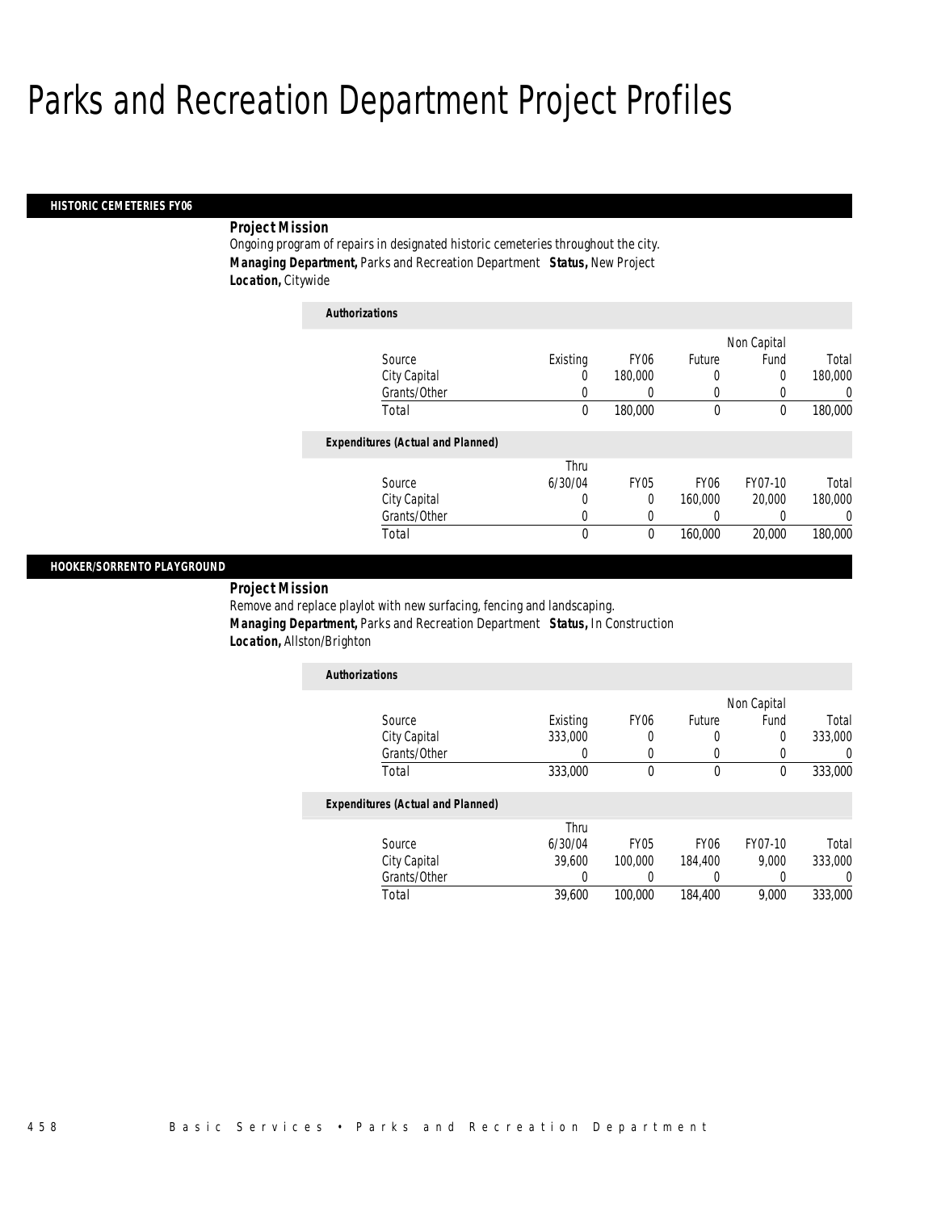# Parks and Recreation Department Project Profiles

## HISTORIC CEMETERIES FY06

***Project Mission***

Ongoing program of repairs in designated historic cemeteries throughout the city.

***Managing Department,*** Parks and Recreation Department ***Status,*** New Project

***Location,*** Citywide

***Authorizations***

| Source | Existing | FY06 | Future | Non Capital Fund | Total |
|---|---|---|---|---|---|
| City Capital | 0 | 180,000 | 0 | 0 | 180,000 |
| Grants/Other | 0 | 0 | 0 | 0 | 0 |
| Total | 0 | 180,000 | 0 | 0 | 180,000 |

***Expenditures (Actual and Planned)***

| Source | Thru 6/30/04 | FY05 | FY06 | FY07-10 | Total |
|---|---|---|---|---|---|
| City Capital | 0 | 0 | 160,000 | 20,000 | 180,000 |
| Grants/Other | 0 | 0 | 0 | 0 | 0 |
| Total | 0 | 0 | 160,000 | 20,000 | 180,000 |

## HOOKER/SORRENTO PLAYGROUND

***Project Mission***

Remove and replace playlot with new surfacing, fencing and landscaping.

***Managing Department,*** Parks and Recreation Department ***Status,*** In Construction

***Location,*** Allston/Brighton

***Authorizations***

| Source | Existing | FY06 | Future | Non Capital Fund | Total |
|---|---|---|---|---|---|
| City Capital | 333,000 | 0 | 0 | 0 | 333,000 |
| Grants/Other | 0 | 0 | 0 | 0 | 0 |
| Total | 333,000 | 0 | 0 | 0 | 333,000 |

***Expenditures (Actual and Planned)***

| Source | Thru 6/30/04 | FY05 | FY06 | FY07-10 | Total |
|---|---|---|---|---|---|
| City Capital | 39,600 | 100,000 | 184,400 | 9,000 | 333,000 |
| Grants/Other | 0 | 0 | 0 | 0 | 0 |
| Total | 39,600 | 100,000 | 184,400 | 9,000 | 333,000 |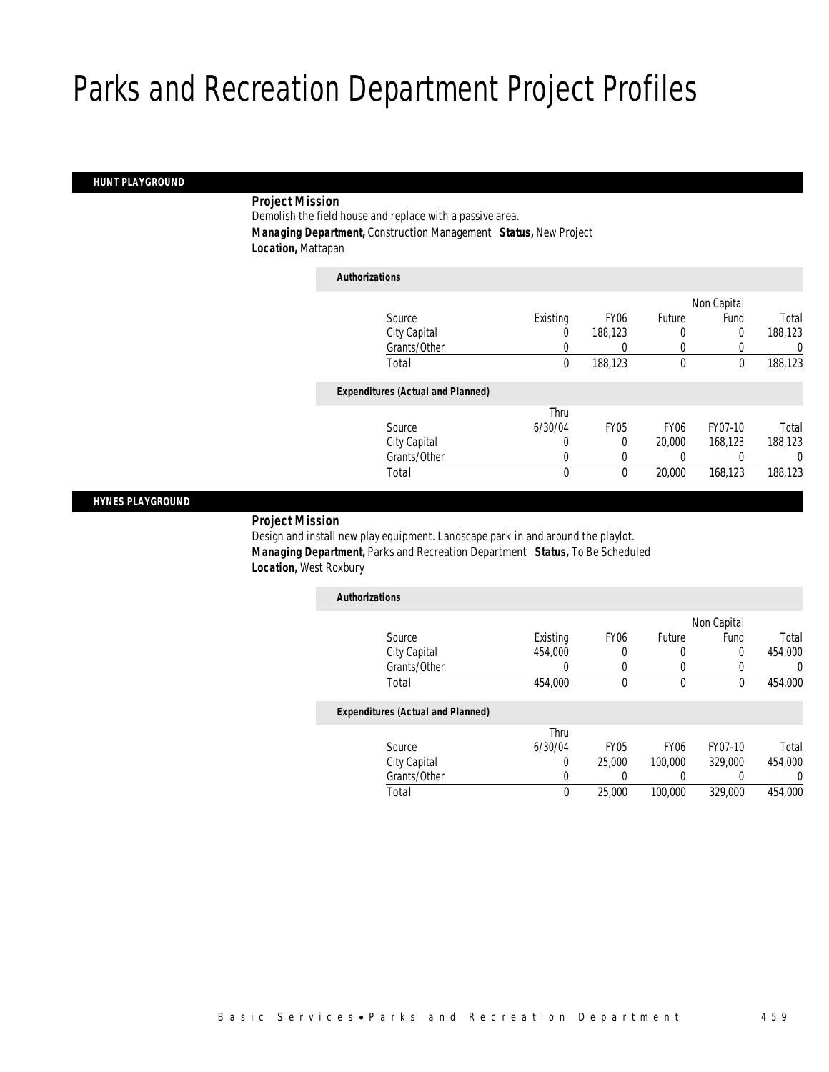# Parks and Recreation Department Project Profiles

## HUNT PLAYGROUND

**Project Mission**

Demolish the field house and replace with a passive area.

**Managing Department,** Construction Management **Status,** New Project

**Location,** Mattapan

*Authorizations*

| Source | Existing | FY06 | Future | Non Capital Fund | Total |
|---|---|---|---|---|---|
| City Capital | 0 | 188,123 | 0 | 0 | 188,123 |
| Grants/Other | 0 | 0 | 0 | 0 | 0 |
| Total | 0 | 188,123 | 0 | 0 | 188,123 |

*Expenditures (Actual and Planned)*

| Source | Thru 6/30/04 | FY05 | FY06 | FY07-10 | Total |
|---|---|---|---|---|---|
| City Capital | 0 | 0 | 20,000 | 168,123 | 188,123 |
| Grants/Other | 0 | 0 | 0 | 0 | 0 |
| Total | 0 | 0 | 20,000 | 168,123 | 188,123 |

## HYNES PLAYGROUND

**Project Mission**

Design and install new play equipment. Landscape park in and around the playlot.

**Managing Department,** Parks and Recreation Department **Status,** To Be Scheduled

**Location,** West Roxbury

*Authorizations*

| Source | Existing | FY06 | Future | Non Capital Fund | Total |
|---|---|---|---|---|---|
| City Capital | 454,000 | 0 | 0 | 0 | 454,000 |
| Grants/Other | 0 | 0 | 0 | 0 | 0 |
| Total | 454,000 | 0 | 0 | 0 | 454,000 |

*Expenditures (Actual and Planned)*

| Source | Thru 6/30/04 | FY05 | FY06 | FY07-10 | Total |
|---|---|---|---|---|---|
| City Capital | 0 | 25,000 | 100,000 | 329,000 | 454,000 |
| Grants/Other | 0 | 0 | 0 | 0 | 0 |
| Total | 0 | 25,000 | 100,000 | 329,000 | 454,000 |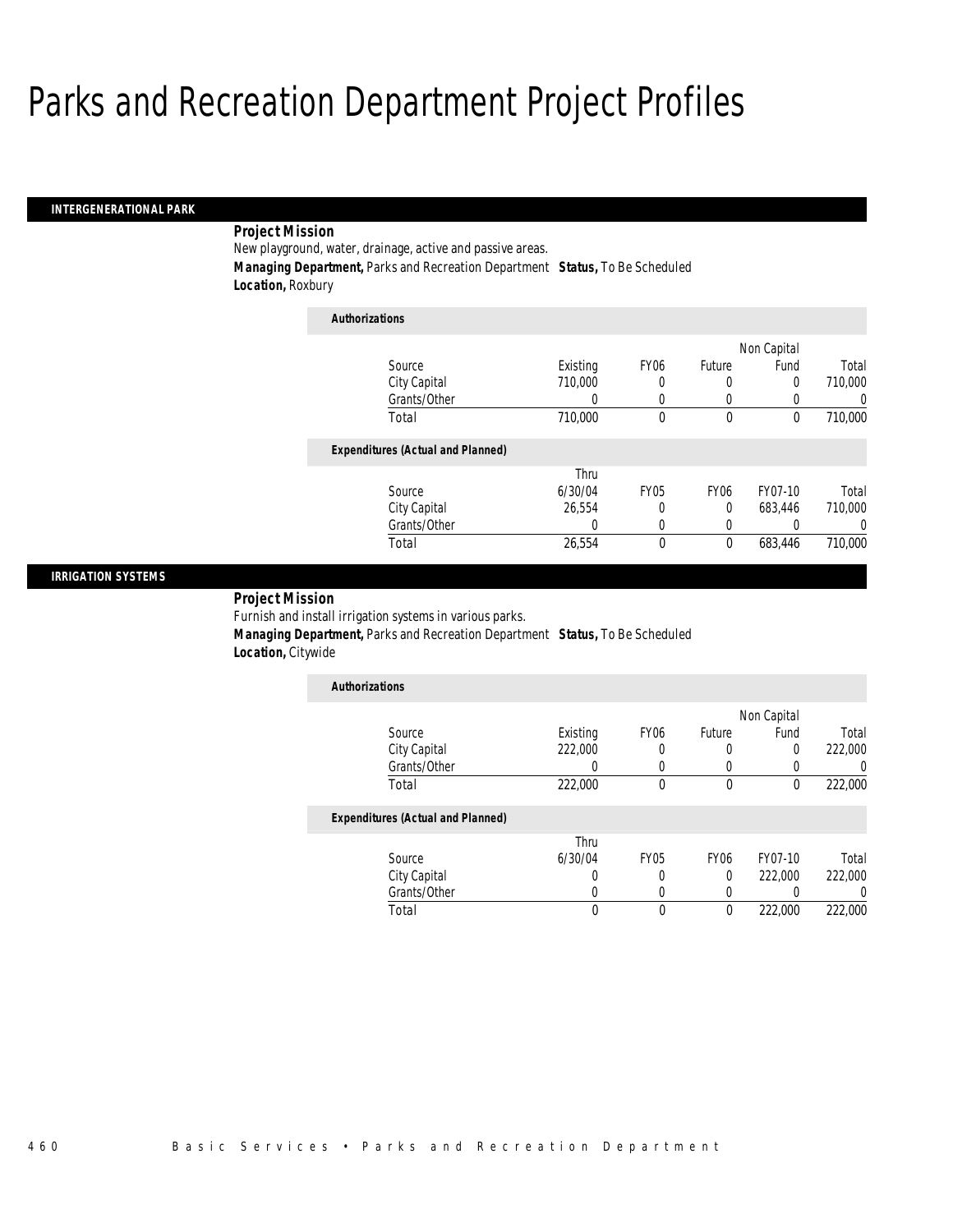# Parks and Recreation Department Project Profiles

## INTERGENERATIONAL PARK

***Project Mission***

New playground, water, drainage, active and passive areas.

***Managing Department,*** Parks and Recreation Department ***Status,*** To Be Scheduled

***Location,*** Roxbury

***Authorizations***

| Source | Existing | FY06 | Future | Non Capital Fund | Total |
|---|---|---|---|---|---|
| City Capital | 710,000 | 0 | 0 | 0 | 710,000 |
| Grants/Other | 0 | 0 | 0 | 0 | 0 |
| Total | 710,000 | 0 | 0 | 0 | 710,000 |

***Expenditures (Actual and Planned)***

| Source | Thru 6/30/04 | FY05 | FY06 | FY07-10 | Total |
|---|---|---|---|---|---|
| City Capital | 26,554 | 0 | 0 | 683,446 | 710,000 |
| Grants/Other | 0 | 0 | 0 | 0 | 0 |
| Total | 26,554 | 0 | 0 | 683,446 | 710,000 |

## IRRIGATION SYSTEMS

***Project Mission***

Furnish and install irrigation systems in various parks.

***Managing Department,*** Parks and Recreation Department ***Status,*** To Be Scheduled

***Location,*** Citywide

***Authorizations***

| Source | Existing | FY06 | Future | Non Capital Fund | Total |
|---|---|---|---|---|---|
| City Capital | 222,000 | 0 | 0 | 0 | 222,000 |
| Grants/Other | 0 | 0 | 0 | 0 | 0 |
| Total | 222,000 | 0 | 0 | 0 | 222,000 |

***Expenditures (Actual and Planned)***

| Source | Thru 6/30/04 | FY05 | FY06 | FY07-10 | Total |
|---|---|---|---|---|---|
| City Capital | 0 | 0 | 0 | 222,000 | 222,000 |
| Grants/Other | 0 | 0 | 0 | 0 | 0 |
| Total | 0 | 0 | 0 | 222,000 | 222,000 |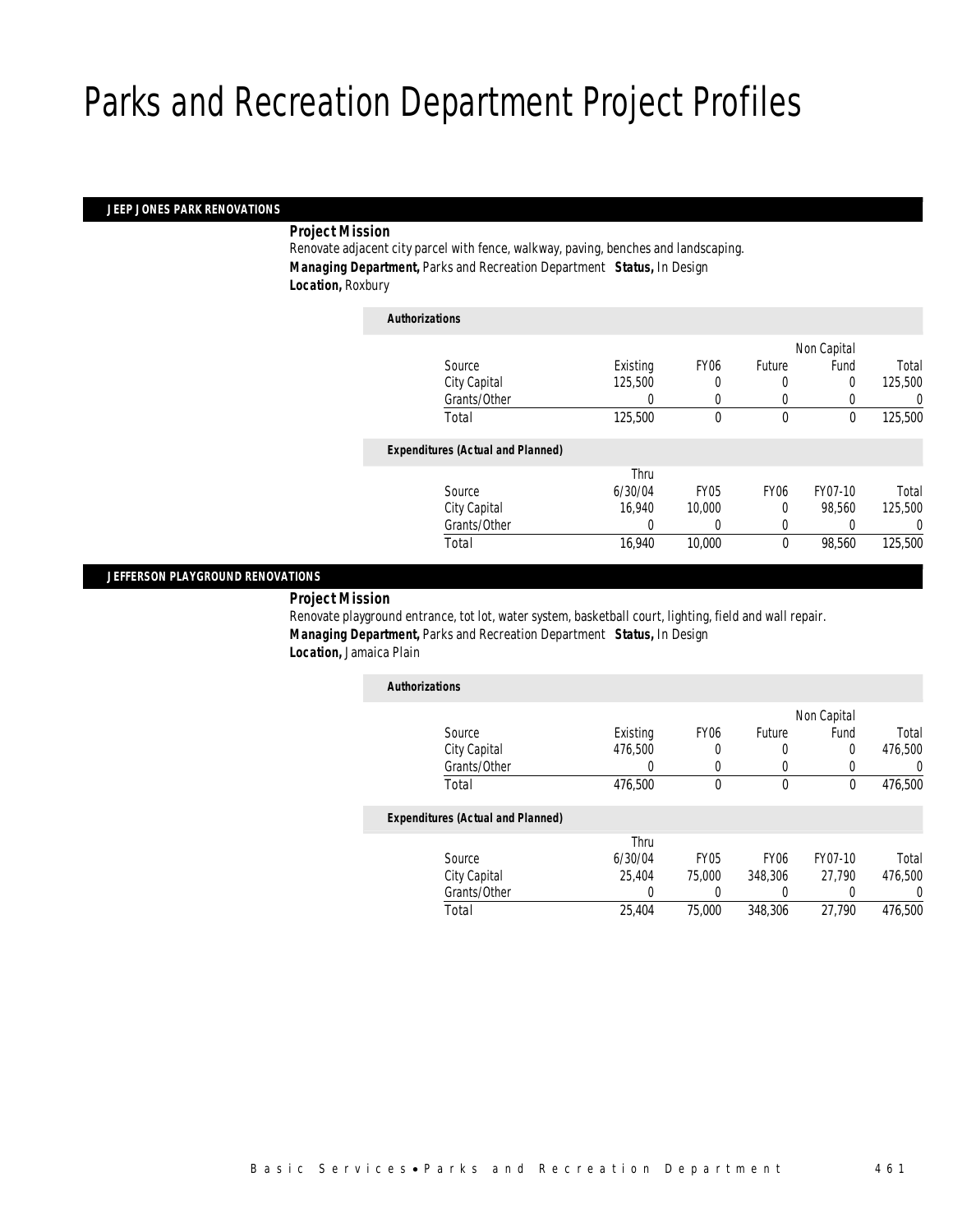# Parks and Recreation Department Project Profiles

## JEEP JONES PARK RENOVATIONS

**Project Mission**

Renovate adjacent city parcel with fence, walkway, paving, benches and landscaping.

***Managing Department,*** Parks and Recreation Department ***Status,*** In Design

***Location,*** Roxbury

***Authorizations***

| Source | Existing | FY06 | Future | Non Capital Fund | Total |
|---|---|---|---|---|---|
| City Capital | 125,500 | 0 | 0 | 0 | 125,500 |
| Grants/Other | 0 | 0 | 0 | 0 | 0 |
| Total | 125,500 | 0 | 0 | 0 | 125,500 |

***Expenditures (Actual and Planned)***

| Source | Thru 6/30/04 | FY05 | FY06 | FY07-10 | Total |
|---|---|---|---|---|---|
| City Capital | 16,940 | 10,000 | 0 | 98,560 | 125,500 |
| Grants/Other | 0 | 0 | 0 | 0 | 0 |
| Total | 16,940 | 10,000 | 0 | 98,560 | 125,500 |

## JEFFERSON PLAYGROUND RENOVATIONS

**Project Mission**

Renovate playground entrance, tot lot, water system, basketball court, lighting, field and wall repair.

***Managing Department,*** Parks and Recreation Department ***Status,*** In Design

***Location,*** Jamaica Plain

***Authorizations***

| Source | Existing | FY06 | Future | Non Capital Fund | Total |
|---|---|---|---|---|---|
| City Capital | 476,500 | 0 | 0 | 0 | 476,500 |
| Grants/Other | 0 | 0 | 0 | 0 | 0 |
| Total | 476,500 | 0 | 0 | 0 | 476,500 |

***Expenditures (Actual and Planned)***

| Source | Thru 6/30/04 | FY05 | FY06 | FY07-10 | Total |
|---|---|---|---|---|---|
| City Capital | 25,404 | 75,000 | 348,306 | 27,790 | 476,500 |
| Grants/Other | 0 | 0 | 0 | 0 | 0 |
| Total | 25,404 | 75,000 | 348,306 | 27,790 | 476,500 |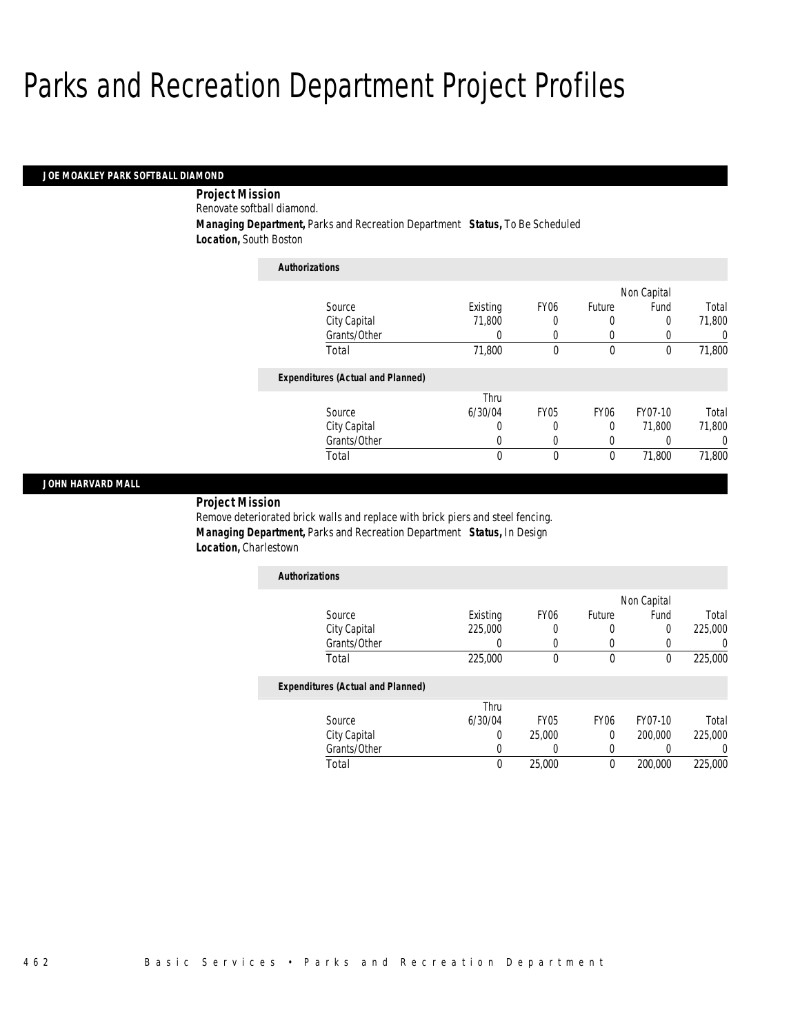# Parks and Recreation Department Project Profiles

## JOE MOAKLEY PARK SOFTBALL DIAMOND

**Project Mission**

Renovate softball diamond.

**Managing Department,** Parks and Recreation Department **Status,** To Be Scheduled

**Location,** South Boston

*Authorizations*

| Source | Existing | FY06 | Future | Non Capital Fund | Total |
|---|---|---|---|---|---|
| City Capital | 71,800 | 0 | 0 | 0 | 71,800 |
| Grants/Other | 0 | 0 | 0 | 0 | 0 |
| Total | 71,800 | 0 | 0 | 0 | 71,800 |

*Expenditures (Actual and Planned)*

| Source | Thru 6/30/04 | FY05 | FY06 | FY07-10 | Total |
|---|---|---|---|---|---|
| City Capital | 0 | 0 | 0 | 71,800 | 71,800 |
| Grants/Other | 0 | 0 | 0 | 0 | 0 |
| Total | 0 | 0 | 0 | 71,800 | 71,800 |

## JOHN HARVARD MALL

**Project Mission**

Remove deteriorated brick walls and replace with brick piers and steel fencing.

**Managing Department,** Parks and Recreation Department **Status,** In Design

**Location,** Charlestown

*Authorizations*

| Source | Existing | FY06 | Future | Non Capital Fund | Total |
|---|---|---|---|---|---|
| City Capital | 225,000 | 0 | 0 | 0 | 225,000 |
| Grants/Other | 0 | 0 | 0 | 0 | 0 |
| Total | 225,000 | 0 | 0 | 0 | 225,000 |

*Expenditures (Actual and Planned)*

| Source | Thru 6/30/04 | FY05 | FY06 | FY07-10 | Total |
|---|---|---|---|---|---|
| City Capital | 0 | 25,000 | 0 | 200,000 | 225,000 |
| Grants/Other | 0 | 0 | 0 | 0 | 0 |
| Total | 0 | 25,000 | 0 | 200,000 | 225,000 |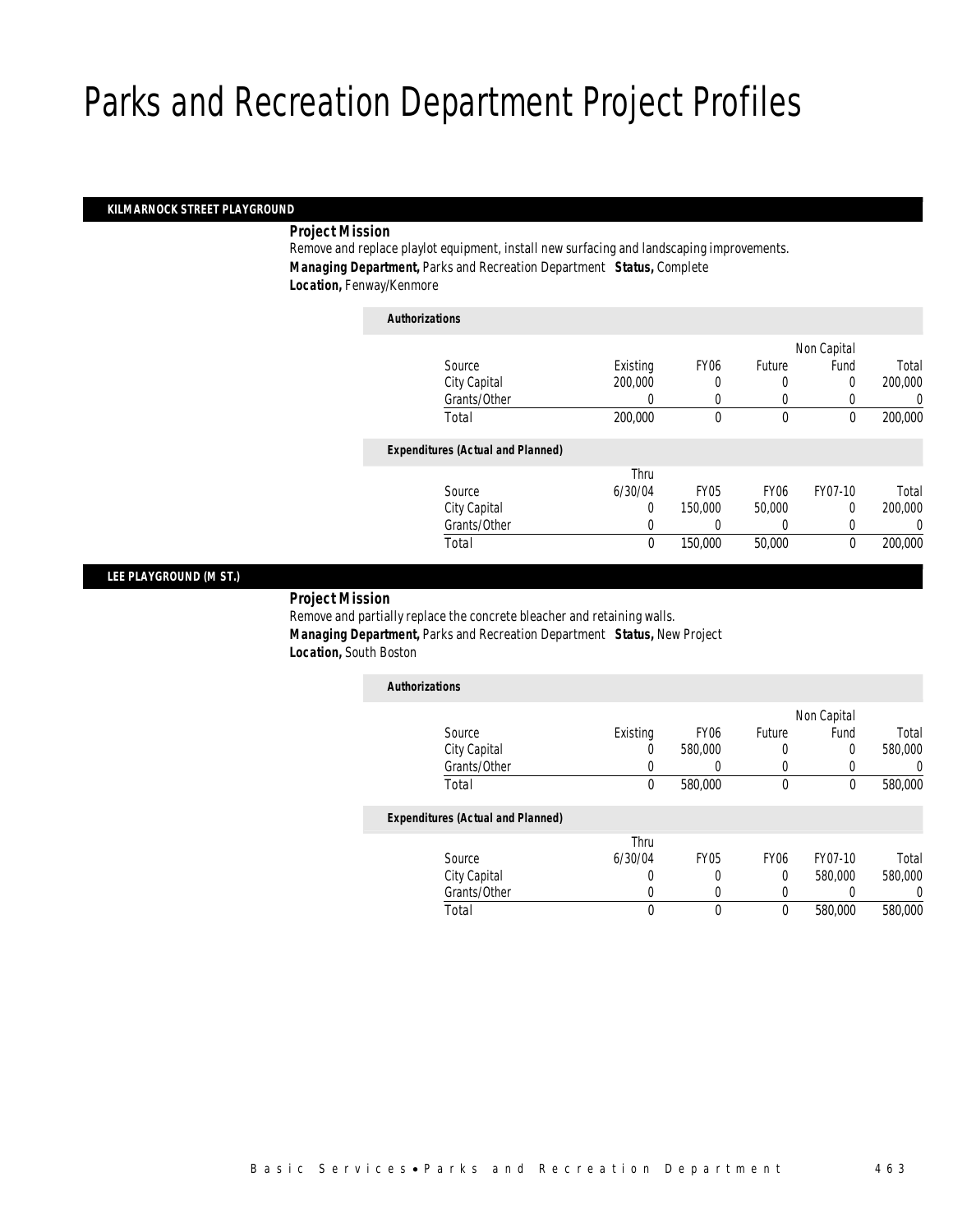# Parks and Recreation Department Project Profiles

## KILMARNOCK STREET PLAYGROUND

***Project Mission***

Remove and replace playlot equipment, install new surfacing and landscaping improvements.

***Managing Department,*** Parks and Recreation Department ***Status,*** Complete

***Location,*** Fenway/Kenmore

***Authorizations***

| Source | Existing | FY06 | Future | Non Capital Fund | Total |
|---|---|---|---|---|---|
| City Capital | 200,000 | 0 | 0 | 0 | 200,000 |
| Grants/Other | 0 | 0 | 0 | 0 | 0 |
| Total | 200,000 | 0 | 0 | 0 | 200,000 |

***Expenditures (Actual and Planned)***

| Source | Thru 6/30/04 | FY05 | FY06 | FY07-10 | Total |
|---|---|---|---|---|---|
| City Capital | 0 | 150,000 | 50,000 | 0 | 200,000 |
| Grants/Other | 0 | 0 | 0 | 0 | 0 |
| Total | 0 | 150,000 | 50,000 | 0 | 200,000 |

## LEE PLAYGROUND (M ST.)

***Project Mission***

Remove and partially replace the concrete bleacher and retaining walls.

***Managing Department,*** Parks and Recreation Department ***Status,*** New Project

***Location,*** South Boston

***Authorizations***

| Source | Existing | FY06 | Future | Non Capital Fund | Total |
|---|---|---|---|---|---|
| City Capital | 0 | 580,000 | 0 | 0 | 580,000 |
| Grants/Other | 0 | 0 | 0 | 0 | 0 |
| Total | 0 | 580,000 | 0 | 0 | 580,000 |

***Expenditures (Actual and Planned)***

| Source | Thru 6/30/04 | FY05 | FY06 | FY07-10 | Total |
|---|---|---|---|---|---|
| City Capital | 0 | 0 | 0 | 580,000 | 580,000 |
| Grants/Other | 0 | 0 | 0 | 0 | 0 |
| Total | 0 | 0 | 0 | 580,000 | 580,000 |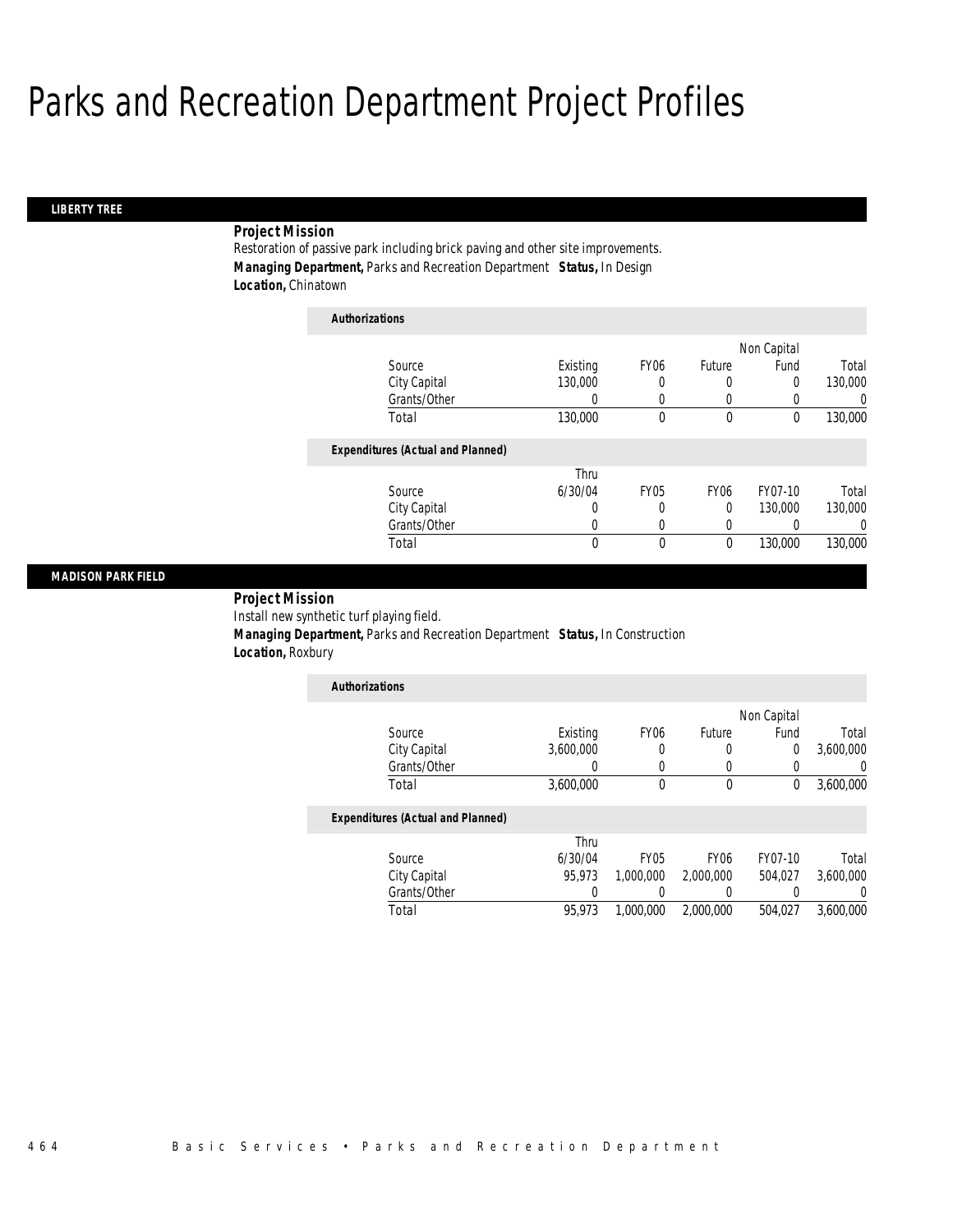# Parks and Recreation Department Project Profiles

## LIBERTY TREE

***Project Mission***

Restoration of passive park including brick paving and other site improvements.

***Managing Department,*** Parks and Recreation Department ***Status,*** In Design

***Location,*** Chinatown

***Authorizations***

| Source | Existing | FY06 | Future | Non Capital Fund | Total |
|---|---|---|---|---|---|
| City Capital | 130,000 | 0 | 0 | 0 | 130,000 |
| Grants/Other | 0 | 0 | 0 | 0 | 0 |
| Total | 130,000 | 0 | 0 | 0 | 130,000 |

***Expenditures (Actual and Planned)***

| Source | Thru 6/30/04 | FY05 | FY06 | FY07-10 | Total |
|---|---|---|---|---|---|
| City Capital | 0 | 0 | 0 | 130,000 | 130,000 |
| Grants/Other | 0 | 0 | 0 | 0 | 0 |
| Total | 0 | 0 | 0 | 130,000 | 130,000 |

## MADISON PARK FIELD

***Project Mission***

Install new synthetic turf playing field.

***Managing Department,*** Parks and Recreation Department ***Status,*** In Construction

***Location,*** Roxbury

***Authorizations***

| Source | Existing | FY06 | Future | Non Capital Fund | Total |
|---|---|---|---|---|---|
| City Capital | 3,600,000 | 0 | 0 | 0 | 3,600,000 |
| Grants/Other | 0 | 0 | 0 | 0 | 0 |
| Total | 3,600,000 | 0 | 0 | 0 | 3,600,000 |

***Expenditures (Actual and Planned)***

| Source | Thru 6/30/04 | FY05 | FY06 | FY07-10 | Total |
|---|---|---|---|---|---|
| City Capital | 95,973 | 1,000,000 | 2,000,000 | 504,027 | 3,600,000 |
| Grants/Other | 0 | 0 | 0 | 0 | 0 |
| Total | 95,973 | 1,000,000 | 2,000,000 | 504,027 | 3,600,000 |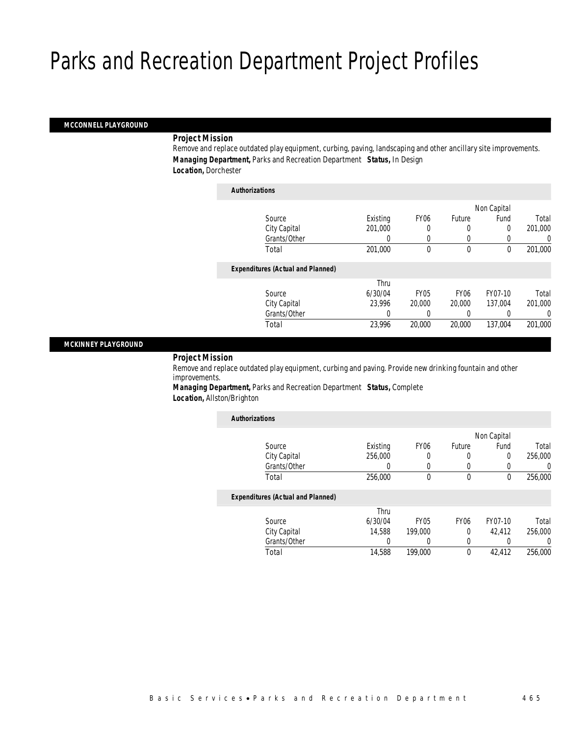# Parks and Recreation Department Project Profiles

## MCCONNELL PLAYGROUND

**Project Mission**

Remove and replace outdated play equipment, curbing, paving, landscaping and other ancillary site improvements.

***Managing Department,*** Parks and Recreation Department ***Status,*** In Design

***Location,*** Dorchester

*Authorizations*

| Source | Existing | FY06 | Future | Non Capital Fund | Total |
|---|---|---|---|---|---|
| City Capital | 201,000 | 0 | 0 | 0 | 201,000 |
| Grants/Other | 0 | 0 | 0 | 0 | 0 |
| Total | 201,000 | 0 | 0 | 0 | 201,000 |

*Expenditures (Actual and Planned)*

| Source | Thru 6/30/04 | FY05 | FY06 | FY07-10 | Total |
|---|---|---|---|---|---|
| City Capital | 23,996 | 20,000 | 20,000 | 137,004 | 201,000 |
| Grants/Other | 0 | 0 | 0 | 0 | 0 |
| Total | 23,996 | 20,000 | 20,000 | 137,004 | 201,000 |

## MCKINNEY PLAYGROUND

**Project Mission**

Remove and replace outdated play equipment, curbing and paving. Provide new drinking fountain and other improvements.

***Managing Department,*** Parks and Recreation Department ***Status,*** Complete

***Location,*** Allston/Brighton

*Authorizations*

| Source | Existing | FY06 | Future | Non Capital Fund | Total |
|---|---|---|---|---|---|
| City Capital | 256,000 | 0 | 0 | 0 | 256,000 |
| Grants/Other | 0 | 0 | 0 | 0 | 0 |
| Total | 256,000 | 0 | 0 | 0 | 256,000 |

*Expenditures (Actual and Planned)*

| Source | Thru 6/30/04 | FY05 | FY06 | FY07-10 | Total |
|---|---|---|---|---|---|
| City Capital | 14,588 | 199,000 | 0 | 42,412 | 256,000 |
| Grants/Other | 0 | 0 | 0 | 0 | 0 |
| Total | 14,588 | 199,000 | 0 | 42,412 | 256,000 |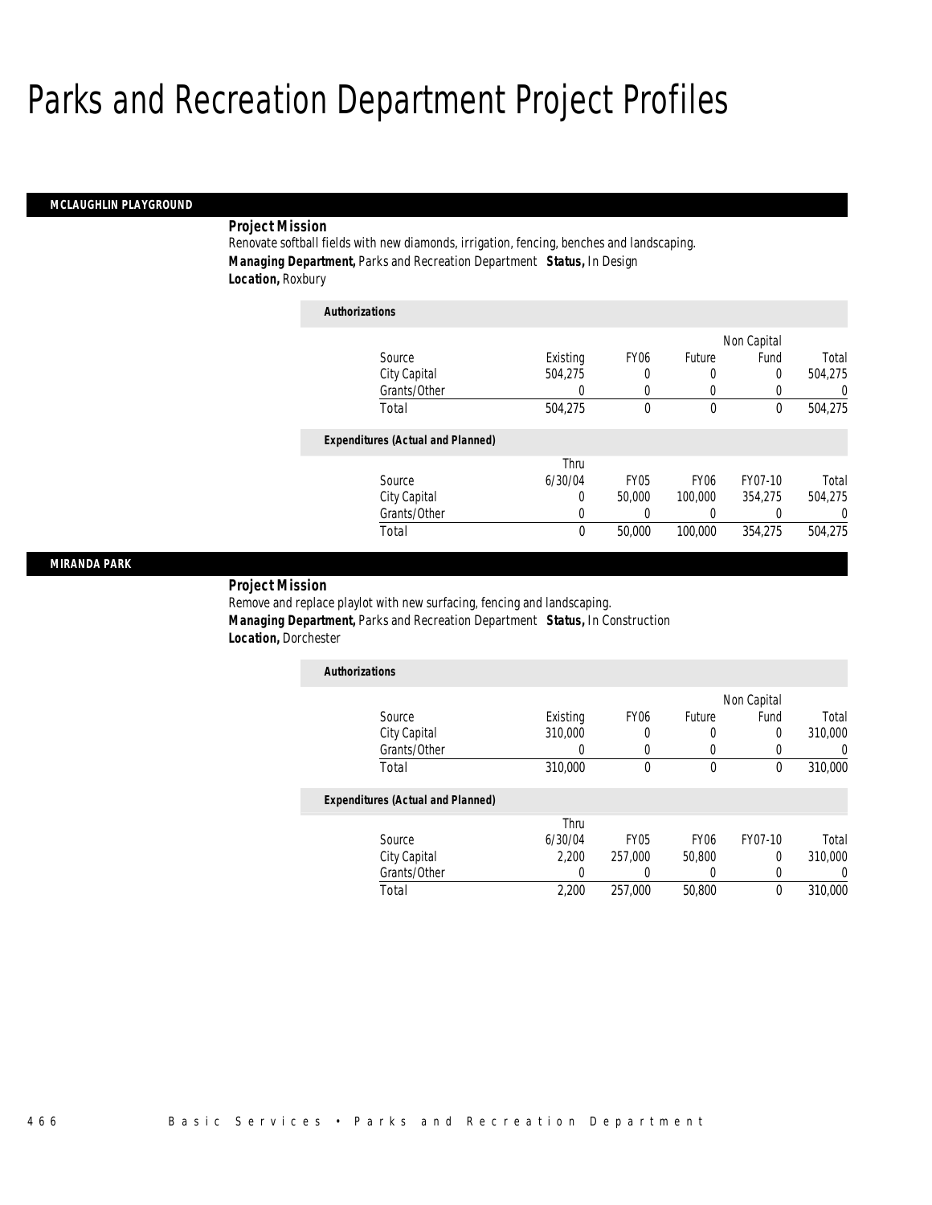# Parks and Recreation Department Project Profiles

## MCLAUGHLIN PLAYGROUND

**Project Mission**

Renovate softball fields with new diamonds, irrigation, fencing, benches and landscaping.

***Managing Department,*** Parks and Recreation Department ***Status,*** In Design

***Location,*** Roxbury

***Authorizations***

| Source | Existing | FY06 | Future | Non Capital Fund | Total |
|---|---|---|---|---|---|
| City Capital | 504,275 | 0 | 0 | 0 | 504,275 |
| Grants/Other | 0 | 0 | 0 | 0 | 0 |
| Total | 504,275 | 0 | 0 | 0 | 504,275 |

***Expenditures (Actual and Planned)***

| Source | Thru 6/30/04 | FY05 | FY06 | FY07-10 | Total |
|---|---|---|---|---|---|
| City Capital | 0 | 50,000 | 100,000 | 354,275 | 504,275 |
| Grants/Other | 0 | 0 | 0 | 0 | 0 |
| Total | 0 | 50,000 | 100,000 | 354,275 | 504,275 |

## MIRANDA PARK

**Project Mission**

Remove and replace playlot with new surfacing, fencing and landscaping.

***Managing Department,*** Parks and Recreation Department ***Status,*** In Construction

***Location,*** Dorchester

***Authorizations***

| Source | Existing | FY06 | Future | Non Capital Fund | Total |
|---|---|---|---|---|---|
| City Capital | 310,000 | 0 | 0 | 0 | 310,000 |
| Grants/Other | 0 | 0 | 0 | 0 | 0 |
| Total | 310,000 | 0 | 0 | 0 | 310,000 |

***Expenditures (Actual and Planned)***

| Source | Thru 6/30/04 | FY05 | FY06 | FY07-10 | Total |
|---|---|---|---|---|---|
| City Capital | 2,200 | 257,000 | 50,800 | 0 | 310,000 |
| Grants/Other | 0 | 0 | 0 | 0 | 0 |
| Total | 2,200 | 257,000 | 50,800 | 0 | 310,000 |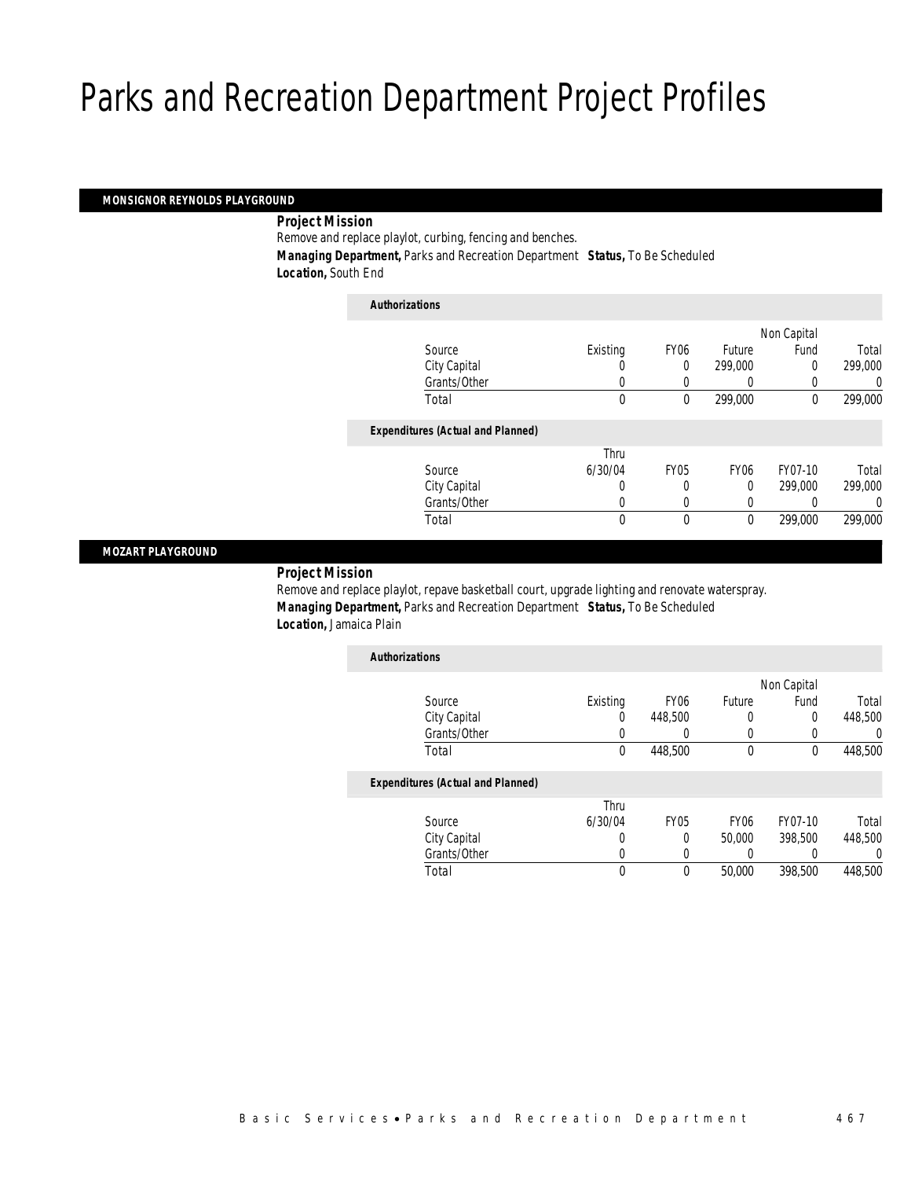# Parks and Recreation Department Project Profiles

## MONSIGNOR REYNOLDS PLAYGROUND

***Project Mission***

Remove and replace playlot, curbing, fencing and benches.

***Managing Department,*** Parks and Recreation Department ***Status,*** To Be Scheduled

***Location,*** South End

***Authorizations***

| Source | Existing | FY06 | Future | Non Capital Fund | Total |
|---|---|---|---|---|---|
| City Capital | 0 | 0 | 299,000 | 0 | 299,000 |
| Grants/Other | 0 | 0 | 0 | 0 | 0 |
| Total | 0 | 0 | 299,000 | 0 | 299,000 |

***Expenditures (Actual and Planned)***

| Source | Thru 6/30/04 | FY05 | FY06 | FY07-10 | Total |
|---|---|---|---|---|---|
| City Capital | 0 | 0 | 0 | 299,000 | 299,000 |
| Grants/Other | 0 | 0 | 0 | 0 | 0 |
| Total | 0 | 0 | 0 | 299,000 | 299,000 |

## MOZART PLAYGROUND

***Project Mission***

Remove and replace playlot, repave basketball court, upgrade lighting and renovate waterspray.

***Managing Department,*** Parks and Recreation Department ***Status,*** To Be Scheduled

***Location,*** Jamaica Plain

***Authorizations***

| Source | Existing | FY06 | Future | Non Capital Fund | Total |
|---|---|---|---|---|---|
| City Capital | 0 | 448,500 | 0 | 0 | 448,500 |
| Grants/Other | 0 | 0 | 0 | 0 | 0 |
| Total | 0 | 448,500 | 0 | 0 | 448,500 |

***Expenditures (Actual and Planned)***

| Source | Thru 6/30/04 | FY05 | FY06 | FY07-10 | Total |
|---|---|---|---|---|---|
| City Capital | 0 | 0 | 50,000 | 398,500 | 448,500 |
| Grants/Other | 0 | 0 | 0 | 0 | 0 |
| Total | 0 | 0 | 50,000 | 398,500 | 448,500 |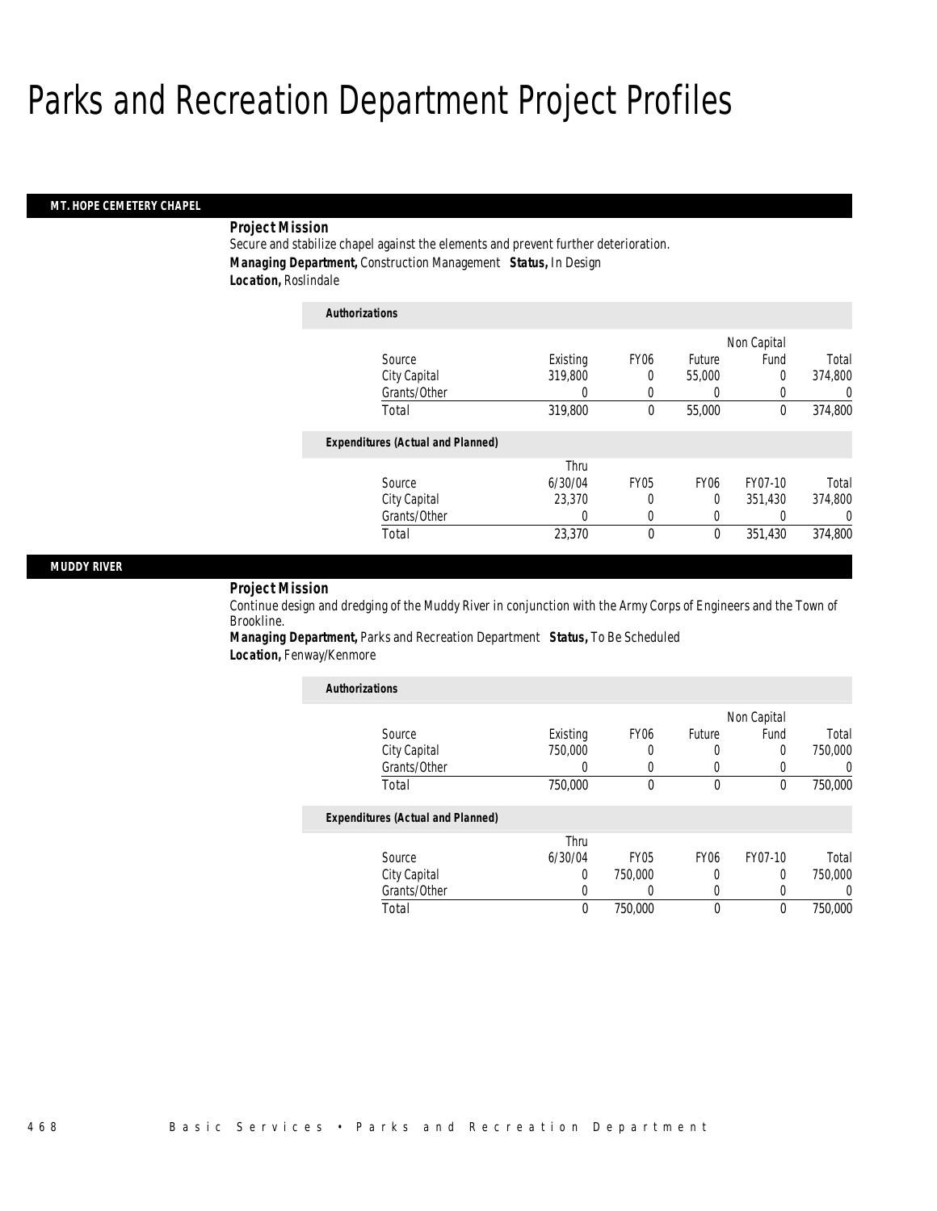# Parks and Recreation Department Project Profiles

## MT. HOPE CEMETERY CHAPEL

***Project Mission***

Secure and stabilize chapel against the elements and prevent further deterioration.

***Managing Department,*** Construction Management ***Status,*** In Design

***Location,*** Roslindale

***Authorizations***

| Source | Existing | FY06 | Future | Non Capital Fund | Total |
|---|---|---|---|---|---|
| City Capital | 319,800 | 0 | 55,000 | 0 | 374,800 |
| Grants/Other | 0 | 0 | 0 | 0 | 0 |
| Total | 319,800 | 0 | 55,000 | 0 | 374,800 |

***Expenditures (Actual and Planned)***

| Source | Thru 6/30/04 | FY05 | FY06 | FY07-10 | Total |
|---|---|---|---|---|---|
| City Capital | 23,370 | 0 | 0 | 351,430 | 374,800 |
| Grants/Other | 0 | 0 | 0 | 0 | 0 |
| Total | 23,370 | 0 | 0 | 351,430 | 374,800 |

## MUDDY RIVER

***Project Mission***

Continue design and dredging of the Muddy River in conjunction with the Army Corps of Engineers and the Town of Brookline.

***Managing Department,*** Parks and Recreation Department ***Status,*** To Be Scheduled

***Location,*** Fenway/Kenmore

***Authorizations***

| Source | Existing | FY06 | Future | Non Capital Fund | Total |
|---|---|---|---|---|---|
| City Capital | 750,000 | 0 | 0 | 0 | 750,000 |
| Grants/Other | 0 | 0 | 0 | 0 | 0 |
| Total | 750,000 | 0 | 0 | 0 | 750,000 |

***Expenditures (Actual and Planned)***

| Source | Thru 6/30/04 | FY05 | FY06 | FY07-10 | Total |
|---|---|---|---|---|---|
| City Capital | 0 | 750,000 | 0 | 0 | 750,000 |
| Grants/Other | 0 | 0 | 0 | 0 | 0 |
| Total | 0 | 750,000 | 0 | 0 | 750,000 |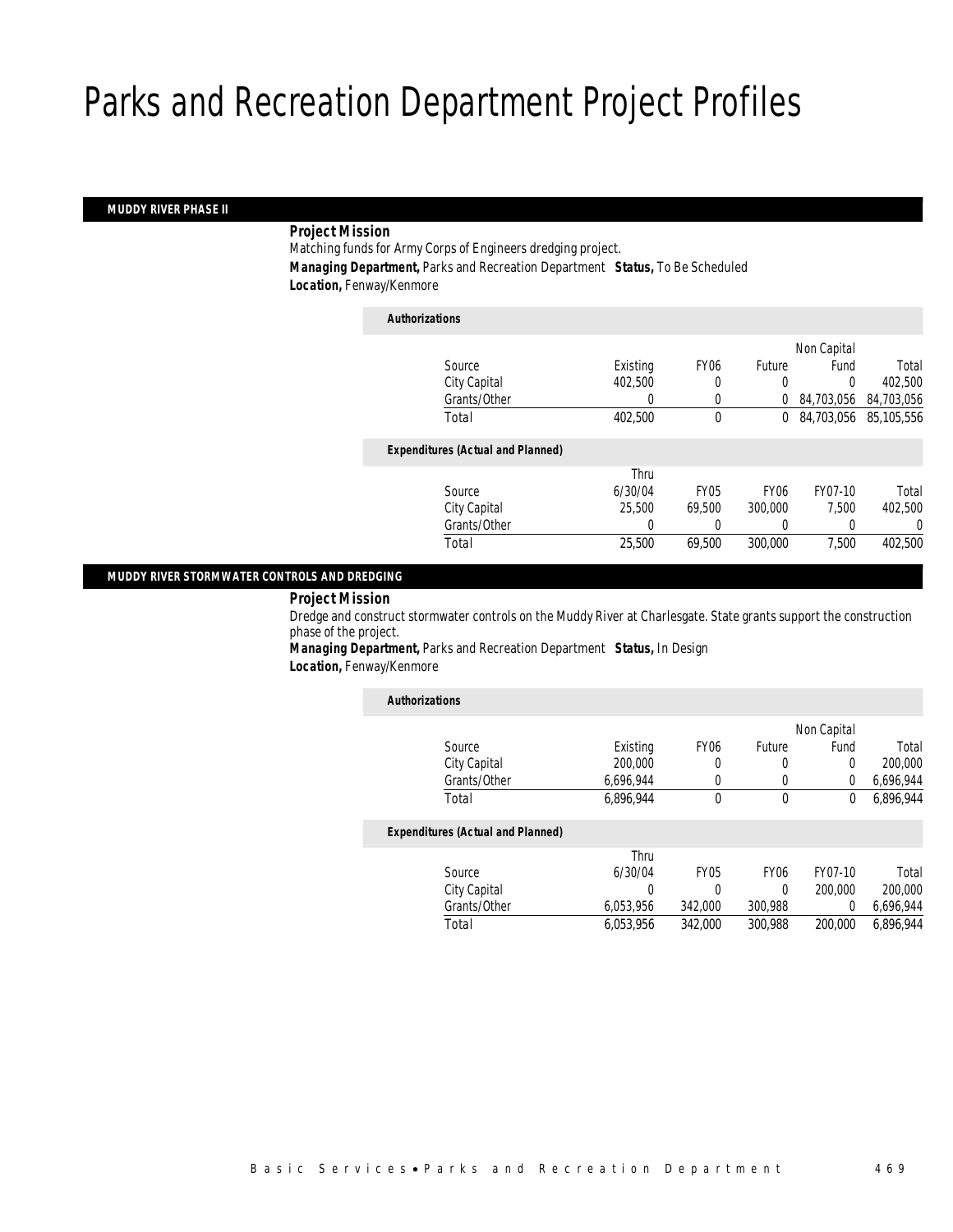# Parks and Recreation Department Project Profiles

## MUDDY RIVER PHASE II

**Project Mission**

Matching funds for Army Corps of Engineers dredging project.

**Managing Department,** Parks and Recreation Department **Status,** To Be Scheduled

**Location,** Fenway/Kenmore

**Authorizations**

| Source | Existing | FY06 | Future | Non Capital Fund | Total |
|---|---|---|---|---|---|
| City Capital | 402,500 | 0 | 0 | 0 | 402,500 |
| Grants/Other | 0 | 0 | 0 | 84,703,056 | 84,703,056 |
| Total | 402,500 | 0 | 0 | 84,703,056 | 85,105,556 |

**Expenditures (Actual and Planned)**

| Source | Thru 6/30/04 | FY05 | FY06 | FY07-10 | Total |
|---|---|---|---|---|---|
| City Capital | 25,500 | 69,500 | 300,000 | 7,500 | 402,500 |
| Grants/Other | 0 | 0 | 0 | 0 | 0 |
| Total | 25,500 | 69,500 | 300,000 | 7,500 | 402,500 |

## MUDDY RIVER STORMWATER CONTROLS AND DREDGING

**Project Mission**

Dredge and construct stormwater controls on the Muddy River at Charlesgate. State grants support the construction phase of the project.

**Managing Department,** Parks and Recreation Department **Status,** In Design

**Location,** Fenway/Kenmore

**Authorizations**

| Source | Existing | FY06 | Future | Non Capital Fund | Total |
|---|---|---|---|---|---|
| City Capital | 200,000 | 0 | 0 | 0 | 200,000 |
| Grants/Other | 6,696,944 | 0 | 0 | 0 | 6,696,944 |
| Total | 6,896,944 | 0 | 0 | 0 | 6,896,944 |

**Expenditures (Actual and Planned)**

| Source | Thru 6/30/04 | FY05 | FY06 | FY07-10 | Total |
|---|---|---|---|---|---|
| City Capital | 0 | 0 | 0 | 200,000 | 200,000 |
| Grants/Other | 6,053,956 | 342,000 | 300,988 | 0 | 6,696,944 |
| Total | 6,053,956 | 342,000 | 300,988 | 200,000 | 6,896,944 |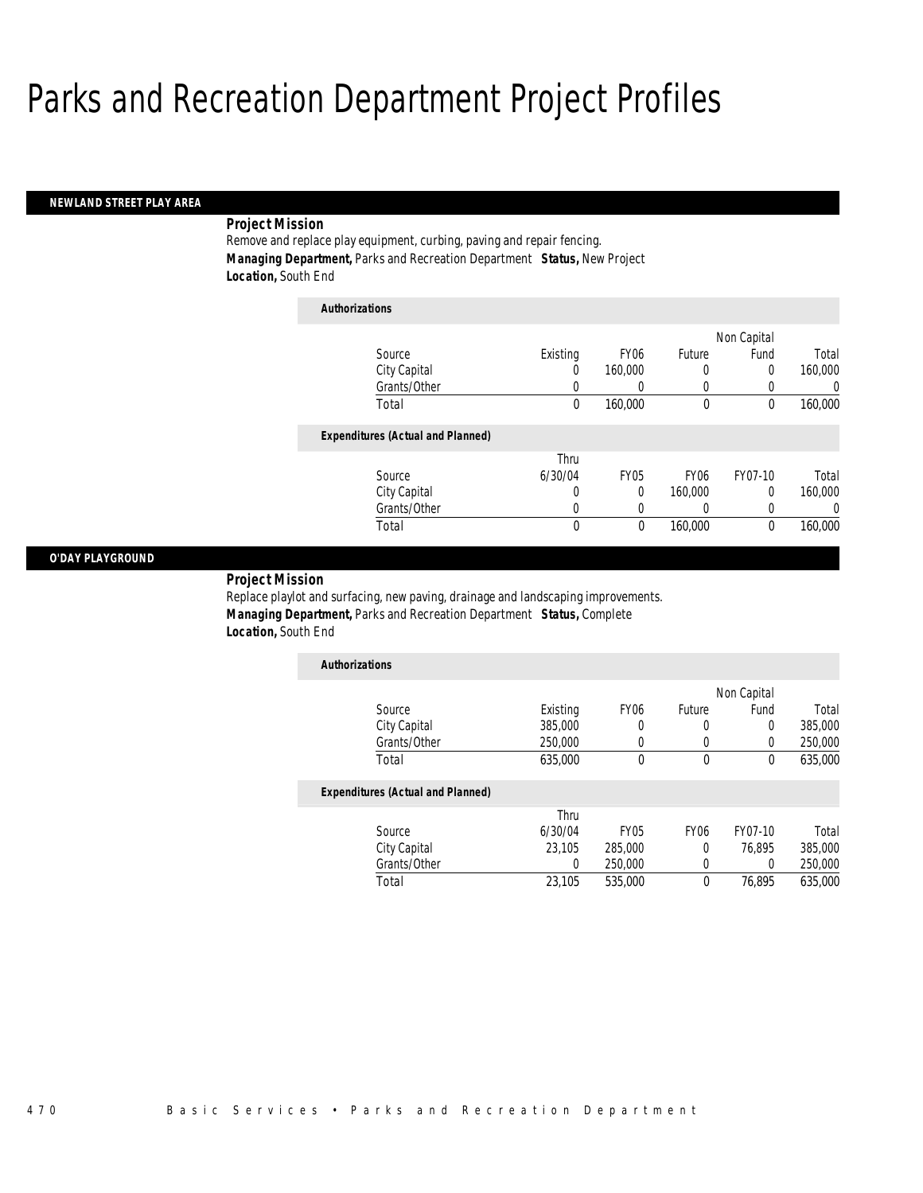# Parks and Recreation Department Project Profiles

## NEWLAND STREET PLAY AREA

***Project Mission***

Remove and replace play equipment, curbing, paving and repair fencing.

***Managing Department,*** Parks and Recreation Department ***Status,*** New Project

***Location,*** South End

***Authorizations***

| Source | Existing | FY06 | Future | Non Capital Fund | Total |
|---|---|---|---|---|---|
| City Capital | 0 | 160,000 | 0 | 0 | 160,000 |
| Grants/Other | 0 | 0 | 0 | 0 | 0 |
| Total | 0 | 160,000 | 0 | 0 | 160,000 |

***Expenditures (Actual and Planned)***

| Source | Thru 6/30/04 | FY05 | FY06 | FY07-10 | Total |
|---|---|---|---|---|---|
| City Capital | 0 | 0 | 160,000 | 0 | 160,000 |
| Grants/Other | 0 | 0 | 0 | 0 | 0 |
| Total | 0 | 0 | 160,000 | 0 | 160,000 |

## O'DAY PLAYGROUND

***Project Mission***

Replace playlot and surfacing, new paving, drainage and landscaping improvements.

***Managing Department,*** Parks and Recreation Department ***Status,*** Complete

***Location,*** South End

***Authorizations***

| Source | Existing | FY06 | Future | Non Capital Fund | Total |
|---|---|---|---|---|---|
| City Capital | 385,000 | 0 | 0 | 0 | 385,000 |
| Grants/Other | 250,000 | 0 | 0 | 0 | 250,000 |
| Total | 635,000 | 0 | 0 | 0 | 635,000 |

***Expenditures (Actual and Planned)***

| Source | Thru 6/30/04 | FY05 | FY06 | FY07-10 | Total |
|---|---|---|---|---|---|
| City Capital | 23,105 | 285,000 | 0 | 76,895 | 385,000 |
| Grants/Other | 0 | 250,000 | 0 | 0 | 250,000 |
| Total | 23,105 | 535,000 | 0 | 76,895 | 635,000 |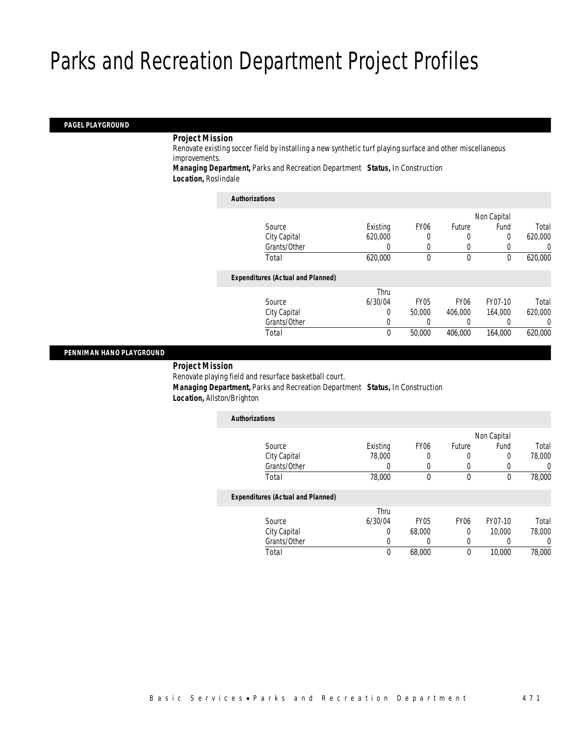# Parks and Recreation Department Project Profiles

## PAGEL PLAYGROUND

**Project Mission**

Renovate existing soccer field by installing a new synthetic turf playing surface and other miscellaneous improvements.

**Managing Department,** Parks and Recreation Department **Status,** In Construction

**Location,** Roslindale

***Authorizations***

| Source | Existing | FY06 | Future | Non Capital Fund | Total |
|---|---|---|---|---|---|
| City Capital | 620,000 | 0 | 0 | 0 | 620,000 |
| Grants/Other | 0 | 0 | 0 | 0 | 0 |
| Total | 620,000 | 0 | 0 | 0 | 620,000 |

***Expenditures (Actual and Planned)***

| Source | Thru 6/30/04 | FY05 | FY06 | FY07-10 | Total |
|---|---|---|---|---|---|
| City Capital | 0 | 50,000 | 406,000 | 164,000 | 620,000 |
| Grants/Other | 0 | 0 | 0 | 0 | 0 |
| Total | 0 | 50,000 | 406,000 | 164,000 | 620,000 |

## PENNIMAN HANO PLAYGROUND

**Project Mission**

Renovate playing field and resurface basketball court.

**Managing Department,** Parks and Recreation Department **Status,** In Construction

**Location,** Allston/Brighton

***Authorizations***

| Source | Existing | FY06 | Future | Non Capital Fund | Total |
|---|---|---|---|---|---|
| City Capital | 78,000 | 0 | 0 | 0 | 78,000 |
| Grants/Other | 0 | 0 | 0 | 0 | 0 |
| Total | 78,000 | 0 | 0 | 0 | 78,000 |

***Expenditures (Actual and Planned)***

| Source | Thru 6/30/04 | FY05 | FY06 | FY07-10 | Total |
|---|---|---|---|---|---|
| City Capital | 0 | 68,000 | 0 | 10,000 | 78,000 |
| Grants/Other | 0 | 0 | 0 | 0 | 0 |
| Total | 0 | 68,000 | 0 | 10,000 | 78,000 |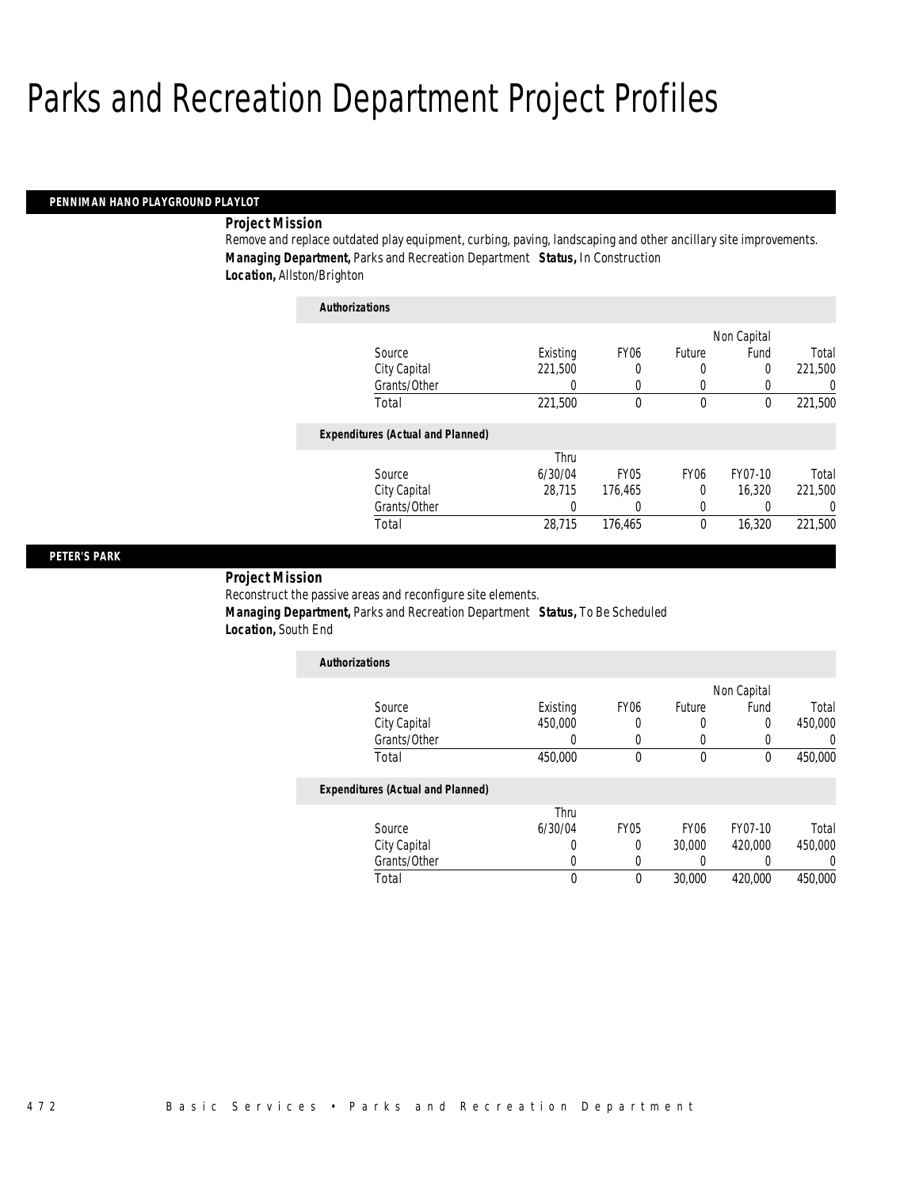# Parks and Recreation Department Project Profiles

## PENNIMAN HANO PLAYGROUND PLAYLOT

***Project Mission***

Remove and replace outdated play equipment, curbing, paving, landscaping and other ancillary site improvements.

***Managing Department,*** Parks and Recreation Department ***Status,*** In Construction

***Location,*** Allston/Brighton

***Authorizations***

| Source | Existing | FY06 | Future | Non Capital Fund | Total |
|---|---|---|---|---|---|
| City Capital | 221,500 | 0 | 0 | 0 | 221,500 |
| Grants/Other | 0 | 0 | 0 | 0 | 0 |
| Total | 221,500 | 0 | 0 | 0 | 221,500 |

***Expenditures (Actual and Planned)***

| Source | Thru 6/30/04 | FY05 | FY06 | FY07-10 | Total |
|---|---|---|---|---|---|
| City Capital | 28,715 | 176,465 | 0 | 16,320 | 221,500 |
| Grants/Other | 0 | 0 | 0 | 0 | 0 |
| Total | 28,715 | 176,465 | 0 | 16,320 | 221,500 |

## PETER'S PARK

***Project Mission***

Reconstruct the passive areas and reconfigure site elements.

***Managing Department,*** Parks and Recreation Department ***Status,*** To Be Scheduled

***Location,*** South End

***Authorizations***

| Source | Existing | FY06 | Future | Non Capital Fund | Total |
|---|---|---|---|---|---|
| City Capital | 450,000 | 0 | 0 | 0 | 450,000 |
| Grants/Other | 0 | 0 | 0 | 0 | 0 |
| Total | 450,000 | 0 | 0 | 0 | 450,000 |

***Expenditures (Actual and Planned)***

| Source | Thru 6/30/04 | FY05 | FY06 | FY07-10 | Total |
|---|---|---|---|---|---|
| City Capital | 0 | 0 | 30,000 | 420,000 | 450,000 |
| Grants/Other | 0 | 0 | 0 | 0 | 0 |
| Total | 0 | 0 | 30,000 | 420,000 | 450,000 |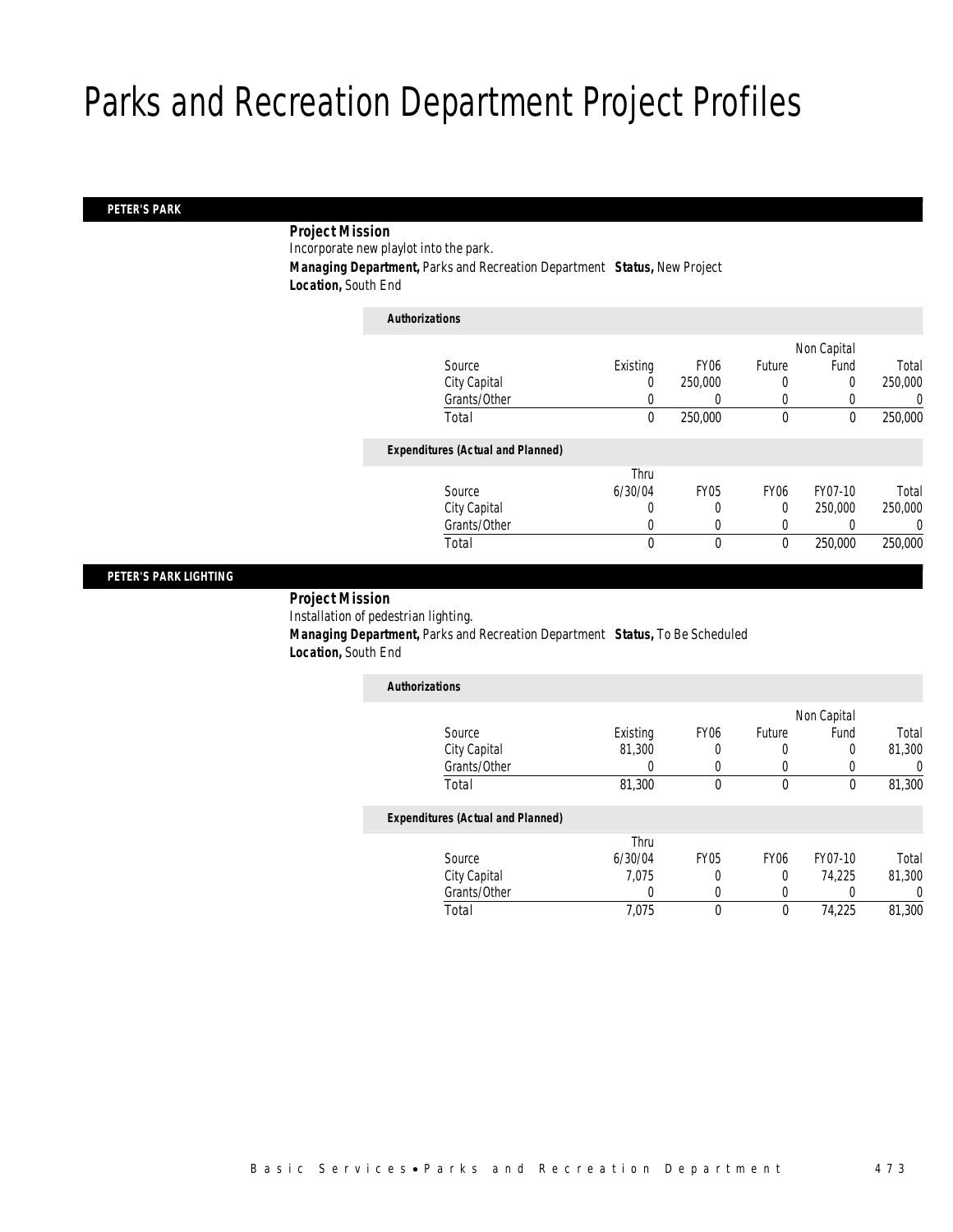# Parks and Recreation Department Project Profiles

## PETER'S PARK

***Project Mission***

Incorporate new playlot into the park.

***Managing Department,*** Parks and Recreation Department ***Status,*** New Project

***Location,*** South End

***Authorizations***

| Source | Existing | FY06 | Future | Non Capital Fund | Total |
|---|---|---|---|---|---|
| City Capital | 0 | 250,000 | 0 | 0 | 250,000 |
| Grants/Other | 0 | 0 | 0 | 0 | 0 |
| Total | 0 | 250,000 | 0 | 0 | 250,000 |

***Expenditures (Actual and Planned)***

| Source | Thru 6/30/04 | FY05 | FY06 | FY07-10 | Total |
|---|---|---|---|---|---|
| City Capital | 0 | 0 | 0 | 250,000 | 250,000 |
| Grants/Other | 0 | 0 | 0 | 0 | 0 |
| Total | 0 | 0 | 0 | 250,000 | 250,000 |

## PETER'S PARK LIGHTING

***Project Mission***

Installation of pedestrian lighting.

***Managing Department,*** Parks and Recreation Department ***Status,*** To Be Scheduled

***Location,*** South End

***Authorizations***

| Source | Existing | FY06 | Future | Non Capital Fund | Total |
|---|---|---|---|---|---|
| City Capital | 81,300 | 0 | 0 | 0 | 81,300 |
| Grants/Other | 0 | 0 | 0 | 0 | 0 |
| Total | 81,300 | 0 | 0 | 0 | 81,300 |

***Expenditures (Actual and Planned)***

| Source | Thru 6/30/04 | FY05 | FY06 | FY07-10 | Total |
|---|---|---|---|---|---|
| City Capital | 7,075 | 0 | 0 | 74,225 | 81,300 |
| Grants/Other | 0 | 0 | 0 | 0 | 0 |
| Total | 7,075 | 0 | 0 | 74,225 | 81,300 |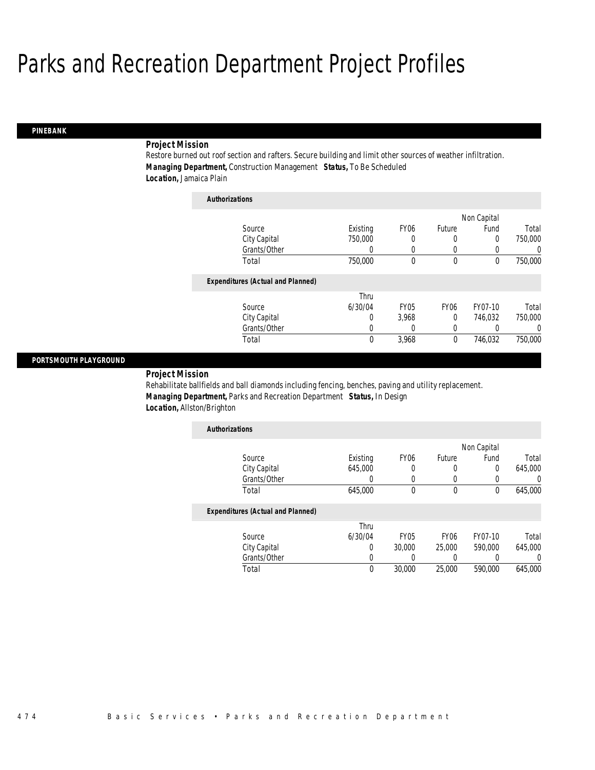# Parks and Recreation Department Project Profiles

## PINEBANK

**Project Mission**

Restore burned out roof section and rafters. Secure building and limit other sources of weather infiltration.

***Managing Department,*** Construction Management ***Status,*** To Be Scheduled

***Location,*** Jamaica Plain

**Authorizations**

| Source | Existing | FY06 | Future | Non Capital Fund | Total |
|---|---|---|---|---|---|
| City Capital | 750,000 | 0 | 0 | 0 | 750,000 |
| Grants/Other | 0 | 0 | 0 | 0 | 0 |
| Total | 750,000 | 0 | 0 | 0 | 750,000 |

**Expenditures (Actual and Planned)**

| Source | Thru 6/30/04 | FY05 | FY06 | FY07-10 | Total |
|---|---|---|---|---|---|
| City Capital | 0 | 3,968 | 0 | 746,032 | 750,000 |
| Grants/Other | 0 | 0 | 0 | 0 | 0 |
| Total | 0 | 3,968 | 0 | 746,032 | 750,000 |

## PORTSMOUTH PLAYGROUND

**Project Mission**

Rehabilitate ballfields and ball diamonds including fencing, benches, paving and utility replacement.

***Managing Department,*** Parks and Recreation Department ***Status,*** In Design

***Location,*** Allston/Brighton

**Authorizations**

| Source | Existing | FY06 | Future | Non Capital Fund | Total |
|---|---|---|---|---|---|
| City Capital | 645,000 | 0 | 0 | 0 | 645,000 |
| Grants/Other | 0 | 0 | 0 | 0 | 0 |
| Total | 645,000 | 0 | 0 | 0 | 645,000 |

**Expenditures (Actual and Planned)**

| Source | Thru 6/30/04 | FY05 | FY06 | FY07-10 | Total |
|---|---|---|---|---|---|
| City Capital | 0 | 30,000 | 25,000 | 590,000 | 645,000 |
| Grants/Other | 0 | 0 | 0 | 0 | 0 |
| Total | 0 | 30,000 | 25,000 | 590,000 | 645,000 |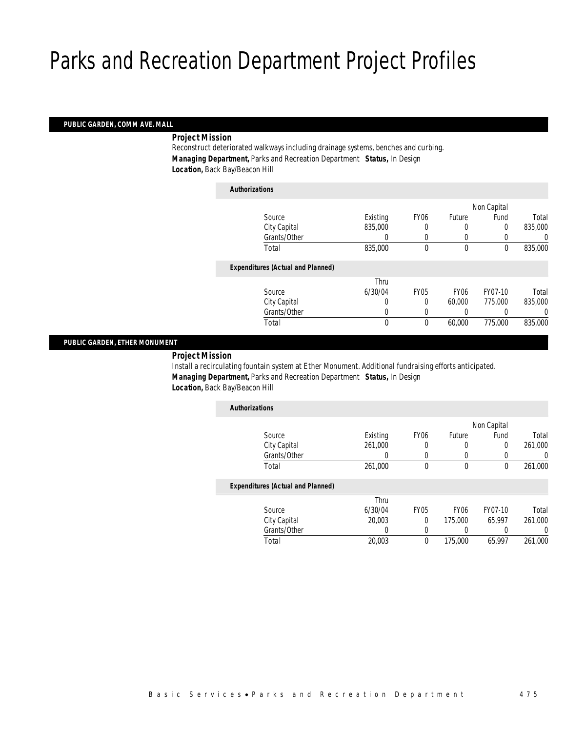# Parks and Recreation Department Project Profiles

## PUBLIC GARDEN, COMM AVE. MALL

***Project Mission***

Reconstruct deteriorated walkways including drainage systems, benches and curbing.

***Managing Department,*** Parks and Recreation Department ***Status,*** In Design

***Location,*** Back Bay/Beacon Hill

***Authorizations***

| Source | Existing | FY06 | Future | Non Capital Fund | Total |
|---|---|---|---|---|---|
| City Capital | 835,000 | 0 | 0 | 0 | 835,000 |
| Grants/Other | 0 | 0 | 0 | 0 | 0 |
| Total | 835,000 | 0 | 0 | 0 | 835,000 |

***Expenditures (Actual and Planned)***

| Source | Thru 6/30/04 | FY05 | FY06 | FY07-10 | Total |
|---|---|---|---|---|---|
| City Capital | 0 | 0 | 60,000 | 775,000 | 835,000 |
| Grants/Other | 0 | 0 | 0 | 0 | 0 |
| Total | 0 | 0 | 60,000 | 775,000 | 835,000 |

## PUBLIC GARDEN, ETHER MONUMENT

***Project Mission***

Install a recirculating fountain system at Ether Monument. Additional fundraising efforts anticipated.

***Managing Department,*** Parks and Recreation Department ***Status,*** In Design

***Location,*** Back Bay/Beacon Hill

***Authorizations***

| Source | Existing | FY06 | Future | Non Capital Fund | Total |
|---|---|---|---|---|---|
| City Capital | 261,000 | 0 | 0 | 0 | 261,000 |
| Grants/Other | 0 | 0 | 0 | 0 | 0 |
| Total | 261,000 | 0 | 0 | 0 | 261,000 |

***Expenditures (Actual and Planned)***

| Source | Thru 6/30/04 | FY05 | FY06 | FY07-10 | Total |
|---|---|---|---|---|---|
| City Capital | 20,003 | 0 | 175,000 | 65,997 | 261,000 |
| Grants/Other | 0 | 0 | 0 | 0 | 0 |
| Total | 20,003 | 0 | 175,000 | 65,997 | 261,000 |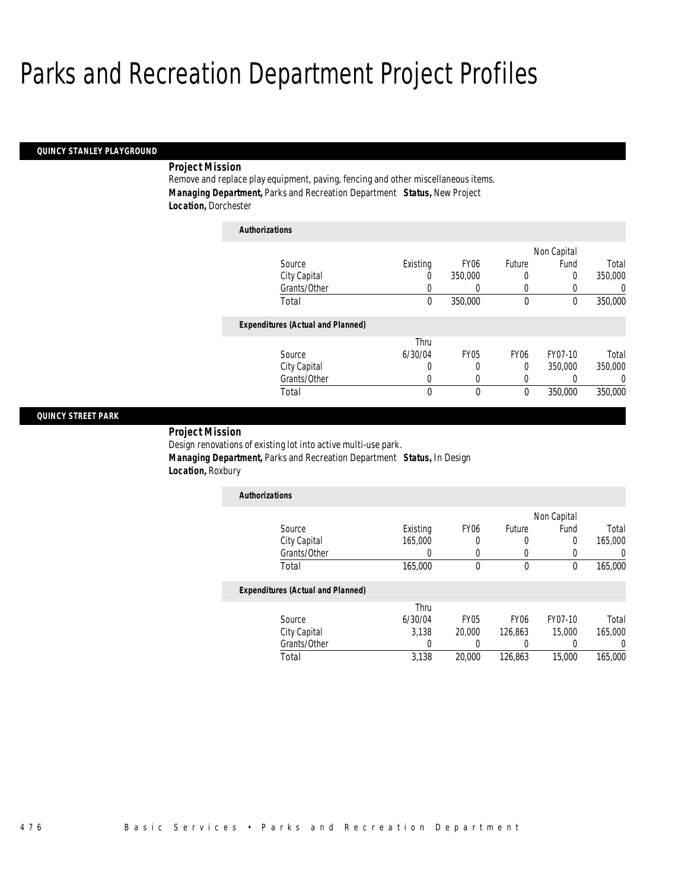# Parks and Recreation Department Project Profiles

## QUINCY STANLEY PLAYGROUND

**Project Mission**

Remove and replace play equipment, paving, fencing and other miscellaneous items.

**Managing Department,** Parks and Recreation Department **Status,** New Project

**Location,** Dorchester

***Authorizations***

| Source | Existing | FY06 | Future | Non Capital Fund | Total |
|---|---|---|---|---|---|
| City Capital | 0 | 350,000 | 0 | 0 | 350,000 |
| Grants/Other | 0 | 0 | 0 | 0 | 0 |
| Total | 0 | 350,000 | 0 | 0 | 350,000 |

***Expenditures (Actual and Planned)***

| Source | Thru 6/30/04 | FY05 | FY06 | FY07-10 | Total |
|---|---|---|---|---|---|
| City Capital | 0 | 0 | 0 | 350,000 | 350,000 |
| Grants/Other | 0 | 0 | 0 | 0 | 0 |
| Total | 0 | 0 | 0 | 350,000 | 350,000 |

## QUINCY STREET PARK

**Project Mission**

Design renovations of existing lot into active multi-use park.

**Managing Department,** Parks and Recreation Department **Status,** In Design

**Location,** Roxbury

***Authorizations***

| Source | Existing | FY06 | Future | Non Capital Fund | Total |
|---|---|---|---|---|---|
| City Capital | 165,000 | 0 | 0 | 0 | 165,000 |
| Grants/Other | 0 | 0 | 0 | 0 | 0 |
| Total | 165,000 | 0 | 0 | 0 | 165,000 |

***Expenditures (Actual and Planned)***

| Source | Thru 6/30/04 | FY05 | FY06 | FY07-10 | Total |
|---|---|---|---|---|---|
| City Capital | 3,138 | 20,000 | 126,863 | 15,000 | 165,000 |
| Grants/Other | 0 | 0 | 0 | 0 | 0 |
| Total | 3,138 | 20,000 | 126,863 | 15,000 | 165,000 |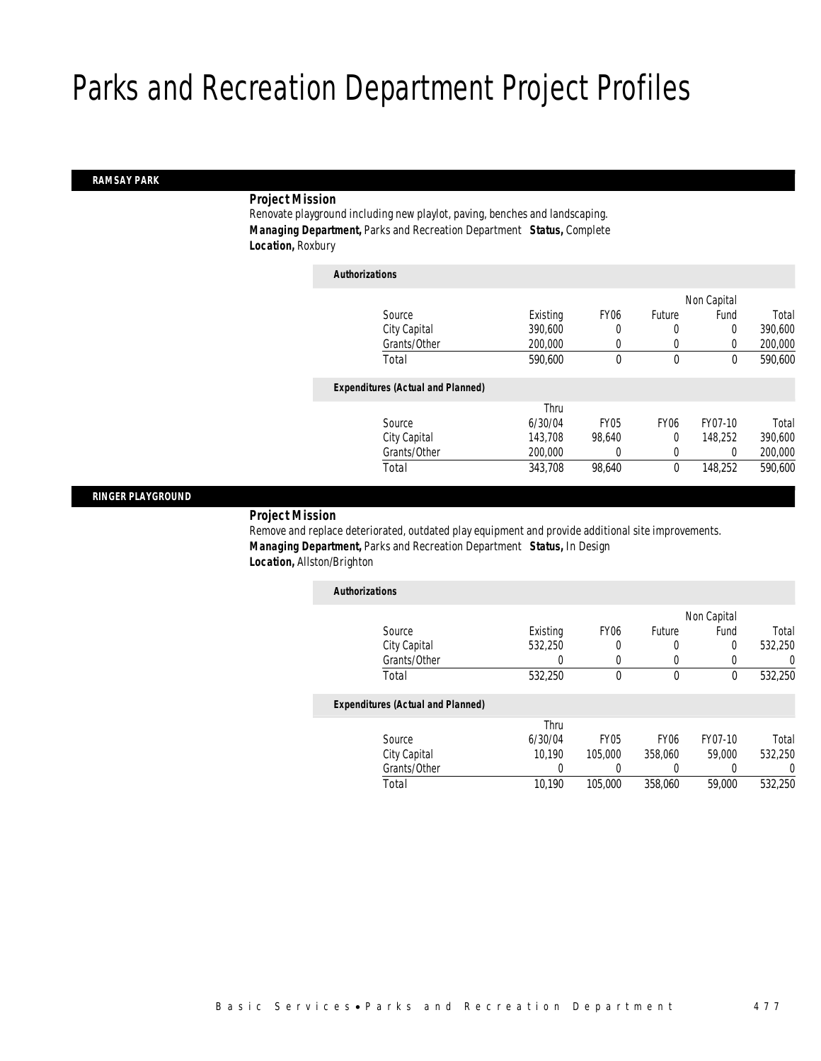# Parks and Recreation Department Project Profiles

## RAMSAY PARK

**Project Mission**

Renovate playground including new playlot, paving, benches and landscaping.

***Managing Department,*** Parks and Recreation Department ***Status,*** Complete

***Location,*** Roxbury

***Authorizations***

| Source | Existing | FY06 | Future | Non Capital Fund | Total |
|---|---|---|---|---|---|
| City Capital | 390,600 | 0 | 0 | 0 | 390,600 |
| Grants/Other | 200,000 | 0 | 0 | 0 | 200,000 |
| Total | 590,600 | 0 | 0 | 0 | 590,600 |

***Expenditures (Actual and Planned)***

| Source | Thru 6/30/04 | FY05 | FY06 | FY07-10 | Total |
|---|---|---|---|---|---|
| City Capital | 143,708 | 98,640 | 0 | 148,252 | 390,600 |
| Grants/Other | 200,000 | 0 | 0 | 0 | 200,000 |
| Total | 343,708 | 98,640 | 0 | 148,252 | 590,600 |

## RINGER PLAYGROUND

**Project Mission**

Remove and replace deteriorated, outdated play equipment and provide additional site improvements.

***Managing Department,*** Parks and Recreation Department ***Status,*** In Design

***Location,*** Allston/Brighton

***Authorizations***

| Source | Existing | FY06 | Future | Non Capital Fund | Total |
|---|---|---|---|---|---|
| City Capital | 532,250 | 0 | 0 | 0 | 532,250 |
| Grants/Other | 0 | 0 | 0 | 0 | 0 |
| Total | 532,250 | 0 | 0 | 0 | 532,250 |

***Expenditures (Actual and Planned)***

| Source | Thru 6/30/04 | FY05 | FY06 | FY07-10 | Total |
|---|---|---|---|---|---|
| City Capital | 10,190 | 105,000 | 358,060 | 59,000 | 532,250 |
| Grants/Other | 0 | 0 | 0 | 0 | 0 |
| Total | 10,190 | 105,000 | 358,060 | 59,000 | 532,250 |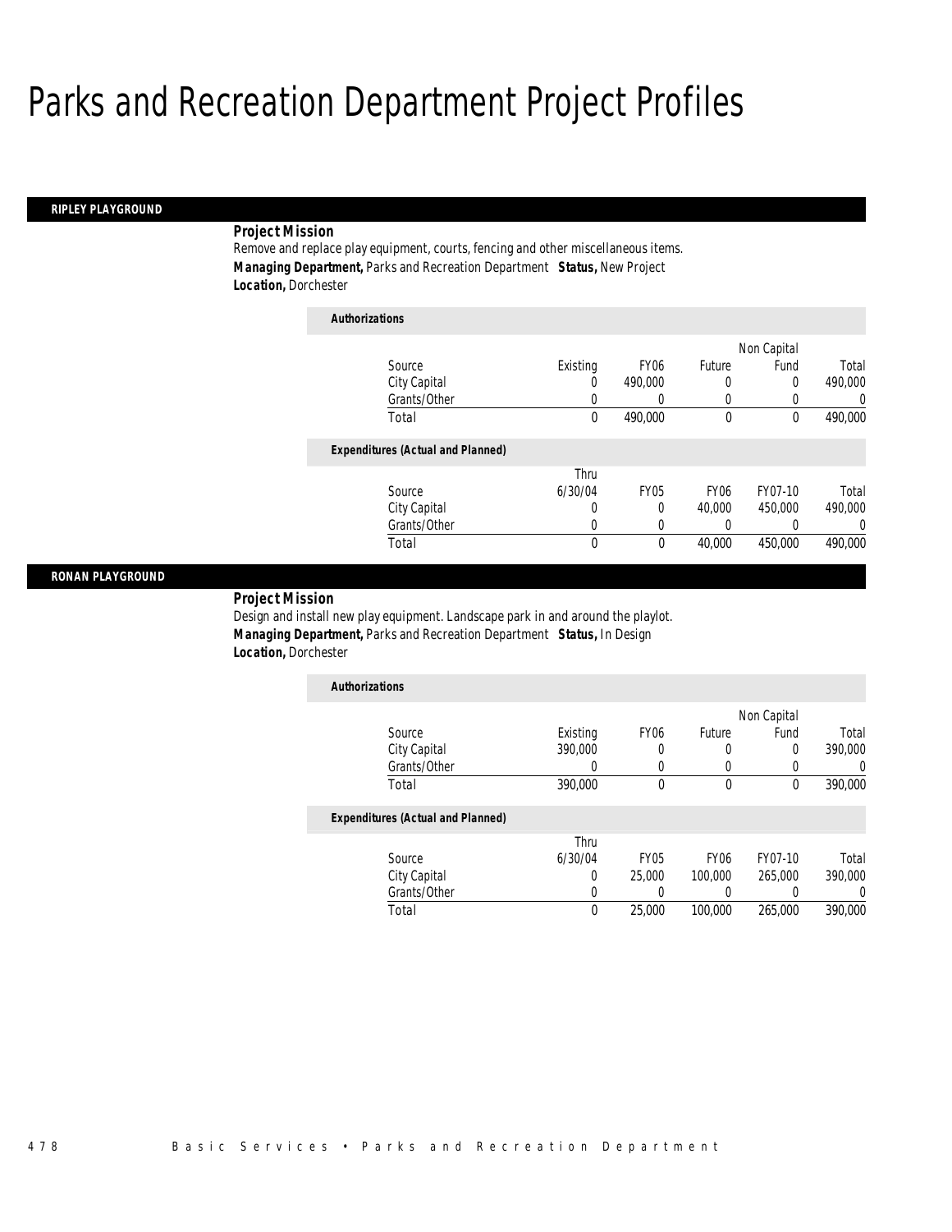# Parks and Recreation Department Project Profiles

## RIPLEY PLAYGROUND

***Project Mission***

Remove and replace play equipment, courts, fencing and other miscellaneous items.

***Managing Department,*** Parks and Recreation Department ***Status,*** New Project

***Location,*** Dorchester

***Authorizations***

| Source | Existing | FY06 | Future | Non Capital Fund | Total |
|---|---|---|---|---|---|
| City Capital | 0 | 490,000 | 0 | 0 | 490,000 |
| Grants/Other | 0 | 0 | 0 | 0 | 0 |
| Total | 0 | 490,000 | 0 | 0 | 490,000 |

***Expenditures (Actual and Planned)***

| Source | Thru 6/30/04 | FY05 | FY06 | FY07-10 | Total |
|---|---|---|---|---|---|
| City Capital | 0 | 0 | 40,000 | 450,000 | 490,000 |
| Grants/Other | 0 | 0 | 0 | 0 | 0 |
| Total | 0 | 0 | 40,000 | 450,000 | 490,000 |

## RONAN PLAYGROUND

***Project Mission***

Design and install new play equipment. Landscape park in and around the playlot.

***Managing Department,*** Parks and Recreation Department ***Status,*** In Design

***Location,*** Dorchester

***Authorizations***

| Source | Existing | FY06 | Future | Non Capital Fund | Total |
|---|---|---|---|---|---|
| City Capital | 390,000 | 0 | 0 | 0 | 390,000 |
| Grants/Other | 0 | 0 | 0 | 0 | 0 |
| Total | 390,000 | 0 | 0 | 0 | 390,000 |

***Expenditures (Actual and Planned)***

| Source | Thru 6/30/04 | FY05 | FY06 | FY07-10 | Total |
|---|---|---|---|---|---|
| City Capital | 0 | 25,000 | 100,000 | 265,000 | 390,000 |
| Grants/Other | 0 | 0 | 0 | 0 | 0 |
| Total | 0 | 25,000 | 100,000 | 265,000 | 390,000 |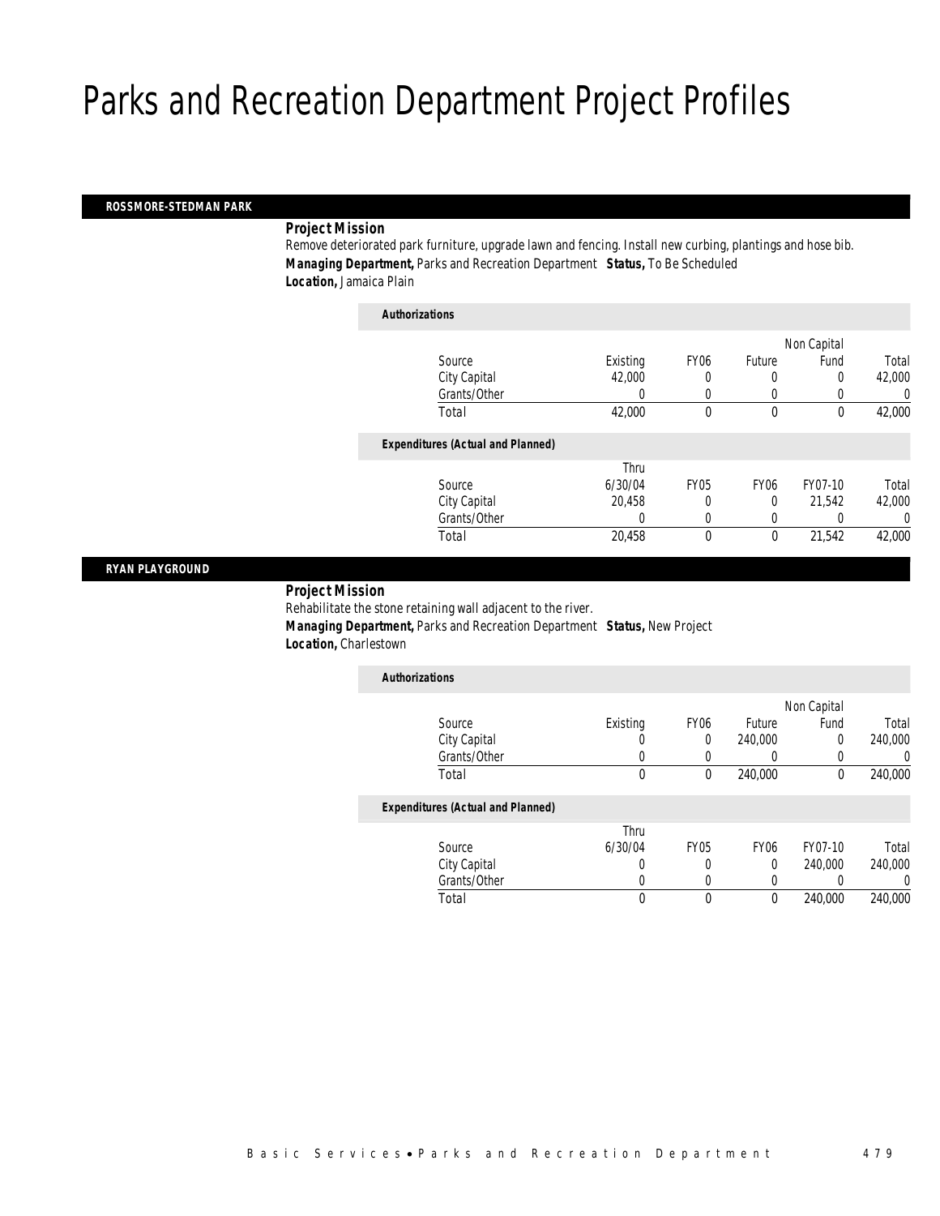# Parks and Recreation Department Project Profiles

## ROSSMORE-STEDMAN PARK

**Project Mission**

Remove deteriorated park furniture, upgrade lawn and fencing. Install new curbing, plantings and hose bib.

**Managing Department,** Parks and Recreation Department **Status,** To Be Scheduled

**Location,** Jamaica Plain

**Authorizations**

| Source | Existing | FY06 | Future | Non Capital Fund | Total |
|---|---|---|---|---|---|
| City Capital | 42,000 | 0 | 0 | 0 | 42,000 |
| Grants/Other | 0 | 0 | 0 | 0 | 0 |
| Total | 42,000 | 0 | 0 | 0 | 42,000 |

**Expenditures (Actual and Planned)**

| Source | Thru 6/30/04 | FY05 | FY06 | FY07-10 | Total |
|---|---|---|---|---|---|
| City Capital | 20,458 | 0 | 0 | 21,542 | 42,000 |
| Grants/Other | 0 | 0 | 0 | 0 | 0 |
| Total | 20,458 | 0 | 0 | 21,542 | 42,000 |

## RYAN PLAYGROUND

**Project Mission**

Rehabilitate the stone retaining wall adjacent to the river.

**Managing Department,** Parks and Recreation Department **Status,** New Project

**Location,** Charlestown

**Authorizations**

| Source | Existing | FY06 | Future | Non Capital Fund | Total |
|---|---|---|---|---|---|
| City Capital | 0 | 0 | 240,000 | 0 | 240,000 |
| Grants/Other | 0 | 0 | 0 | 0 | 0 |
| Total | 0 | 0 | 240,000 | 0 | 240,000 |

**Expenditures (Actual and Planned)**

| Source | Thru 6/30/04 | FY05 | FY06 | FY07-10 | Total |
|---|---|---|---|---|---|
| City Capital | 0 | 0 | 0 | 240,000 | 240,000 |
| Grants/Other | 0 | 0 | 0 | 0 | 0 |
| Total | 0 | 0 | 0 | 240,000 | 240,000 |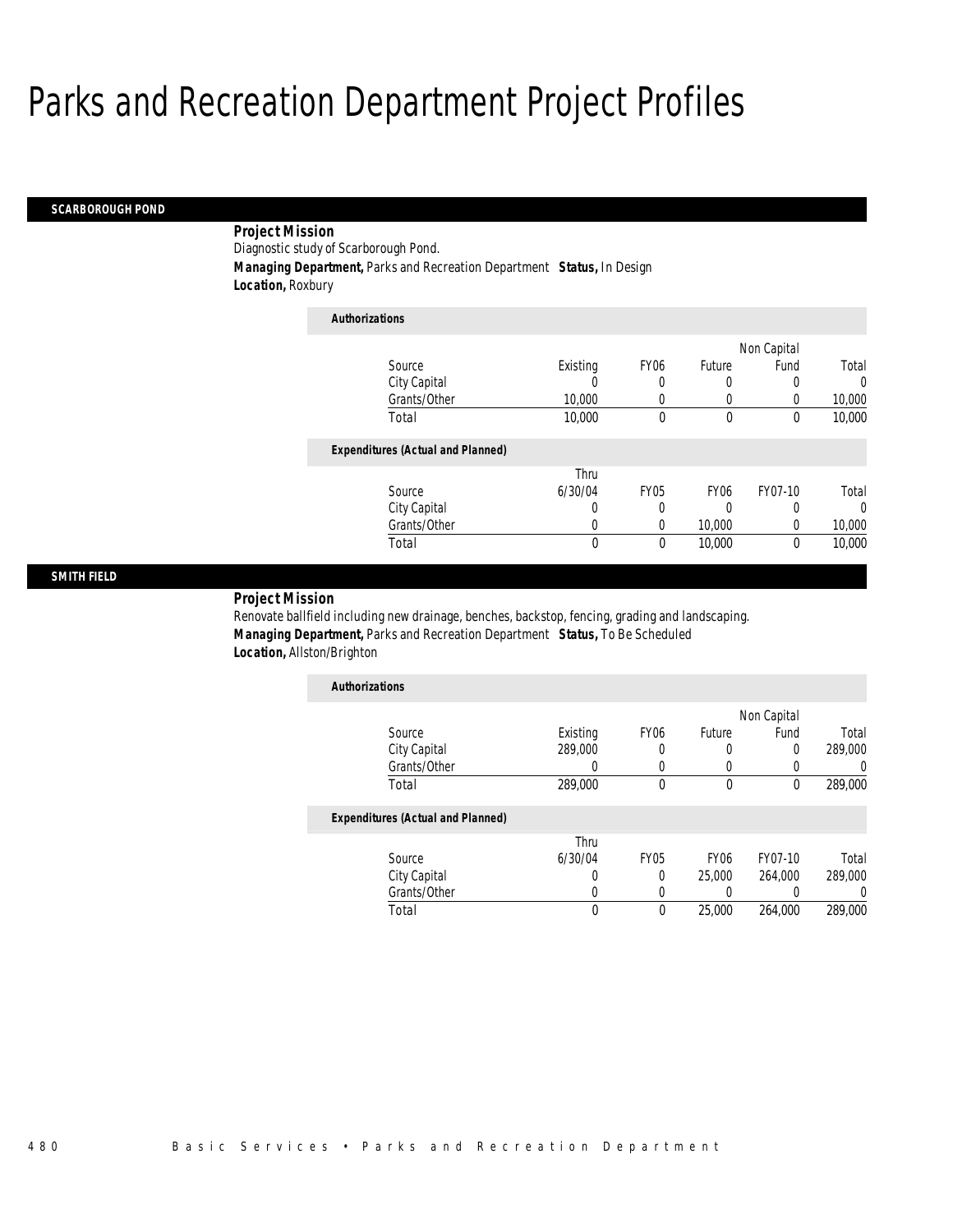# Parks and Recreation Department Project Profiles

## SCARBOROUGH POND

**Project Mission**

Diagnostic study of Scarborough Pond.

***Managing Department,*** Parks and Recreation Department ***Status,*** In Design

***Location,*** Roxbury

***Authorizations***

| Source | Existing | FY06 | Future | Non Capital Fund | Total |
|---|---|---|---|---|---|
| City Capital | 0 | 0 | 0 | 0 | 0 |
| Grants/Other | 10,000 | 0 | 0 | 0 | 10,000 |
| Total | 10,000 | 0 | 0 | 0 | 10,000 |

***Expenditures (Actual and Planned)***

| Source | Thru 6/30/04 | FY05 | FY06 | FY07-10 | Total |
|---|---|---|---|---|---|
| City Capital | 0 | 0 | 0 | 0 | 0 |
| Grants/Other | 0 | 0 | 10,000 | 0 | 10,000 |
| Total | 0 | 0 | 10,000 | 0 | 10,000 |

## SMITH FIELD

**Project Mission**

Renovate ballfield including new drainage, benches, backstop, fencing, grading and landscaping.

***Managing Department,*** Parks and Recreation Department ***Status,*** To Be Scheduled

***Location,*** Allston/Brighton

***Authorizations***

| Source | Existing | FY06 | Future | Non Capital Fund | Total |
|---|---|---|---|---|---|
| City Capital | 289,000 | 0 | 0 | 0 | 289,000 |
| Grants/Other | 0 | 0 | 0 | 0 | 0 |
| Total | 289,000 | 0 | 0 | 0 | 289,000 |

***Expenditures (Actual and Planned)***

| Source | Thru 6/30/04 | FY05 | FY06 | FY07-10 | Total |
|---|---|---|---|---|---|
| City Capital | 0 | 0 | 25,000 | 264,000 | 289,000 |
| Grants/Other | 0 | 0 | 0 | 0 | 0 |
| Total | 0 | 0 | 25,000 | 264,000 | 289,000 |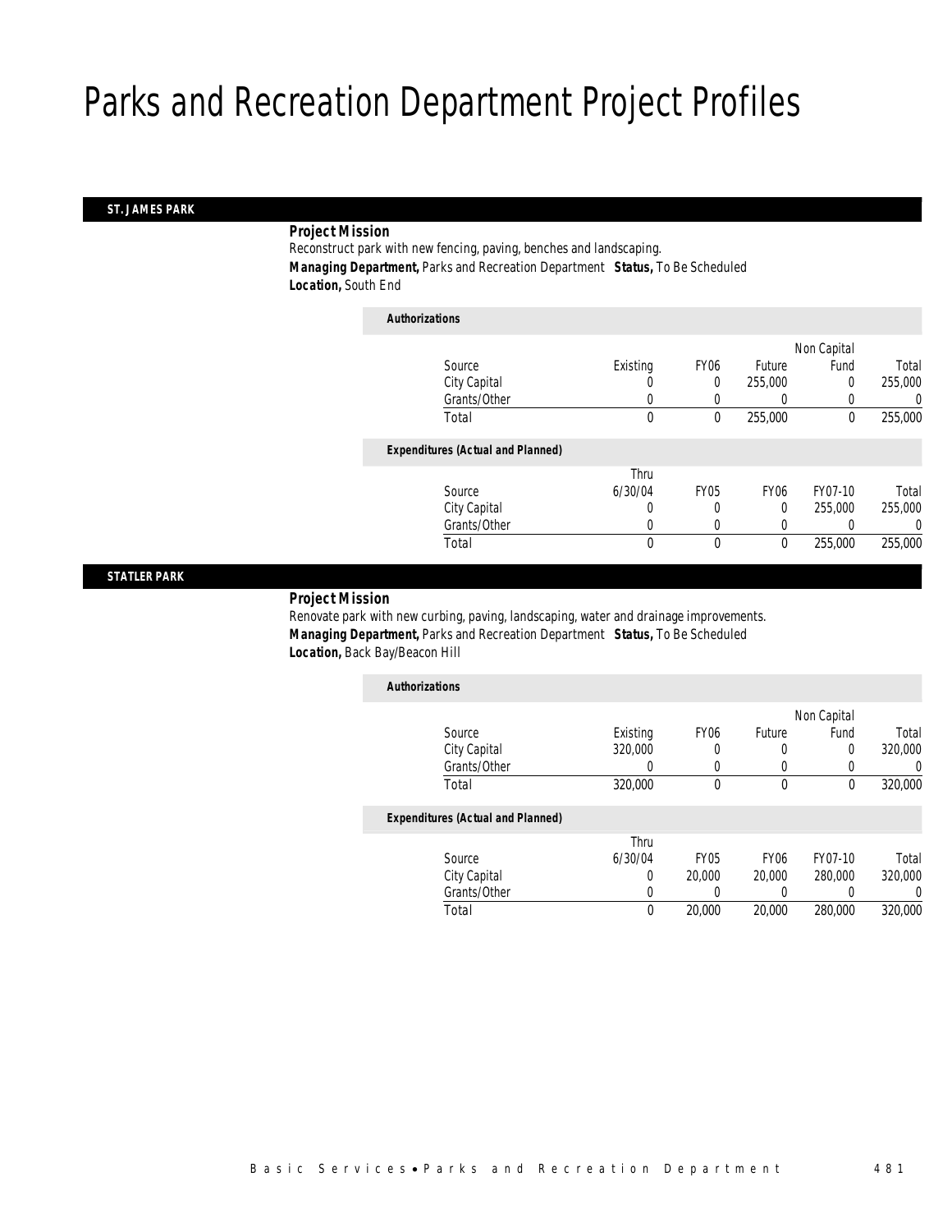# Parks and Recreation Department Project Profiles

## ST. JAMES PARK

**Project Mission**

Reconstruct park with new fencing, paving, benches and landscaping.

**Managing Department,** Parks and Recreation Department **Status,** To Be Scheduled

**Location,** South End

*Authorizations*

| Source | Existing | FY06 | Future | Non Capital Fund | Total |
|---|---|---|---|---|---|
| City Capital | 0 | 0 | 255,000 | 0 | 255,000 |
| Grants/Other | 0 | 0 | 0 | 0 | 0 |
| Total | 0 | 0 | 255,000 | 0 | 255,000 |

*Expenditures (Actual and Planned)*

| Source | Thru 6/30/04 | FY05 | FY06 | FY07-10 | Total |
|---|---|---|---|---|---|
| City Capital | 0 | 0 | 0 | 255,000 | 255,000 |
| Grants/Other | 0 | 0 | 0 | 0 | 0 |
| Total | 0 | 0 | 0 | 255,000 | 255,000 |

## STATLER PARK

**Project Mission**

Renovate park with new curbing, paving, landscaping, water and drainage improvements.

**Managing Department,** Parks and Recreation Department **Status,** To Be Scheduled

**Location,** Back Bay/Beacon Hill

*Authorizations*

| Source | Existing | FY06 | Future | Non Capital Fund | Total |
|---|---|---|---|---|---|
| City Capital | 320,000 | 0 | 0 | 0 | 320,000 |
| Grants/Other | 0 | 0 | 0 | 0 | 0 |
| Total | 320,000 | 0 | 0 | 0 | 320,000 |

*Expenditures (Actual and Planned)*

| Source | Thru 6/30/04 | FY05 | FY06 | FY07-10 | Total |
|---|---|---|---|---|---|
| City Capital | 0 | 20,000 | 20,000 | 280,000 | 320,000 |
| Grants/Other | 0 | 0 | 0 | 0 | 0 |
| Total | 0 | 20,000 | 20,000 | 280,000 | 320,000 |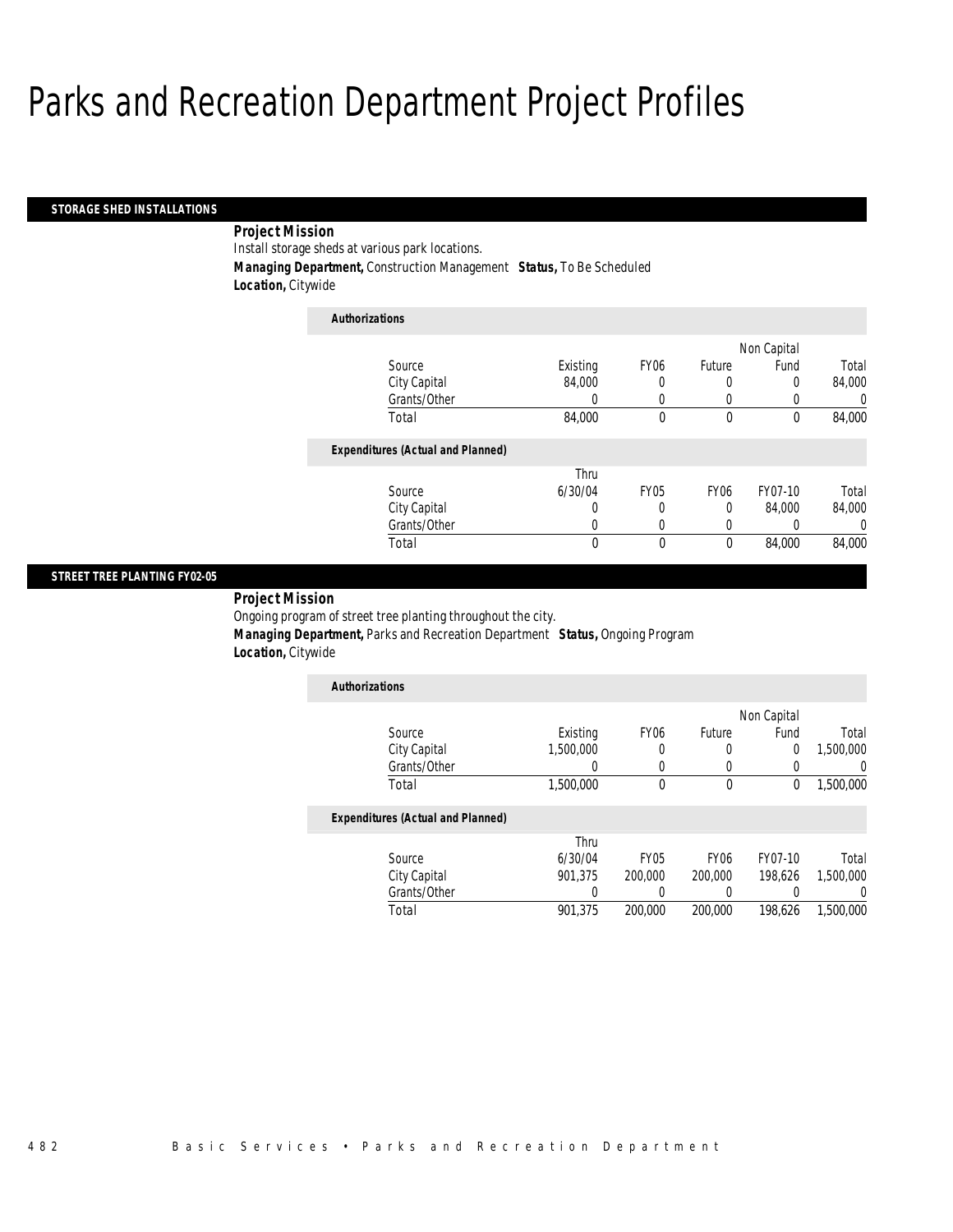# Parks and Recreation Department Project Profiles

## STORAGE SHED INSTALLATIONS

**Project Mission**

Install storage sheds at various park locations.

**Managing Department,** Construction Management **Status,** To Be Scheduled

**Location,** Citywide

**Authorizations**

| Source | Existing | FY06 | Future | Non Capital Fund | Total |
|---|---|---|---|---|---|
| City Capital | 84,000 | 0 | 0 | 0 | 84,000 |
| Grants/Other | 0 | 0 | 0 | 0 | 0 |
| Total | 84,000 | 0 | 0 | 0 | 84,000 |

**Expenditures (Actual and Planned)**

| Source | Thru 6/30/04 | FY05 | FY06 | FY07-10 | Total |
|---|---|---|---|---|---|
| City Capital | 0 | 0 | 0 | 84,000 | 84,000 |
| Grants/Other | 0 | 0 | 0 | 0 | 0 |
| Total | 0 | 0 | 0 | 84,000 | 84,000 |

## STREET TREE PLANTING FY02-05

**Project Mission**

Ongoing program of street tree planting throughout the city.

**Managing Department,** Parks and Recreation Department **Status,** Ongoing Program

**Location,** Citywide

**Authorizations**

| Source | Existing | FY06 | Future | Non Capital Fund | Total |
|---|---|---|---|---|---|
| City Capital | 1,500,000 | 0 | 0 | 0 | 1,500,000 |
| Grants/Other | 0 | 0 | 0 | 0 | 0 |
| Total | 1,500,000 | 0 | 0 | 0 | 1,500,000 |

**Expenditures (Actual and Planned)**

| Source | Thru 6/30/04 | FY05 | FY06 | FY07-10 | Total |
|---|---|---|---|---|---|
| City Capital | 901,375 | 200,000 | 200,000 | 198,626 | 1,500,000 |
| Grants/Other | 0 | 0 | 0 | 0 | 0 |
| Total | 901,375 | 200,000 | 200,000 | 198,626 | 1,500,000 |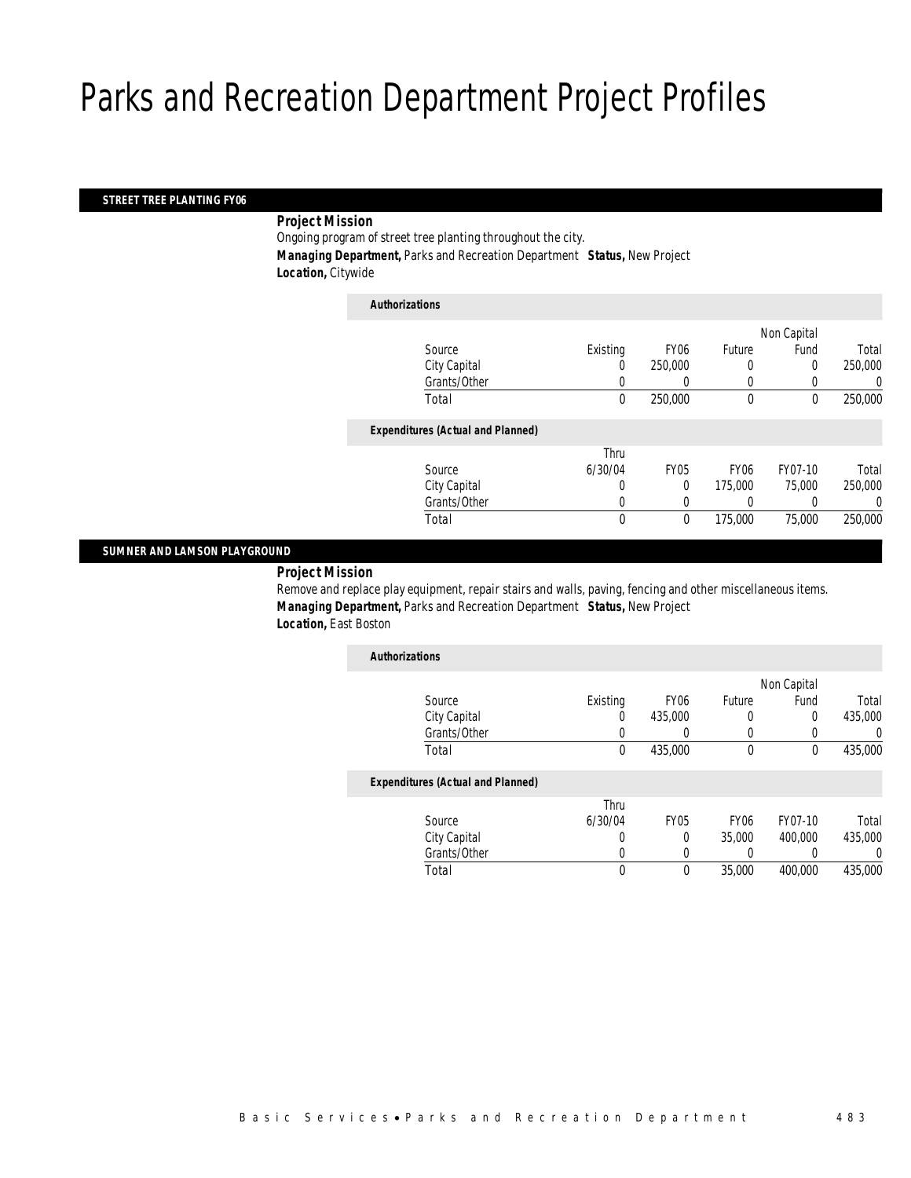# Parks and Recreation Department Project Profiles

## STREET TREE PLANTING FY06

**Project Mission**

Ongoing program of street tree planting throughout the city.

**Managing Department,** Parks and Recreation Department **Status,** New Project

**Location,** Citywide

***Authorizations***

| Source | Existing | FY06 | Future | Non Capital Fund | Total |
|---|---|---|---|---|---|
| City Capital | 0 | 250,000 | 0 | 0 | 250,000 |
| Grants/Other | 0 | 0 | 0 | 0 | 0 |
| Total | 0 | 250,000 | 0 | 0 | 250,000 |

***Expenditures (Actual and Planned)***

| Source | Thru 6/30/04 | FY05 | FY06 | FY07-10 | Total |
|---|---|---|---|---|---|
| City Capital | 0 | 0 | 175,000 | 75,000 | 250,000 |
| Grants/Other | 0 | 0 | 0 | 0 | 0 |
| Total | 0 | 0 | 175,000 | 75,000 | 250,000 |

## SUMNER AND LAMSON PLAYGROUND

**Project Mission**

Remove and replace play equipment, repair stairs and walls, paving, fencing and other miscellaneous items.

**Managing Department,** Parks and Recreation Department **Status,** New Project

**Location,** East Boston

***Authorizations***

| Source | Existing | FY06 | Future | Non Capital Fund | Total |
|---|---|---|---|---|---|
| City Capital | 0 | 435,000 | 0 | 0 | 435,000 |
| Grants/Other | 0 | 0 | 0 | 0 | 0 |
| Total | 0 | 435,000 | 0 | 0 | 435,000 |

***Expenditures (Actual and Planned)***

| Source | Thru 6/30/04 | FY05 | FY06 | FY07-10 | Total |
|---|---|---|---|---|---|
| City Capital | 0 | 0 | 35,000 | 400,000 | 435,000 |
| Grants/Other | 0 | 0 | 0 | 0 | 0 |
| Total | 0 | 0 | 35,000 | 400,000 | 435,000 |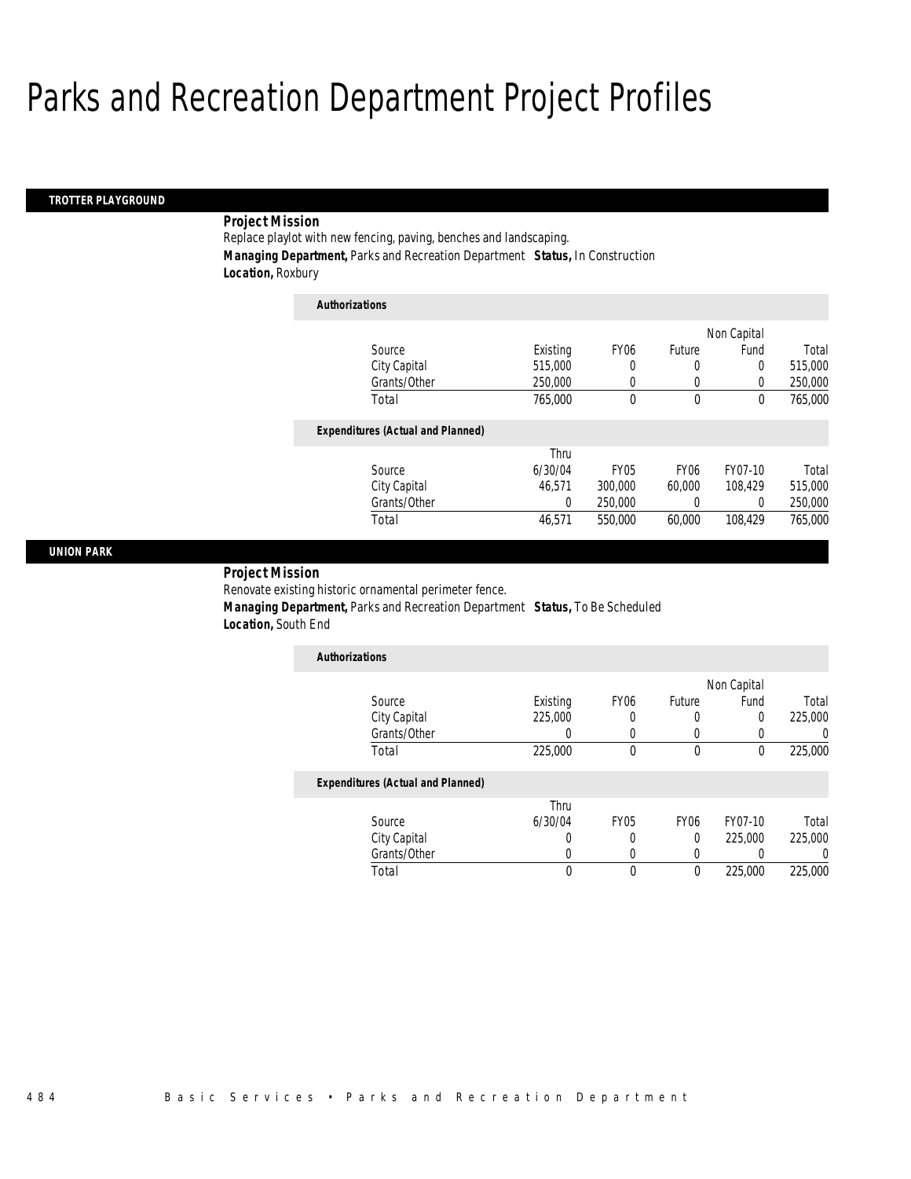# Parks and Recreation Department Project Profiles

## TROTTER PLAYGROUND

***Project Mission***

Replace playlot with new fencing, paving, benches and landscaping.

***Managing Department,*** Parks and Recreation Department ***Status,*** In Construction

***Location,*** Roxbury

***Authorizations***

| Source | Existing | FY06 | Future | Non Capital Fund | Total |
|---|---|---|---|---|---|
| City Capital | 515,000 | 0 | 0 | 0 | 515,000 |
| Grants/Other | 250,000 | 0 | 0 | 0 | 250,000 |
| Total | 765,000 | 0 | 0 | 0 | 765,000 |

***Expenditures (Actual and Planned)***

| Source | Thru 6/30/04 | FY05 | FY06 | FY07-10 | Total |
|---|---|---|---|---|---|
| City Capital | 46,571 | 300,000 | 60,000 | 108,429 | 515,000 |
| Grants/Other | 0 | 250,000 | 0 | 0 | 250,000 |
| Total | 46,571 | 550,000 | 60,000 | 108,429 | 765,000 |

## UNION PARK

***Project Mission***

Renovate existing historic ornamental perimeter fence.

***Managing Department,*** Parks and Recreation Department ***Status,*** To Be Scheduled

***Location,*** South End

***Authorizations***

| Source | Existing | FY06 | Future | Non Capital Fund | Total |
|---|---|---|---|---|---|
| City Capital | 225,000 | 0 | 0 | 0 | 225,000 |
| Grants/Other | 0 | 0 | 0 | 0 | 0 |
| Total | 225,000 | 0 | 0 | 0 | 225,000 |

***Expenditures (Actual and Planned)***

| Source | Thru 6/30/04 | FY05 | FY06 | FY07-10 | Total |
|---|---|---|---|---|---|
| City Capital | 0 | 0 | 0 | 225,000 | 225,000 |
| Grants/Other | 0 | 0 | 0 | 0 | 0 |
| Total | 0 | 0 | 0 | 225,000 | 225,000 |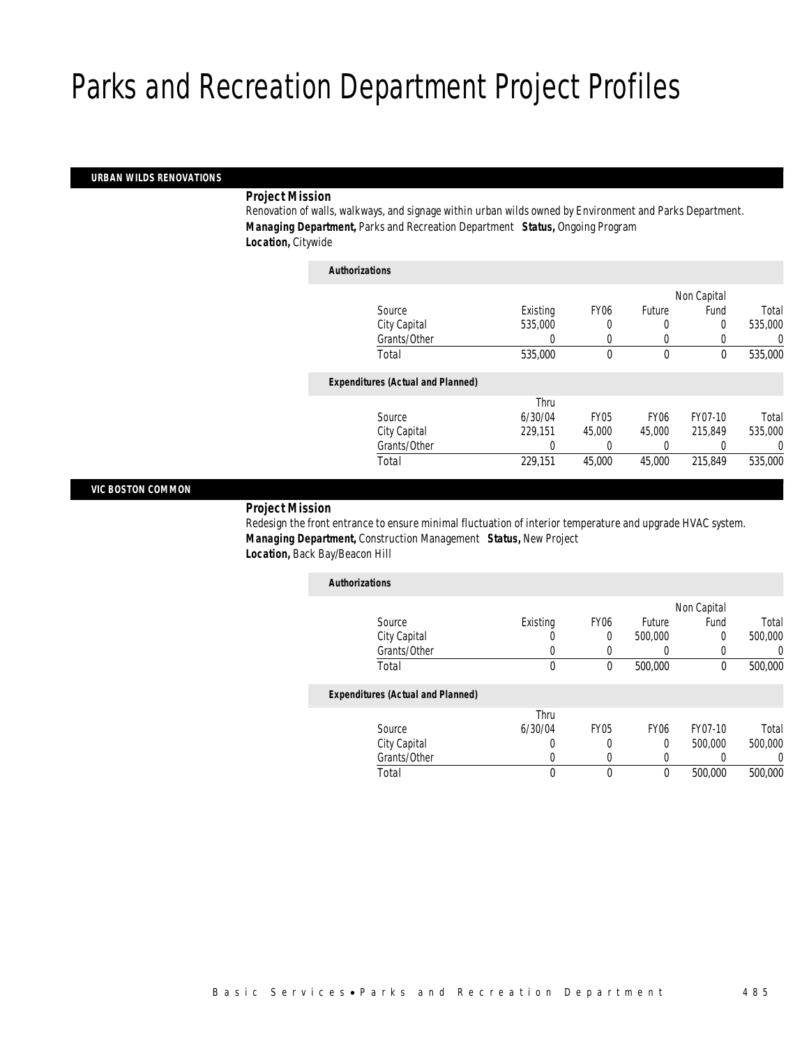# Parks and Recreation Department Project Profiles

## URBAN WILDS RENOVATIONS

***Project Mission***

Renovation of walls, walkways, and signage within urban wilds owned by Environment and Parks Department.

***Managing Department,*** Parks and Recreation Department ***Status,*** Ongoing Program

***Location,*** Citywide

***Authorizations***

| Source | Existing | FY06 | Future | Non Capital Fund | Total |
|---|---|---|---|---|---|
| City Capital | 535,000 | 0 | 0 | 0 | 535,000 |
| Grants/Other | 0 | 0 | 0 | 0 | 0 |
| Total | 535,000 | 0 | 0 | 0 | 535,000 |

***Expenditures (Actual and Planned)***

| Source | Thru 6/30/04 | FY05 | FY06 | FY07-10 | Total |
|---|---|---|---|---|---|
| City Capital | 229,151 | 45,000 | 45,000 | 215,849 | 535,000 |
| Grants/Other | 0 | 0 | 0 | 0 | 0 |
| Total | 229,151 | 45,000 | 45,000 | 215,849 | 535,000 |

## VIC BOSTON COMMON

***Project Mission***

Redesign the front entrance to ensure minimal fluctuation of interior temperature and upgrade HVAC system.

***Managing Department,*** Construction Management ***Status,*** New Project

***Location,*** Back Bay/Beacon Hill

***Authorizations***

| Source | Existing | FY06 | Future | Non Capital Fund | Total |
|---|---|---|---|---|---|
| City Capital | 0 | 0 | 500,000 | 0 | 500,000 |
| Grants/Other | 0 | 0 | 0 | 0 | 0 |
| Total | 0 | 0 | 500,000 | 0 | 500,000 |

***Expenditures (Actual and Planned)***

| Source | Thru 6/30/04 | FY05 | FY06 | FY07-10 | Total |
|---|---|---|---|---|---|
| City Capital | 0 | 0 | 0 | 500,000 | 500,000 |
| Grants/Other | 0 | 0 | 0 | 0 | 0 |
| Total | 0 | 0 | 0 | 500,000 | 500,000 |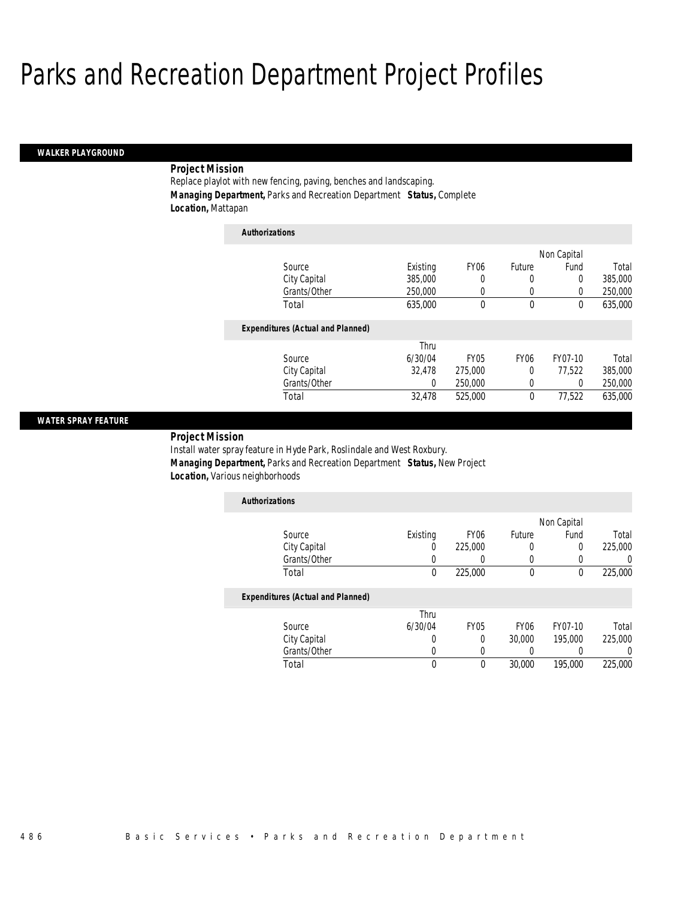# Parks and Recreation Department Project Profiles

## WALKER PLAYGROUND

***Project Mission***

Replace playlot with new fencing, paving, benches and landscaping.

***Managing Department,*** Parks and Recreation Department ***Status,*** Complete

***Location,*** Mattapan

***Authorizations***

| Source | Existing | FY06 | Future | Non Capital Fund | Total |
|---|---|---|---|---|---|
| City Capital | 385,000 | 0 | 0 | 0 | 385,000 |
| Grants/Other | 250,000 | 0 | 0 | 0 | 250,000 |
| Total | 635,000 | 0 | 0 | 0 | 635,000 |

***Expenditures (Actual and Planned)***

| Source | Thru 6/30/04 | FY05 | FY06 | FY07-10 | Total |
|---|---|---|---|---|---|
| City Capital | 32,478 | 275,000 | 0 | 77,522 | 385,000 |
| Grants/Other | 0 | 250,000 | 0 | 0 | 250,000 |
| Total | 32,478 | 525,000 | 0 | 77,522 | 635,000 |

## WATER SPRAY FEATURE

***Project Mission***

Install water spray feature in Hyde Park, Roslindale and West Roxbury.

***Managing Department,*** Parks and Recreation Department ***Status,*** New Project

***Location,*** Various neighborhoods

***Authorizations***

| Source | Existing | FY06 | Future | Non Capital Fund | Total |
|---|---|---|---|---|---|
| City Capital | 0 | 225,000 | 0 | 0 | 225,000 |
| Grants/Other | 0 | 0 | 0 | 0 | 0 |
| Total | 0 | 225,000 | 0 | 0 | 225,000 |

***Expenditures (Actual and Planned)***

| Source | Thru 6/30/04 | FY05 | FY06 | FY07-10 | Total |
|---|---|---|---|---|---|
| City Capital | 0 | 0 | 30,000 | 195,000 | 225,000 |
| Grants/Other | 0 | 0 | 0 | 0 | 0 |
| Total | 0 | 0 | 30,000 | 195,000 | 225,000 |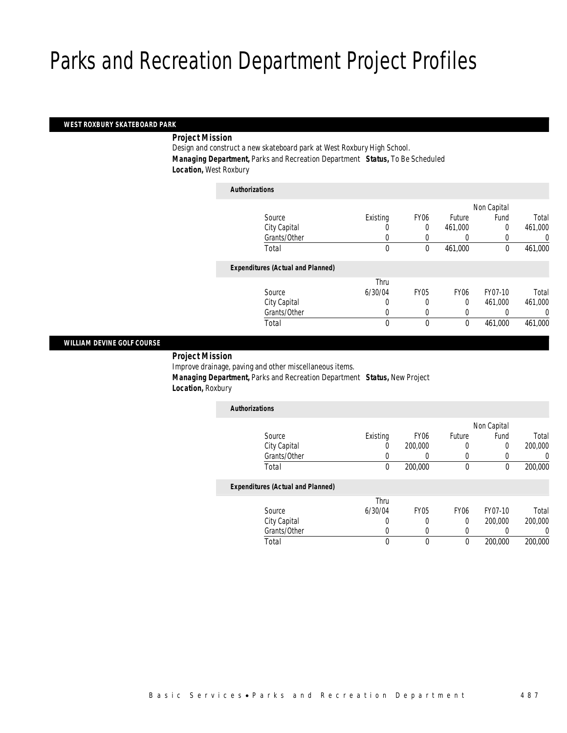# Parks and Recreation Department Project Profiles

## WEST ROXBURY SKATEBOARD PARK

***Project Mission***

Design and construct a new skateboard park at West Roxbury High School.

***Managing Department,*** Parks and Recreation Department ***Status,*** To Be Scheduled

***Location,*** West Roxbury

***Authorizations***

| Source | Existing | FY06 | Future | Non Capital Fund | Total |
|---|---|---|---|---|---|
| City Capital | 0 | 0 | 461,000 | 0 | 461,000 |
| Grants/Other | 0 | 0 | 0 | 0 | 0 |
| Total | 0 | 0 | 461,000 | 0 | 461,000 |

***Expenditures (Actual and Planned)***

| Source | Thru 6/30/04 | FY05 | FY06 | FY07-10 | Total |
|---|---|---|---|---|---|
| City Capital | 0 | 0 | 0 | 461,000 | 461,000 |
| Grants/Other | 0 | 0 | 0 | 0 | 0 |
| Total | 0 | 0 | 0 | 461,000 | 461,000 |

## WILLIAM DEVINE GOLF COURSE

***Project Mission***

Improve drainage, paving and other miscellaneous items.

***Managing Department,*** Parks and Recreation Department ***Status,*** New Project

***Location,*** Roxbury

***Authorizations***

| Source | Existing | FY06 | Future | Non Capital Fund | Total |
|---|---|---|---|---|---|
| City Capital | 0 | 200,000 | 0 | 0 | 200,000 |
| Grants/Other | 0 | 0 | 0 | 0 | 0 |
| Total | 0 | 200,000 | 0 | 0 | 200,000 |

***Expenditures (Actual and Planned)***

| Source | Thru 6/30/04 | FY05 | FY06 | FY07-10 | Total |
|---|---|---|---|---|---|
| City Capital | 0 | 0 | 0 | 200,000 | 200,000 |
| Grants/Other | 0 | 0 | 0 | 0 | 0 |
| Total | 0 | 0 | 0 | 200,000 | 200,000 |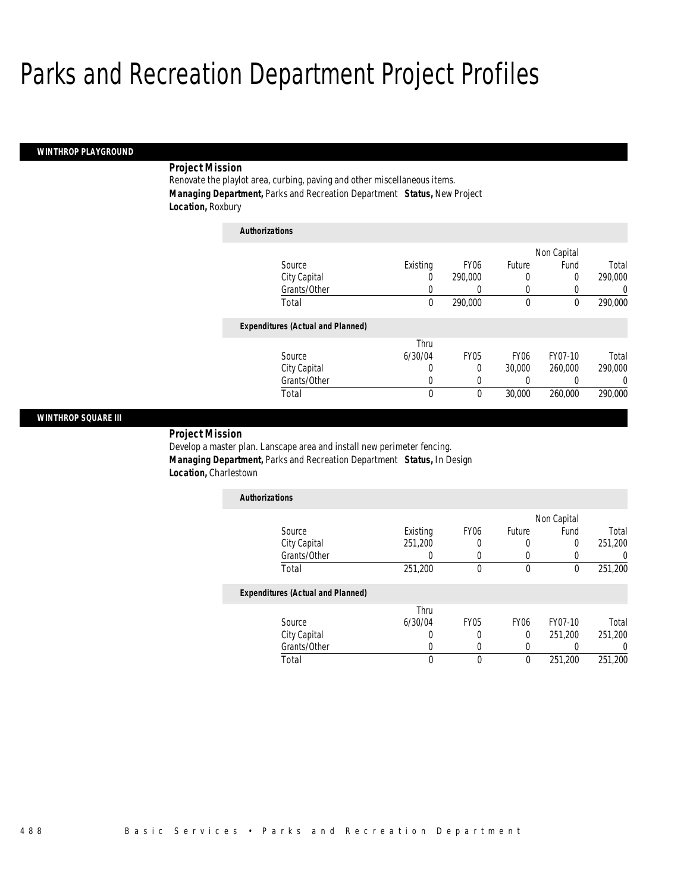# Parks and Recreation Department Project Profiles

## WINTHROP PLAYGROUND

**Project Mission**

Renovate the playlot area, curbing, paving and other miscellaneous items.

***Managing Department,*** Parks and Recreation Department ***Status,*** New Project

***Location,*** Roxbury

**Authorizations**

| Source | Existing | FY06 | Future | Non Capital Fund | Total |
|---|---|---|---|---|---|
| City Capital | 0 | 290,000 | 0 | 0 | 290,000 |
| Grants/Other | 0 | 0 | 0 | 0 | 0 |
| Total | 0 | 290,000 | 0 | 0 | 290,000 |

**Expenditures (Actual and Planned)**

| Source | Thru 6/30/04 | FY05 | FY06 | FY07-10 | Total |
|---|---|---|---|---|---|
| City Capital | 0 | 0 | 30,000 | 260,000 | 290,000 |
| Grants/Other | 0 | 0 | 0 | 0 | 0 |
| Total | 0 | 0 | 30,000 | 260,000 | 290,000 |

## WINTHROP SQUARE III

**Project Mission**

Develop a master plan. Lanscape area and install new perimeter fencing.

***Managing Department,*** Parks and Recreation Department ***Status,*** In Design

***Location,*** Charlestown

**Authorizations**

| Source | Existing | FY06 | Future | Non Capital Fund | Total |
|---|---|---|---|---|---|
| City Capital | 251,200 | 0 | 0 | 0 | 251,200 |
| Grants/Other | 0 | 0 | 0 | 0 | 0 |
| Total | 251,200 | 0 | 0 | 0 | 251,200 |

**Expenditures (Actual and Planned)**

| Source | Thru 6/30/04 | FY05 | FY06 | FY07-10 | Total |
|---|---|---|---|---|---|
| City Capital | 0 | 0 | 0 | 251,200 | 251,200 |
| Grants/Other | 0 | 0 | 0 | 0 | 0 |
| Total | 0 | 0 | 0 | 251,200 | 251,200 |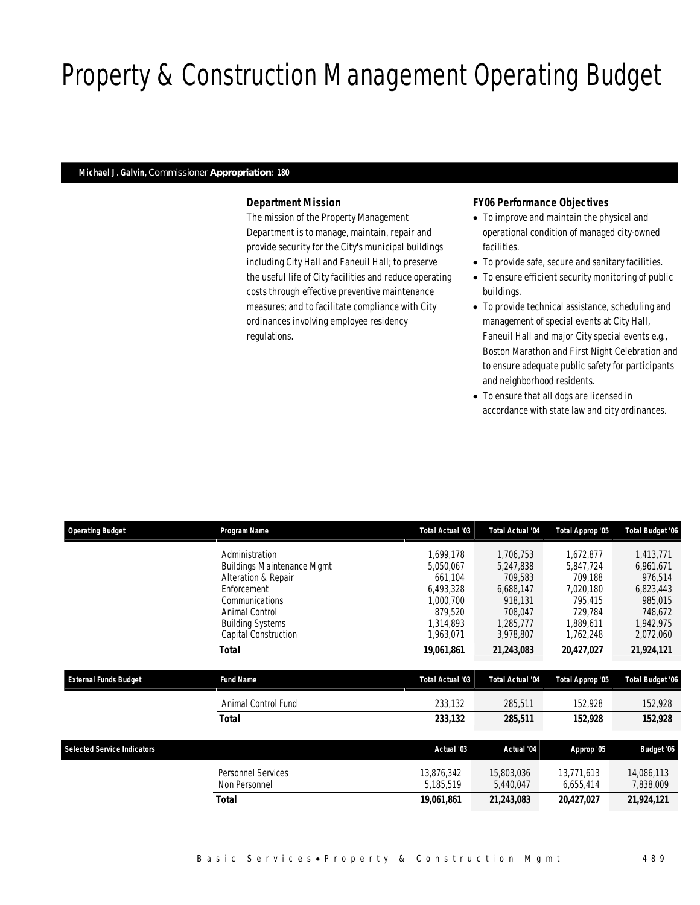# Property & Construction Management Operating Budget

**Michael J. Galvin,** Commissioner **Appropriation: 180**

### Department Mission

The mission of the Property Management Department is to manage, maintain, repair and provide security for the City's municipal buildings including City Hall and Faneuil Hall; to preserve the useful life of City facilities and reduce operating costs through effective preventive maintenance measures; and to facilitate compliance with City ordinances involving employee residency regulations.

### FY06 Performance Objectives

- To improve and maintain the physical and operational condition of managed city-owned facilities.
- To provide safe, secure and sanitary facilities.
- To ensure efficient security monitoring of public buildings.
- To provide technical assistance, scheduling and management of special events at City Hall, Faneuil Hall and major City special events e.g., Boston Marathon and First Night Celebration and to ensure adequate public safety for participants and neighborhood residents.
- To ensure that all dogs are licensed in accordance with state law and city ordinances.

| Operating Budget | Program Name | Total Actual '03 | Total Actual '04 | Total Approp '05 | Total Budget '06 |
|---|---|---|---|---|---|
| | Administration | 1,699,178 | 1,706,753 | 1,672,877 | 1,413,771 |
| | Buildings Maintenance Mgmt | 5,050,067 | 5,247,838 | 5,847,724 | 6,961,671 |
| | Alteration & Repair | 661,104 | 709,583 | 709,188 | 976,514 |
| | Enforcement | 6,493,328 | 6,688,147 | 7,020,180 | 6,823,443 |
| | Communications | 1,000,700 | 918,131 | 795,415 | 985,015 |
| | Animal Control | 879,520 | 708,047 | 729,784 | 748,672 |
| | Building Systems | 1,314,893 | 1,285,777 | 1,889,611 | 1,942,975 |
| | Capital Construction | 1,963,071 | 3,978,807 | 1,762,248 | 2,072,060 |
| | **Total** | **19,061,861** | **21,243,083** | **20,427,027** | **21,924,121** |

| External Funds Budget | Fund Name | Total Actual '03 | Total Actual '04 | Total Approp '05 | Total Budget '06 |
|---|---|---|---|---|---|
| | Animal Control Fund | 233,132 | 285,511 | 152,928 | 152,928 |
| | **Total** | **233,132** | **285,511** | **152,928** | **152,928** |

| Selected Service Indicators | | Actual '03 | Actual '04 | Approp '05 | Budget '06 |
|---|---|---|---|---|---|
| | Personnel Services | 13,876,342 | 15,803,036 | 13,771,613 | 14,086,113 |
| | Non Personnel | 5,185,519 | 5,440,047 | 6,655,414 | 7,838,009 |
| | **Total** | **19,061,861** | **21,243,083** | **20,427,027** | **21,924,121** |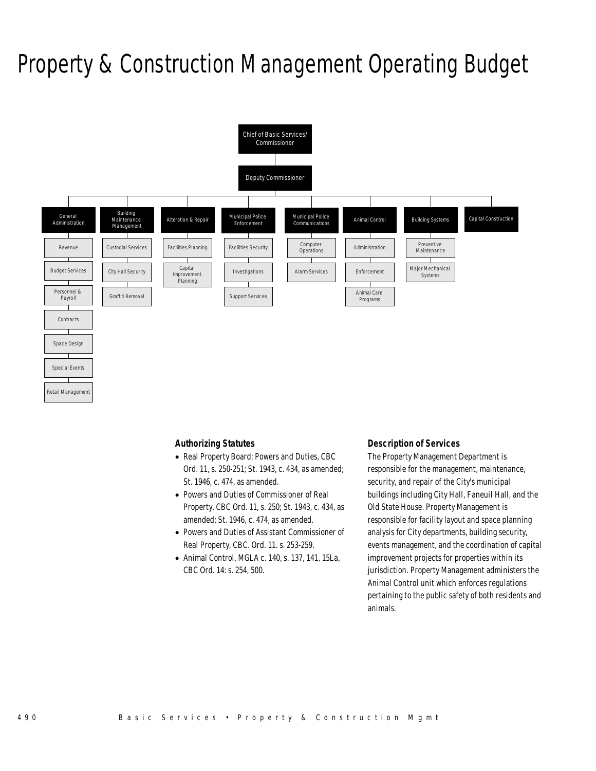# Property & Construction Management Operating Budget

- Chief of Basic Services/ Commissioner
  - Deputy Commissioner
    - General Administration
      - Revenue
      - Budget Services
      - Personnel & Payroll
      - Contracts
      - Space Design
      - Special Events
      - Retail Management
    - Building Maintenance Management
      - Custodial Services
      - City Hall Security
      - Graffiti Removal
    - Alteration & Repair
      - Facilities Planning
      - Capital Improvement Planning
    - Municipal Police Enforcement
      - Facilities Security
      - Investigations
      - Support Services
    - Municipal Police Communications
      - Computer Operations
      - Alarm Services
    - Animal Control
      - Administration
      - Enforcement
      - Animal Care Programs
    - Building Systems
      - Preventive Maintenance
      - Major Mechanical Systems
    - Capital Construction

### Authorizing Statutes

- Real Property Board; Powers and Duties, CBC Ord. 11, s. 250-251; St. 1943, c. 434, as amended; St. 1946, c. 474, as amended.
- Powers and Duties of Commissioner of Real Property, CBC Ord. 11, s. 250; St. 1943, c. 434, as amended; St. 1946, c. 474, as amended.
- Powers and Duties of Assistant Commissioner of Real Property, CBC. Ord. 11. s. 253-259.
- Animal Control, MGLA c. 140, s. 137, 141, 15La, CBC Ord. 14: s. 254, 500.

### Description of Services

The Property Management Department is responsible for the management, maintenance, security, and repair of the City's municipal buildings including City Hall, Faneuil Hall, and the Old State House. Property Management is responsible for facility layout and space planning analysis for City departments, building security, events management, and the coordination of capital improvement projects for properties within its jurisdiction. Property Management administers the Animal Control unit which enforces regulations pertaining to the public safety of both residents and animals.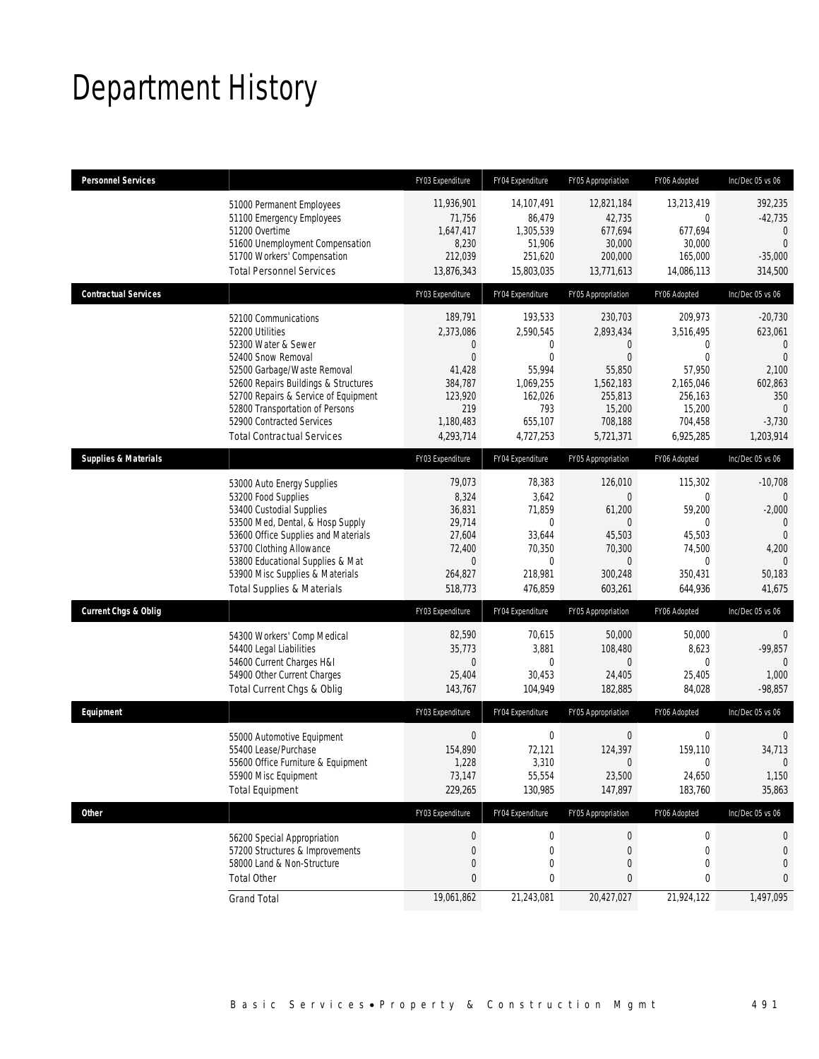# Department History

| Personnel Services | | FY03 Expenditure | FY04 Expenditure | FY05 Appropriation | FY06 Adopted | Inc/Dec 05 vs 06 |
|---|---|---|---|---|---|---|
| | 51000 Permanent Employees | 11,936,901 | 14,107,491 | 12,821,184 | 13,213,419 | 392,235 |
| | 51100 Emergency Employees | 71,756 | 86,479 | 42,735 | 0 | -42,735 |
| | 51200 Overtime | 1,647,417 | 1,305,539 | 677,694 | 677,694 | 0 |
| | 51600 Unemployment Compensation | 8,230 | 51,906 | 30,000 | 30,000 | 0 |
| | 51700 Workers' Compensation | 212,039 | 251,620 | 200,000 | 165,000 | -35,000 |
| | Total Personnel Services | 13,876,343 | 15,803,035 | 13,771,613 | 14,086,113 | 314,500 |
| **Contractual Services** | | FY03 Expenditure | FY04 Expenditure | FY05 Appropriation | FY06 Adopted | Inc/Dec 05 vs 06 |
| | 52100 Communications | 189,791 | 193,533 | 230,703 | 209,973 | -20,730 |
| | 52200 Utilities | 2,373,086 | 2,590,545 | 2,893,434 | 3,516,495 | 623,061 |
| | 52300 Water & Sewer | 0 | 0 | 0 | 0 | 0 |
| | 52400 Snow Removal | 0 | 0 | 0 | 0 | 0 |
| | 52500 Garbage/Waste Removal | 41,428 | 55,994 | 55,850 | 57,950 | 2,100 |
| | 52600 Repairs Buildings & Structures | 384,787 | 1,069,255 | 1,562,183 | 2,165,046 | 602,863 |
| | 52700 Repairs & Service of Equipment | 123,920 | 162,026 | 255,813 | 256,163 | 350 |
| | 52800 Transportation of Persons | 219 | 793 | 15,200 | 15,200 | 0 |
| | 52900 Contracted Services | 1,180,483 | 655,107 | 708,188 | 704,458 | -3,730 |
| | Total Contractual Services | 4,293,714 | 4,727,253 | 5,721,371 | 6,925,285 | 1,203,914 |
| **Supplies & Materials** | | FY03 Expenditure | FY04 Expenditure | FY05 Appropriation | FY06 Adopted | Inc/Dec 05 vs 06 |
| | 53000 Auto Energy Supplies | 79,073 | 78,383 | 126,010 | 115,302 | -10,708 |
| | 53200 Food Supplies | 8,324 | 3,642 | 0 | 0 | 0 |
| | 53400 Custodial Supplies | 36,831 | 71,859 | 61,200 | 59,200 | -2,000 |
| | 53500 Med, Dental, & Hosp Supply | 29,714 | 0 | 0 | 0 | 0 |
| | 53600 Office Supplies and Materials | 27,604 | 33,644 | 45,503 | 45,503 | 0 |
| | 53700 Clothing Allowance | 72,400 | 70,350 | 70,300 | 74,500 | 4,200 |
| | 53800 Educational Supplies & Mat | 0 | 0 | 0 | 0 | 0 |
| | 53900 Misc Supplies & Materials | 264,827 | 218,981 | 300,248 | 350,431 | 50,183 |
| | Total Supplies & Materials | 518,773 | 476,859 | 603,261 | 644,936 | 41,675 |
| **Current Chgs & Oblig** | | FY03 Expenditure | FY04 Expenditure | FY05 Appropriation | FY06 Adopted | Inc/Dec 05 vs 06 |
| | 54300 Workers' Comp Medical | 82,590 | 70,615 | 50,000 | 50,000 | 0 |
| | 54400 Legal Liabilities | 35,773 | 3,881 | 108,480 | 8,623 | -99,857 |
| | 54600 Current Charges H&I | 0 | 0 | 0 | 0 | 0 |
| | 54900 Other Current Charges | 25,404 | 30,453 | 24,405 | 25,405 | 1,000 |
| | Total Current Chgs & Oblig | 143,767 | 104,949 | 182,885 | 84,028 | -98,857 |
| **Equipment** | | FY03 Expenditure | FY04 Expenditure | FY05 Appropriation | FY06 Adopted | Inc/Dec 05 vs 06 |
| | 55000 Automotive Equipment | 0 | 0 | 0 | 0 | 0 |
| | 55400 Lease/Purchase | 154,890 | 72,121 | 124,397 | 159,110 | 34,713 |
| | 55600 Office Furniture & Equipment | 1,228 | 3,310 | 0 | 0 | 0 |
| | 55900 Misc Equipment | 73,147 | 55,554 | 23,500 | 24,650 | 1,150 |
| | Total Equipment | 229,265 | 130,985 | 147,897 | 183,760 | 35,863 |
| **Other** | | FY03 Expenditure | FY04 Expenditure | FY05 Appropriation | FY06 Adopted | Inc/Dec 05 vs 06 |
| | 56200 Special Appropriation | 0 | 0 | 0 | 0 | 0 |
| | 57200 Structures & Improvements | 0 | 0 | 0 | 0 | 0 |
| | 58000 Land & Non-Structure | 0 | 0 | 0 | 0 | 0 |
| | Total Other | 0 | 0 | 0 | 0 | 0 |
| | Grand Total | 19,061,862 | 21,243,081 | 20,427,027 | 21,924,122 | 1,497,095 |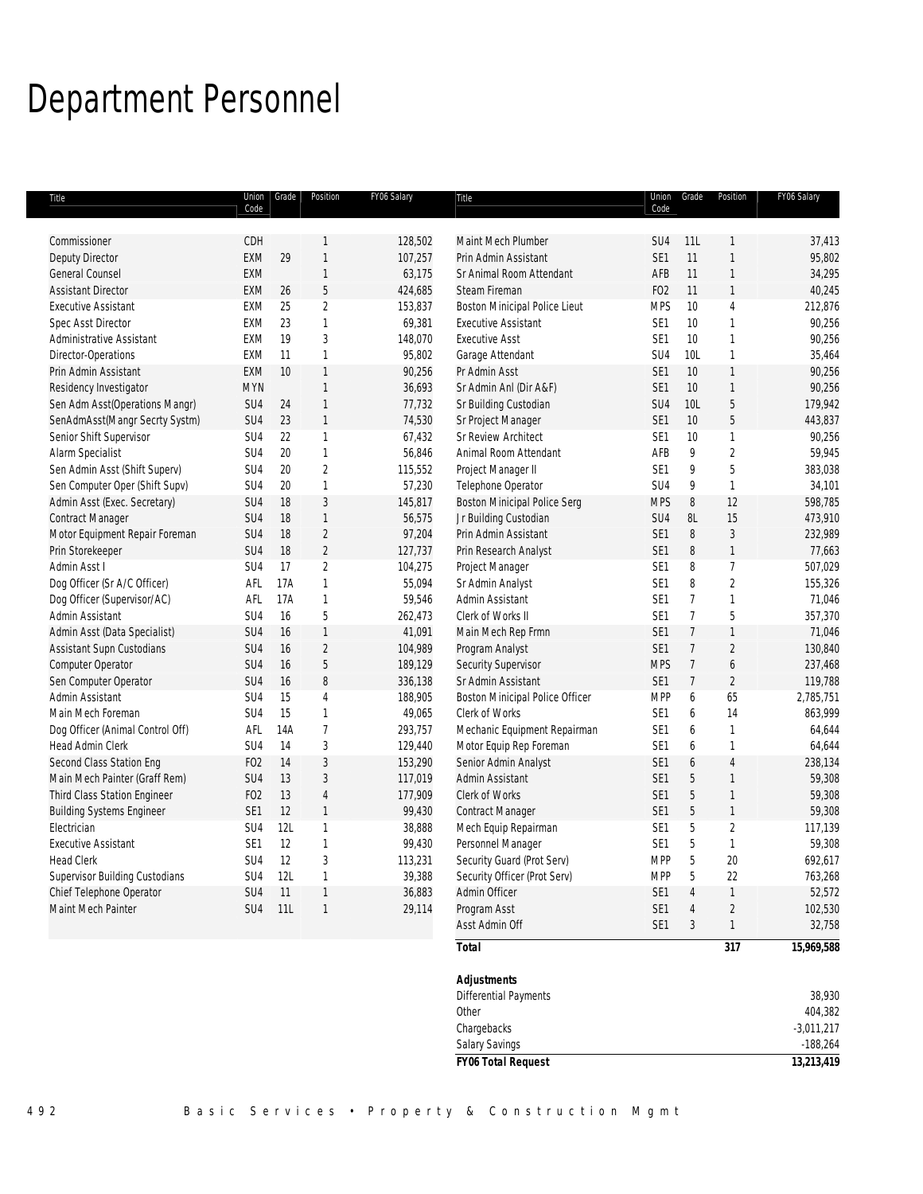# Department Personnel

| Title | Union Code | Grade | Position | FY06 Salary |
|---|---|---|---|---|
| Commissioner | CDH | | 1 | 128,502 |
| Deputy Director | EXM | 29 | 1 | 107,257 |
| General Counsel | EXM | | 1 | 63,175 |
| Assistant Director | EXM | 26 | 5 | 424,685 |
| Executive Assistant | EXM | 25 | 2 | 153,837 |
| Spec Asst Director | EXM | 23 | 1 | 69,381 |
| Administrative Assistant | EXM | 19 | 3 | 148,070 |
| Director-Operations | EXM | 11 | 1 | 95,802 |
| Prin Admin Assistant | EXM | 10 | 1 | 90,256 |
| Residency Investigator | MYN | | 1 | 36,693 |
| Sen Adm Asst(Operations Mangr) | SU4 | 24 | 1 | 77,732 |
| SenAdmAsst(Mangr Secrty Systm) | SU4 | 23 | 1 | 74,530 |
| Senior Shift Supervisor | SU4 | 22 | 1 | 67,432 |
| Alarm Specialist | SU4 | 20 | 1 | 56,846 |
| Sen Admin Asst (Shift Superv) | SU4 | 20 | 2 | 115,552 |
| Sen Computer Oper (Shift Supv) | SU4 | 20 | 1 | 57,230 |
| Admin Asst (Exec. Secretary) | SU4 | 18 | 3 | 145,817 |
| Contract Manager | SU4 | 18 | 1 | 56,575 |
| Motor Equipment Repair Foreman | SU4 | 18 | 2 | 97,204 |
| Prin Storekeeper | SU4 | 18 | 2 | 127,737 |
| Admin Asst I | SU4 | 17 | 2 | 104,275 |
| Dog Officer (Sr A/C Officer) | AFL | 17A | 1 | 55,094 |
| Dog Officer (Supervisor/AC) | AFL | 17A | 1 | 59,546 |
| Admin Assistant | SU4 | 16 | 5 | 262,473 |
| Admin Asst (Data Specialist) | SU4 | 16 | 1 | 41,091 |
| Assistant Supn Custodians | SU4 | 16 | 2 | 104,989 |
| Computer Operator | SU4 | 16 | 5 | 189,129 |
| Sen Computer Operator | SU4 | 16 | 8 | 336,138 |
| Admin Assistant | SU4 | 15 | 4 | 188,905 |
| Main Mech Foreman | SU4 | 15 | 1 | 49,065 |
| Dog Officer (Animal Control Off) | AFL | 14A | 7 | 293,757 |
| Head Admin Clerk | SU4 | 14 | 3 | 129,440 |
| Second Class Station Eng | FO2 | 14 | 3 | 153,290 |
| Main Mech Painter (Graff Rem) | SU4 | 13 | 3 | 117,019 |
| Third Class Station Engineer | FO2 | 13 | 4 | 177,909 |
| Building Systems Engineer | SE1 | 12 | 1 | 99,430 |
| Electrician | SU4 | 12L | 1 | 38,888 |
| Executive Assistant | SE1 | 12 | 1 | 99,430 |
| Head Clerk | SU4 | 12 | 3 | 113,231 |
| Supervisor Building Custodians | SU4 | 12L | 1 | 39,388 |
| Chief Telephone Operator | SU4 | 11 | 1 | 36,883 |
| Maint Mech Painter | SU4 | 11L | 1 | 29,114 |
| Maint Mech Plumber | SU4 | 11L | 1 | 37,413 |
| Prin Admin Assistant | SE1 | 11 | 1 | 95,802 |
| Sr Animal Room Attendant | AFB | 11 | 1 | 34,295 |
| Steam Fireman | FO2 | 11 | 1 | 40,245 |
| Boston Minicipal Police Lieut | MPS | 10 | 4 | 212,876 |
| Executive Assistant | SE1 | 10 | 1 | 90,256 |
| Executive Asst | SE1 | 10 | 1 | 90,256 |
| Garage Attendant | SU4 | 10L | 1 | 35,464 |
| Pr Admin Asst | SE1 | 10 | 1 | 90,256 |
| Sr Admin Anl (Dir A&F) | SE1 | 10 | 1 | 90,256 |
| Sr Building Custodian | SU4 | 10L | 5 | 179,942 |
| Sr Project Manager | SE1 | 10 | 5 | 443,837 |
| Sr Review Architect | SE1 | 10 | 1 | 90,256 |
| Animal Room Attendant | AFB | 9 | 2 | 59,945 |
| Project Manager II | SE1 | 9 | 5 | 383,038 |
| Telephone Operator | SU4 | 9 | 1 | 34,101 |
| Boston Minicipal Police Serg | MPS | 8 | 12 | 598,785 |
| Jr Building Custodian | SU4 | 8L | 15 | 473,910 |
| Prin Admin Assistant | SE1 | 8 | 3 | 232,989 |
| Prin Research Analyst | SE1 | 8 | 1 | 77,663 |
| Project Manager | SE1 | 8 | 7 | 507,029 |
| Sr Admin Analyst | SE1 | 8 | 2 | 155,326 |
| Admin Assistant | SE1 | 7 | 1 | 71,046 |
| Clerk of Works II | SE1 | 7 | 5 | 357,370 |
| Main Mech Rep Frmn | SE1 | 7 | 1 | 71,046 |
| Program Analyst | SE1 | 7 | 2 | 130,840 |
| Security Supervisor | MPS | 7 | 6 | 237,468 |
| Sr Admin Assistant | SE1 | 7 | 2 | 119,788 |
| Boston Minicipal Police Officer | MPP | 6 | 65 | 2,785,751 |
| Clerk of Works | SE1 | 6 | 14 | 863,999 |
| Mechanic Equipment Repairman | SE1 | 6 | 1 | 64,644 |
| Motor Equip Rep Foreman | SE1 | 6 | 1 | 64,644 |
| Senior Admin Analyst | SE1 | 6 | 4 | 238,134 |
| Admin Assistant | SE1 | 5 | 1 | 59,308 |
| Clerk of Works | SE1 | 5 | 1 | 59,308 |
| Contract Manager | SE1 | 5 | 1 | 59,308 |
| Mech Equip Repairman | SE1 | 5 | 2 | 117,139 |
| Personnel Manager | SE1 | 5 | 1 | 59,308 |
| Security Guard (Prot Serv) | MPP | 5 | 20 | 692,617 |
| Security Officer (Prot Serv) | MPP | 5 | 22 | 763,268 |
| Admin Officer | SE1 | 4 | 1 | 52,572 |
| Program Asst | SE1 | 4 | 2 | 102,530 |
| Asst Admin Off | SE1 | 3 | 1 | 32,758 |
| ***Total*** | | | **317** | **15,969,588** |

| ***Adjustments*** | |
|---|---|
| Differential Payments | 38,930 |
| Other | 404,382 |
| Chargebacks | -3,011,217 |
| Salary Savings | -188,264 |
| ***FY06 Total Request*** | **13,213,419** |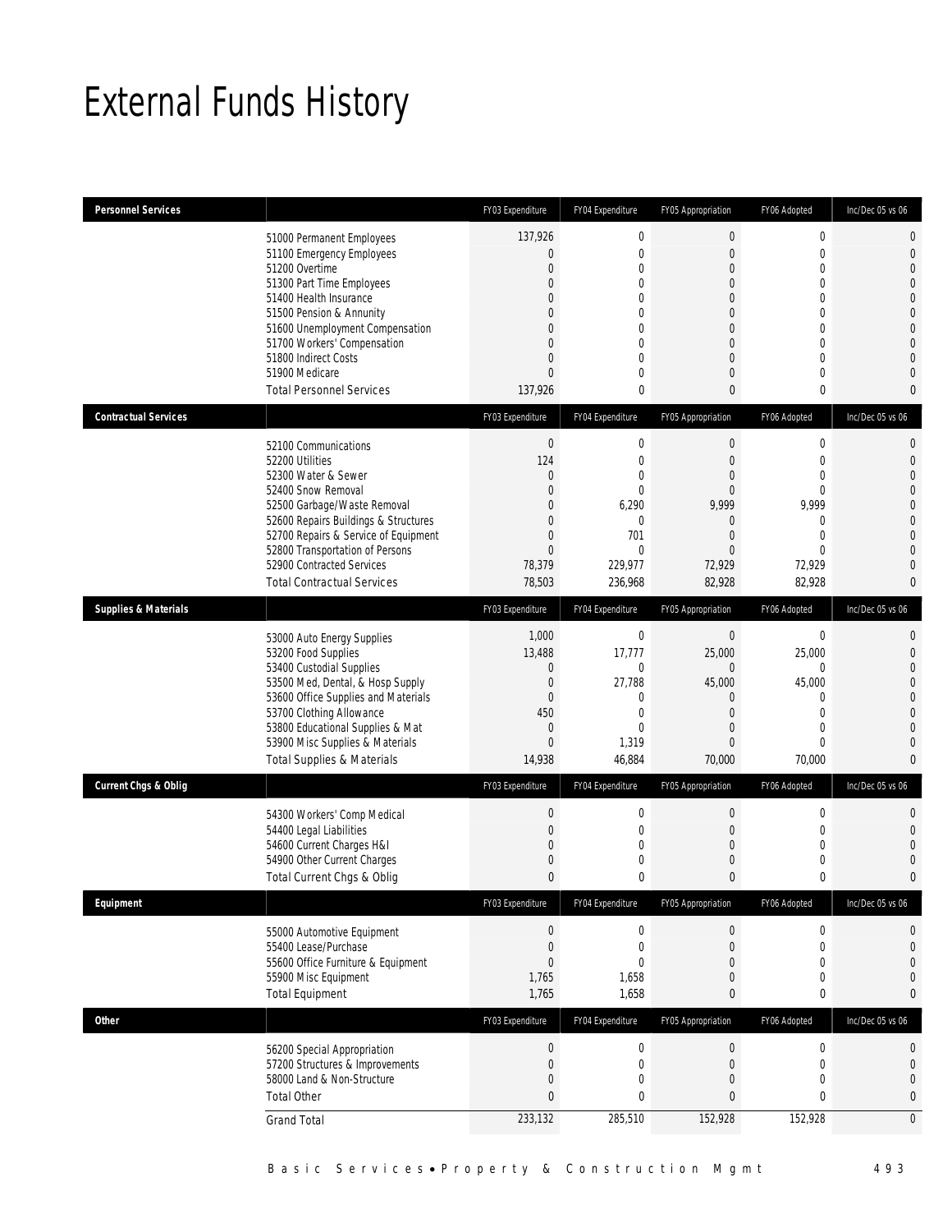# External Funds History

| Personnel Services | | FY03 Expenditure | FY04 Expenditure | FY05 Appropriation | FY06 Adopted | Inc/Dec 05 vs 06 |
|---|---|---|---|---|---|---|
| | 51000 Permanent Employees | 137,926 | 0 | 0 | 0 | 0 |
| | 51100 Emergency Employees | 0 | 0 | 0 | 0 | 0 |
| | 51200 Overtime | 0 | 0 | 0 | 0 | 0 |
| | 51300 Part Time Employees | 0 | 0 | 0 | 0 | 0 |
| | 51400 Health Insurance | 0 | 0 | 0 | 0 | 0 |
| | 51500 Pension & Annunity | 0 | 0 | 0 | 0 | 0 |
| | 51600 Unemployment Compensation | 0 | 0 | 0 | 0 | 0 |
| | 51700 Workers' Compensation | 0 | 0 | 0 | 0 | 0 |
| | 51800 Indirect Costs | 0 | 0 | 0 | 0 | 0 |
| | 51900 Medicare | 0 | 0 | 0 | 0 | 0 |
| | Total Personnel Services | 137,926 | 0 | 0 | 0 | 0 |

| Contractual Services | | FY03 Expenditure | FY04 Expenditure | FY05 Appropriation | FY06 Adopted | Inc/Dec 05 vs 06 |
|---|---|---|---|---|---|---|
| | 52100 Communications | 0 | 0 | 0 | 0 | 0 |
| | 52200 Utilities | 124 | 0 | 0 | 0 | 0 |
| | 52300 Water & Sewer | 0 | 0 | 0 | 0 | 0 |
| | 52400 Snow Removal | 0 | 0 | 0 | 0 | 0 |
| | 52500 Garbage/Waste Removal | 0 | 6,290 | 9,999 | 9,999 | 0 |
| | 52600 Repairs Buildings & Structures | 0 | 0 | 0 | 0 | 0 |
| | 52700 Repairs & Service of Equipment | 0 | 701 | 0 | 0 | 0 |
| | 52800 Transportation of Persons | 0 | 0 | 0 | 0 | 0 |
| | 52900 Contracted Services | 78,379 | 229,977 | 72,929 | 72,929 | 0 |
| | Total Contractual Services | 78,503 | 236,968 | 82,928 | 82,928 | 0 |

| Supplies & Materials | | FY03 Expenditure | FY04 Expenditure | FY05 Appropriation | FY06 Adopted | Inc/Dec 05 vs 06 |
|---|---|---|---|---|---|---|
| | 53000 Auto Energy Supplies | 1,000 | 0 | 0 | 0 | 0 |
| | 53200 Food Supplies | 13,488 | 17,777 | 25,000 | 25,000 | 0 |
| | 53400 Custodial Supplies | 0 | 0 | 0 | 0 | 0 |
| | 53500 Med, Dental, & Hosp Supply | 0 | 27,788 | 45,000 | 45,000 | 0 |
| | 53600 Office Supplies and Materials | 0 | 0 | 0 | 0 | 0 |
| | 53700 Clothing Allowance | 450 | 0 | 0 | 0 | 0 |
| | 53800 Educational Supplies & Mat | 0 | 0 | 0 | 0 | 0 |
| | 53900 Misc Supplies & Materials | 0 | 1,319 | 0 | 0 | 0 |
| | Total Supplies & Materials | 14,938 | 46,884 | 70,000 | 70,000 | 0 |

| Current Chgs & Oblig | | FY03 Expenditure | FY04 Expenditure | FY05 Appropriation | FY06 Adopted | Inc/Dec 05 vs 06 |
|---|---|---|---|---|---|---|
| | 54300 Workers' Comp Medical | 0 | 0 | 0 | 0 | 0 |
| | 54400 Legal Liabilities | 0 | 0 | 0 | 0 | 0 |
| | 54600 Current Charges H&I | 0 | 0 | 0 | 0 | 0 |
| | 54900 Other Current Charges | 0 | 0 | 0 | 0 | 0 |
| | Total Current Chgs & Oblig | 0 | 0 | 0 | 0 | 0 |

| Equipment | | FY03 Expenditure | FY04 Expenditure | FY05 Appropriation | FY06 Adopted | Inc/Dec 05 vs 06 |
|---|---|---|---|---|---|---|
| | 55000 Automotive Equipment | 0 | 0 | 0 | 0 | 0 |
| | 55400 Lease/Purchase | 0 | 0 | 0 | 0 | 0 |
| | 55600 Office Furniture & Equipment | 0 | 0 | 0 | 0 | 0 |
| | 55900 Misc Equipment | 1,765 | 1,658 | 0 | 0 | 0 |
| | Total Equipment | 1,765 | 1,658 | 0 | 0 | 0 |

| Other | | FY03 Expenditure | FY04 Expenditure | FY05 Appropriation | FY06 Adopted | Inc/Dec 05 vs 06 |
|---|---|---|---|---|---|---|
| | 56200 Special Appropriation | 0 | 0 | 0 | 0 | 0 |
| | 57200 Structures & Improvements | 0 | 0 | 0 | 0 | 0 |
| | 58000 Land & Non-Structure | 0 | 0 | 0 | 0 | 0 |
| | Total Other | 0 | 0 | 0 | 0 | 0 |
| | Grand Total | 233,132 | 285,510 | 152,928 | 152,928 | 0 |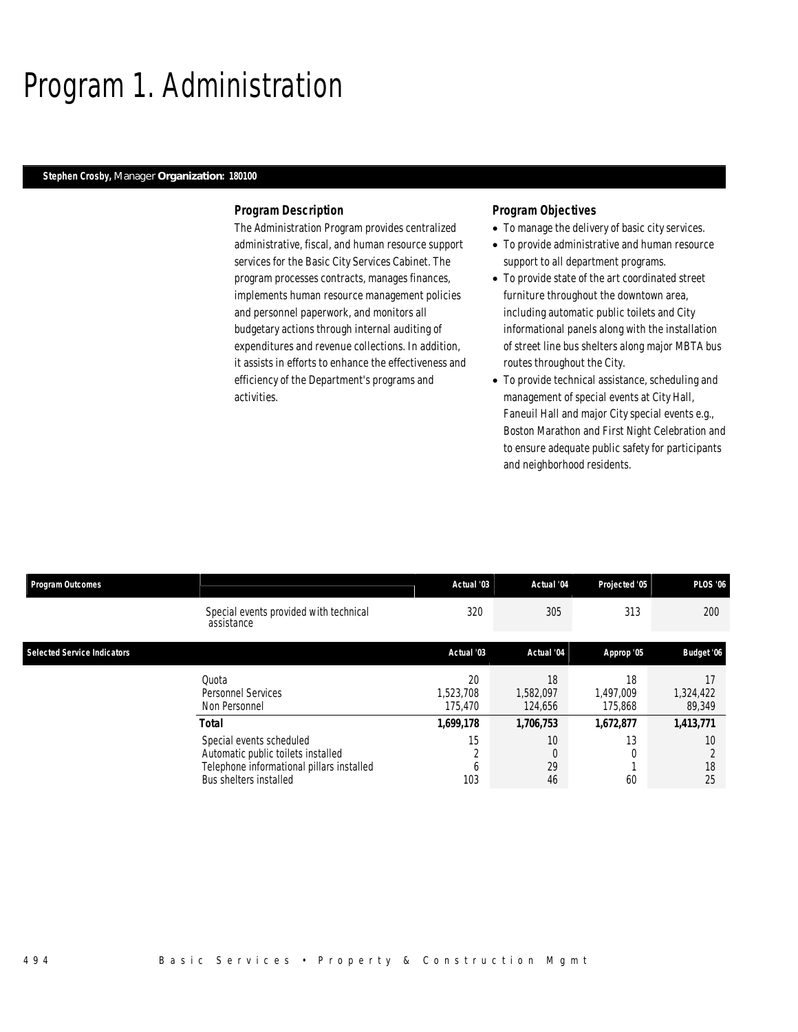# Program 1. Administration

**Stephen Crosby,** Manager **Organization: 180100**

### Program Description

The Administration Program provides centralized administrative, fiscal, and human resource support services for the Basic City Services Cabinet. The program processes contracts, manages finances, implements human resource management policies and personnel paperwork, and monitors all budgetary actions through internal auditing of expenditures and revenue collections. In addition, it assists in efforts to enhance the effectiveness and efficiency of the Department's programs and activities.

### Program Objectives

- To manage the delivery of basic city services.
- To provide administrative and human resource support to all department programs.
- To provide state of the art coordinated street furniture throughout the downtown area, including automatic public toilets and City informational panels along with the installation of street line bus shelters along major MBTA bus routes throughout the City.
- To provide technical assistance, scheduling and management of special events at City Hall, Faneuil Hall and major City special events e.g., Boston Marathon and First Night Celebration and to ensure adequate public safety for participants and neighborhood residents.

| Program Outcomes | | Actual '03 | Actual '04 | Projected '05 | PLOS '06 |
|---|---|---|---|---|---|
| | Special events provided with technical assistance | 320 | 305 | 313 | 200 |

| Selected Service Indicators | | Actual '03 | Actual '04 | Approp '05 | Budget '06 |
|---|---|---|---|---|---|
| | Quota | 20 | 18 | 18 | 17 |
| | Personnel Services | 1,523,708 | 1,582,097 | 1,497,009 | 1,324,422 |
| | Non Personnel | 175,470 | 124,656 | 175,868 | 89,349 |
| | **Total** | **1,699,178** | **1,706,753** | **1,672,877** | **1,413,771** |
| | Special events scheduled | 15 | 10 | 13 | 10 |
| | Automatic public toilets installed | 2 | 0 | 0 | 2 |
| | Telephone informational pillars installed | 6 | 29 | 1 | 18 |
| | Bus shelters installed | 103 | 46 | 60 | 25 |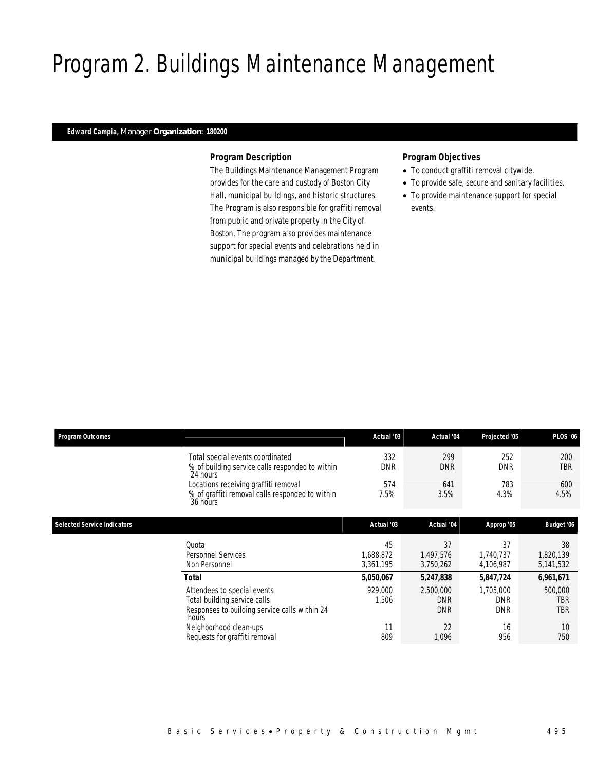# Program 2. Buildings Maintenance Management

**Edward Campia,** Manager **Organization: 180200**

### Program Description

The Buildings Maintenance Management Program provides for the care and custody of Boston City Hall, municipal buildings, and historic structures. The Program is also responsible for graffiti removal from public and private property in the City of Boston. The program also provides maintenance support for special events and celebrations held in municipal buildings managed by the Department.

### Program Objectives

- To conduct graffiti removal citywide.
- To provide safe, secure and sanitary facilities.
- To provide maintenance support for special events.

| Program Outcomes | Actual '03 | Actual '04 | Projected '05 | PLOS '06 |
|---|---|---|---|---|
| Total special events coordinated | 332 | 299 | 252 | 200 |
| % of building service calls responded to within 24 hours | DNR | DNR | DNR | TBR |
| Locations receiving graffiti removal | 574 | 641 | 783 | 600 |
| % of graffiti removal calls responded to within 36 hours | 7.5% | 3.5% | 4.3% | 4.5% |

| Selected Service Indicators | Actual '03 | Actual '04 | Approp '05 | Budget '06 |
|---|---|---|---|---|
| Quota | 45 | 37 | 37 | 38 |
| Personnel Services | 1,688,872 | 1,497,576 | 1,740,737 | 1,820,139 |
| Non Personnel | 3,361,195 | 3,750,262 | 4,106,987 | 5,141,532 |
| **Total** | **5,050,067** | **5,247,838** | **5,847,724** | **6,961,671** |
| Attendees to special events | 929,000 | 2,500,000 | 1,705,000 | 500,000 |
| Total building service calls | 1,506 | DNR | DNR | TBR |
| Responses to building service calls within 24 hours | | DNR | DNR | TBR |
| Neighborhood clean-ups | 11 | 22 | 16 | 10 |
| Requests for graffiti removal | 809 | 1,096 | 956 | 750 |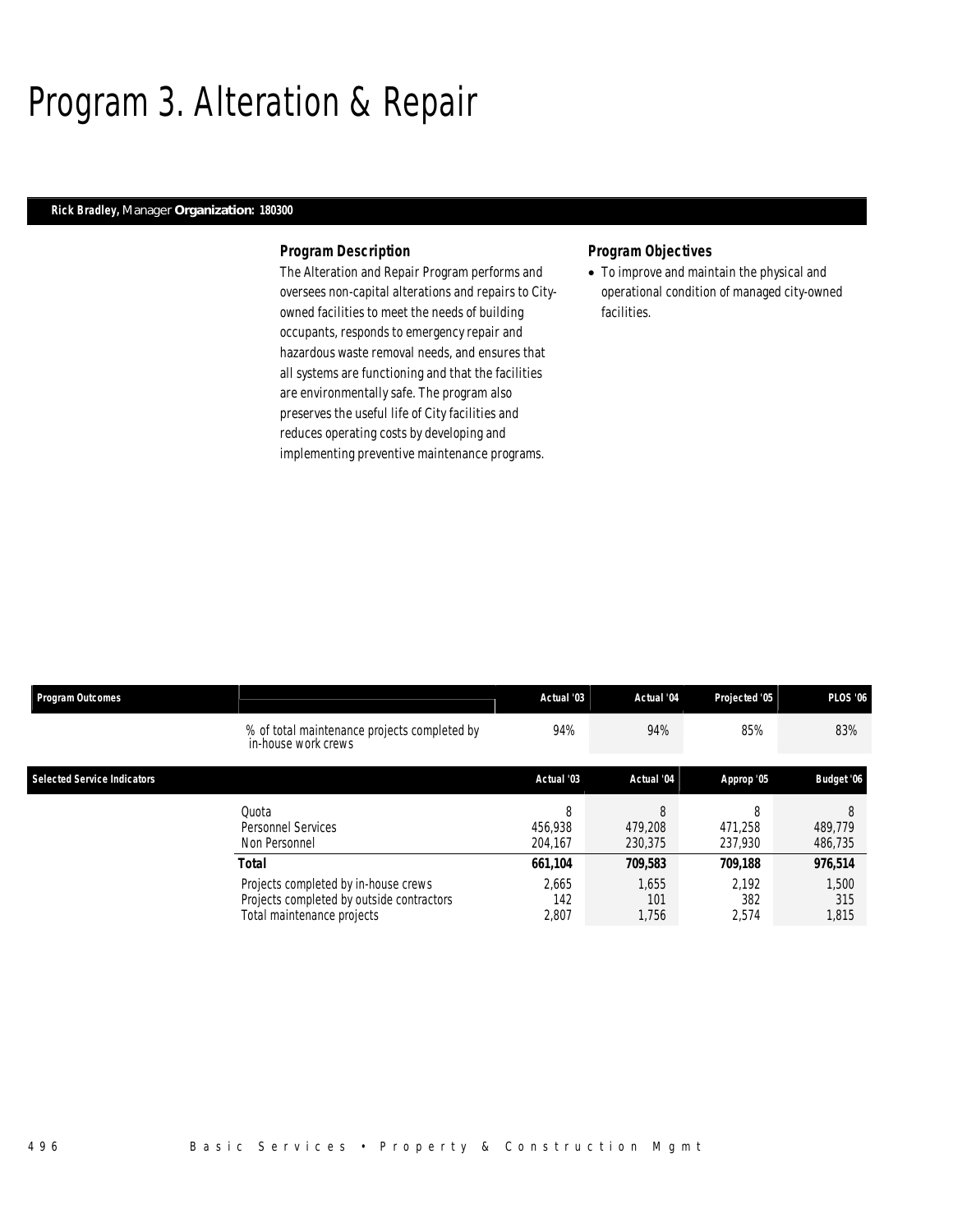# Program 3. Alteration & Repair

**Rick Bradley,** Manager **Organization: 180300**

### Program Description

The Alteration and Repair Program performs and oversees non-capital alterations and repairs to City-owned facilities to meet the needs of building occupants, responds to emergency repair and hazardous waste removal needs, and ensures that all systems are functioning and that the facilities are environmentally safe. The program also preserves the useful life of City facilities and reduces operating costs by developing and implementing preventive maintenance programs.

### Program Objectives

- To improve and maintain the physical and operational condition of managed city-owned facilities.

| Program Outcomes | | Actual '03 | Actual '04 | Projected '05 | PLOS '06 |
|---|---|---|---|---|---|
| | % of total maintenance projects completed by in-house work crews | 94% | 94% | 85% | 83% |

| Selected Service Indicators | | Actual '03 | Actual '04 | Approp '05 | Budget '06 |
|---|---|---|---|---|---|
| | Quota | 8 | 8 | 8 | 8 |
| | Personnel Services | 456,938 | 479,208 | 471,258 | 489,779 |
| | Non Personnel | 204,167 | 230,375 | 237,930 | 486,735 |
| | **Total** | **661,104** | **709,583** | **709,188** | **976,514** |
| | Projects completed by in-house crews | 2,665 | 1,655 | 2,192 | 1,500 |
| | Projects completed by outside contractors | 142 | 101 | 382 | 315 |
| | Total maintenance projects | 2,807 | 1,756 | 2,574 | 1,815 |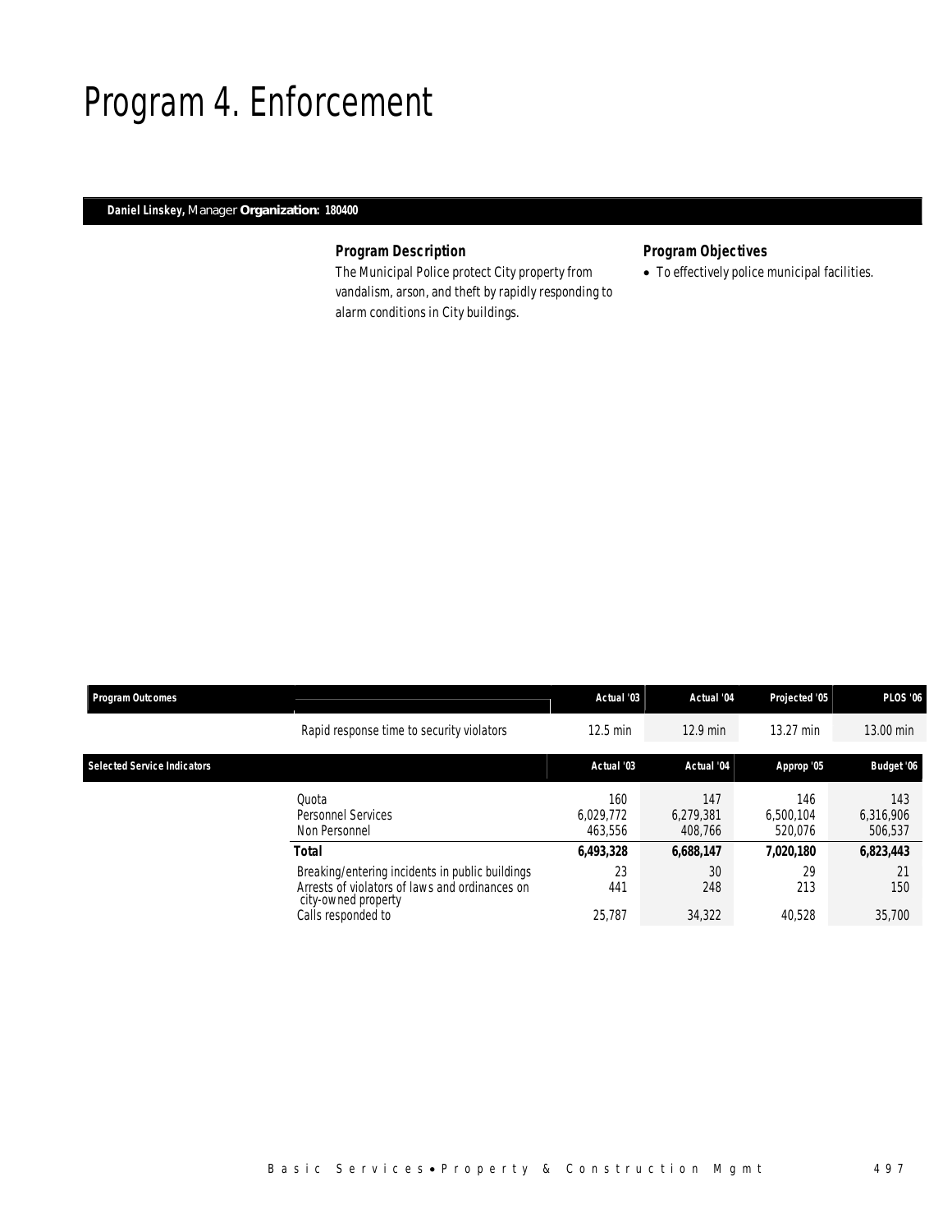# Program 4. Enforcement

**Daniel Linskey,** Manager **Organization: 180400**

### *Program Description*

*The Municipal Police protect City property from vandalism, arson, and theft by rapidly responding to alarm conditions in City buildings.*

### *Program Objectives*

- *To effectively police municipal facilities.*

| Program Outcomes | | Actual '03 | Actual '04 | Projected '05 | PLOS '06 |
|---|---|---|---|---|---|
| | Rapid response time to security violators | 12.5 min | 12.9 min | 13.27 min | 13.00 min |

| Selected Service Indicators | | Actual '03 | Actual '04 | Approp '05 | Budget '06 |
|---|---|---|---|---|---|
| | Quota | 160 | 147 | 146 | 143 |
| | Personnel Services | 6,029,772 | 6,279,381 | 6,500,104 | 6,316,906 |
| | Non Personnel | 463,556 | 408,766 | 520,076 | 506,537 |
| | **Total** | **6,493,328** | **6,688,147** | **7,020,180** | **6,823,443** |
| | Breaking/entering incidents in public buildings | 23 | 30 | 29 | 21 |
| | Arrests of violators of laws and ordinances on city-owned property | 441 | 248 | 213 | 150 |
| | Calls responded to | 25,787 | 34,322 | 40,528 | 35,700 |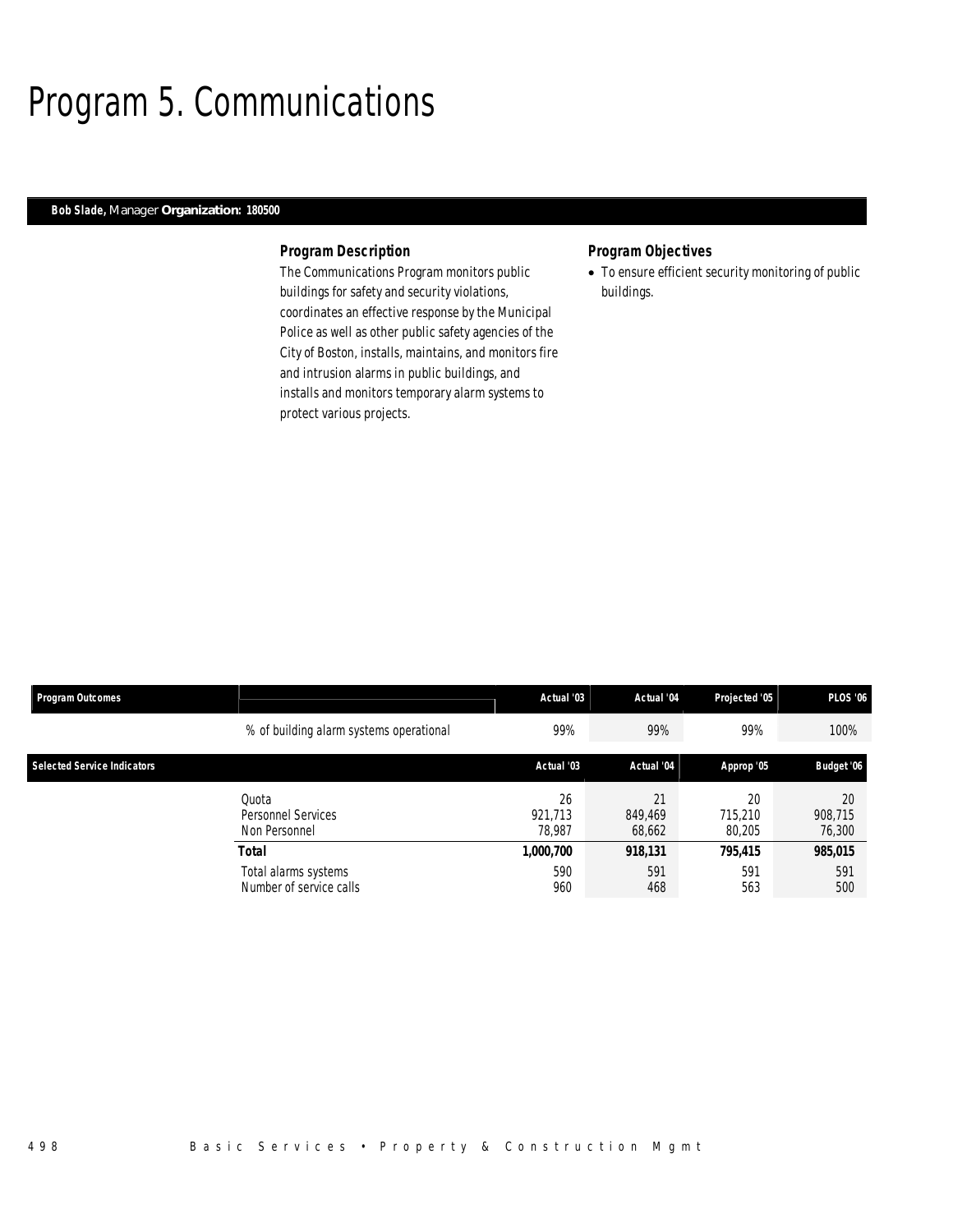# Program 5. Communications

**Bob Slade,** Manager **Organization: 180500**

### Program Description

The Communications Program monitors public buildings for safety and security violations, coordinates an effective response by the Municipal Police as well as other public safety agencies of the City of Boston, installs, maintains, and monitors fire and intrusion alarms in public buildings, and installs and monitors temporary alarm systems to protect various projects.

### Program Objectives

- To ensure efficient security monitoring of public buildings.

| Program Outcomes | | Actual '03 | Actual '04 | Projected '05 | PLOS '06 |
|---|---|---|---|---|---|
| | % of building alarm systems operational | 99% | 99% | 99% | 100% |

| Selected Service Indicators | | Actual '03 | Actual '04 | Approp '05 | Budget '06 |
|---|---|---|---|---|---|
| | Quota | 26 | 21 | 20 | 20 |
| | Personnel Services | 921,713 | 849,469 | 715,210 | 908,715 |
| | Non Personnel | 78,987 | 68,662 | 80,205 | 76,300 |
| | **Total** | **1,000,700** | **918,131** | **795,415** | **985,015** |
| | Total alarms systems | 590 | 591 | 591 | 591 |
| | Number of service calls | 960 | 468 | 563 | 500 |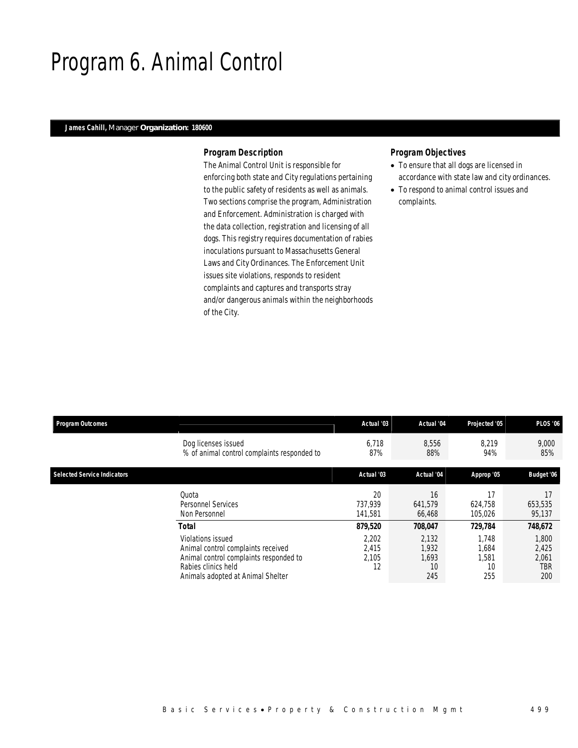# Program 6. Animal Control

**James Cahill,** Manager **Organization: 180600**

### Program Description

The Animal Control Unit is responsible for enforcing both state and City regulations pertaining to the public safety of residents as well as animals. Two sections comprise the program, Administration and Enforcement. Administration is charged with the data collection, registration and licensing of all dogs. This registry requires documentation of rabies inoculations pursuant to Massachusetts General Laws and City Ordinances. The Enforcement Unit issues site violations, responds to resident complaints and captures and transports stray and/or dangerous animals within the neighborhoods of the City.

### Program Objectives

- To ensure that all dogs are licensed in accordance with state law and city ordinances.
- To respond to animal control issues and complaints.

| Program Outcomes | | Actual '03 | Actual '04 | Projected '05 | PLOS '06 |
|---|---|---|---|---|---|
| | Dog licenses issued | 6,718 | 8,556 | 8,219 | 9,000 |
| | % of animal control complaints responded to | 87% | 88% | 94% | 85% |

| Selected Service Indicators | | Actual '03 | Actual '04 | Approp '05 | Budget '06 |
|---|---|---|---|---|---|
| | Quota | 20 | 16 | 17 | 17 |
| | Personnel Services | 737,939 | 641,579 | 624,758 | 653,535 |
| | Non Personnel | 141,581 | 66,468 | 105,026 | 95,137 |
| | **Total** | **879,520** | **708,047** | **729,784** | **748,672** |
| | Violations issued | 2,202 | 2,132 | 1,748 | 1,800 |
| | Animal control complaints received | 2,415 | 1,932 | 1,684 | 2,425 |
| | Animal control complaints responded to | 2,105 | 1,693 | 1,581 | 2,061 |
| | Rabies clinics held | 12 | 10 | 10 | TBR |
| | Animals adopted at Animal Shelter | | 245 | 255 | 200 |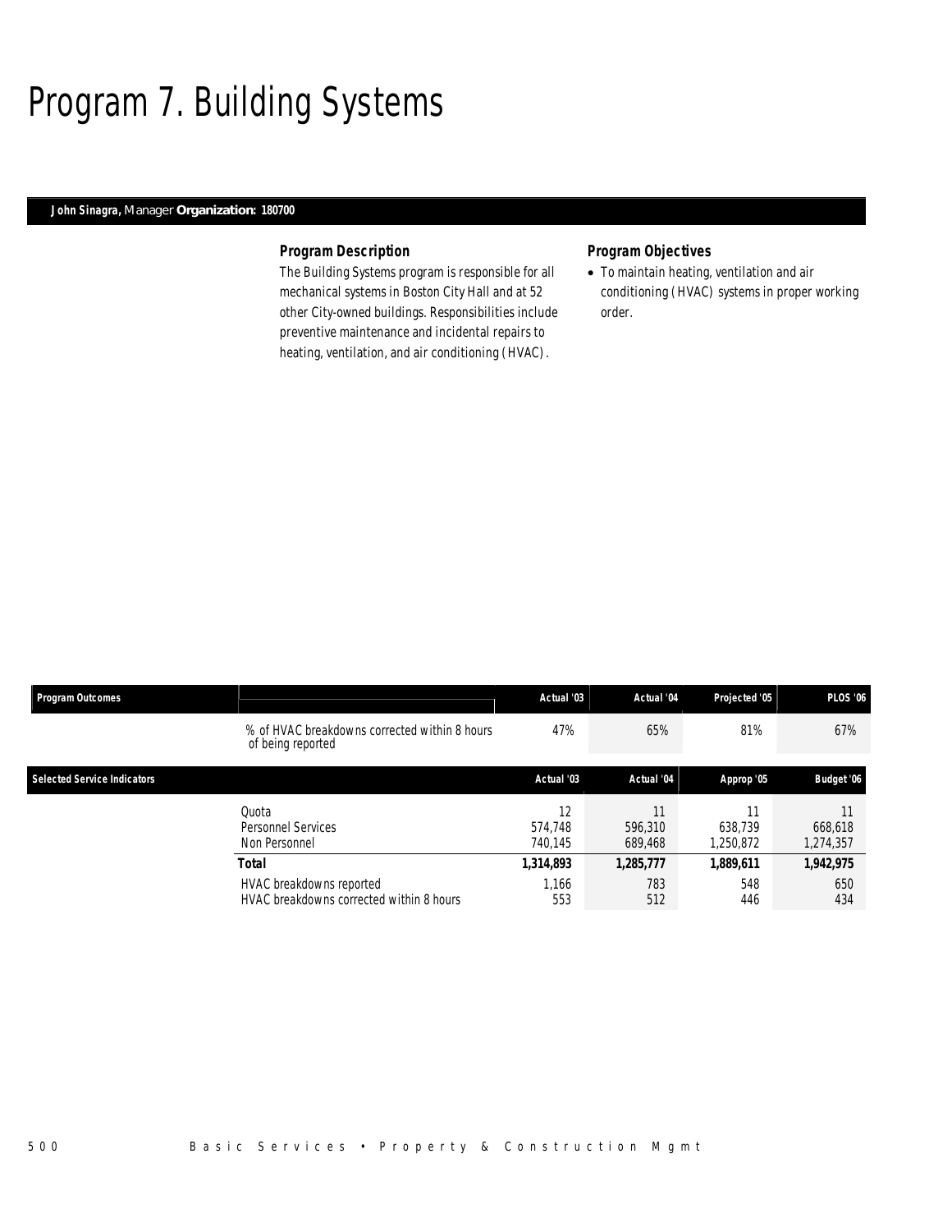# Program 7. Building Systems

**John Sinagra,** Manager **Organization: 180700**

### Program Description

The Building Systems program is responsible for all mechanical systems in Boston City Hall and at 52 other City-owned buildings. Responsibilities include preventive maintenance and incidental repairs to heating, ventilation, and air conditioning (HVAC).

### Program Objectives

- To maintain heating, ventilation and air conditioning (HVAC) systems in proper working order.

| Program Outcomes | | Actual '03 | Actual '04 | Projected '05 | PLOS '06 |
|---|---|---|---|---|---|
| | % of HVAC breakdowns corrected within 8 hours of being reported | 47% | 65% | 81% | 67% |

| Selected Service Indicators | | Actual '03 | Actual '04 | Approp '05 | Budget '06 |
|---|---|---|---|---|---|
| | Quota | 12 | 11 | 11 | 11 |
| | Personnel Services | 574,748 | 596,310 | 638,739 | 668,618 |
| | Non Personnel | 740,145 | 689,468 | 1,250,872 | 1,274,357 |
| | **Total** | **1,314,893** | **1,285,777** | **1,889,611** | **1,942,975** |
| | HVAC breakdowns reported | 1,166 | 783 | 548 | 650 |
| | HVAC breakdowns corrected within 8 hours | 553 | 512 | 446 | 434 |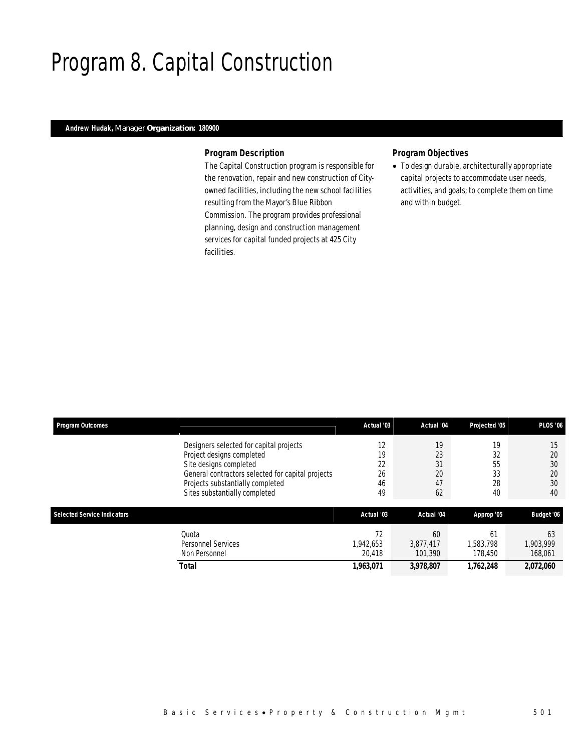# Program 8. Capital Construction

**Andrew Hudak,** Manager **Organization: 180900**

### Program Description

The Capital Construction program is responsible for the renovation, repair and new construction of City-owned facilities, including the new school facilities resulting from the Mayor's Blue Ribbon Commission. The program provides professional planning, design and construction management services for capital funded projects at 425 City facilities.

### Program Objectives

- To design durable, architecturally appropriate capital projects to accommodate user needs, activities, and goals; to complete them on time and within budget.

| Program Outcomes | | Actual '03 | Actual '04 | Projected '05 | PLOS '06 |
|---|---|---|---|---|---|
| | Designers selected for capital projects | 12 | 19 | 19 | 15 |
| | Project designs completed | 19 | 23 | 32 | 20 |
| | Site designs completed | 22 | 31 | 55 | 30 |
| | General contractors selected for capital projects | 26 | 20 | 33 | 20 |
| | Projects substantially completed | 46 | 47 | 28 | 30 |
| | Sites substantially completed | 49 | 62 | 40 | 40 |

| Selected Service Indicators | | Actual '03 | Actual '04 | Approp '05 | Budget '06 |
|---|---|---|---|---|---|
| | Quota | 72 | 60 | 61 | 63 |
| | Personnel Services | 1,942,653 | 3,877,417 | 1,583,798 | 1,903,999 |
| | Non Personnel | 20,418 | 101,390 | 178,450 | 168,061 |
| | **Total** | **1,963,071** | **3,978,807** | **1,762,248** | **2,072,060** |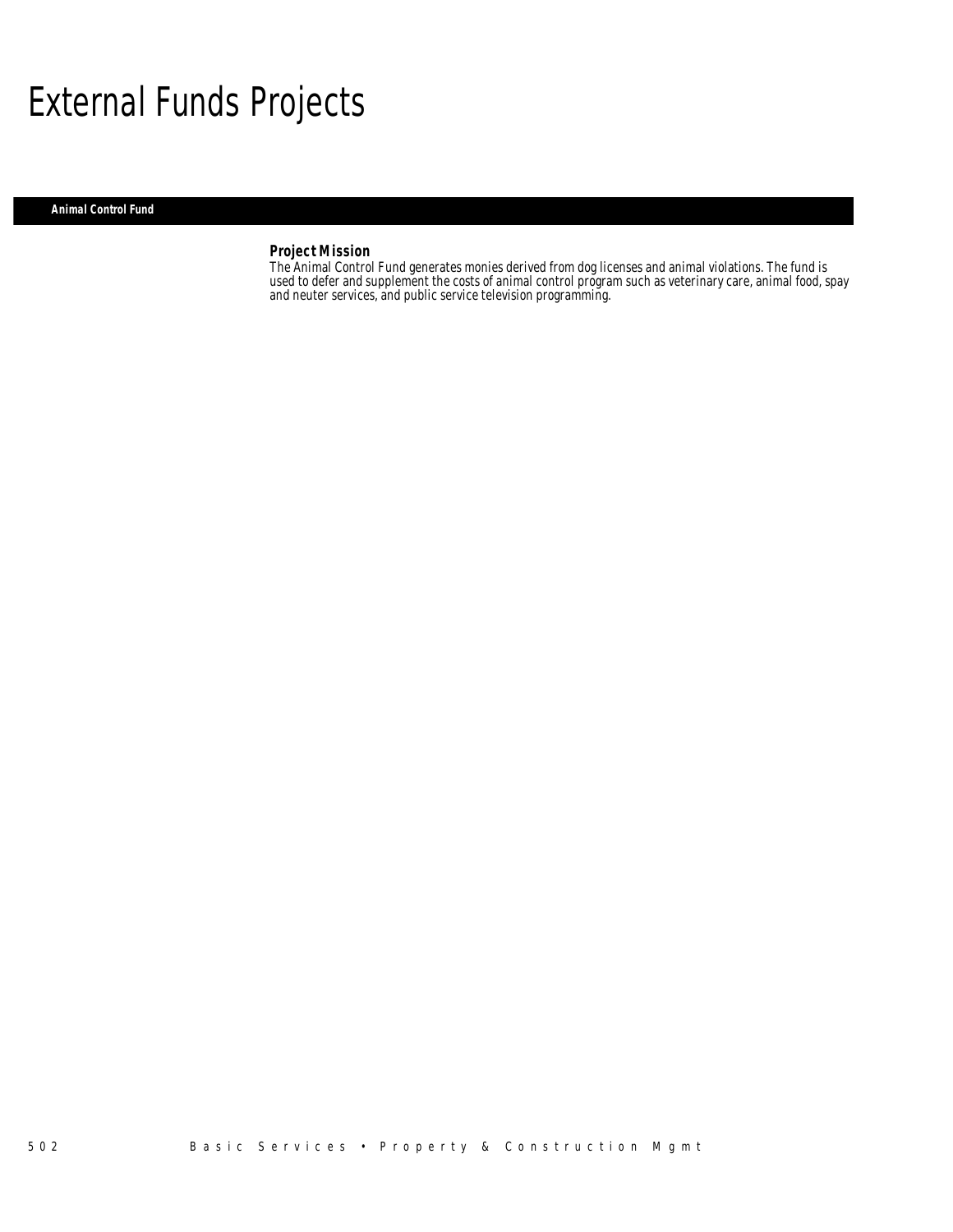# External Funds Projects

## Animal Control Fund

### Project Mission

The Animal Control Fund generates monies derived from dog licenses and animal violations. The fund is used to defer and supplement the costs of animal control program such as veterinary care, animal food, spay and neuter services, and public service television programming.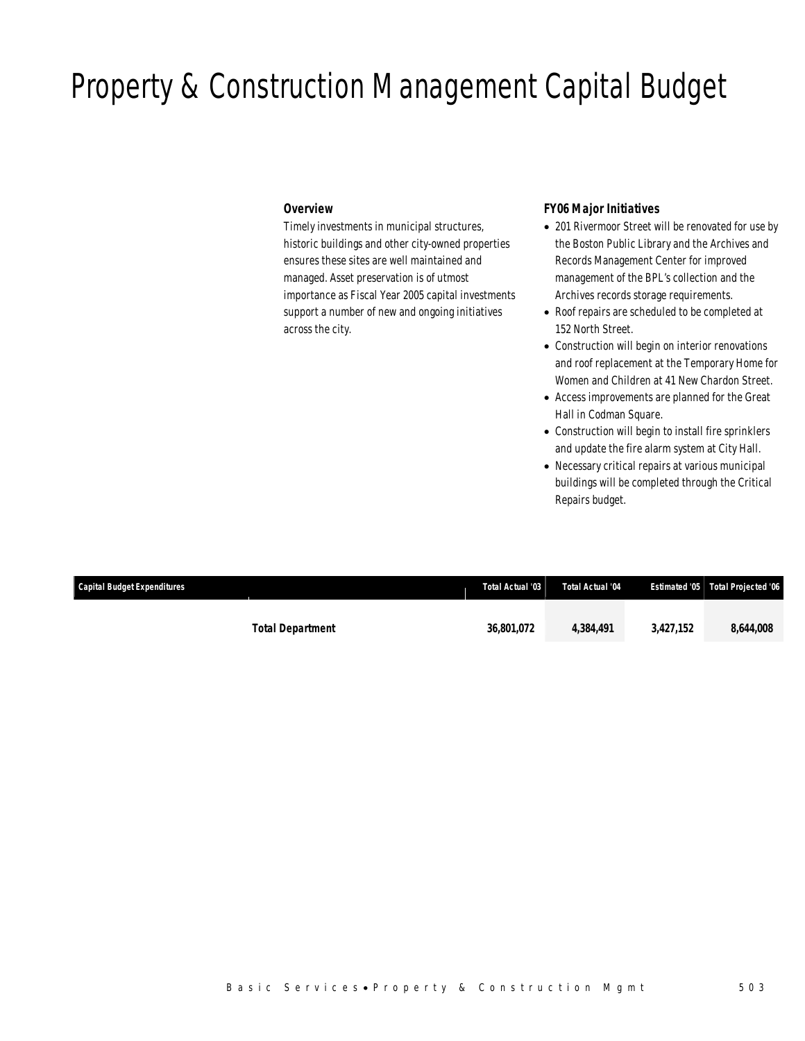# Property & Construction Management Capital Budget

### Overview

Timely investments in municipal structures, historic buildings and other city-owned properties ensures these sites are well maintained and managed. Asset preservation is of utmost importance as Fiscal Year 2005 capital investments support a number of new and ongoing initiatives across the city.

### FY06 Major Initiatives

- 201 Rivermoor Street will be renovated for use by the Boston Public Library and the Archives and Records Management Center for improved management of the BPL's collection and the Archives records storage requirements.
- Roof repairs are scheduled to be completed at 152 North Street.
- Construction will begin on interior renovations and roof replacement at the Temporary Home for Women and Children at 41 New Chardon Street.
- Access improvements are planned for the Great Hall in Codman Square.
- Construction will begin to install fire sprinklers and update the fire alarm system at City Hall.
- Necessary critical repairs at various municipal buildings will be completed through the Critical Repairs budget.

| Capital Budget Expenditures | Total Actual '03 | Total Actual '04 | Estimated '05 | Total Projected '06 |
|---|---|---|---|---|
| **Total Department** | **36,801,072** | **4,384,491** | **3,427,152** | **8,644,008** |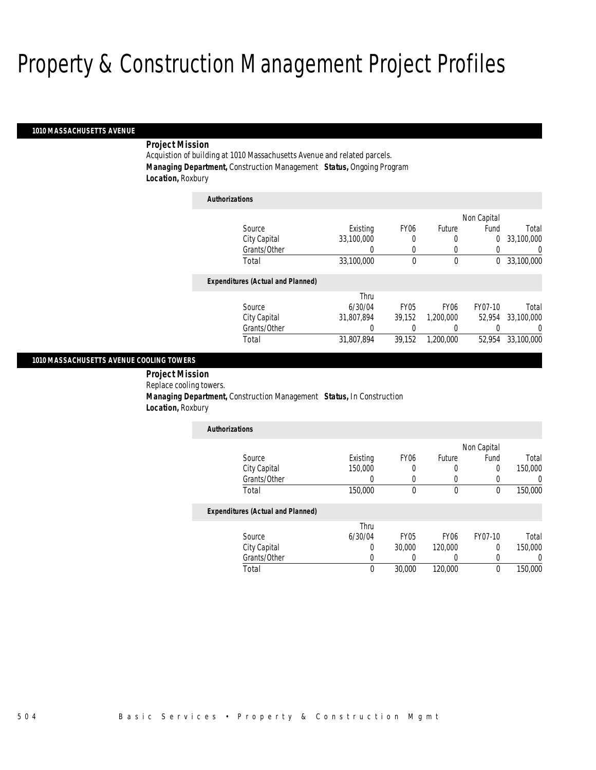# Property & Construction Management Project Profiles

## 1010 MASSACHUSETTS AVENUE

**Project Mission**

Acquistion of building at 1010 Massachusetts Avenue and related parcels.

***Managing Department,*** Construction Management ***Status,*** Ongoing Program

***Location,*** Roxbury

***Authorizations***

| Source | Existing | FY06 | Future | Non Capital Fund | Total |
|---|---|---|---|---|---|
| City Capital | 33,100,000 | 0 | 0 | 0 | 33,100,000 |
| Grants/Other | 0 | 0 | 0 | 0 | 0 |
| Total | 33,100,000 | 0 | 0 | 0 | 33,100,000 |

***Expenditures (Actual and Planned)***

| Source | Thru 6/30/04 | FY05 | FY06 | FY07-10 | Total |
|---|---|---|---|---|---|
| City Capital | 31,807,894 | 39,152 | 1,200,000 | 52,954 | 33,100,000 |
| Grants/Other | 0 | 0 | 0 | 0 | 0 |
| Total | 31,807,894 | 39,152 | 1,200,000 | 52,954 | 33,100,000 |

## 1010 MASSACHUSETTS AVENUE COOLING TOWERS

**Project Mission**

Replace cooling towers.

***Managing Department,*** Construction Management ***Status,*** In Construction

***Location,*** Roxbury

***Authorizations***

| Source | Existing | FY06 | Future | Non Capital Fund | Total |
|---|---|---|---|---|---|
| City Capital | 150,000 | 0 | 0 | 0 | 150,000 |
| Grants/Other | 0 | 0 | 0 | 0 | 0 |
| Total | 150,000 | 0 | 0 | 0 | 150,000 |

***Expenditures (Actual and Planned)***

| Source | Thru 6/30/04 | FY05 | FY06 | FY07-10 | Total |
|---|---|---|---|---|---|
| City Capital | 0 | 30,000 | 120,000 | 0 | 150,000 |
| Grants/Other | 0 | 0 | 0 | 0 | 0 |
| Total | 0 | 30,000 | 120,000 | 0 | 150,000 |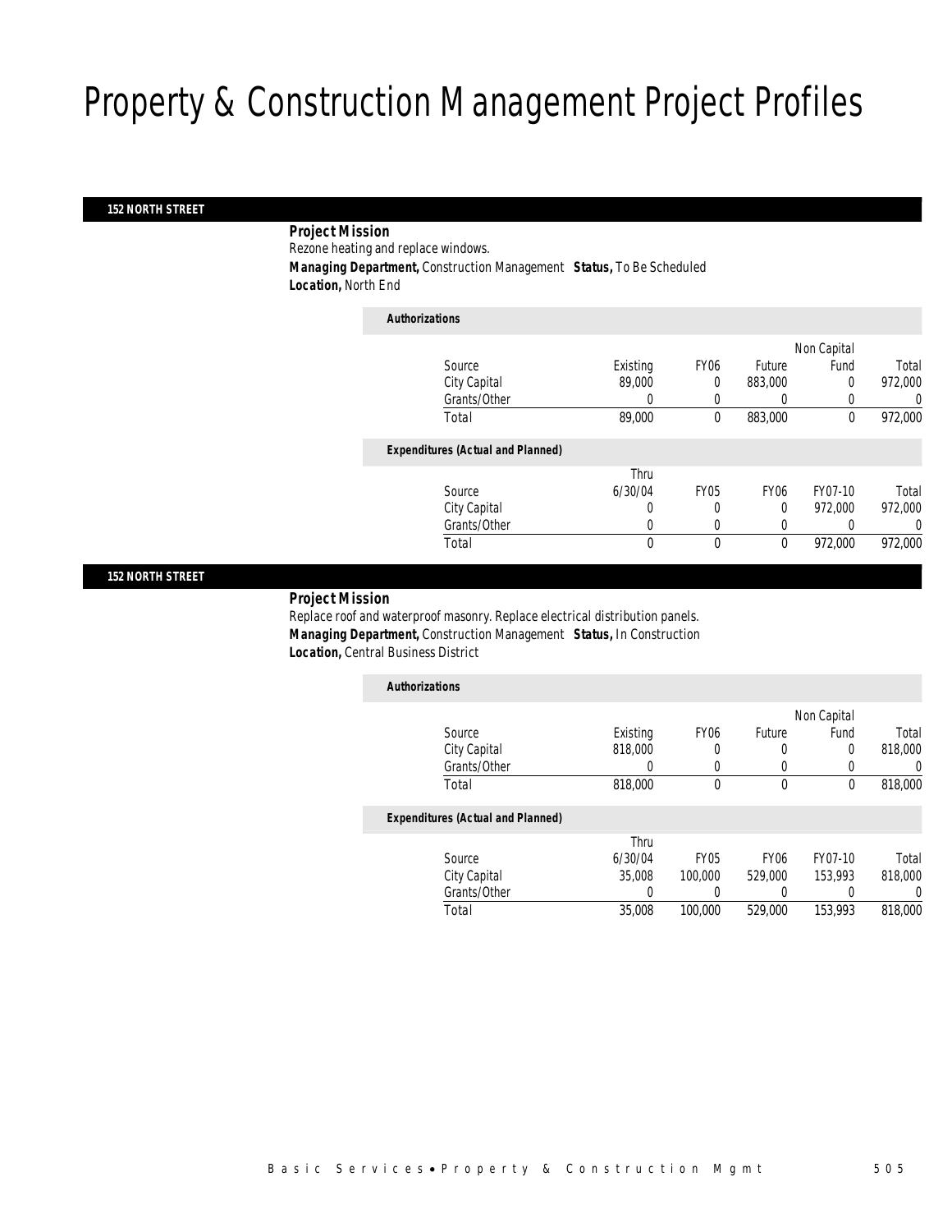# Property & Construction Management Project Profiles

## 152 NORTH STREET

**Project Mission**

Rezone heating and replace windows.

**Managing Department,** Construction Management **Status,** To Be Scheduled

**Location,** North End

*Authorizations*

| Source | Existing | FY06 | Future | Non Capital Fund | Total |
|---|---|---|---|---|---|
| City Capital | 89,000 | 0 | 883,000 | 0 | 972,000 |
| Grants/Other | 0 | 0 | 0 | 0 | 0 |
| Total | 89,000 | 0 | 883,000 | 0 | 972,000 |

*Expenditures (Actual and Planned)*

| Source | Thru 6/30/04 | FY05 | FY06 | FY07-10 | Total |
|---|---|---|---|---|---|
| City Capital | 0 | 0 | 0 | 972,000 | 972,000 |
| Grants/Other | 0 | 0 | 0 | 0 | 0 |
| Total | 0 | 0 | 0 | 972,000 | 972,000 |

## 152 NORTH STREET

**Project Mission**

Replace roof and waterproof masonry. Replace electrical distribution panels.

**Managing Department,** Construction Management **Status,** In Construction

**Location,** Central Business District

*Authorizations*

| Source | Existing | FY06 | Future | Non Capital Fund | Total |
|---|---|---|---|---|---|
| City Capital | 818,000 | 0 | 0 | 0 | 818,000 |
| Grants/Other | 0 | 0 | 0 | 0 | 0 |
| Total | 818,000 | 0 | 0 | 0 | 818,000 |

*Expenditures (Actual and Planned)*

| Source | Thru 6/30/04 | FY05 | FY06 | FY07-10 | Total |
|---|---|---|---|---|---|
| City Capital | 35,008 | 100,000 | 529,000 | 153,993 | 818,000 |
| Grants/Other | 0 | 0 | 0 | 0 | 0 |
| Total | 35,008 | 100,000 | 529,000 | 153,993 | 818,000 |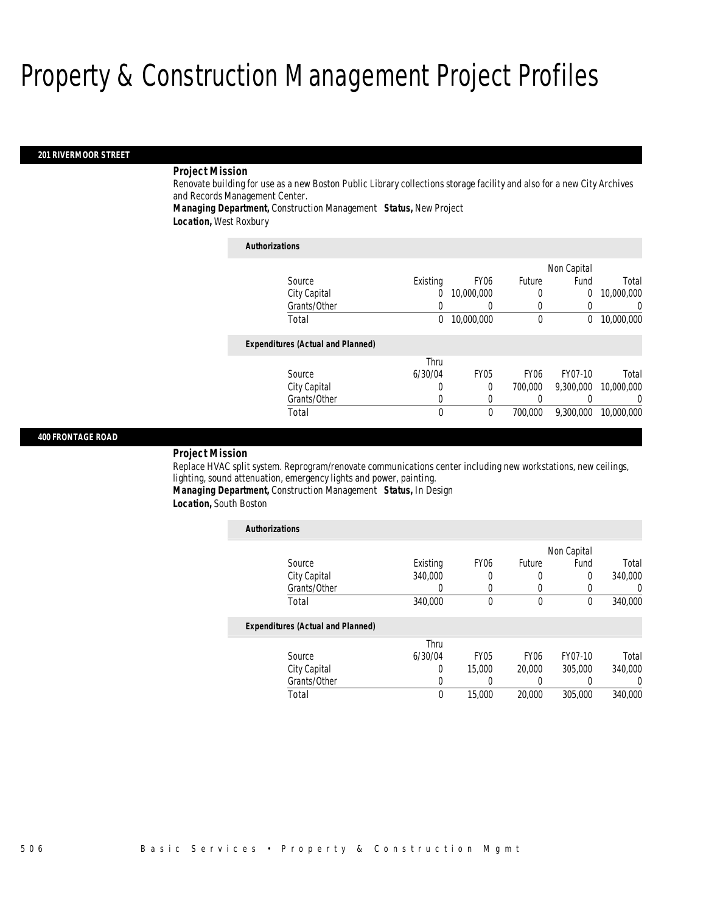# Property & Construction Management Project Profiles

## 201 RIVERMOOR STREET

***Project Mission***

Renovate building for use as a new Boston Public Library collections storage facility and also for a new City Archives and Records Management Center.

***Managing Department,*** Construction Management ***Status,*** New Project
***Location,*** West Roxbury

***Authorizations***

| Source | Existing | FY06 | Future | Non Capital Fund | Total |
|---|---|---|---|---|---|
| City Capital | 0 | 10,000,000 | 0 | 0 | 10,000,000 |
| Grants/Other | 0 | 0 | 0 | 0 | 0 |
| Total | 0 | 10,000,000 | 0 | 0 | 10,000,000 |

***Expenditures (Actual and Planned)***

| Source | Thru 6/30/04 | FY05 | FY06 | FY07-10 | Total |
|---|---|---|---|---|---|
| City Capital | 0 | 0 | 700,000 | 9,300,000 | 10,000,000 |
| Grants/Other | 0 | 0 | 0 | 0 | 0 |
| Total | 0 | 0 | 700,000 | 9,300,000 | 10,000,000 |

## 400 FRONTAGE ROAD

***Project Mission***

Replace HVAC split system. Reprogram/renovate communications center including new workstations, new ceilings, lighting, sound attenuation, emergency lights and power, painting.

***Managing Department,*** Construction Management ***Status,*** In Design
***Location,*** South Boston

***Authorizations***

| Source | Existing | FY06 | Future | Non Capital Fund | Total |
|---|---|---|---|---|---|
| City Capital | 340,000 | 0 | 0 | 0 | 340,000 |
| Grants/Other | 0 | 0 | 0 | 0 | 0 |
| Total | 340,000 | 0 | 0 | 0 | 340,000 |

***Expenditures (Actual and Planned)***

| Source | Thru 6/30/04 | FY05 | FY06 | FY07-10 | Total |
|---|---|---|---|---|---|
| City Capital | 0 | 15,000 | 20,000 | 305,000 | 340,000 |
| Grants/Other | 0 | 0 | 0 | 0 | 0 |
| Total | 0 | 15,000 | 20,000 | 305,000 | 340,000 |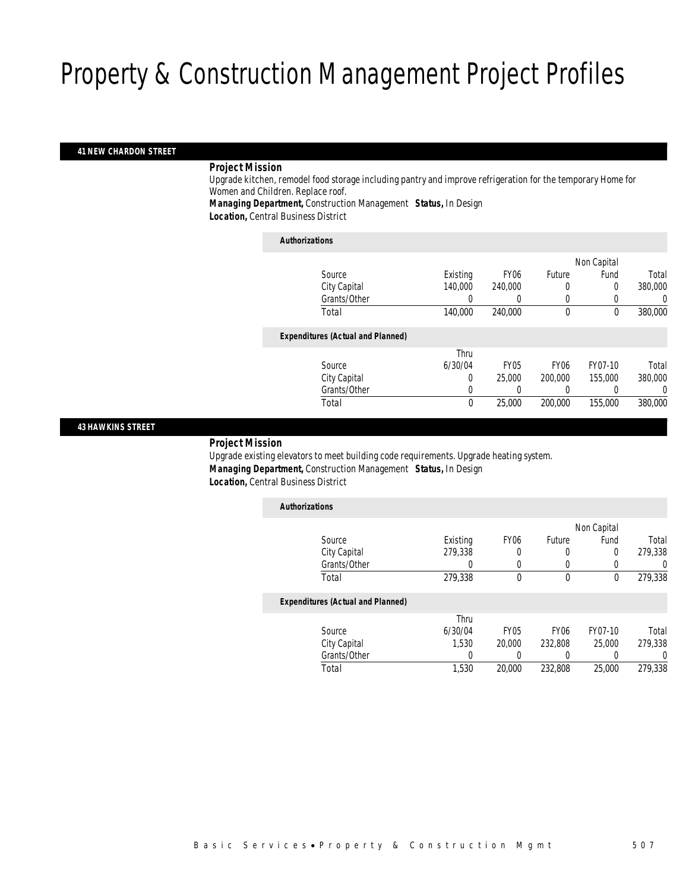# Property & Construction Management Project Profiles

## 41 NEW CHARDON STREET

**Project Mission**

Upgrade kitchen, remodel food storage including pantry and improve refrigeration for the temporary Home for Women and Children. Replace roof.

**Managing Department,** Construction Management **Status,** In Design

**Location,** Central Business District

**Authorizations**

| Source | Existing | FY06 | Future | Non Capital Fund | Total |
|---|---|---|---|---|---|
| City Capital | 140,000 | 240,000 | 0 | 0 | 380,000 |
| Grants/Other | 0 | 0 | 0 | 0 | 0 |
| Total | 140,000 | 240,000 | 0 | 0 | 380,000 |

**Expenditures (Actual and Planned)**

| Source | Thru 6/30/04 | FY05 | FY06 | FY07-10 | Total |
|---|---|---|---|---|---|
| City Capital | 0 | 25,000 | 200,000 | 155,000 | 380,000 |
| Grants/Other | 0 | 0 | 0 | 0 | 0 |
| Total | 0 | 25,000 | 200,000 | 155,000 | 380,000 |

## 43 HAWKINS STREET

**Project Mission**

Upgrade existing elevators to meet building code requirements. Upgrade heating system.

**Managing Department,** Construction Management **Status,** In Design

**Location,** Central Business District

**Authorizations**

| Source | Existing | FY06 | Future | Non Capital Fund | Total |
|---|---|---|---|---|---|
| City Capital | 279,338 | 0 | 0 | 0 | 279,338 |
| Grants/Other | 0 | 0 | 0 | 0 | 0 |
| Total | 279,338 | 0 | 0 | 0 | 279,338 |

**Expenditures (Actual and Planned)**

| Source | Thru 6/30/04 | FY05 | FY06 | FY07-10 | Total |
|---|---|---|---|---|---|
| City Capital | 1,530 | 20,000 | 232,808 | 25,000 | 279,338 |
| Grants/Other | 0 | 0 | 0 | 0 | 0 |
| Total | 1,530 | 20,000 | 232,808 | 25,000 | 279,338 |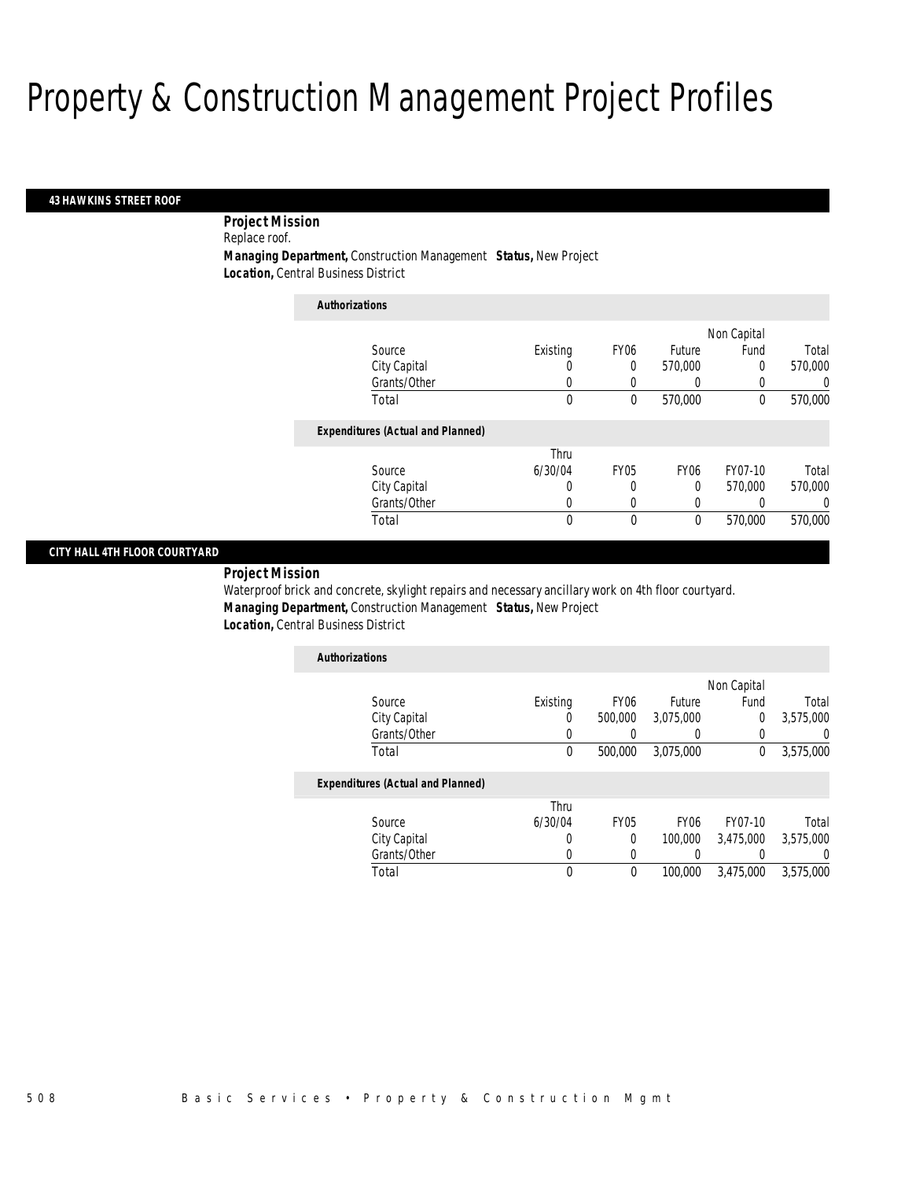# Property & Construction Management Project Profiles

## 43 HAWKINS STREET ROOF

**Project Mission**

Replace roof.

**Managing Department,** Construction Management **Status,** New Project

**Location,** Central Business District

**Authorizations**

| Source | Existing | FY06 | Future | Non Capital Fund | Total |
|---|---|---|---|---|---|
| City Capital | 0 | 0 | 570,000 | 0 | 570,000 |
| Grants/Other | 0 | 0 | 0 | 0 | 0 |
| Total | 0 | 0 | 570,000 | 0 | 570,000 |

**Expenditures (Actual and Planned)**

| Source | Thru 6/30/04 | FY05 | FY06 | FY07-10 | Total |
|---|---|---|---|---|---|
| City Capital | 0 | 0 | 0 | 570,000 | 570,000 |
| Grants/Other | 0 | 0 | 0 | 0 | 0 |
| Total | 0 | 0 | 0 | 570,000 | 570,000 |

## CITY HALL 4TH FLOOR COURTYARD

**Project Mission**

Waterproof brick and concrete, skylight repairs and necessary ancillary work on 4th floor courtyard.

**Managing Department,** Construction Management **Status,** New Project

**Location,** Central Business District

**Authorizations**

| Source | Existing | FY06 | Future | Non Capital Fund | Total |
|---|---|---|---|---|---|
| City Capital | 0 | 500,000 | 3,075,000 | 0 | 3,575,000 |
| Grants/Other | 0 | 0 | 0 | 0 | 0 |
| Total | 0 | 500,000 | 3,075,000 | 0 | 3,575,000 |

**Expenditures (Actual and Planned)**

| Source | Thru 6/30/04 | FY05 | FY06 | FY07-10 | Total |
|---|---|---|---|---|---|
| City Capital | 0 | 0 | 100,000 | 3,475,000 | 3,575,000 |
| Grants/Other | 0 | 0 | 0 | 0 | 0 |
| Total | 0 | 0 | 100,000 | 3,475,000 | 3,575,000 |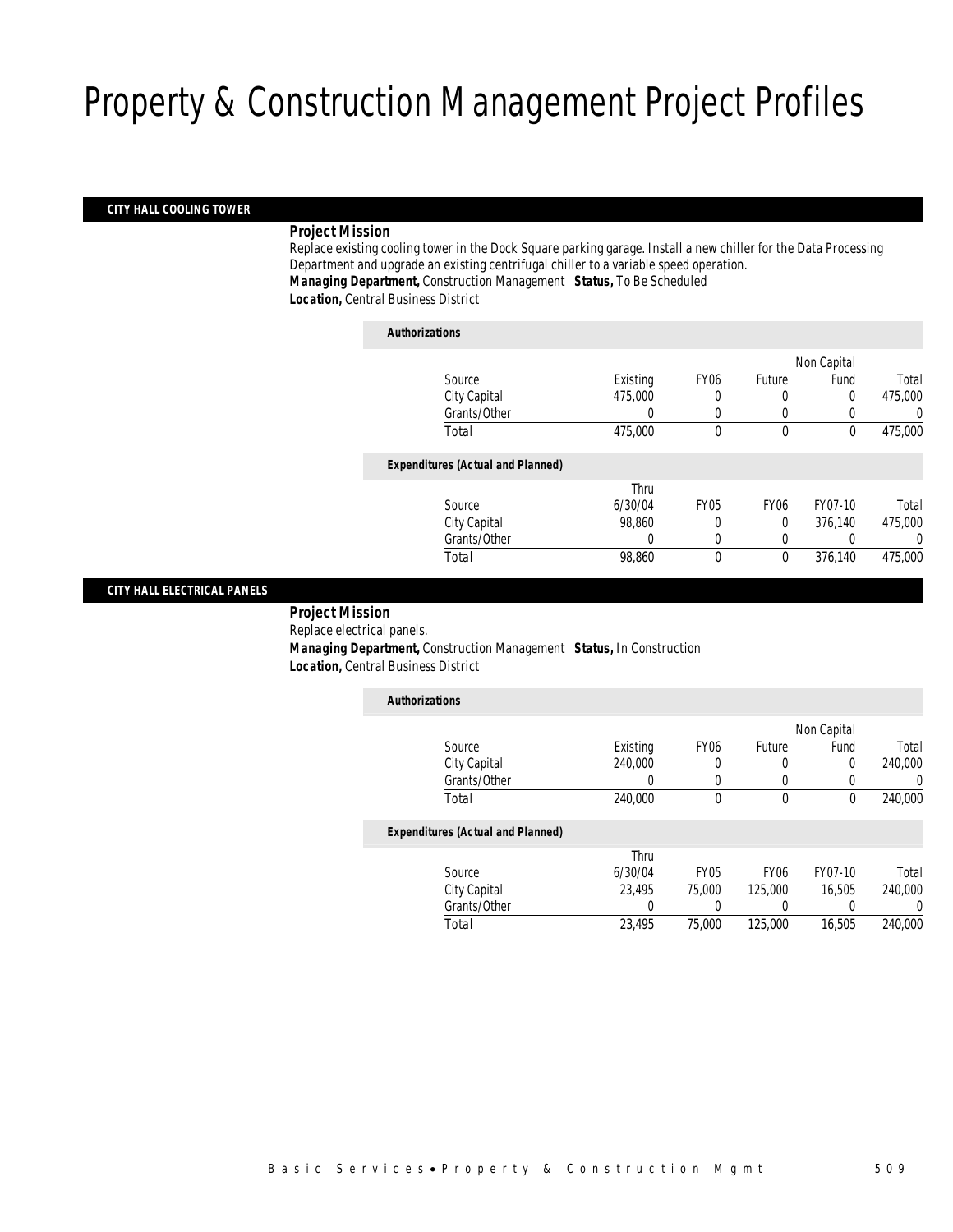# Property & Construction Management Project Profiles

## CITY HALL COOLING TOWER

**Project Mission**

Replace existing cooling tower in the Dock Square parking garage. Install a new chiller for the Data Processing Department and upgrade an existing centrifugal chiller to a variable speed operation.

***Managing Department,*** Construction Management ***Status,*** To Be Scheduled

***Location,*** Central Business District

***Authorizations***

| Source | Existing | FY06 | Future | Non Capital Fund | Total |
|---|---|---|---|---|---|
| City Capital | 475,000 | 0 | 0 | 0 | 475,000 |
| Grants/Other | 0 | 0 | 0 | 0 | 0 |
| Total | 475,000 | 0 | 0 | 0 | 475,000 |

***Expenditures (Actual and Planned)***

| Source | Thru 6/30/04 | FY05 | FY06 | FY07-10 | Total |
|---|---|---|---|---|---|
| City Capital | 98,860 | 0 | 0 | 376,140 | 475,000 |
| Grants/Other | 0 | 0 | 0 | 0 | 0 |
| Total | 98,860 | 0 | 0 | 376,140 | 475,000 |

## CITY HALL ELECTRICAL PANELS

**Project Mission**

Replace electrical panels.

***Managing Department,*** Construction Management ***Status,*** In Construction

***Location,*** Central Business District

***Authorizations***

| Source | Existing | FY06 | Future | Non Capital Fund | Total |
|---|---|---|---|---|---|
| City Capital | 240,000 | 0 | 0 | 0 | 240,000 |
| Grants/Other | 0 | 0 | 0 | 0 | 0 |
| Total | 240,000 | 0 | 0 | 0 | 240,000 |

***Expenditures (Actual and Planned)***

| Source | Thru 6/30/04 | FY05 | FY06 | FY07-10 | Total |
|---|---|---|---|---|---|
| City Capital | 23,495 | 75,000 | 125,000 | 16,505 | 240,000 |
| Grants/Other | 0 | 0 | 0 | 0 | 0 |
| Total | 23,495 | 75,000 | 125,000 | 16,505 | 240,000 |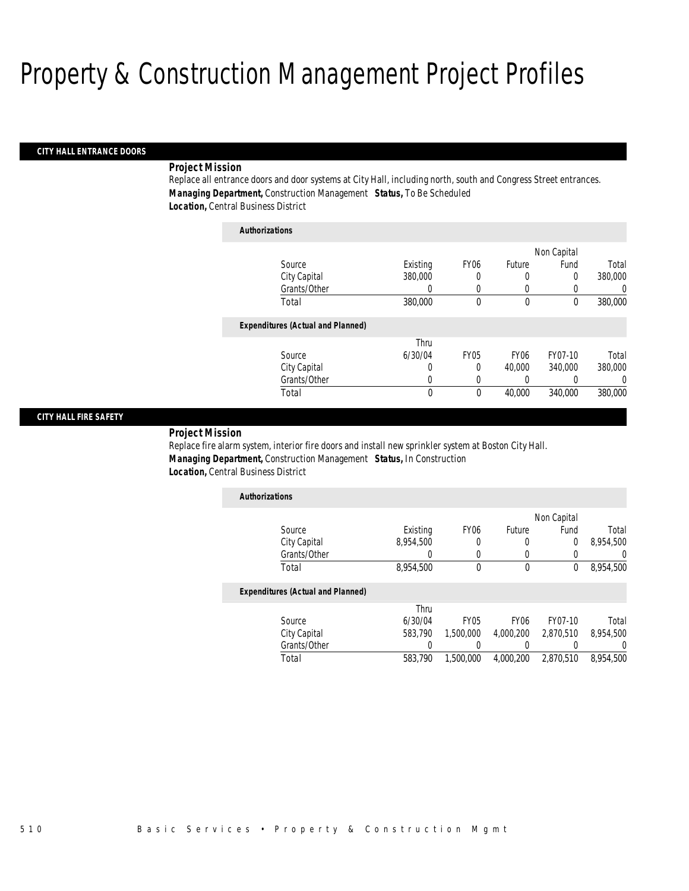# Property & Construction Management Project Profiles

## CITY HALL ENTRANCE DOORS

***Project Mission***

Replace all entrance doors and door systems at City Hall, including north, south and Congress Street entrances.

***Managing Department,*** Construction Management ***Status,*** To Be Scheduled

***Location,*** Central Business District

***Authorizations***

| Source | Existing | FY06 | Future | Non Capital Fund | Total |
|---|---|---|---|---|---|
| City Capital | 380,000 | 0 | 0 | 0 | 380,000 |
| Grants/Other | 0 | 0 | 0 | 0 | 0 |
| Total | 380,000 | 0 | 0 | 0 | 380,000 |

***Expenditures (Actual and Planned)***

| Source | Thru 6/30/04 | FY05 | FY06 | FY07-10 | Total |
|---|---|---|---|---|---|
| City Capital | 0 | 0 | 40,000 | 340,000 | 380,000 |
| Grants/Other | 0 | 0 | 0 | 0 | 0 |
| Total | 0 | 0 | 40,000 | 340,000 | 380,000 |

## CITY HALL FIRE SAFETY

***Project Mission***

Replace fire alarm system, interior fire doors and install new sprinkler system at Boston City Hall.

***Managing Department,*** Construction Management ***Status,*** In Construction

***Location,*** Central Business District

***Authorizations***

| Source | Existing | FY06 | Future | Non Capital Fund | Total |
|---|---|---|---|---|---|
| City Capital | 8,954,500 | 0 | 0 | 0 | 8,954,500 |
| Grants/Other | 0 | 0 | 0 | 0 | 0 |
| Total | 8,954,500 | 0 | 0 | 0 | 8,954,500 |

***Expenditures (Actual and Planned)***

| Source | Thru 6/30/04 | FY05 | FY06 | FY07-10 | Total |
|---|---|---|---|---|---|
| City Capital | 583,790 | 1,500,000 | 4,000,200 | 2,870,510 | 8,954,500 |
| Grants/Other | 0 | 0 | 0 | 0 | 0 |
| Total | 583,790 | 1,500,000 | 4,000,200 | 2,870,510 | 8,954,500 |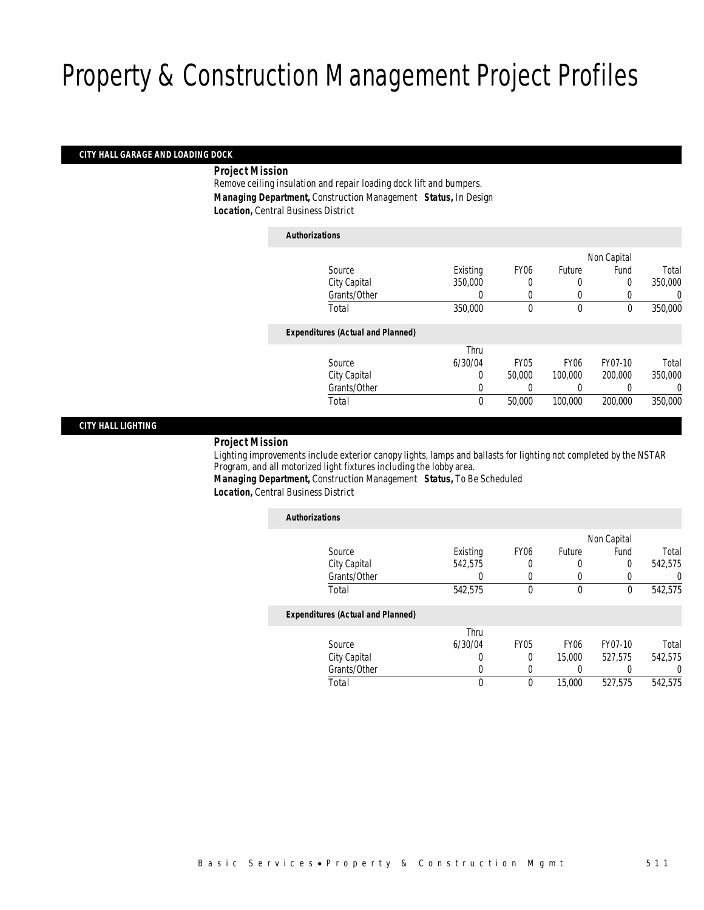# Property & Construction Management Project Profiles

## CITY HALL GARAGE AND LOADING DOCK

***Project Mission***

Remove ceiling insulation and repair loading dock lift and bumpers.

***Managing Department,*** Construction Management ***Status,*** In Design

***Location,*** Central Business District

***Authorizations***

| Source | Existing | FY06 | Future | Non Capital Fund | Total |
|---|---|---|---|---|---|
| City Capital | 350,000 | 0 | 0 | 0 | 350,000 |
| Grants/Other | 0 | 0 | 0 | 0 | 0 |
| Total | 350,000 | 0 | 0 | 0 | 350,000 |

***Expenditures (Actual and Planned)***

| Source | Thru 6/30/04 | FY05 | FY06 | FY07-10 | Total |
|---|---|---|---|---|---|
| City Capital | 0 | 50,000 | 100,000 | 200,000 | 350,000 |
| Grants/Other | 0 | 0 | 0 | 0 | 0 |
| Total | 0 | 50,000 | 100,000 | 200,000 | 350,000 |

## CITY HALL LIGHTING

***Project Mission***

Lighting improvements include exterior canopy lights, lamps and ballasts for lighting not completed by the NSTAR Program, and all motorized light fixtures including the lobby area.

***Managing Department,*** Construction Management ***Status,*** To Be Scheduled

***Location,*** Central Business District

***Authorizations***

| Source | Existing | FY06 | Future | Non Capital Fund | Total |
|---|---|---|---|---|---|
| City Capital | 542,575 | 0 | 0 | 0 | 542,575 |
| Grants/Other | 0 | 0 | 0 | 0 | 0 |
| Total | 542,575 | 0 | 0 | 0 | 542,575 |

***Expenditures (Actual and Planned)***

| Source | Thru 6/30/04 | FY05 | FY06 | FY07-10 | Total |
|---|---|---|---|---|---|
| City Capital | 0 | 0 | 15,000 | 527,575 | 542,575 |
| Grants/Other | 0 | 0 | 0 | 0 | 0 |
| Total | 0 | 0 | 15,000 | 527,575 | 542,575 |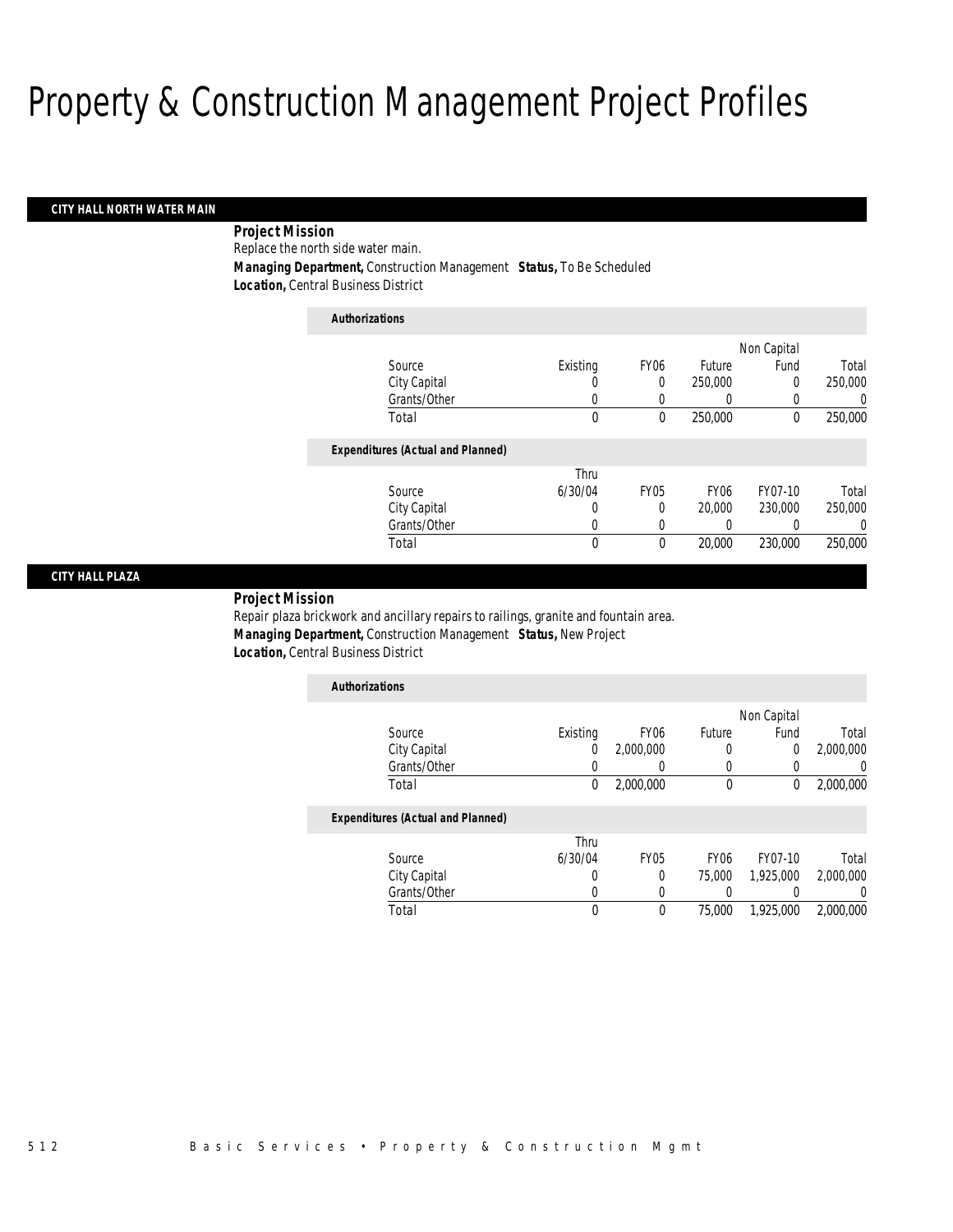# Property & Construction Management Project Profiles

## CITY HALL NORTH WATER MAIN

**Project Mission**

Replace the north side water main.

***Managing Department,*** Construction Management ***Status,*** To Be Scheduled

***Location,*** Central Business District

**Authorizations**

| Source | Existing | FY06 | Future | Non Capital Fund | Total |
|---|---|---|---|---|---|
| City Capital | 0 | 0 | 250,000 | 0 | 250,000 |
| Grants/Other | 0 | 0 | 0 | 0 | 0 |
| Total | 0 | 0 | 250,000 | 0 | 250,000 |

**Expenditures (Actual and Planned)**

| Source | Thru 6/30/04 | FY05 | FY06 | FY07-10 | Total |
|---|---|---|---|---|---|
| City Capital | 0 | 0 | 20,000 | 230,000 | 250,000 |
| Grants/Other | 0 | 0 | 0 | 0 | 0 |
| Total | 0 | 0 | 20,000 | 230,000 | 250,000 |

## CITY HALL PLAZA

**Project Mission**

Repair plaza brickwork and ancillary repairs to railings, granite and fountain area.

***Managing Department,*** Construction Management ***Status,*** New Project

***Location,*** Central Business District

**Authorizations**

| Source | Existing | FY06 | Future | Non Capital Fund | Total |
|---|---|---|---|---|---|
| City Capital | 0 | 2,000,000 | 0 | 0 | 2,000,000 |
| Grants/Other | 0 | 0 | 0 | 0 | 0 |
| Total | 0 | 2,000,000 | 0 | 0 | 2,000,000 |

**Expenditures (Actual and Planned)**

| Source | Thru 6/30/04 | FY05 | FY06 | FY07-10 | Total |
|---|---|---|---|---|---|
| City Capital | 0 | 0 | 75,000 | 1,925,000 | 2,000,000 |
| Grants/Other | 0 | 0 | 0 | 0 | 0 |
| Total | 0 | 0 | 75,000 | 1,925,000 | 2,000,000 |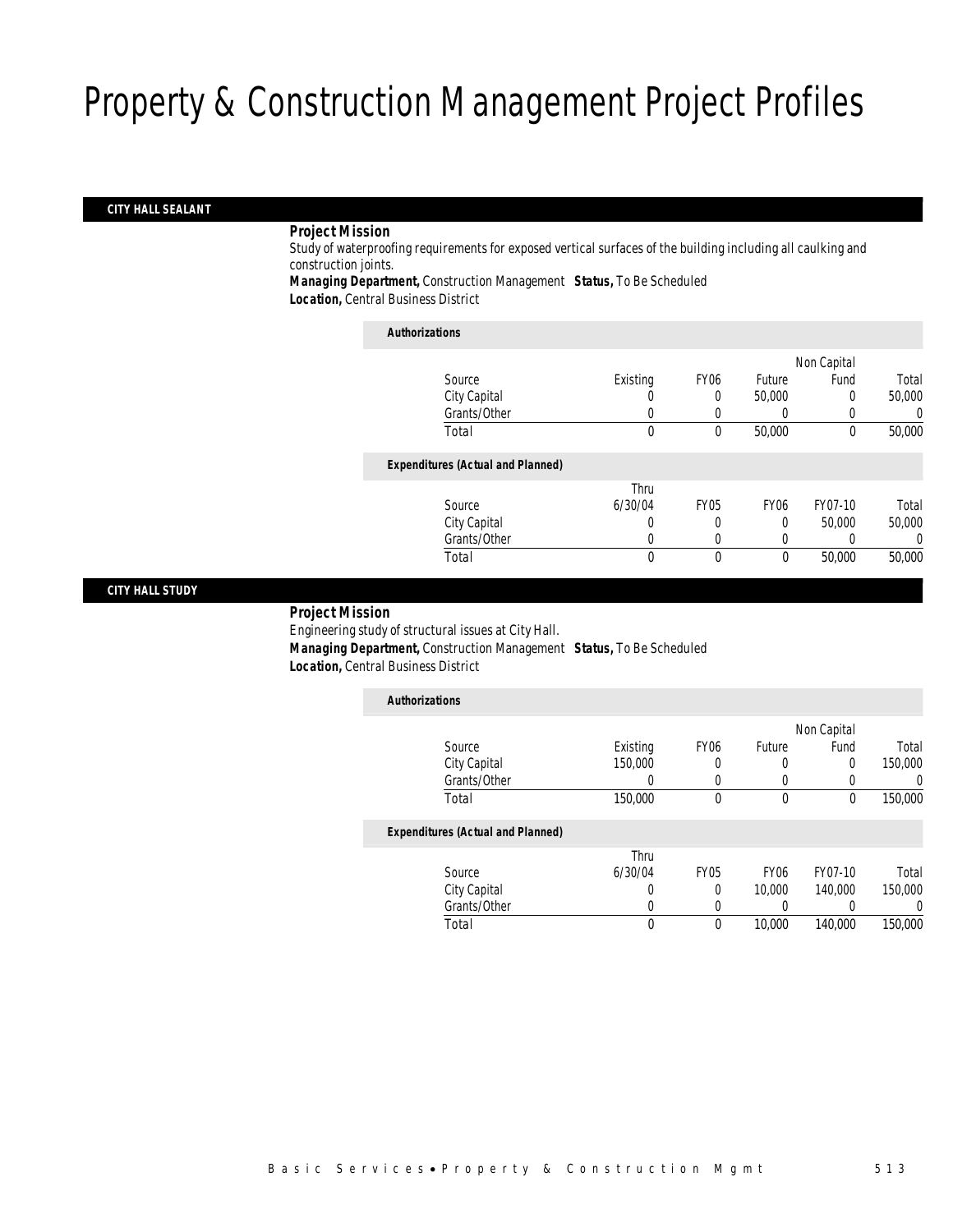# Property & Construction Management Project Profiles

## CITY HALL SEALANT

**Project Mission**

Study of waterproofing requirements for exposed vertical surfaces of the building including all caulking and construction joints.

**Managing Department,** Construction Management **Status,** To Be Scheduled

**Location,** Central Business District

**Authorizations**

| Source | Existing | FY06 | Future | Non Capital Fund | Total |
|---|---|---|---|---|---|
| City Capital | 0 | 0 | 50,000 | 0 | 50,000 |
| Grants/Other | 0 | 0 | 0 | 0 | 0 |
| Total | 0 | 0 | 50,000 | 0 | 50,000 |

**Expenditures (Actual and Planned)**

| Source | Thru 6/30/04 | FY05 | FY06 | FY07-10 | Total |
|---|---|---|---|---|---|
| City Capital | 0 | 0 | 0 | 50,000 | 50,000 |
| Grants/Other | 0 | 0 | 0 | 0 | 0 |
| Total | 0 | 0 | 0 | 50,000 | 50,000 |

## CITY HALL STUDY

**Project Mission**

Engineering study of structural issues at City Hall.

**Managing Department,** Construction Management **Status,** To Be Scheduled

**Location,** Central Business District

**Authorizations**

| Source | Existing | FY06 | Future | Non Capital Fund | Total |
|---|---|---|---|---|---|
| City Capital | 150,000 | 0 | 0 | 0 | 150,000 |
| Grants/Other | 0 | 0 | 0 | 0 | 0 |
| Total | 150,000 | 0 | 0 | 0 | 150,000 |

**Expenditures (Actual and Planned)**

| Source | Thru 6/30/04 | FY05 | FY06 | FY07-10 | Total |
|---|---|---|---|---|---|
| City Capital | 0 | 0 | 10,000 | 140,000 | 150,000 |
| Grants/Other | 0 | 0 | 0 | 0 | 0 |
| Total | 0 | 0 | 10,000 | 140,000 | 150,000 |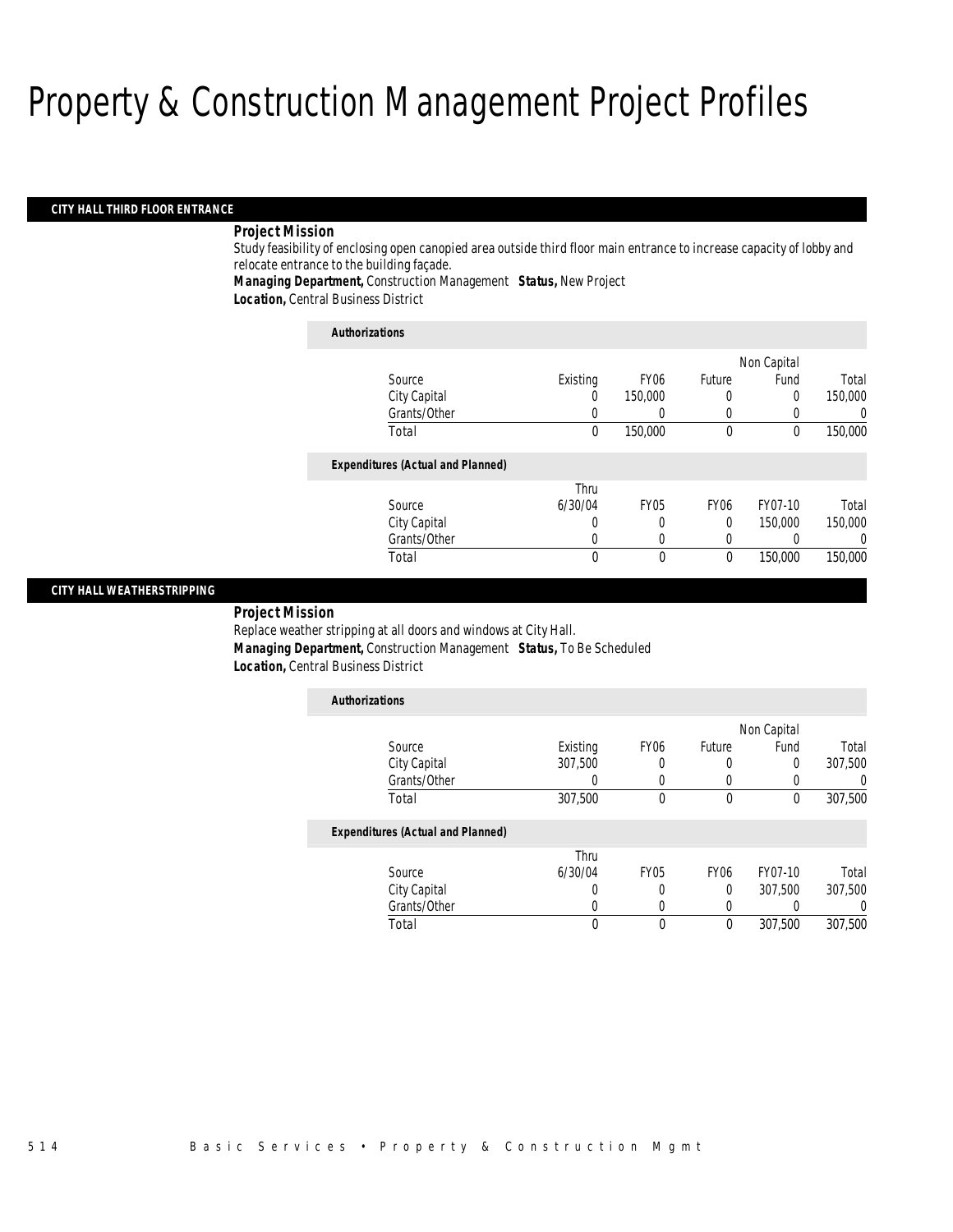# Property & Construction Management Project Profiles

## CITY HALL THIRD FLOOR ENTRANCE

**Project Mission**

Study feasibility of enclosing open canopied area outside third floor main entrance to increase capacity of lobby and relocate entrance to the building façade.

***Managing Department,*** Construction Management ***Status,*** New Project

***Location,*** Central Business District

***Authorizations***

| Source | Existing | FY06 | Future | Non Capital Fund | Total |
|---|---|---|---|---|---|
| City Capital | 0 | 150,000 | 0 | 0 | 150,000 |
| Grants/Other | 0 | 0 | 0 | 0 | 0 |
| Total | 0 | 150,000 | 0 | 0 | 150,000 |

***Expenditures (Actual and Planned)***

| Source | Thru 6/30/04 | FY05 | FY06 | FY07-10 | Total |
|---|---|---|---|---|---|
| City Capital | 0 | 0 | 0 | 150,000 | 150,000 |
| Grants/Other | 0 | 0 | 0 | 0 | 0 |
| Total | 0 | 0 | 0 | 150,000 | 150,000 |

## CITY HALL WEATHERSTRIPPING

**Project Mission**

Replace weather stripping at all doors and windows at City Hall.

***Managing Department,*** Construction Management ***Status,*** To Be Scheduled

***Location,*** Central Business District

***Authorizations***

| Source | Existing | FY06 | Future | Non Capital Fund | Total |
|---|---|---|---|---|---|
| City Capital | 307,500 | 0 | 0 | 0 | 307,500 |
| Grants/Other | 0 | 0 | 0 | 0 | 0 |
| Total | 307,500 | 0 | 0 | 0 | 307,500 |

***Expenditures (Actual and Planned)***

| Source | Thru 6/30/04 | FY05 | FY06 | FY07-10 | Total |
|---|---|---|---|---|---|
| City Capital | 0 | 0 | 0 | 307,500 | 307,500 |
| Grants/Other | 0 | 0 | 0 | 0 | 0 |
| Total | 0 | 0 | 0 | 307,500 | 307,500 |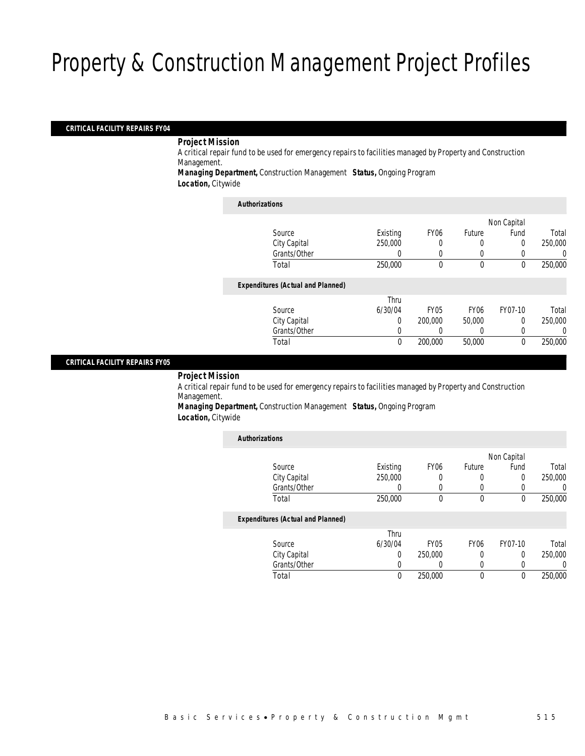# Property & Construction Management Project Profiles

## CRITICAL FACILITY REPAIRS FY04

**Project Mission**

A critical repair fund to be used for emergency repairs to facilities managed by Property and Construction Management.

**Managing Department,** Construction Management **Status,** Ongoing Program

**Location,** Citywide

*Authorizations*

| Source | Existing | FY06 | Future | Non Capital Fund | Total |
|---|---|---|---|---|---|
| City Capital | 250,000 | 0 | 0 | 0 | 250,000 |
| Grants/Other | 0 | 0 | 0 | 0 | 0 |
| Total | 250,000 | 0 | 0 | 0 | 250,000 |

*Expenditures (Actual and Planned)*

| Source | Thru 6/30/04 | FY05 | FY06 | FY07-10 | Total |
|---|---|---|---|---|---|
| City Capital | 0 | 200,000 | 50,000 | 0 | 250,000 |
| Grants/Other | 0 | 0 | 0 | 0 | 0 |
| Total | 0 | 200,000 | 50,000 | 0 | 250,000 |

## CRITICAL FACILITY REPAIRS FY05

**Project Mission**

A critical repair fund to be used for emergency repairs to facilities managed by Property and Construction Management.

**Managing Department,** Construction Management **Status,** Ongoing Program

**Location,** Citywide

*Authorizations*

| Source | Existing | FY06 | Future | Non Capital Fund | Total |
|---|---|---|---|---|---|
| City Capital | 250,000 | 0 | 0 | 0 | 250,000 |
| Grants/Other | 0 | 0 | 0 | 0 | 0 |
| Total | 250,000 | 0 | 0 | 0 | 250,000 |

*Expenditures (Actual and Planned)*

| Source | Thru 6/30/04 | FY05 | FY06 | FY07-10 | Total |
|---|---|---|---|---|---|
| City Capital | 0 | 250,000 | 0 | 0 | 250,000 |
| Grants/Other | 0 | 0 | 0 | 0 | 0 |
| Total | 0 | 250,000 | 0 | 0 | 250,000 |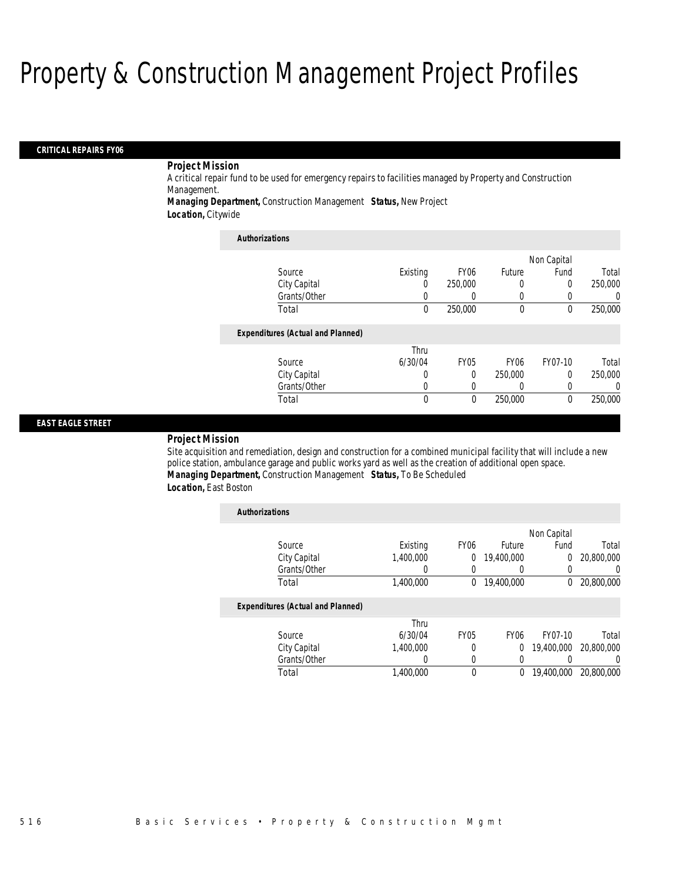# Property & Construction Management Project Profiles

## CRITICAL REPAIRS FY06

***Project Mission***

A critical repair fund to be used for emergency repairs to facilities managed by Property and Construction Management.

***Managing Department,*** Construction Management ***Status,*** New Project

***Location,*** Citywide

***Authorizations***

| Source | Existing | FY06 | Future | Non Capital Fund | Total |
|---|---|---|---|---|---|
| City Capital | 0 | 250,000 | 0 | 0 | 250,000 |
| Grants/Other | 0 | 0 | 0 | 0 | 0 |
| Total | 0 | 250,000 | 0 | 0 | 250,000 |

***Expenditures (Actual and Planned)***

| Source | Thru 6/30/04 | FY05 | FY06 | FY07-10 | Total |
|---|---|---|---|---|---|
| City Capital | 0 | 0 | 250,000 | 0 | 250,000 |
| Grants/Other | 0 | 0 | 0 | 0 | 0 |
| Total | 0 | 0 | 250,000 | 0 | 250,000 |

## EAST EAGLE STREET

***Project Mission***

Site acquisition and remediation, design and construction for a combined municipal facility that will include a new police station, ambulance garage and public works yard as well as the creation of additional open space.

***Managing Department,*** Construction Management ***Status,*** To Be Scheduled

***Location,*** East Boston

***Authorizations***

| Source | Existing | FY06 | Future | Non Capital Fund | Total |
|---|---|---|---|---|---|
| City Capital | 1,400,000 | 0 | 19,400,000 | 0 | 20,800,000 |
| Grants/Other | 0 | 0 | 0 | 0 | 0 |
| Total | 1,400,000 | 0 | 19,400,000 | 0 | 20,800,000 |

***Expenditures (Actual and Planned)***

| Source | Thru 6/30/04 | FY05 | FY06 | FY07-10 | Total |
|---|---|---|---|---|---|
| City Capital | 1,400,000 | 0 | 0 | 19,400,000 | 20,800,000 |
| Grants/Other | 0 | 0 | 0 | 0 | 0 |
| Total | 1,400,000 | 0 | 0 | 19,400,000 | 20,800,000 |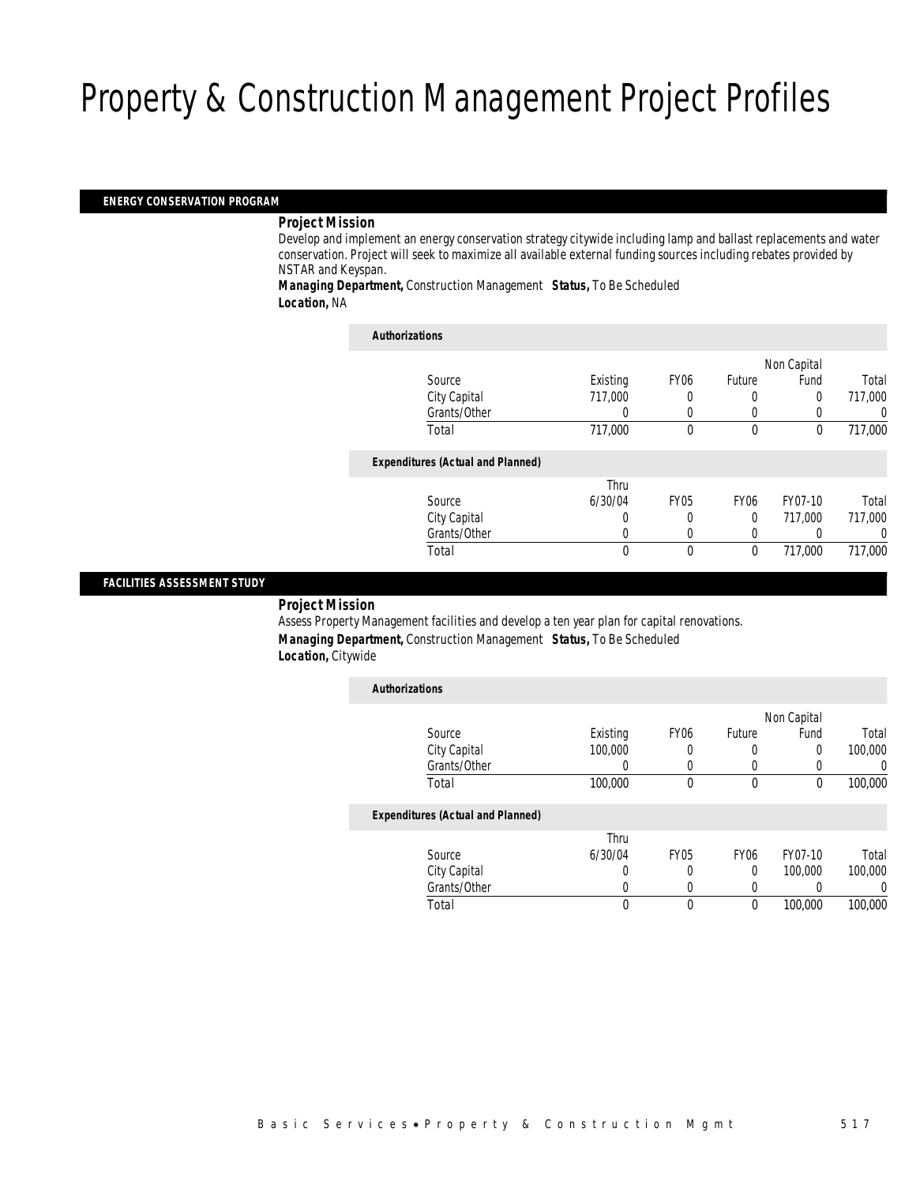# Property & Construction Management Project Profiles

## ENERGY CONSERVATION PROGRAM

***Project Mission***

Develop and implement an energy conservation strategy citywide including lamp and ballast replacements and water conservation. Project will seek to maximize all available external funding sources including rebates provided by NSTAR and Keyspan.

***Managing Department,*** Construction Management ***Status,*** To Be Scheduled

***Location,*** NA

***Authorizations***

| Source | Existing | FY06 | Future | Non Capital Fund | Total |
|---|---|---|---|---|---|
| City Capital | 717,000 | 0 | 0 | 0 | 717,000 |
| Grants/Other | 0 | 0 | 0 | 0 | 0 |
| Total | 717,000 | 0 | 0 | 0 | 717,000 |

***Expenditures (Actual and Planned)***

| Source | Thru 6/30/04 | FY05 | FY06 | FY07-10 | Total |
|---|---|---|---|---|---|
| City Capital | 0 | 0 | 0 | 717,000 | 717,000 |
| Grants/Other | 0 | 0 | 0 | 0 | 0 |
| Total | 0 | 0 | 0 | 717,000 | 717,000 |

## FACILITIES ASSESSMENT STUDY

***Project Mission***

Assess Property Management facilities and develop a ten year plan for capital renovations.

***Managing Department,*** Construction Management ***Status,*** To Be Scheduled

***Location,*** Citywide

***Authorizations***

| Source | Existing | FY06 | Future | Non Capital Fund | Total |
|---|---|---|---|---|---|
| City Capital | 100,000 | 0 | 0 | 0 | 100,000 |
| Grants/Other | 0 | 0 | 0 | 0 | 0 |
| Total | 100,000 | 0 | 0 | 0 | 100,000 |

***Expenditures (Actual and Planned)***

| Source | Thru 6/30/04 | FY05 | FY06 | FY07-10 | Total |
|---|---|---|---|---|---|
| City Capital | 0 | 0 | 0 | 100,000 | 100,000 |
| Grants/Other | 0 | 0 | 0 | 0 | 0 |
| Total | 0 | 0 | 0 | 100,000 | 100,000 |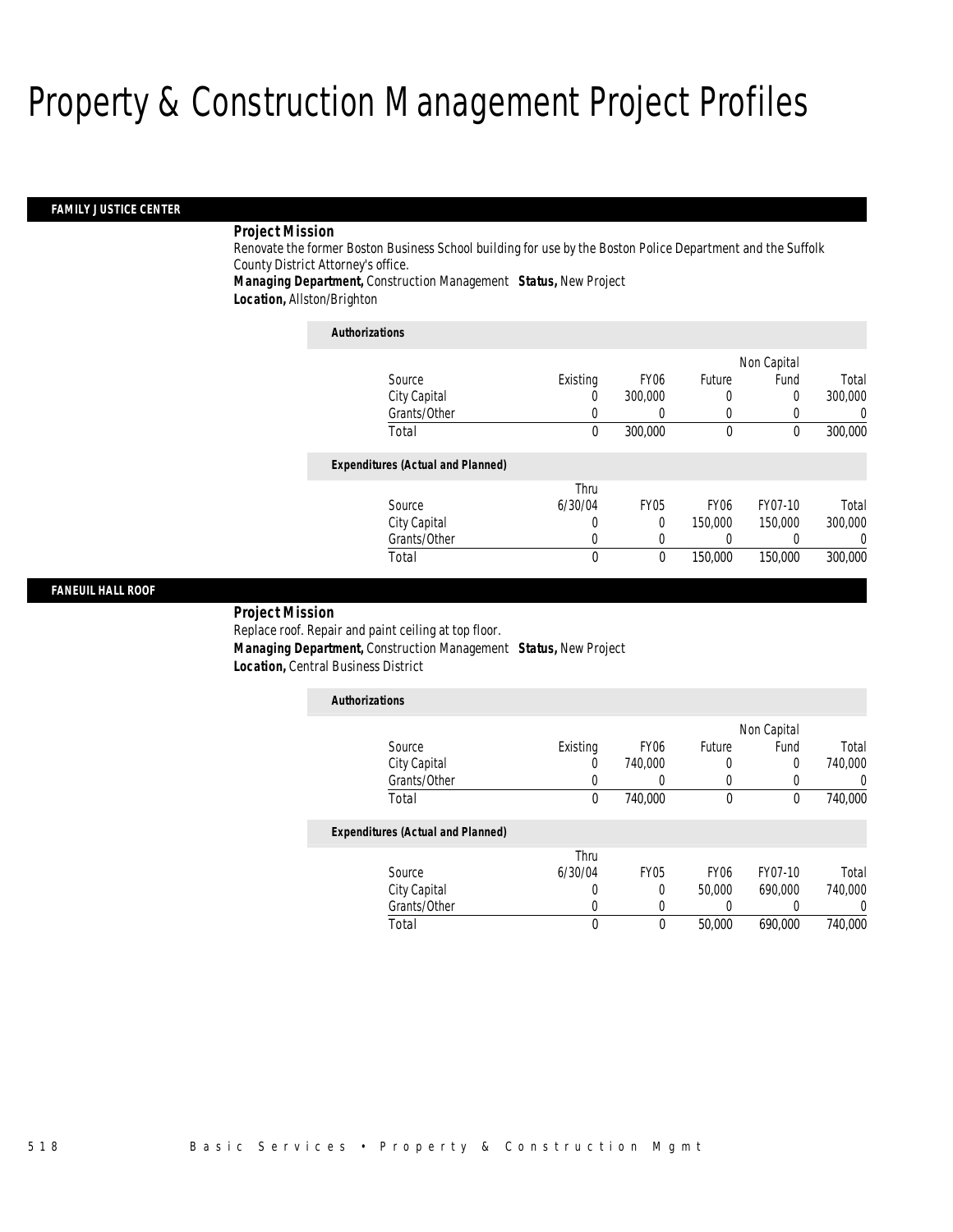# Property & Construction Management Project Profiles

## FAMILY JUSTICE CENTER

**Project Mission**

Renovate the former Boston Business School building for use by the Boston Police Department and the Suffolk County District Attorney's office.

**Managing Department,** Construction Management **Status,** New Project

**Location,** Allston/Brighton

**Authorizations**

| Source | Existing | FY06 | Future | Non Capital Fund | Total |
|---|---|---|---|---|---|
| City Capital | 0 | 300,000 | 0 | 0 | 300,000 |
| Grants/Other | 0 | 0 | 0 | 0 | 0 |
| Total | 0 | 300,000 | 0 | 0 | 300,000 |

**Expenditures (Actual and Planned)**

| Source | Thru 6/30/04 | FY05 | FY06 | FY07-10 | Total |
|---|---|---|---|---|---|
| City Capital | 0 | 0 | 150,000 | 150,000 | 300,000 |
| Grants/Other | 0 | 0 | 0 | 0 | 0 |
| Total | 0 | 0 | 150,000 | 150,000 | 300,000 |

## FANEUIL HALL ROOF

**Project Mission**

Replace roof. Repair and paint ceiling at top floor.

**Managing Department,** Construction Management **Status,** New Project

**Location,** Central Business District

**Authorizations**

| Source | Existing | FY06 | Future | Non Capital Fund | Total |
|---|---|---|---|---|---|
| City Capital | 0 | 740,000 | 0 | 0 | 740,000 |
| Grants/Other | 0 | 0 | 0 | 0 | 0 |
| Total | 0 | 740,000 | 0 | 0 | 740,000 |

**Expenditures (Actual and Planned)**

| Source | Thru 6/30/04 | FY05 | FY06 | FY07-10 | Total |
|---|---|---|---|---|---|
| City Capital | 0 | 0 | 50,000 | 690,000 | 740,000 |
| Grants/Other | 0 | 0 | 0 | 0 | 0 |
| Total | 0 | 0 | 50,000 | 690,000 | 740,000 |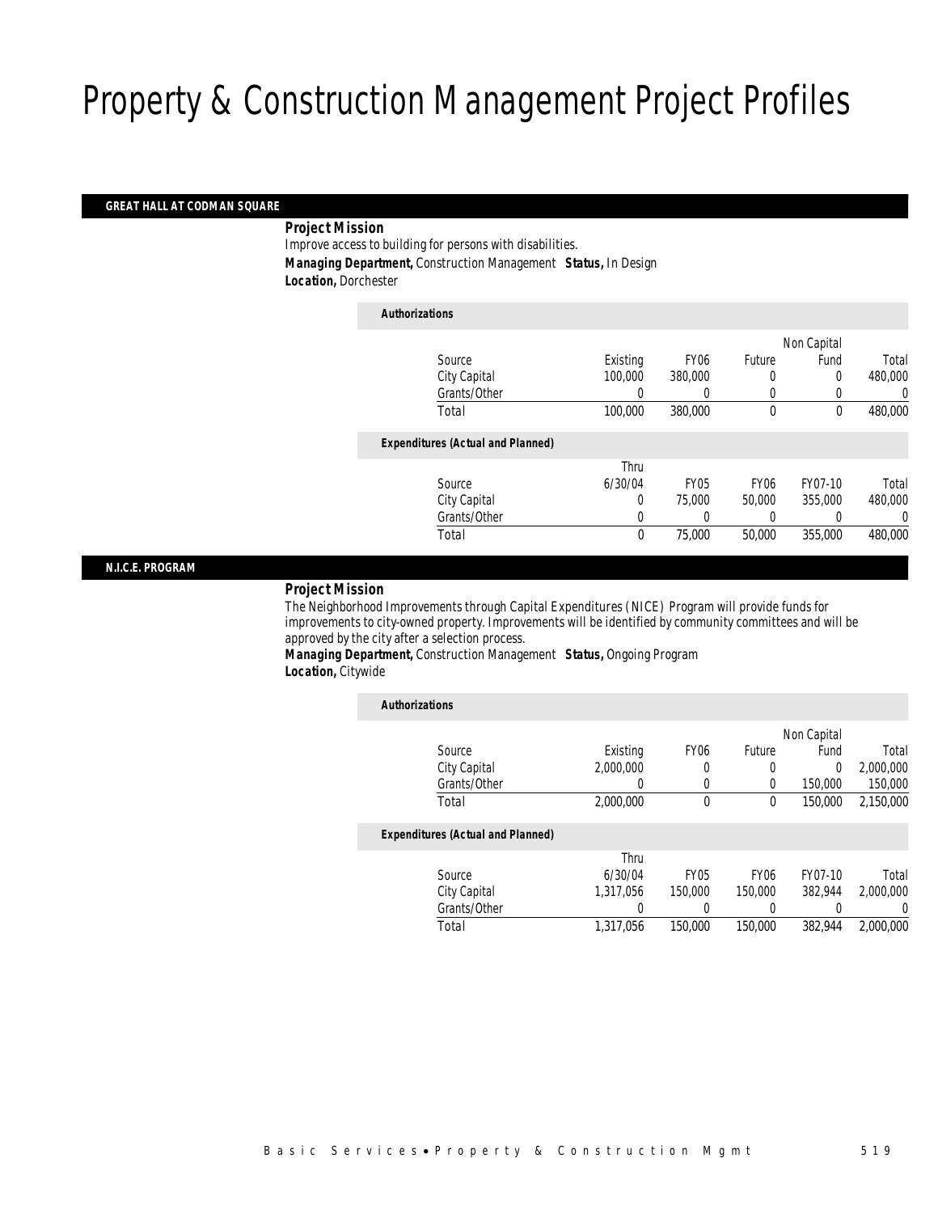# Property & Construction Management Project Profiles

## GREAT HALL AT CODMAN SQUARE

***Project Mission***

Improve access to building for persons with disabilities.

***Managing Department,*** Construction Management ***Status,*** In Design

***Location,*** Dorchester

***Authorizations***

| Source | Existing | FY06 | Future | Non Capital Fund | Total |
|---|---|---|---|---|---|
| City Capital | 100,000 | 380,000 | 0 | 0 | 480,000 |
| Grants/Other | 0 | 0 | 0 | 0 | 0 |
| Total | 100,000 | 380,000 | 0 | 0 | 480,000 |

***Expenditures (Actual and Planned)***

| Source | Thru 6/30/04 | FY05 | FY06 | FY07-10 | Total |
|---|---|---|---|---|---|
| City Capital | 0 | 75,000 | 50,000 | 355,000 | 480,000 |
| Grants/Other | 0 | 0 | 0 | 0 | 0 |
| Total | 0 | 75,000 | 50,000 | 355,000 | 480,000 |

## N.I.C.E. PROGRAM

***Project Mission***

The Neighborhood Improvements through Capital Expenditures (NICE) Program will provide funds for improvements to city-owned property. Improvements will be identified by community committees and will be approved by the city after a selection process.

***Managing Department,*** Construction Management ***Status,*** Ongoing Program

***Location,*** Citywide

***Authorizations***

| Source | Existing | FY06 | Future | Non Capital Fund | Total |
|---|---|---|---|---|---|
| City Capital | 2,000,000 | 0 | 0 | 0 | 2,000,000 |
| Grants/Other | 0 | 0 | 0 | 150,000 | 150,000 |
| Total | 2,000,000 | 0 | 0 | 150,000 | 2,150,000 |

***Expenditures (Actual and Planned)***

| Source | Thru 6/30/04 | FY05 | FY06 | FY07-10 | Total |
|---|---|---|---|---|---|
| City Capital | 1,317,056 | 150,000 | 150,000 | 382,944 | 2,000,000 |
| Grants/Other | 0 | 0 | 0 | 0 | 0 |
| Total | 1,317,056 | 150,000 | 150,000 | 382,944 | 2,000,000 |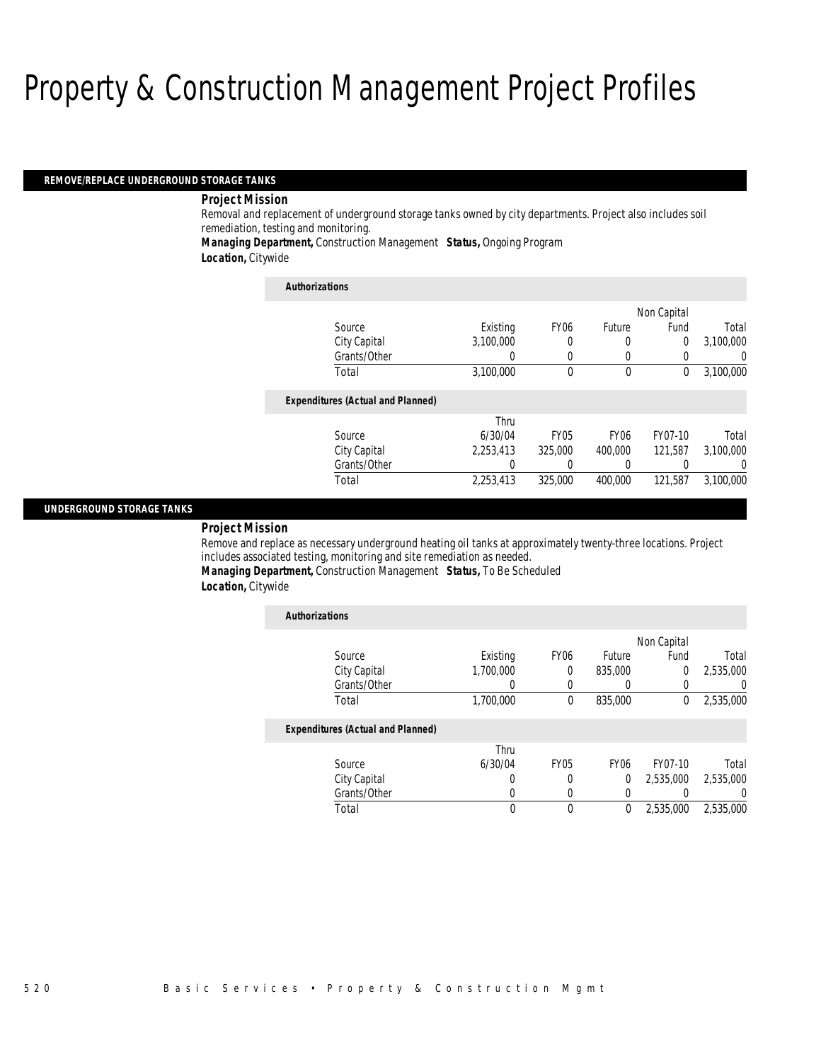# Property & Construction Management Project Profiles

## REMOVE/REPLACE UNDERGROUND STORAGE TANKS

**Project Mission**

Removal and replacement of underground storage tanks owned by city departments. Project also includes soil remediation, testing and monitoring.

**Managing Department,** Construction Management **Status,** Ongoing Program

**Location,** Citywide

**Authorizations**

| Source | Existing | FY06 | Future | Non Capital Fund | Total |
|---|---|---|---|---|---|
| City Capital | 3,100,000 | 0 | 0 | 0 | 3,100,000 |
| Grants/Other | 0 | 0 | 0 | 0 | 0 |
| Total | 3,100,000 | 0 | 0 | 0 | 3,100,000 |

**Expenditures (Actual and Planned)**

| Source | Thru 6/30/04 | FY05 | FY06 | FY07-10 | Total |
|---|---|---|---|---|---|
| City Capital | 2,253,413 | 325,000 | 400,000 | 121,587 | 3,100,000 |
| Grants/Other | 0 | 0 | 0 | 0 | 0 |
| Total | 2,253,413 | 325,000 | 400,000 | 121,587 | 3,100,000 |

## UNDERGROUND STORAGE TANKS

**Project Mission**

Remove and replace as necessary underground heating oil tanks at approximately twenty-three locations. Project includes associated testing, monitoring and site remediation as needed.

**Managing Department,** Construction Management **Status,** To Be Scheduled

**Location,** Citywide

**Authorizations**

| Source | Existing | FY06 | Future | Non Capital Fund | Total |
|---|---|---|---|---|---|
| City Capital | 1,700,000 | 0 | 835,000 | 0 | 2,535,000 |
| Grants/Other | 0 | 0 | 0 | 0 | 0 |
| Total | 1,700,000 | 0 | 835,000 | 0 | 2,535,000 |

**Expenditures (Actual and Planned)**

| Source | Thru 6/30/04 | FY05 | FY06 | FY07-10 | Total |
|---|---|---|---|---|---|
| City Capital | 0 | 0 | 0 | 2,535,000 | 2,535,000 |
| Grants/Other | 0 | 0 | 0 | 0 | 0 |
| Total | 0 | 0 | 0 | 2,535,000 | 2,535,000 |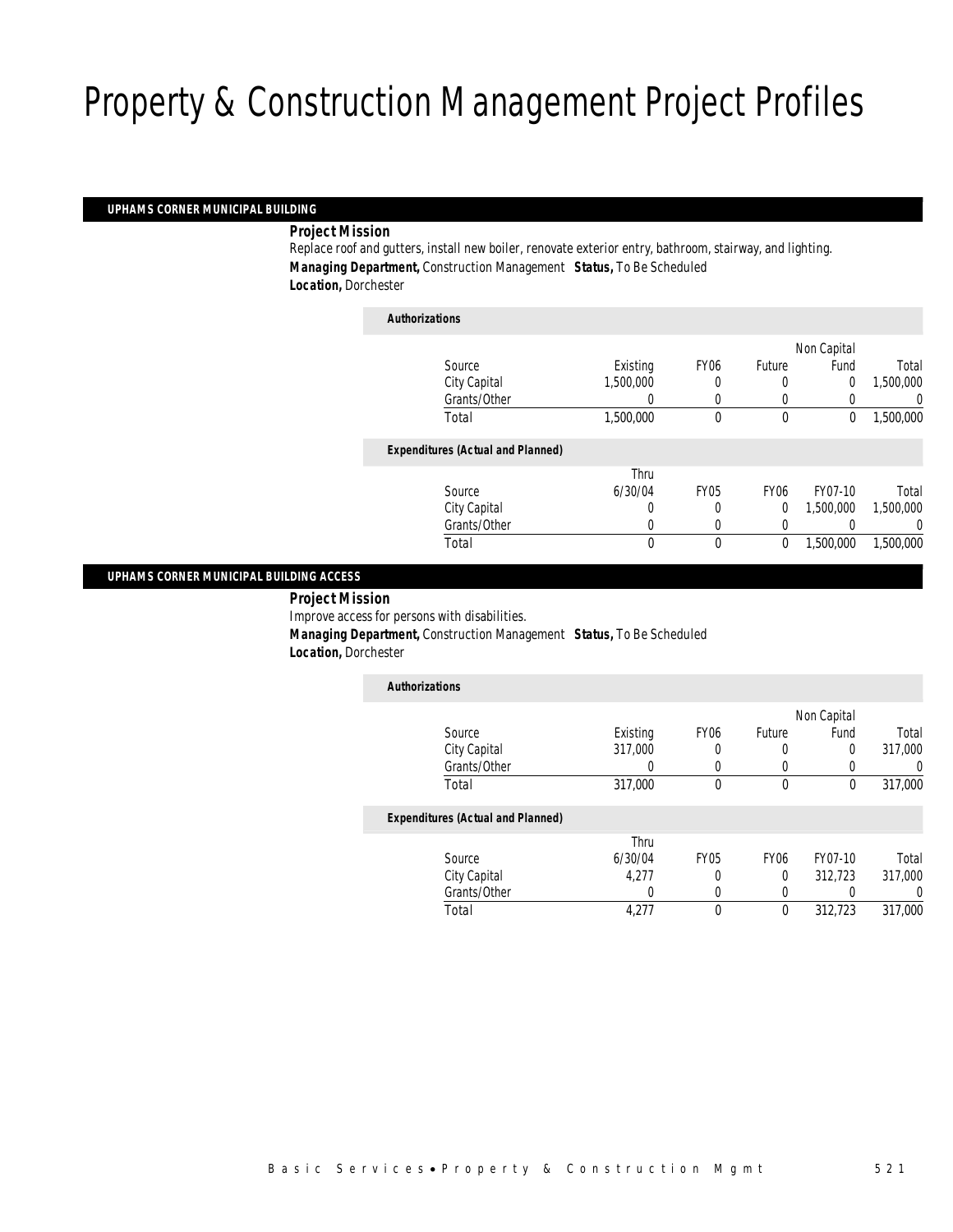# Property & Construction Management Project Profiles

## UPHAMS CORNER MUNICIPAL BUILDING

***Project Mission***

Replace roof and gutters, install new boiler, renovate exterior entry, bathroom, stairway, and lighting.

***Managing Department,*** Construction Management ***Status,*** To Be Scheduled

***Location,*** Dorchester

***Authorizations***

| Source | Existing | FY06 | Future | Non Capital Fund | Total |
|---|---|---|---|---|---|
| City Capital | 1,500,000 | 0 | 0 | 0 | 1,500,000 |
| Grants/Other | 0 | 0 | 0 | 0 | 0 |
| Total | 1,500,000 | 0 | 0 | 0 | 1,500,000 |

***Expenditures (Actual and Planned)***

| Source | Thru 6/30/04 | FY05 | FY06 | FY07-10 | Total |
|---|---|---|---|---|---|
| City Capital | 0 | 0 | 0 | 1,500,000 | 1,500,000 |
| Grants/Other | 0 | 0 | 0 | 0 | 0 |
| Total | 0 | 0 | 0 | 1,500,000 | 1,500,000 |

## UPHAMS CORNER MUNICIPAL BUILDING ACCESS

***Project Mission***

Improve access for persons with disabilities.

***Managing Department,*** Construction Management ***Status,*** To Be Scheduled

***Location,*** Dorchester

***Authorizations***

| Source | Existing | FY06 | Future | Non Capital Fund | Total |
|---|---|---|---|---|---|
| City Capital | 317,000 | 0 | 0 | 0 | 317,000 |
| Grants/Other | 0 | 0 | 0 | 0 | 0 |
| Total | 317,000 | 0 | 0 | 0 | 317,000 |

***Expenditures (Actual and Planned)***

| Source | Thru 6/30/04 | FY05 | FY06 | FY07-10 | Total |
|---|---|---|---|---|---|
| City Capital | 4,277 | 0 | 0 | 312,723 | 317,000 |
| Grants/Other | 0 | 0 | 0 | 0 | 0 |
| Total | 4,277 | 0 | 0 | 312,723 | 317,000 |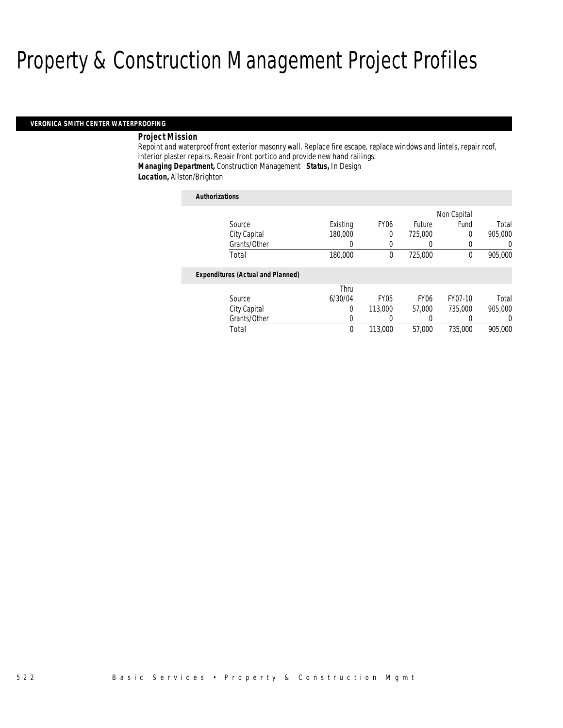# Property & Construction Management Project Profiles

## VERONICA SMITH CENTER WATERPROOFING

### Project Mission

Repoint and waterproof front exterior masonry wall. Replace fire escape, replace windows and lintels, repair roof, interior plaster repairs. Repair front portico and provide new hand railings.

***Managing Department,*** Construction Management ***Status,*** In Design

***Location,*** Allston/Brighton

**Authorizations**

| Source | Existing | FY06 | Future | Non Capital Fund | Total |
|---|---|---|---|---|---|
| City Capital | 180,000 | 0 | 725,000 | 0 | 905,000 |
| Grants/Other | 0 | 0 | 0 | 0 | 0 |
| Total | 180,000 | 0 | 725,000 | 0 | 905,000 |

**Expenditures (Actual and Planned)**

| Source | Thru 6/30/04 | FY05 | FY06 | FY07-10 | Total |
|---|---|---|---|---|---|
| City Capital | 0 | 113,000 | 57,000 | 735,000 | 905,000 |
| Grants/Other | 0 | 0 | 0 | 0 | 0 |
| Total | 0 | 113,000 | 57,000 | 735,000 | 905,000 |